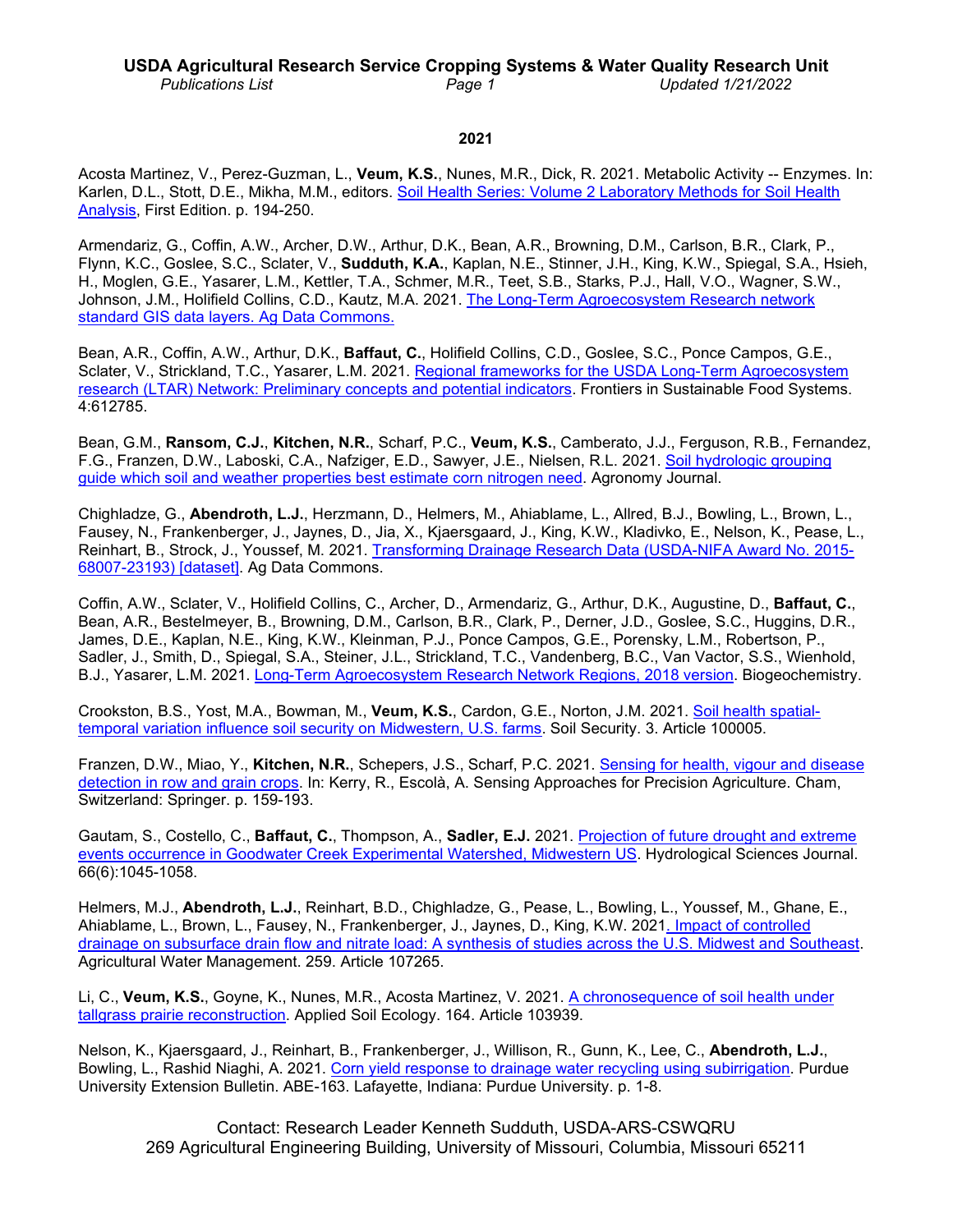# USDA Agricultural Research Service Cropping Systems & Water Quality Research Unit

*Publications List* *Updated 1/21/2022*

## 2021

Acosta Martinez, V., Perez-Guzman, L., **Veum, K.S.**, Nunes, M.R., Dick, R. 2021. Metabolic Activity -- Enzymes. In: Karlen, D.L., Stott, D.E., Mikha, M.M., editors. Soil Health Series: Volume 2 Laboratory Methods for Soil Health Analysis, First Edition. p. 194-250.

Armendariz, G., Coffin, A.W., Archer, D.W., Arthur, D.K., Bean, A.R., Browning, D.M., Carlson, B.R., Clark, P., Flynn, K.C., Goslee, S.C., Sclater, V., **Sudduth, K.A.**, Kaplan, N.E., Stinner, J.H., King, K.W., Spiegal, S.A., Hsieh, H., Moglen, G.E., Yasarer, L.M., Kettler, T.A., Schmer, M.R., Teet, S.B., Starks, P.J., Hall, V.O., Wagner, S.W., Johnson, J.M., Holifield Collins, C.D., Kautz, M.A. 2021. The Long-Term Agroecosystem Research network standard GIS data layers. Ag Data Commons.

Bean, A.R., Coffin, A.W., Arthur, D.K., **Baffaut, C.**, Holifield Collins, C.D., Goslee, S.C., Ponce Campos, G.E., Sclater, V., Strickland, T.C., Yasarer, L.M. 2021. Regional frameworks for the USDA Long-Term Agroecosystem research (LTAR) Network: Preliminary concepts and potential indicators. Frontiers in Sustainable Food Systems. 4:612785.

Bean, G.M., **Ransom, C.J.**, **Kitchen, N.R.**, Scharf, P.C., **Veum, K.S.**, Camberato, J.J., Ferguson, R.B., Fernandez, F.G., Franzen, D.W., Laboski, C.A., Nafziger, E.D., Sawyer, J.E., Nielsen, R.L. 2021. Soil hydrologic grouping guide which soil and weather properties best estimate corn nitrogen need. Agronomy Journal.

Chighladze, G., **Abendroth, L.J.**, Herzmann, D., Helmers, M., Ahiablame, L., Allred, B.J., Bowling, L., Brown, L., Fausey, N., Frankenberger, J., Jaynes, D., Jia, X., Kjaersgaard, J., King, K.W., Kladivko, E., Nelson, K., Pease, L., Reinhart, B., Strock, J., Youssef, M. 2021. Transforming Drainage Research Data (USDA-NIFA Award No. 2015-68007-23193) [dataset]. Ag Data Commons.

Coffin, A.W., Sclater, V., Holifield Collins, C., Archer, D., Armendariz, G., Arthur, D.K., Augustine, D., **Baffaut, C.**, Bean, A.R., Bestelmeyer, B., Browning, D.M., Carlson, B.R., Clark, P., Derner, J.D., Goslee, S.C., Huggins, D.R., James, D.E., Kaplan, N.E., King, K.W., Kleinman, P.J., Ponce Campos, G.E., Porensky, L.M., Robertson, P., Sadler, J., Smith, D., Spiegal, S.A., Steiner, J.L., Strickland, T.C., Vandenberg, B.C., Van Vactor, S.S., Wienhold, B.J., Yasarer, L.M. 2021. Long-Term Agroecosystem Research Network Regions, 2018 version. Biogeochemistry.

Crookston, B.S., Yost, M.A., Bowman, M., **Veum, K.S.**, Cardon, G.E., Norton, J.M. 2021. Soil health spatial-temporal variation influence soil security on Midwestern, U.S. farms. Soil Security. 3. Article 100005.

Franzen, D.W., Miao, Y., **Kitchen, N.R.**, Schepers, J.S., Scharf, P.C. 2021. Sensing for health, vigour and disease detection in row and grain crops. In: Kerry, R., Escolà, A. Sensing Approaches for Precision Agriculture. Cham, Switzerland: Springer. p. 159-193.

Gautam, S., Costello, C., **Baffaut, C.**, Thompson, A., **Sadler, E.J.** 2021. Projection of future drought and extreme events occurrence in Goodwater Creek Experimental Watershed, Midwestern US. Hydrological Sciences Journal. 66(6):1045-1058.

Helmers, M.J., **Abendroth, L.J.**, Reinhart, B.D., Chighladze, G., Pease, L., Bowling, L., Youssef, M., Ghane, E., Ahiablame, L., Brown, L., Fausey, N., Frankenberger, J., Jaynes, D., King, K.W. 2021. Impact of controlled drainage on subsurface drain flow and nitrate load: A synthesis of studies across the U.S. Midwest and Southeast. Agricultural Water Management. 259. Article 107265.

Li, C., **Veum, K.S.**, Goyne, K., Nunes, M.R., Acosta Martinez, V. 2021. A chronosequence of soil health under tallgrass prairie reconstruction. Applied Soil Ecology. 164. Article 103939.

Nelson, K., Kjaersgaard, J., Reinhart, B., Frankenberger, J., Willison, R., Gunn, K., Lee, C., **Abendroth, L.J.**, Bowling, L., Rashid Niaghi, A. 2021. Corn yield response to drainage water recycling using subirrigation. Purdue University Extension Bulletin. ABE-163. Lafayette, Indiana: Purdue University. p. 1-8.

Contact: Research Leader Kenneth Sudduth, USDA-ARS-CSWQRU
269 Agricultural Engineering Building, University of Missouri, Columbia, Missouri 65211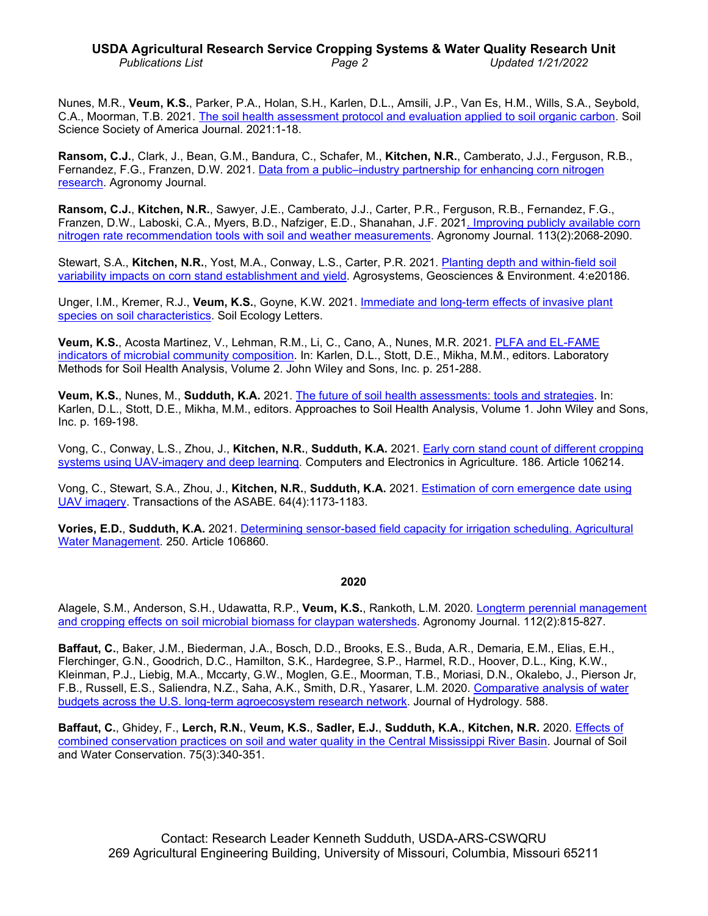Nunes, M.R., **Veum, K.S.**, Parker, P.A., Holan, S.H., Karlen, D.L., Amsili, J.P., Van Es, H.M., Wills, S.A., Seybold, C.A., Moorman, T.B. 2021. The soil health assessment protocol and evaluation applied to soil organic carbon. Soil Science Society of America Journal. 2021:1-18.

**Ransom, C.J.**, Clark, J., Bean, G.M., Bandura, C., Schafer, M., **Kitchen, N.R.**, Camberato, J.J., Ferguson, R.B., Fernandez, F.G., Franzen, D.W. 2021. Data from a public–industry partnership for enhancing corn nitrogen research. Agronomy Journal.

**Ransom, C.J.**, **Kitchen, N.R.**, Sawyer, J.E., Camberato, J.J., Carter, P.R., Ferguson, R.B., Fernandez, F.G., Franzen, D.W., Laboski, C.A., Myers, B.D., Nafziger, E.D., Shanahan, J.F. 2021. Improving publicly available corn nitrogen rate recommendation tools with soil and weather measurements. Agronomy Journal. 113(2):2068-2090.

Stewart, S.A., **Kitchen, N.R.**, Yost, M.A., Conway, L.S., Carter, P.R. 2021. Planting depth and within-field soil variability impacts on corn stand establishment and yield. Agrosystems, Geosciences & Environment. 4:e20186.

Unger, I.M., Kremer, R.J., **Veum, K.S.**, Goyne, K.W. 2021. Immediate and long-term effects of invasive plant species on soil characteristics. Soil Ecology Letters.

**Veum, K.S.**, Acosta Martinez, V., Lehman, R.M., Li, C., Cano, A., Nunes, M.R. 2021. PLFA and EL-FAME indicators of microbial community composition. In: Karlen, D.L., Stott, D.E., Mikha, M.M., editors. Laboratory Methods for Soil Health Analysis, Volume 2. John Wiley and Sons, Inc. p. 251-288.

**Veum, K.S.**, Nunes, M., **Sudduth, K.A.** 2021. The future of soil health assessments: tools and strategies. In: Karlen, D.L., Stott, D.E., Mikha, M.M., editors. Approaches to Soil Health Analysis, Volume 1. John Wiley and Sons, Inc. p. 169-198.

Vong, C., Conway, L.S., Zhou, J., **Kitchen, N.R.**, **Sudduth, K.A.** 2021. Early corn stand count of different cropping systems using UAV-imagery and deep learning. Computers and Electronics in Agriculture. 186. Article 106214.

Vong, C., Stewart, S.A., Zhou, J., **Kitchen, N.R.**, **Sudduth, K.A.** 2021. Estimation of corn emergence date using UAV imagery. Transactions of the ASABE. 64(4):1173-1183.

**Vories, E.D.**, **Sudduth, K.A.** 2021. Determining sensor-based field capacity for irrigation scheduling. Agricultural Water Management. 250. Article 106860.

**2020**

Alagele, S.M., Anderson, S.H., Udawatta, R.P., **Veum, K.S.**, Rankoth, L.M. 2020. Longterm perennial management and cropping effects on soil microbial biomass for claypan watersheds. Agronomy Journal. 112(2):815-827.

**Baffaut, C.**, Baker, J.M., Biederman, J.A., Bosch, D.D., Brooks, E.S., Buda, A.R., Demaria, E.M., Elias, E.H., Flerchinger, G.N., Goodrich, D.C., Hamilton, S.K., Hardegree, S.P., Harmel, R.D., Hoover, D.L., King, K.W., Kleinman, P.J., Liebig, M.A., Mccarty, G.W., Moglen, G.E., Moorman, T.B., Moriasi, D.N., Okalebo, J., Pierson Jr, F.B., Russell, E.S., Saliendra, N.Z., Saha, A.K., Smith, D.R., Yasarer, L.M. 2020. Comparative analysis of water budgets across the U.S. long-term agroecosystem research network. Journal of Hydrology. 588.

**Baffaut, C.**, Ghidey, F., **Lerch, R.N.**, **Veum, K.S.**, **Sadler, E.J.**, **Sudduth, K.A.**, **Kitchen, N.R.** 2020. Effects of combined conservation practices on soil and water quality in the Central Mississippi River Basin. Journal of Soil and Water Conservation. 75(3):340-351.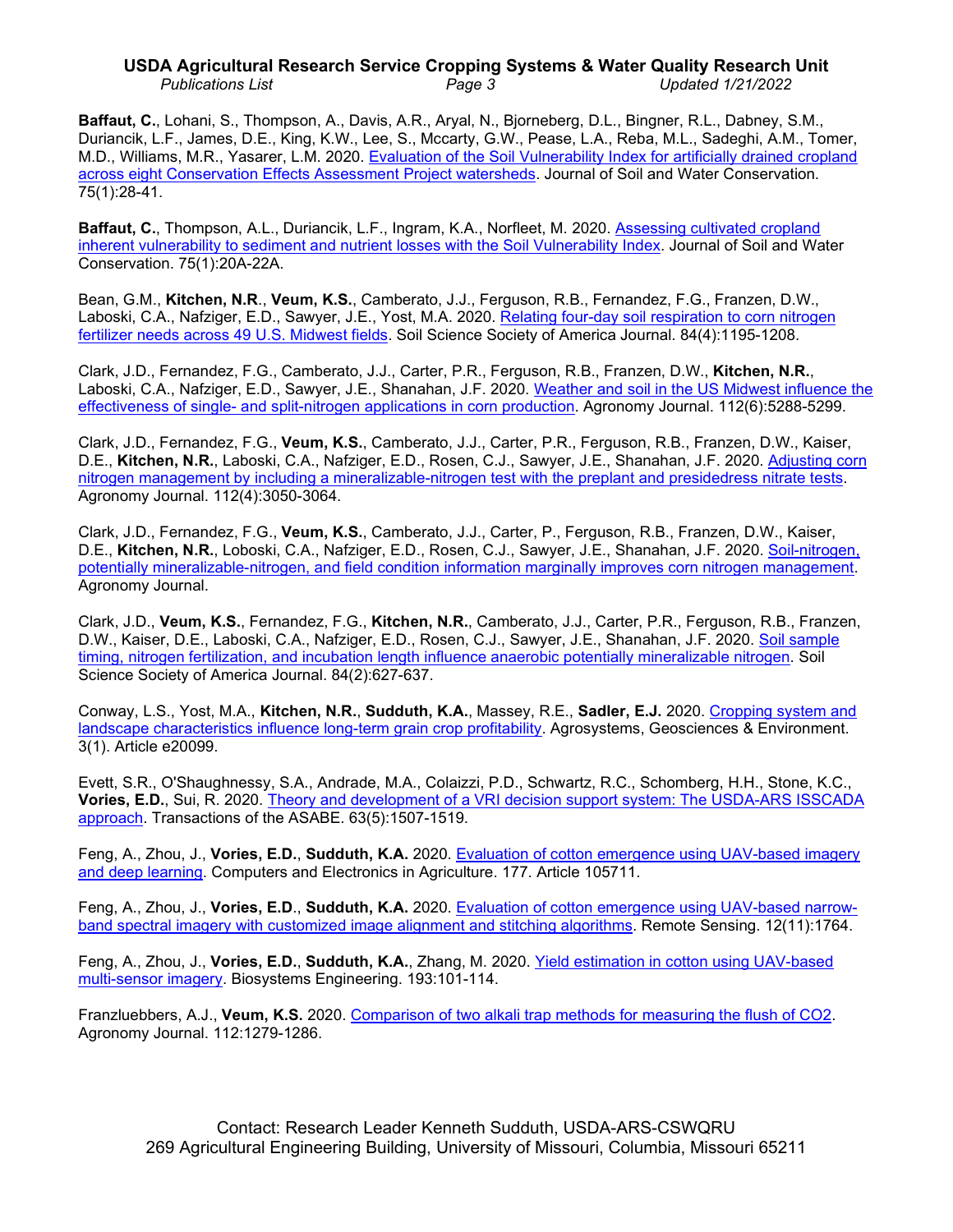**Baffaut, C.**, Lohani, S., Thompson, A., Davis, A.R., Aryal, N., Bjorneberg, D.L., Bingner, R.L., Dabney, S.M., Duriancik, L.F., James, D.E., King, K.W., Lee, S., Mccarty, G.W., Pease, L.A., Reba, M.L., Sadeghi, A.M., Tomer, M.D., Williams, M.R., Yasarer, L.M. 2020. Evaluation of the Soil Vulnerability Index for artificially drained cropland across eight Conservation Effects Assessment Project watersheds. Journal of Soil and Water Conservation. 75(1):28-41.

**Baffaut, C.**, Thompson, A.L., Duriancik, L.F., Ingram, K.A., Norfleet, M. 2020. Assessing cultivated cropland inherent vulnerability to sediment and nutrient losses with the Soil Vulnerability Index. Journal of Soil and Water Conservation. 75(1):20A-22A.

Bean, G.M., **Kitchen, N.R**., **Veum, K.S.**, Camberato, J.J., Ferguson, R.B., Fernandez, F.G., Franzen, D.W., Laboski, C.A., Nafziger, E.D., Sawyer, J.E., Yost, M.A. 2020. Relating four-day soil respiration to corn nitrogen fertilizer needs across 49 U.S. Midwest fields. Soil Science Society of America Journal. 84(4):1195-1208.

Clark, J.D., Fernandez, F.G., Camberato, J.J., Carter, P.R., Ferguson, R.B., Franzen, D.W., **Kitchen, N.R.**, Laboski, C.A., Nafziger, E.D., Sawyer, J.E., Shanahan, J.F. 2020. Weather and soil in the US Midwest influence the effectiveness of single- and split-nitrogen applications in corn production. Agronomy Journal. 112(6):5288-5299.

Clark, J.D., Fernandez, F.G., **Veum, K.S.**, Camberato, J.J., Carter, P.R., Ferguson, R.B., Franzen, D.W., Kaiser, D.E., **Kitchen, N.R.**, Laboski, C.A., Nafziger, E.D., Rosen, C.J., Sawyer, J.E., Shanahan, J.F. 2020. Adjusting corn nitrogen management by including a mineralizable-nitrogen test with the preplant and presidedress nitrate tests. Agronomy Journal. 112(4):3050-3064.

Clark, J.D., Fernandez, F.G., **Veum, K.S.**, Camberato, J.J., Carter, P., Ferguson, R.B., Franzen, D.W., Kaiser, D.E., **Kitchen, N.R.**, Loboski, C.A., Nafziger, E.D., Rosen, C.J., Sawyer, J.E., Shanahan, J.F. 2020. Soil-nitrogen, potentially mineralizable-nitrogen, and field condition information marginally improves corn nitrogen management. Agronomy Journal.

Clark, J.D., **Veum, K.S.**, Fernandez, F.G., **Kitchen, N.R.**, Camberato, J.J., Carter, P.R., Ferguson, R.B., Franzen, D.W., Kaiser, D.E., Laboski, C.A., Nafziger, E.D., Rosen, C.J., Sawyer, J.E., Shanahan, J.F. 2020. Soil sample timing, nitrogen fertilization, and incubation length influence anaerobic potentially mineralizable nitrogen. Soil Science Society of America Journal. 84(2):627-637.

Conway, L.S., Yost, M.A., **Kitchen, N.R.**, **Sudduth, K.A.**, Massey, R.E., **Sadler, E.J.** 2020. Cropping system and landscape characteristics influence long-term grain crop profitability. Agrosystems, Geosciences & Environment. 3(1). Article e20099.

Evett, S.R., O'Shaughnessy, S.A., Andrade, M.A., Colaizzi, P.D., Schwartz, R.C., Schomberg, H.H., Stone, K.C., **Vories, E.D.**, Sui, R. 2020. Theory and development of a VRI decision support system: The USDA-ARS ISSCADA approach. Transactions of the ASABE. 63(5):1507-1519.

Feng, A., Zhou, J., **Vories, E.D.**, **Sudduth, K.A.** 2020. Evaluation of cotton emergence using UAV-based imagery and deep learning. Computers and Electronics in Agriculture. 177. Article 105711.

Feng, A., Zhou, J., **Vories, E.D**., **Sudduth, K.A.** 2020. Evaluation of cotton emergence using UAV-based narrow-band spectral imagery with customized image alignment and stitching algorithms. Remote Sensing. 12(11):1764.

Feng, A., Zhou, J., **Vories, E.D.**, **Sudduth, K.A.**, Zhang, M. 2020. Yield estimation in cotton using UAV-based multi-sensor imagery. Biosystems Engineering. 193:101-114.

Franzluebbers, A.J., **Veum, K.S.** 2020. Comparison of two alkali trap methods for measuring the flush of $CO_2$. Agronomy Journal. 112:1279-1286.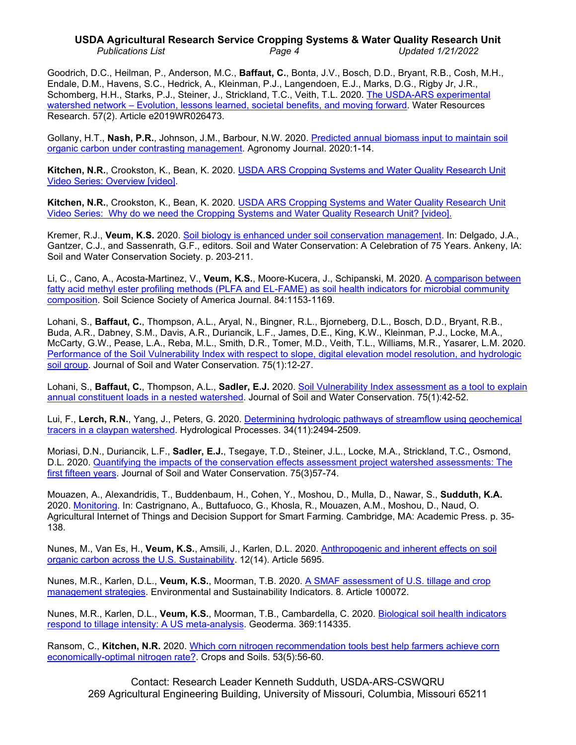Goodrich, D.C., Heilman, P., Anderson, M.C., **Baffaut, C.**, Bonta, J.V., Bosch, D.D., Bryant, R.B., Cosh, M.H., Endale, D.M., Havens, S.C., Hedrick, A., Kleinman, P.J., Langendoen, E.J., Marks, D.G., Rigby Jr, J.R., Schomberg, H.H., Starks, P.J., Steiner, J., Strickland, T.C., Veith, T.L. 2020. The USDA-ARS experimental watershed network – Evolution, lessons learned, societal benefits, and moving forward. Water Resources Research. 57(2). Article e2019WR026473.

Gollany, H.T., **Nash, P.R.**, Johnson, J.M., Barbour, N.W. 2020. Predicted annual biomass input to maintain soil organic carbon under contrasting management. Agronomy Journal. 2020:1-14.

**Kitchen, N.R.**, Crookston, K., Bean, K. 2020. USDA ARS Cropping Systems and Water Quality Research Unit Video Series: Overview [video].

**Kitchen, N.R.**, Crookston, K., Bean, K. 2020. USDA ARS Cropping Systems and Water Quality Research Unit Video Series: Why do we need the Cropping Systems and Water Quality Research Unit? [video].

Kremer, R.J., **Veum, K.S.** 2020. Soil biology is enhanced under soil conservation management. In: Delgado, J.A., Gantzer, C.J., and Sassenrath, G.F., editors. Soil and Water Conservation: A Celebration of 75 Years. Ankeny, IA: Soil and Water Conservation Society. p. 203-211.

Li, C., Cano, A., Acosta-Martinez, V., **Veum, K.S.**, Moore-Kucera, J., Schipanski, M. 2020. A comparison between fatty acid methyl ester profiling methods (PLFA and EL-FAME) as soil health indicators for microbial community composition. Soil Science Society of America Journal. 84:1153-1169.

Lohani, S., **Baffaut, C.**, Thompson, A.L., Aryal, N., Bingner, R.L., Bjorneberg, D.L., Bosch, D.D., Bryant, R.B., Buda, A.R., Dabney, S.M., Davis, A.R., Duriancik, L.F., James, D.E., King, K.W., Kleinman, P.J., Locke, M.A., McCarty, G.W., Pease, L.A., Reba, M.L., Smith, D.R., Tomer, M.D., Veith, T.L., Williams, M.R., Yasarer, L.M. 2020. Performance of the Soil Vulnerability Index with respect to slope, digital elevation model resolution, and hydrologic soil group. Journal of Soil and Water Conservation. 75(1):12-27.

Lohani, S., **Baffaut, C.**, Thompson, A.L., **Sadler, E.J.** 2020. Soil Vulnerability Index assessment as a tool to explain annual constituent loads in a nested watershed. Journal of Soil and Water Conservation. 75(1):42-52.

Lui, F., **Lerch, R.N.**, Yang, J., Peters, G. 2020. Determining hydrologic pathways of streamflow using geochemical tracers in a claypan watershed. Hydrological Processes. 34(11):2494-2509.

Moriasi, D.N., Duriancik, L.F., **Sadler, E.J.**, Tsegaye, T.D., Steiner, J.L., Locke, M.A., Strickland, T.C., Osmond, D.L. 2020. Quantifying the impacts of the conservation effects assessment project watershed assessments: The first fifteen years. Journal of Soil and Water Conservation. 75(3)57-74.

Mouazen, A., Alexandridis, T., Buddenbaum, H., Cohen, Y., Moshou, D., Mulla, D., Nawar, S., **Sudduth, K.A.** 2020. Monitoring. In: Castrignano, A., Buttafuoco, G., Khosla, R., Mouazen, A.M., Moshou, D., Naud, O. Agricultural Internet of Things and Decision Support for Smart Farming. Cambridge, MA: Academic Press. p. 35-138.

Nunes, M., Van Es, H., **Veum, K.S.**, Amsili, J., Karlen, D.L. 2020. Anthropogenic and inherent effects on soil organic carbon across the U.S. Sustainability. 12(14). Article 5695.

Nunes, M.R., Karlen, D.L., **Veum, K.S.**, Moorman, T.B. 2020. A SMAF assessment of U.S. tillage and crop management strategies. Environmental and Sustainability Indicators. 8. Article 100072.

Nunes, M.R., Karlen, D.L., **Veum, K.S.**, Moorman, T.B., Cambardella, C. 2020. Biological soil health indicators respond to tillage intensity: A US meta-analysis. Geoderma. 369:114335.

Ransom, C., **Kitchen, N.R.** 2020. Which corn nitrogen recommendation tools best help farmers achieve corn economically-optimal nitrogen rate?. Crops and Soils. 53(5):56-60.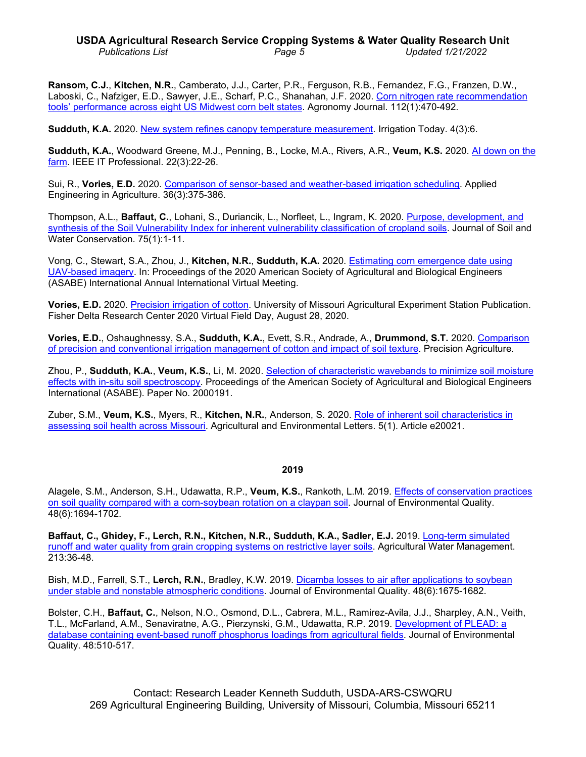**Ransom, C.J.**, **Kitchen, N.R.**, Camberato, J.J., Carter, P.R., Ferguson, R.B., Fernandez, F.G., Franzen, D.W., Laboski, C., Nafziger, E.D., Sawyer, J.E., Scharf, P.C., Shanahan, J.F. 2020. Corn nitrogen rate recommendation tools' performance across eight US Midwest corn belt states. Agronomy Journal. 112(1):470-492.

**Sudduth, K.A.** 2020. New system refines canopy temperature measurement. Irrigation Today. 4(3):6.

**Sudduth, K.A.**, Woodward Greene, M.J., Penning, B., Locke, M.A., Rivers, A.R., **Veum, K.S.** 2020. AI down on the farm. IEEE IT Professional. 22(3):22-26.

Sui, R., **Vories, E.D.** 2020. Comparison of sensor-based and weather-based irrigation scheduling. Applied Engineering in Agriculture. 36(3):375-386.

Thompson, A.L., **Baffaut, C.**, Lohani, S., Duriancik, L., Norfleet, L., Ingram, K. 2020. Purpose, development, and synthesis of the Soil Vulnerability Index for inherent vulnerability classification of cropland soils. Journal of Soil and Water Conservation. 75(1):1-11.

Vong, C., Stewart, S.A., Zhou, J., **Kitchen, N.R.**, **Sudduth, K.A.** 2020. Estimating corn emergence date using UAV-based imagery. In: Proceedings of the 2020 American Society of Agricultural and Biological Engineers (ASABE) International Annual International Virtual Meeting.

**Vories, E.D.** 2020. Precision irrigation of cotton. University of Missouri Agricultural Experiment Station Publication. Fisher Delta Research Center 2020 Virtual Field Day, August 28, 2020.

**Vories, E.D.**, Oshaughnessy, S.A., **Sudduth, K.A.**, Evett, S.R., Andrade, A., **Drummond, S.T.** 2020. Comparison of precision and conventional irrigation management of cotton and impact of soil texture. Precision Agriculture.

Zhou, P., **Sudduth, K.A.**, **Veum, K.S.**, Li, M. 2020. Selection of characteristic wavebands to minimize soil moisture effects with in-situ soil spectroscopy. Proceedings of the American Society of Agricultural and Biological Engineers International (ASABE). Paper No. 2000191.

Zuber, S.M., **Veum, K.S.**, Myers, R., **Kitchen, N.R.**, Anderson, S. 2020. Role of inherent soil characteristics in assessing soil health across Missouri. Agricultural and Environmental Letters. 5(1). Article e20021.

## 2019

Alagele, S.M., Anderson, S.H., Udawatta, R.P., **Veum, K.S.**, Rankoth, L.M. 2019. Effects of conservation practices on soil quality compared with a corn-soybean rotation on a claypan soil. Journal of Environmental Quality. 48(6):1694-1702.

**Baffaut, C., Ghidey, F., Lerch, R.N., Kitchen, N.R., Sudduth, K.A., Sadler, E.J.** 2019. Long-term simulated runoff and water quality from grain cropping systems on restrictive layer soils. Agricultural Water Management. 213:36-48.

Bish, M.D., Farrell, S.T., **Lerch, R.N.**, Bradley, K.W. 2019. Dicamba losses to air after applications to soybean under stable and nonstable atmospheric conditions. Journal of Environmental Quality. 48(6):1675-1682.

Bolster, C.H., **Baffaut, C.**, Nelson, N.O., Osmond, D.L., Cabrera, M.L., Ramirez-Avila, J.J., Sharpley, A.N., Veith, T.L., McFarland, A.M., Senaviratne, A.G., Pierzynski, G.M., Udawatta, R.P. 2019. Development of PLEAD: a database containing event-based runoff phosphorus loadings from agricultural fields. Journal of Environmental Quality. 48:510-517.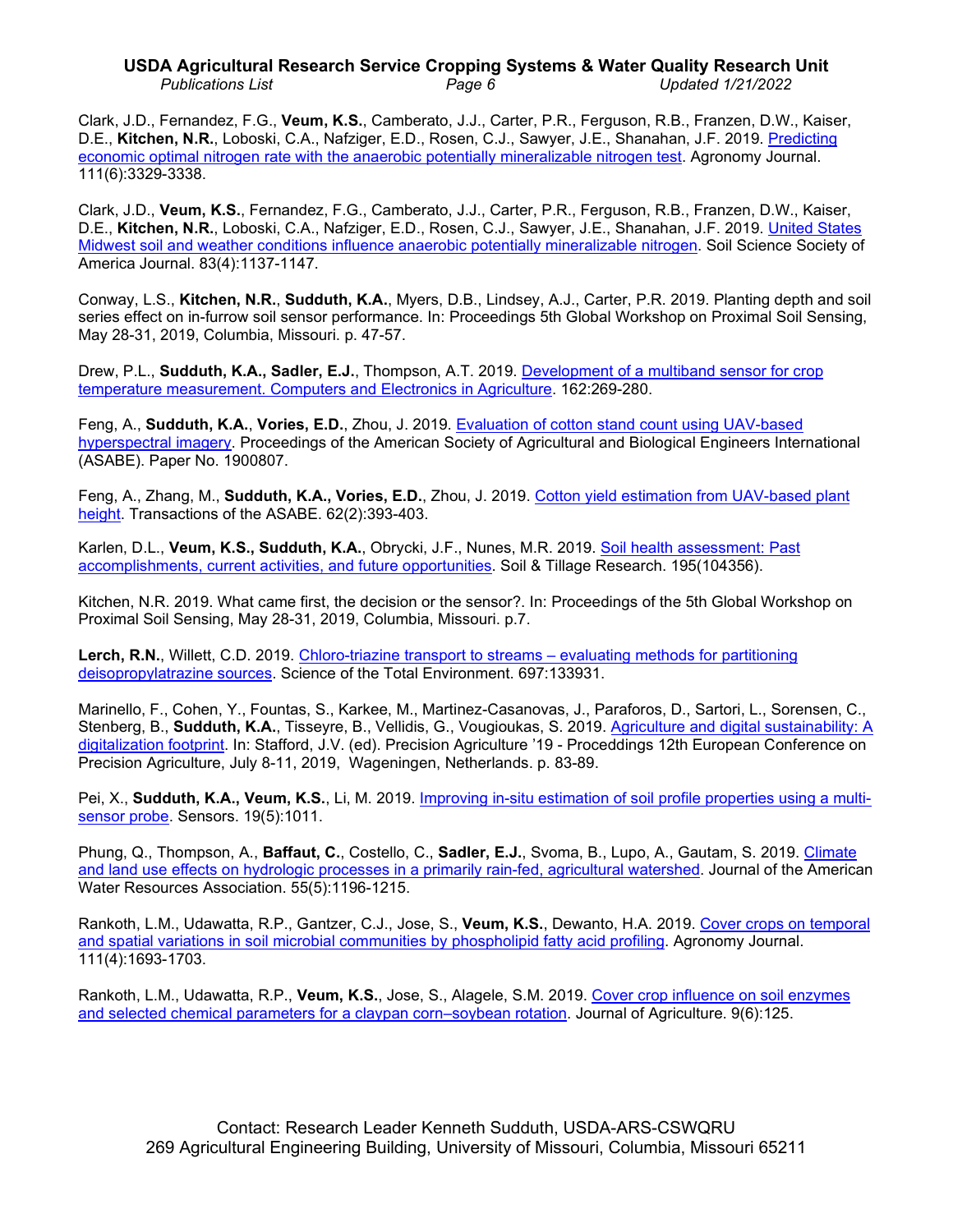Clark, J.D., Fernandez, F.G., **Veum, K.S.**, Camberato, J.J., Carter, P.R., Ferguson, R.B., Franzen, D.W., Kaiser, D.E., **Kitchen, N.R.**, Loboski, C.A., Nafziger, E.D., Rosen, C.J., Sawyer, J.E., Shanahan, J.F. 2019. Predicting economic optimal nitrogen rate with the anaerobic potentially mineralizable nitrogen test. Agronomy Journal. 111(6):3329-3338.

Clark, J.D., **Veum, K.S.**, Fernandez, F.G., Camberato, J.J., Carter, P.R., Ferguson, R.B., Franzen, D.W., Kaiser, D.E., **Kitchen, N.R.**, Loboski, C.A., Nafziger, E.D., Rosen, C.J., Sawyer, J.E., Shanahan, J.F. 2019. United States Midwest soil and weather conditions influence anaerobic potentially mineralizable nitrogen. Soil Science Society of America Journal. 83(4):1137-1147.

Conway, L.S., **Kitchen, N.R.**, **Sudduth, K.A.**, Myers, D.B., Lindsey, A.J., Carter, P.R. 2019. Planting depth and soil series effect on in-furrow soil sensor performance. In: Proceedings 5th Global Workshop on Proximal Soil Sensing, May 28-31, 2019, Columbia, Missouri. p. 47-57.

Drew, P.L., **Sudduth, K.A., Sadler, E.J.**, Thompson, A.T. 2019. Development of a multiband sensor for crop temperature measurement. Computers and Electronics in Agriculture. 162:269-280.

Feng, A., **Sudduth, K.A.**, **Vories, E.D.**, Zhou, J. 2019. Evaluation of cotton stand count using UAV-based hyperspectral imagery. Proceedings of the American Society of Agricultural and Biological Engineers International (ASABE). Paper No. 1900807.

Feng, A., Zhang, M., **Sudduth, K.A., Vories, E.D.**, Zhou, J. 2019. Cotton yield estimation from UAV-based plant height. Transactions of the ASABE. 62(2):393-403.

Karlen, D.L., **Veum, K.S., Sudduth, K.A.**, Obrycki, J.F., Nunes, M.R. 2019. Soil health assessment: Past accomplishments, current activities, and future opportunities. Soil & Tillage Research. 195(104356).

Kitchen, N.R. 2019. What came first, the decision or the sensor?. In: Proceedings of the 5th Global Workshop on Proximal Soil Sensing, May 28-31, 2019, Columbia, Missouri. p.7.

**Lerch, R.N.**, Willett, C.D. 2019. Chloro-triazine transport to streams – evaluating methods for partitioning deisopropylatrazine sources. Science of the Total Environment. 697:133931.

Marinello, F., Cohen, Y., Fountas, S., Karkee, M., Martinez-Casanovas, J., Paraforos, D., Sartori, L., Sorensen, C., Stenberg, B., **Sudduth, K.A.**, Tisseyre, B., Vellidis, G., Vougioukas, S. 2019. Agriculture and digital sustainability: A digitalization footprint. In: Stafford, J.V. (ed). Precision Agriculture '19 - Proceddings 12th European Conference on Precision Agriculture, July 8-11, 2019, Wageningen, Netherlands. p. 83-89.

Pei, X., **Sudduth, K.A., Veum, K.S.**, Li, M. 2019. Improving in-situ estimation of soil profile properties using a multi-sensor probe. Sensors. 19(5):1011.

Phung, Q., Thompson, A., **Baffaut, C.**, Costello, C., **Sadler, E.J.**, Svoma, B., Lupo, A., Gautam, S. 2019. Climate and land use effects on hydrologic processes in a primarily rain-fed, agricultural watershed. Journal of the American Water Resources Association. 55(5):1196-1215.

Rankoth, L.M., Udawatta, R.P., Gantzer, C.J., Jose, S., **Veum, K.S.**, Dewanto, H.A. 2019. Cover crops on temporal and spatial variations in soil microbial communities by phospholipid fatty acid profiling. Agronomy Journal. 111(4):1693-1703.

Rankoth, L.M., Udawatta, R.P., **Veum, K.S.**, Jose, S., Alagele, S.M. 2019. Cover crop influence on soil enzymes and selected chemical parameters for a claypan corn–soybean rotation. Journal of Agriculture. 9(6):125.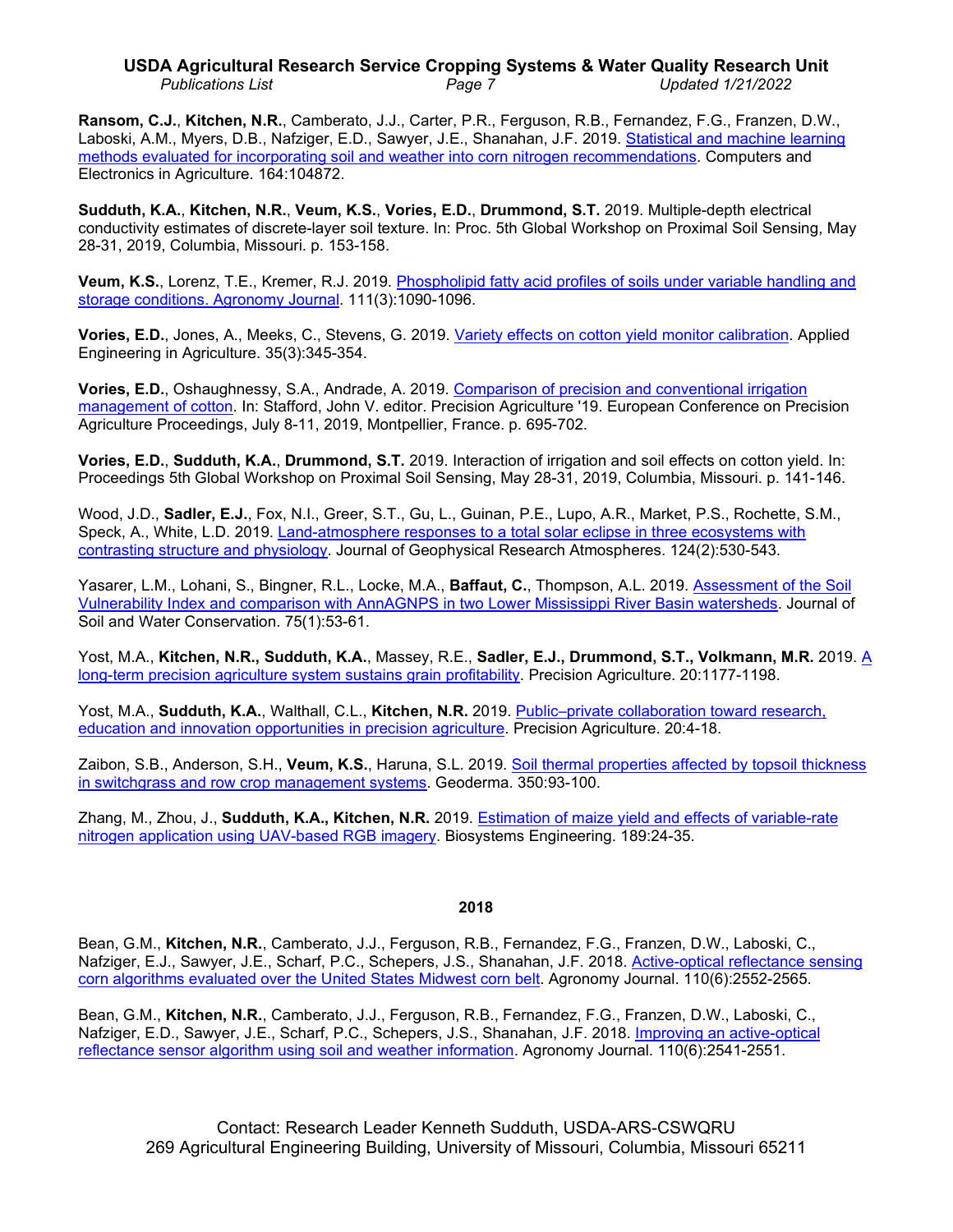**Ransom, C.J.**, **Kitchen, N.R.**, Camberato, J.J., Carter, P.R., Ferguson, R.B., Fernandez, F.G., Franzen, D.W., Laboski, A.M., Myers, D.B., Nafziger, E.D., Sawyer, J.E., Shanahan, J.F. 2019. Statistical and machine learning methods evaluated for incorporating soil and weather into corn nitrogen recommendations. Computers and Electronics in Agriculture. 164:104872.

**Sudduth, K.A.**, **Kitchen, N.R.**, **Veum, K.S.**, **Vories, E.D.**, **Drummond, S.T.** 2019. Multiple-depth electrical conductivity estimates of discrete-layer soil texture. In: Proc. 5th Global Workshop on Proximal Soil Sensing, May 28-31, 2019, Columbia, Missouri. p. 153-158.

**Veum, K.S.**, Lorenz, T.E., Kremer, R.J. 2019. Phospholipid fatty acid profiles of soils under variable handling and storage conditions. Agronomy Journal. 111(3):1090-1096.

**Vories, E.D.**, Jones, A., Meeks, C., Stevens, G. 2019. Variety effects on cotton yield monitor calibration. Applied Engineering in Agriculture. 35(3):345-354.

**Vories, E.D.**, Oshaughnessy, S.A., Andrade, A. 2019. Comparison of precision and conventional irrigation management of cotton. In: Stafford, John V. editor. Precision Agriculture '19. European Conference on Precision Agriculture Proceedings, July 8-11, 2019, Montpellier, France. p. 695-702.

**Vories, E.D.**, **Sudduth, K.A.**, **Drummond, S.T.** 2019. Interaction of irrigation and soil effects on cotton yield. In: Proceedings 5th Global Workshop on Proximal Soil Sensing, May 28-31, 2019, Columbia, Missouri. p. 141-146.

Wood, J.D., **Sadler, E.J.**, Fox, N.I., Greer, S.T., Gu, L., Guinan, P.E., Lupo, A.R., Market, P.S., Rochette, S.M., Speck, A., White, L.D. 2019. Land-atmosphere responses to a total solar eclipse in three ecosystems with contrasting structure and physiology. Journal of Geophysical Research Atmospheres. 124(2):530-543.

Yasarer, L.M., Lohani, S., Bingner, R.L., Locke, M.A., **Baffaut, C.**, Thompson, A.L. 2019. Assessment of the Soil Vulnerability Index and comparison with AnnAGNPS in two Lower Mississippi River Basin watersheds. Journal of Soil and Water Conservation. 75(1):53-61.

Yost, M.A., **Kitchen, N.R., Sudduth, K.A.**, Massey, R.E., **Sadler, E.J., Drummond, S.T., Volkmann, M.R.** 2019. A long-term precision agriculture system sustains grain profitability. Precision Agriculture. 20:1177-1198.

Yost, M.A., **Sudduth, K.A.**, Walthall, C.L., **Kitchen, N.R.** 2019. Public–private collaboration toward research, education and innovation opportunities in precision agriculture. Precision Agriculture. 20:4-18.

Zaibon, S.B., Anderson, S.H., **Veum, K.S.**, Haruna, S.L. 2019. Soil thermal properties affected by topsoil thickness in switchgrass and row crop management systems. Geoderma. 350:93-100.

Zhang, M., Zhou, J., **Sudduth, K.A., Kitchen, N.R.** 2019. Estimation of maize yield and effects of variable-rate nitrogen application using UAV-based RGB imagery. Biosystems Engineering. 189:24-35.

## 2018

Bean, G.M., **Kitchen, N.R.**, Camberato, J.J., Ferguson, R.B., Fernandez, F.G., Franzen, D.W., Laboski, C., Nafziger, E.J., Sawyer, J.E., Scharf, P.C., Schepers, J.S., Shanahan, J.F. 2018. Active-optical reflectance sensing corn algorithms evaluated over the United States Midwest corn belt. Agronomy Journal. 110(6):2552-2565.

Bean, G.M., **Kitchen, N.R.**, Camberato, J.J., Ferguson, R.B., Fernandez, F.G., Franzen, D.W., Laboski, C., Nafziger, E.D., Sawyer, J.E., Scharf, P.C., Schepers, J.S., Shanahan, J.F. 2018. Improving an active-optical reflectance sensor algorithm using soil and weather information. Agronomy Journal. 110(6):2541-2551.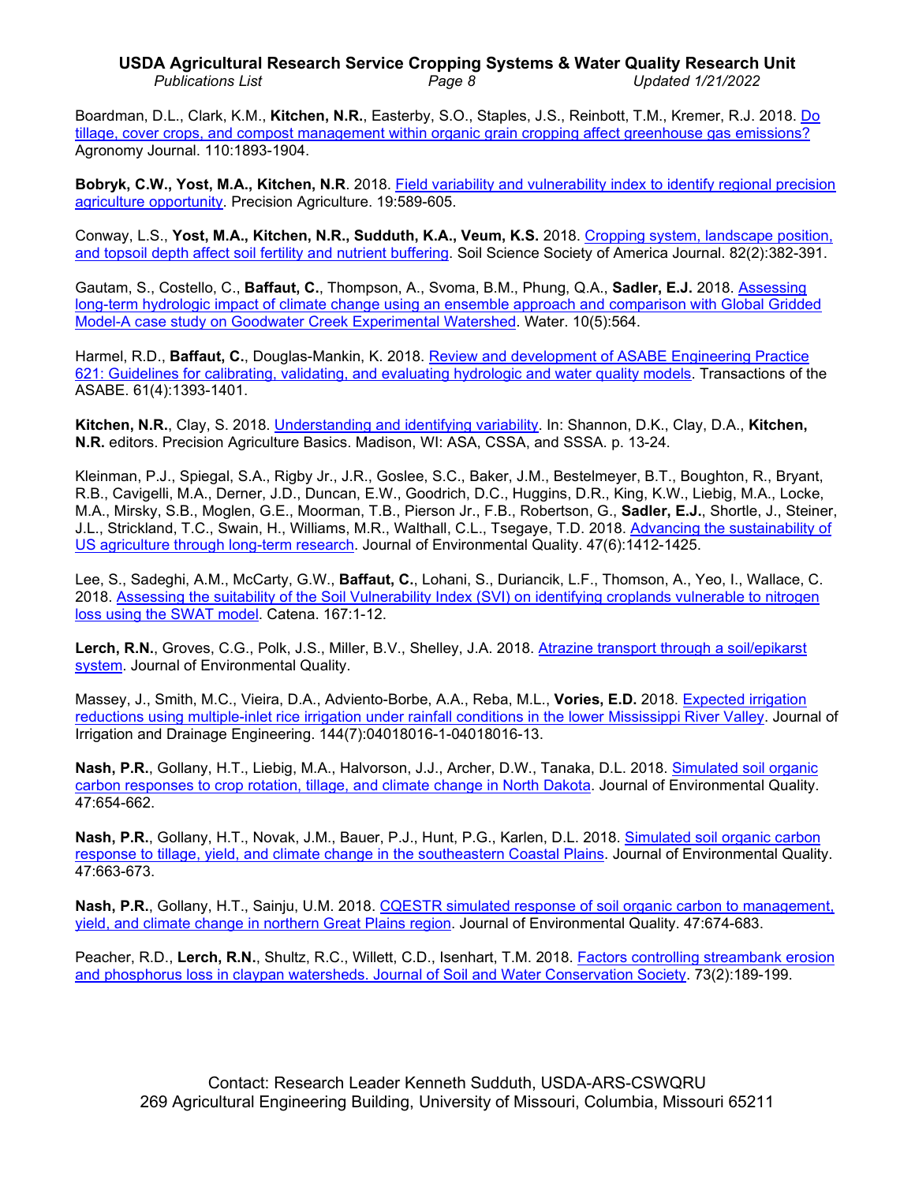Boardman, D.L., Clark, K.M., **Kitchen, N.R.**, Easterby, S.O., Staples, J.S., Reinbott, T.M., Kremer, R.J. 2018. Do tillage, cover crops, and compost management within organic grain cropping affect greenhouse gas emissions? Agronomy Journal. 110:1893-1904.

**Bobryk, C.W., Yost, M.A., Kitchen, N.R**. 2018. Field variability and vulnerability index to identify regional precision agriculture opportunity. Precision Agriculture. 19:589-605.

Conway, L.S., **Yost, M.A., Kitchen, N.R., Sudduth, K.A., Veum, K.S.** 2018. Cropping system, landscape position, and topsoil depth affect soil fertility and nutrient buffering. Soil Science Society of America Journal. 82(2):382-391.

Gautam, S., Costello, C., **Baffaut, C.**, Thompson, A., Svoma, B.M., Phung, Q.A., **Sadler, E.J.** 2018. Assessing long-term hydrologic impact of climate change using an ensemble approach and comparison with Global Gridded Model-A case study on Goodwater Creek Experimental Watershed. Water. 10(5):564.

Harmel, R.D., **Baffaut, C.**, Douglas-Mankin, K. 2018. Review and development of ASABE Engineering Practice 621: Guidelines for calibrating, validating, and evaluating hydrologic and water quality models. Transactions of the ASABE. 61(4):1393-1401.

**Kitchen, N.R.**, Clay, S. 2018. Understanding and identifying variability. In: Shannon, D.K., Clay, D.A., **Kitchen, N.R.** editors. Precision Agriculture Basics. Madison, WI: ASA, CSSA, and SSSA. p. 13-24.

Kleinman, P.J., Spiegal, S.A., Rigby Jr., J.R., Goslee, S.C., Baker, J.M., Bestelmeyer, B.T., Boughton, R., Bryant, R.B., Cavigelli, M.A., Derner, J.D., Duncan, E.W., Goodrich, D.C., Huggins, D.R., King, K.W., Liebig, M.A., Locke, M.A., Mirsky, S.B., Moglen, G.E., Moorman, T.B., Pierson Jr., F.B., Robertson, G., **Sadler, E.J.**, Shortle, J., Steiner, J.L., Strickland, T.C., Swain, H., Williams, M.R., Walthall, C.L., Tsegaye, T.D. 2018. Advancing the sustainability of US agriculture through long-term research. Journal of Environmental Quality. 47(6):1412-1425.

Lee, S., Sadeghi, A.M., McCarty, G.W., **Baffaut, C.**, Lohani, S., Duriancik, L.F., Thomson, A., Yeo, I., Wallace, C. 2018. Assessing the suitability of the Soil Vulnerability Index (SVI) on identifying croplands vulnerable to nitrogen loss using the SWAT model. Catena. 167:1-12.

**Lerch, R.N.**, Groves, C.G., Polk, J.S., Miller, B.V., Shelley, J.A. 2018. Atrazine transport through a soil/epikarst system. Journal of Environmental Quality.

Massey, J., Smith, M.C., Vieira, D.A., Adviento-Borbe, A.A., Reba, M.L., **Vories, E.D.** 2018. Expected irrigation reductions using multiple-inlet rice irrigation under rainfall conditions in the lower Mississippi River Valley. Journal of Irrigation and Drainage Engineering. 144(7):04018016-1-04018016-13.

**Nash, P.R.**, Gollany, H.T., Liebig, M.A., Halvorson, J.J., Archer, D.W., Tanaka, D.L. 2018. Simulated soil organic carbon responses to crop rotation, tillage, and climate change in North Dakota. Journal of Environmental Quality. 47:654-662.

**Nash, P.R.**, Gollany, H.T., Novak, J.M., Bauer, P.J., Hunt, P.G., Karlen, D.L. 2018. Simulated soil organic carbon response to tillage, yield, and climate change in the southeastern Coastal Plains. Journal of Environmental Quality. 47:663-673.

**Nash, P.R.**, Gollany, H.T., Sainju, U.M. 2018. CQESTR simulated response of soil organic carbon to management, yield, and climate change in northern Great Plains region. Journal of Environmental Quality. 47:674-683.

Peacher, R.D., **Lerch, R.N.**, Shultz, R.C., Willett, C.D., Isenhart, T.M. 2018. Factors controlling streambank erosion and phosphorus loss in claypan watersheds. Journal of Soil and Water Conservation Society. 73(2):189-199.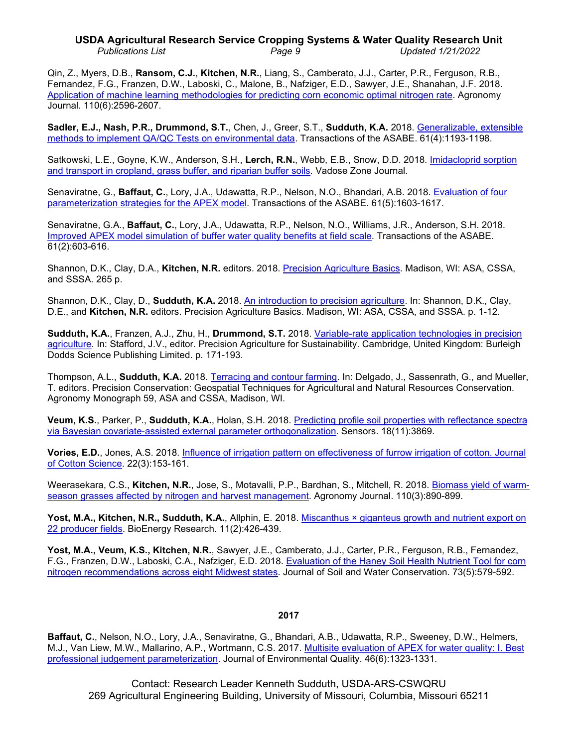Qin, Z., Myers, D.B., **Ransom, C.J.**, **Kitchen, N.R.**, Liang, S., Camberato, J.J., Carter, P.R., Ferguson, R.B., Fernandez, F.G., Franzen, D.W., Laboski, C., Malone, B., Nafziger, E.D., Sawyer, J.E., Shanahan, J.F. 2018. Application of machine learning methodologies for predicting corn economic optimal nitrogen rate. Agronomy Journal. 110(6):2596-2607.

**Sadler, E.J., Nash, P.R., Drummond, S.T.**, Chen, J., Greer, S.T., **Sudduth, K.A.** 2018. Generalizable, extensible methods to implement QA/QC Tests on environmental data. Transactions of the ASABE. 61(4):1193-1198.

Satkowski, L.E., Goyne, K.W., Anderson, S.H., **Lerch, R.N.**, Webb, E.B., Snow, D.D. 2018. Imidacloprid sorption and transport in cropland, grass buffer, and riparian buffer soils. Vadose Zone Journal.

Senaviratne, G., **Baffaut, C.**, Lory, J.A., Udawatta, R.P., Nelson, N.O., Bhandari, A.B. 2018. Evaluation of four parameterization strategies for the APEX model. Transactions of the ASABE. 61(5):1603-1617.

Senaviratne, G.A., **Baffaut, C.**, Lory, J.A., Udawatta, R.P., Nelson, N.O., Williams, J.R., Anderson, S.H. 2018. Improved APEX model simulation of buffer water quality benefits at field scale. Transactions of the ASABE. 61(2):603-616.

Shannon, D.K., Clay, D.A., **Kitchen, N.R.** editors. 2018. Precision Agriculture Basics. Madison, WI: ASA, CSSA, and SSSA. 265 p.

Shannon, D.K., Clay, D., **Sudduth, K.A.** 2018. An introduction to precision agriculture. In: Shannon, D.K., Clay, D.E., and **Kitchen, N.R.** editors. Precision Agriculture Basics. Madison, WI: ASA, CSSA, and SSSA. p. 1-12.

**Sudduth, K.A.**, Franzen, A.J., Zhu, H., **Drummond, S.T.** 2018. Variable-rate application technologies in precision agriculture. In: Stafford, J.V., editor. Precision Agriculture for Sustainability. Cambridge, United Kingdom: Burleigh Dodds Science Publishing Limited. p. 171-193.

Thompson, A.L., **Sudduth, K.A.** 2018. Terracing and contour farming. In: Delgado, J., Sassenrath, G., and Mueller, T. editors. Precision Conservation: Geospatial Techniques for Agricultural and Natural Resources Conservation. Agronomy Monograph 59, ASA and CSSA, Madison, WI.

**Veum, K.S.**, Parker, P., **Sudduth, K.A.**, Holan, S.H. 2018. Predicting profile soil properties with reflectance spectra via Bayesian covariate-assisted external parameter orthogonalization. Sensors. 18(11):3869.

**Vories, E.D.**, Jones, A.S. 2018. Influence of irrigation pattern on effectiveness of furrow irrigation of cotton. Journal of Cotton Science. 22(3):153-161.

Weerasekara, C.S., **Kitchen, N.R.**, Jose, S., Motavalli, P.P., Bardhan, S., Mitchell, R. 2018. Biomass yield of warm-season grasses affected by nitrogen and harvest management. Agronomy Journal. 110(3):890-899.

**Yost, M.A., Kitchen, N.R., Sudduth, K.A.**, Allphin, E. 2018. Miscanthus × giganteus growth and nutrient export on 22 producer fields. BioEnergy Research. 11(2):426-439.

**Yost, M.A., Veum, K.S., Kitchen, N.R.**, Sawyer, J.E., Camberato, J.J., Carter, P.R., Ferguson, R.B., Fernandez, F.G., Franzen, D.W., Laboski, C.A., Nafziger, E.D. 2018. Evaluation of the Haney Soil Health Nutrient Tool for corn nitrogen recommendations across eight Midwest states. Journal of Soil and Water Conservation. 73(5):579-592.

## 2017

**Baffaut, C.**, Nelson, N.O., Lory, J.A., Senaviratne, G., Bhandari, A.B., Udawatta, R.P., Sweeney, D.W., Helmers, M.J., Van Liew, M.W., Mallarino, A.P., Wortmann, C.S. 2017. Multisite evaluation of APEX for water quality: I. Best professional judgement parameterization. Journal of Environmental Quality. 46(6):1323-1331.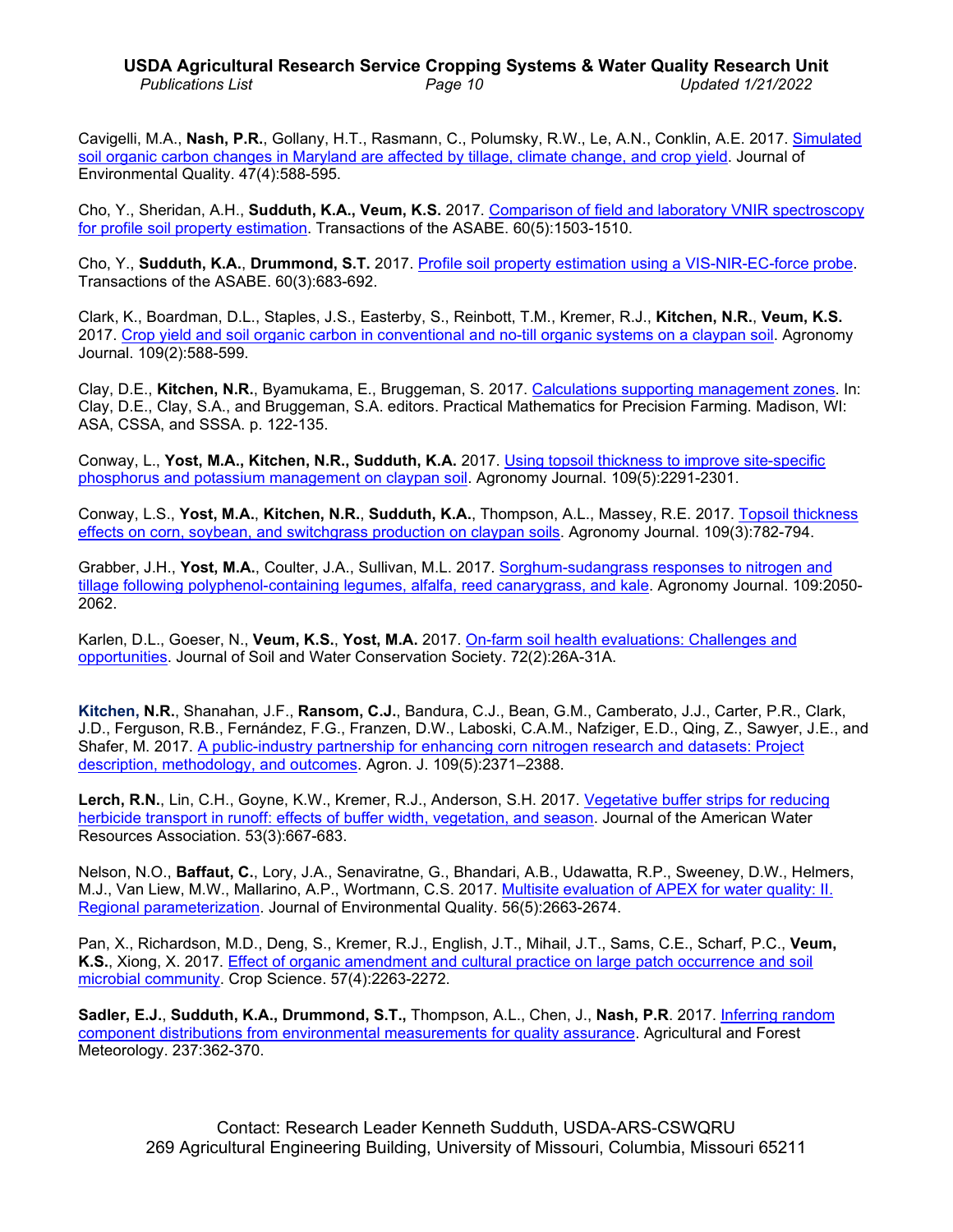Cavigelli, M.A., **Nash, P.R.**, Gollany, H.T., Rasmann, C., Polumsky, R.W., Le, A.N., Conklin, A.E. 2017. Simulated soil organic carbon changes in Maryland are affected by tillage, climate change, and crop yield. Journal of Environmental Quality. 47(4):588-595.

Cho, Y., Sheridan, A.H., **Sudduth, K.A., Veum, K.S.** 2017. Comparison of field and laboratory VNIR spectroscopy for profile soil property estimation. Transactions of the ASABE. 60(5):1503-1510.

Cho, Y., **Sudduth, K.A.**, **Drummond, S.T.** 2017. Profile soil property estimation using a VIS-NIR-EC-force probe. Transactions of the ASABE. 60(3):683-692.

Clark, K., Boardman, D.L., Staples, J.S., Easterby, S., Reinbott, T.M., Kremer, R.J., **Kitchen, N.R.**, **Veum, K.S.** 2017. Crop yield and soil organic carbon in conventional and no-till organic systems on a claypan soil. Agronomy Journal. 109(2):588-599.

Clay, D.E., **Kitchen, N.R.**, Byamukama, E., Bruggeman, S. 2017. Calculations supporting management zones. In: Clay, D.E., Clay, S.A., and Bruggeman, S.A. editors. Practical Mathematics for Precision Farming. Madison, WI: ASA, CSSA, and SSSA. p. 122-135.

Conway, L., **Yost, M.A., Kitchen, N.R., Sudduth, K.A.** 2017. Using topsoil thickness to improve site-specific phosphorus and potassium management on claypan soil. Agronomy Journal. 109(5):2291-2301.

Conway, L.S., **Yost, M.A.**, **Kitchen, N.R.**, **Sudduth, K.A.**, Thompson, A.L., Massey, R.E. 2017. Topsoil thickness effects on corn, soybean, and switchgrass production on claypan soils. Agronomy Journal. 109(3):782-794.

Grabber, J.H., **Yost, M.A.**, Coulter, J.A., Sullivan, M.L. 2017. Sorghum-sudangrass responses to nitrogen and tillage following polyphenol-containing legumes, alfalfa, reed canarygrass, and kale. Agronomy Journal. 109:2050-2062.

Karlen, D.L., Goeser, N., **Veum, K.S.**, **Yost, M.A.** 2017. On-farm soil health evaluations: Challenges and opportunities. Journal of Soil and Water Conservation Society. 72(2):26A-31A.

**Kitchen, N.R.**, Shanahan, J.F., **Ransom, C.J.**, Bandura, C.J., Bean, G.M., Camberato, J.J., Carter, P.R., Clark, J.D., Ferguson, R.B., Fernández, F.G., Franzen, D.W., Laboski, C.A.M., Nafziger, E.D., Qing, Z., Sawyer, J.E., and Shafer, M. 2017. A public-industry partnership for enhancing corn nitrogen research and datasets: Project description, methodology, and outcomes. Agron. J. 109(5):2371–2388.

**Lerch, R.N.**, Lin, C.H., Goyne, K.W., Kremer, R.J., Anderson, S.H. 2017. Vegetative buffer strips for reducing herbicide transport in runoff: effects of buffer width, vegetation, and season. Journal of the American Water Resources Association. 53(3):667-683.

Nelson, N.O., **Baffaut, C.**, Lory, J.A., Senaviratne, G., Bhandari, A.B., Udawatta, R.P., Sweeney, D.W., Helmers, M.J., Van Liew, M.W., Mallarino, A.P., Wortmann, C.S. 2017. Multisite evaluation of APEX for water quality: II. Regional parameterization. Journal of Environmental Quality. 56(5):2663-2674.

Pan, X., Richardson, M.D., Deng, S., Kremer, R.J., English, J.T., Mihail, J.T., Sams, C.E., Scharf, P.C., **Veum, K.S.**, Xiong, X. 2017. Effect of organic amendment and cultural practice on large patch occurrence and soil microbial community. Crop Science. 57(4):2263-2272.

**Sadler, E.J.**, **Sudduth, K.A., Drummond, S.T.,** Thompson, A.L., Chen, J., **Nash, P.R**. 2017. Inferring random component distributions from environmental measurements for quality assurance. Agricultural and Forest Meteorology. 237:362-370.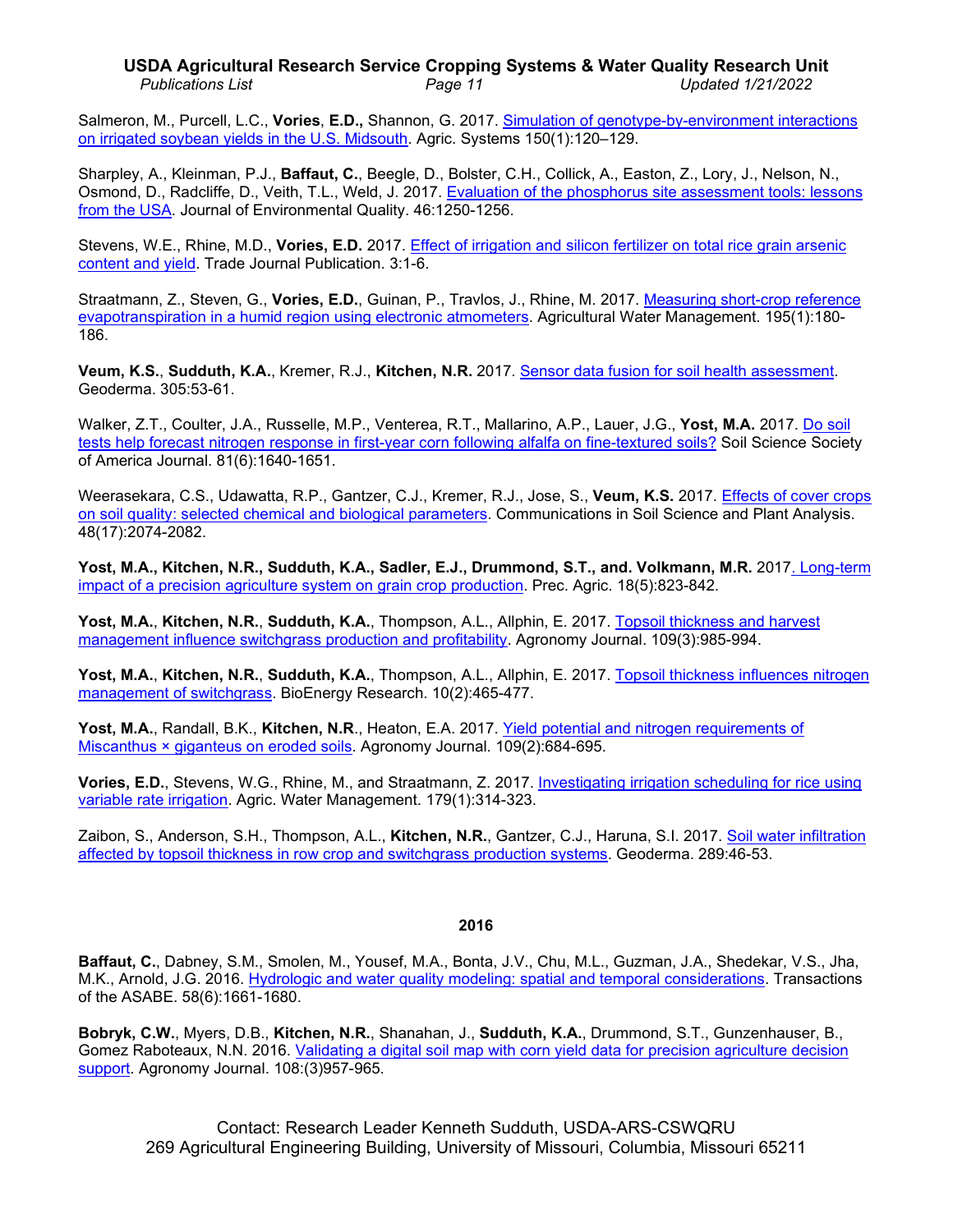Salmeron, M., Purcell, L.C., **Vories**, **E.D.,** Shannon, G. 2017. Simulation of genotype-by-environment interactions on irrigated soybean yields in the U.S. Midsouth. Agric. Systems 150(1):120–129.

Sharpley, A., Kleinman, P.J., **Baffaut, C.**, Beegle, D., Bolster, C.H., Collick, A., Easton, Z., Lory, J., Nelson, N., Osmond, D., Radcliffe, D., Veith, T.L., Weld, J. 2017. Evaluation of the phosphorus site assessment tools: lessons from the USA. Journal of Environmental Quality. 46:1250-1256.

Stevens, W.E., Rhine, M.D., **Vories, E.D.** 2017. Effect of irrigation and silicon fertilizer on total rice grain arsenic content and yield. Trade Journal Publication. 3:1-6.

Straatmann, Z., Steven, G., **Vories, E.D.**, Guinan, P., Travlos, J., Rhine, M. 2017. Measuring short-crop reference evapotranspiration in a humid region using electronic atmometers. Agricultural Water Management. 195(1):180-186.

**Veum, K.S.**, **Sudduth, K.A.**, Kremer, R.J., **Kitchen, N.R.** 2017. Sensor data fusion for soil health assessment. Geoderma. 305:53-61.

Walker, Z.T., Coulter, J.A., Russelle, M.P., Venterea, R.T., Mallarino, A.P., Lauer, J.G., **Yost, M.A.** 2017. Do soil tests help forecast nitrogen response in first-year corn following alfalfa on fine-textured soils? Soil Science Society of America Journal. 81(6):1640-1651.

Weerasekara, C.S., Udawatta, R.P., Gantzer, C.J., Kremer, R.J., Jose, S., **Veum, K.S.** 2017. Effects of cover crops on soil quality: selected chemical and biological parameters. Communications in Soil Science and Plant Analysis. 48(17):2074-2082.

**Yost, M.A., Kitchen, N.R., Sudduth, K.A., Sadler, E.J., Drummond, S.T., and. Volkmann, M.R.** 2017. Long-term impact of a precision agriculture system on grain crop production. Prec. Agric. 18(5):823-842.

**Yost, M.A.**, **Kitchen, N.R.**, **Sudduth, K.A.**, Thompson, A.L., Allphin, E. 2017. Topsoil thickness and harvest management influence switchgrass production and profitability. Agronomy Journal. 109(3):985-994.

**Yost, M.A.**, **Kitchen, N.R.**, **Sudduth, K.A.**, Thompson, A.L., Allphin, E. 2017. Topsoil thickness influences nitrogen management of switchgrass. BioEnergy Research. 10(2):465-477.

**Yost, M.A.**, Randall, B.K., **Kitchen, N.R**., Heaton, E.A. 2017. Yield potential and nitrogen requirements of Miscanthus × giganteus on eroded soils. Agronomy Journal. 109(2):684-695.

**Vories, E.D.**, Stevens, W.G., Rhine, M., and Straatmann, Z. 2017. Investigating irrigation scheduling for rice using variable rate irrigation. Agric. Water Management. 179(1):314-323.

Zaibon, S., Anderson, S.H., Thompson, A.L., **Kitchen, N.R.**, Gantzer, C.J., Haruna, S.I. 2017. Soil water infiltration affected by topsoil thickness in row crop and switchgrass production systems. Geoderma. 289:46-53.

## 2016

**Baffaut, C.**, Dabney, S.M., Smolen, M., Yousef, M.A., Bonta, J.V., Chu, M.L., Guzman, J.A., Shedekar, V.S., Jha, M.K., Arnold, J.G. 2016. Hydrologic and water quality modeling: spatial and temporal considerations. Transactions of the ASABE. 58(6):1661-1680.

**Bobryk, C.W.**, Myers, D.B., **Kitchen, N.R.**, Shanahan, J., **Sudduth, K.A.**, Drummond, S.T., Gunzenhauser, B., Gomez Raboteaux, N.N. 2016. Validating a digital soil map with corn yield data for precision agriculture decision support. Agronomy Journal. 108:(3)957-965.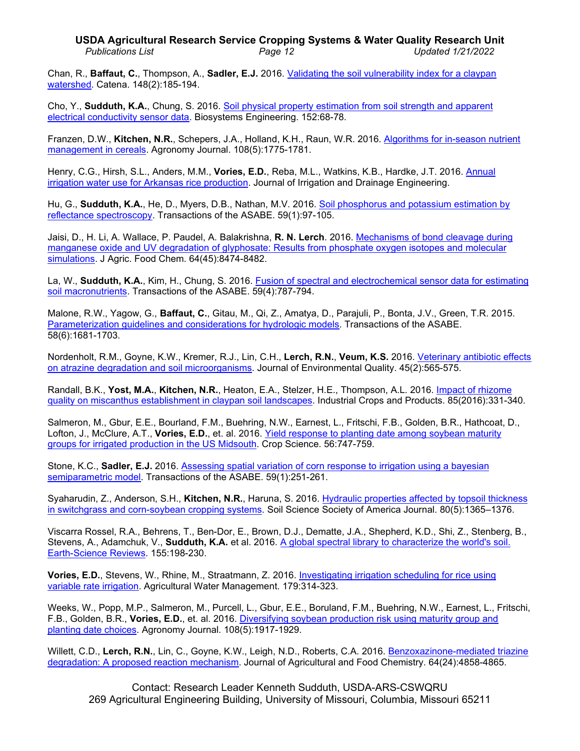Chan, R., **Baffaut, C.**, Thompson, A., **Sadler, E.J.** 2016. Validating the soil vulnerability index for a claypan watershed. Catena. 148(2):185-194.

Cho, Y., **Sudduth, K.A.**, Chung, S. 2016. Soil physical property estimation from soil strength and apparent electrical conductivity sensor data. Biosystems Engineering. 152:68-78.

Franzen, D.W., **Kitchen, N.R.**, Schepers, J.A., Holland, K.H., Raun, W.R. 2016. Algorithms for in-season nutrient management in cereals. Agronomy Journal. 108(5):1775-1781.

Henry, C.G., Hirsh, S.L., Anders, M.M., **Vories, E.D.**, Reba, M.L., Watkins, K.B., Hardke, J.T. 2016. Annual irrigation water use for Arkansas rice production. Journal of Irrigation and Drainage Engineering.

Hu, G., **Sudduth, K.A.**, He, D., Myers, D.B., Nathan, M.V. 2016. Soil phosphorus and potassium estimation by reflectance spectroscopy. Transactions of the ASABE. 59(1):97-105.

Jaisi, D., H. Li, A. Wallace, P. Paudel, A. Balakrishna, **R. N. Lerch**. 2016. Mechanisms of bond cleavage during manganese oxide and UV degradation of glyphosate: Results from phosphate oxygen isotopes and molecular simulations. J Agric. Food Chem. 64(45):8474-8482.

La, W., **Sudduth, K.A.**, Kim, H., Chung, S. 2016. Fusion of spectral and electrochemical sensor data for estimating soil macronutrients. Transactions of the ASABE. 59(4):787-794.

Malone, R.W., Yagow, G., **Baffaut, C.**, Gitau, M., Qi, Z., Amatya, D., Parajuli, P., Bonta, J.V., Green, T.R. 2015. Parameterization guidelines and considerations for hydrologic models. Transactions of the ASABE. 58(6):1681-1703.

Nordenholt, R.M., Goyne, K.W., Kremer, R.J., Lin, C.H., **Lerch, R.N.**, **Veum, K.S.** 2016. Veterinary antibiotic effects on atrazine degradation and soil microorganisms. Journal of Environmental Quality. 45(2):565-575.

Randall, B.K., **Yost, M.A.**, **Kitchen, N.R.**, Heaton, E.A., Stelzer, H.E., Thompson, A.L. 2016. Impact of rhizome quality on miscanthus establishment in claypan soil landscapes. Industrial Crops and Products. 85(2016):331-340.

Salmeron, M., Gbur, E.E., Bourland, F.M., Buehring, N.W., Earnest, L., Fritschi, F.B., Golden, B.R., Hathcoat, D., Lofton, J., McClure, A.T., **Vories, E.D.**, et. al. 2016. Yield response to planting date among soybean maturity groups for irrigated production in the US Midsouth. Crop Science. 56:747-759.

Stone, K.C., **Sadler, E.J.** 2016. Assessing spatial variation of corn response to irrigation using a bayesian semiparametric model. Transactions of the ASABE. 59(1):251-261.

Syaharudin, Z., Anderson, S.H., **Kitchen, N.R.**, Haruna, S. 2016. Hydraulic properties affected by topsoil thickness in switchgrass and corn-soybean cropping systems. Soil Science Society of America Journal. 80(5):1365–1376.

Viscarra Rossel, R.A., Behrens, T., Ben-Dor, E., Brown, D.J., Dematte, J.A., Shepherd, K.D., Shi, Z., Stenberg, B., Stevens, A., Adamchuk, V., **Sudduth, K.A.** et al. 2016. A global spectral library to characterize the world's soil. Earth-Science Reviews. 155:198-230.

**Vories, E.D.**, Stevens, W., Rhine, M., Straatmann, Z. 2016. Investigating irrigation scheduling for rice using variable rate irrigation. Agricultural Water Management. 179:314-323.

Weeks, W., Popp, M.P., Salmeron, M., Purcell, L., Gbur, E.E., Boruland, F.M., Buehring, N.W., Earnest, L., Fritschi, F.B., Golden, B.R., **Vories, E.D.**, et. al. 2016. Diversifying soybean production risk using maturity group and planting date choices. Agronomy Journal. 108(5):1917-1929.

Willett, C.D., **Lerch, R.N.**, Lin, C., Goyne, K.W., Leigh, N.D., Roberts, C.A. 2016. Benzoxazinone-mediated triazine degradation: A proposed reaction mechanism. Journal of Agricultural and Food Chemistry. 64(24):4858-4865.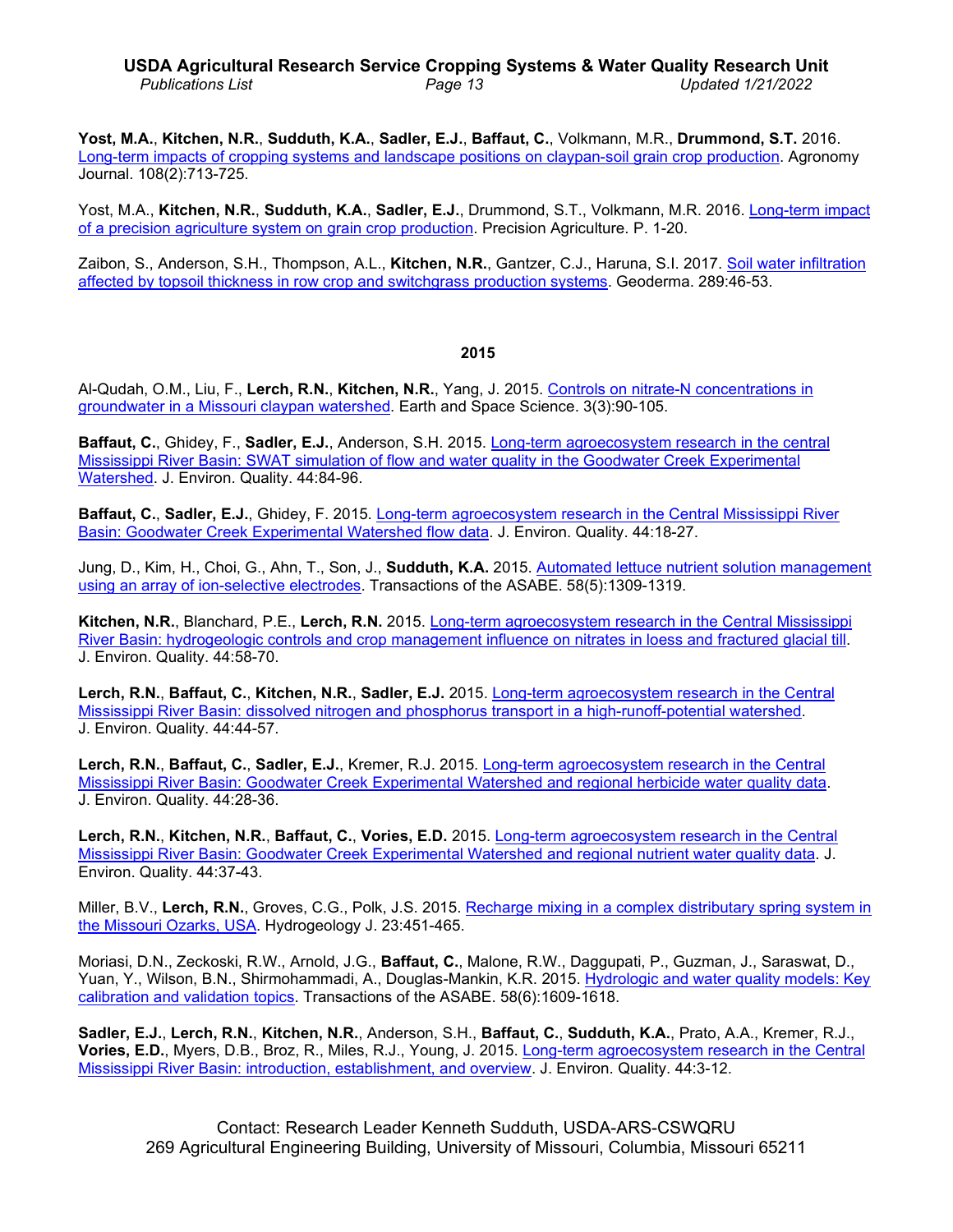**Yost, M.A.**, **Kitchen, N.R.**, **Sudduth, K.A.**, **Sadler, E.J.**, **Baffaut, C.**, Volkmann, M.R., **Drummond, S.T.** 2016. Long-term impacts of cropping systems and landscape positions on claypan-soil grain crop production. Agronomy Journal. 108(2):713-725.

Yost, M.A., **Kitchen, N.R.**, **Sudduth, K.A.**, **Sadler, E.J.**, Drummond, S.T., Volkmann, M.R. 2016. Long-term impact of a precision agriculture system on grain crop production. Precision Agriculture. P. 1-20.

Zaibon, S., Anderson, S.H., Thompson, A.L., **Kitchen, N.R.**, Gantzer, C.J., Haruna, S.I. 2017. Soil water infiltration affected by topsoil thickness in row crop and switchgrass production systems. Geoderma. 289:46-53.

## 2015

Al-Qudah, O.M., Liu, F., **Lerch, R.N.**, **Kitchen, N.R.**, Yang, J. 2015. Controls on nitrate-N concentrations in groundwater in a Missouri claypan watershed. Earth and Space Science. 3(3):90-105.

**Baffaut, C.**, Ghidey, F., **Sadler, E.J.**, Anderson, S.H. 2015. Long-term agroecosystem research in the central Mississippi River Basin: SWAT simulation of flow and water quality in the Goodwater Creek Experimental Watershed. J. Environ. Quality. 44:84-96.

**Baffaut, C.**, **Sadler, E.J.**, Ghidey, F. 2015. Long-term agroecosystem research in the Central Mississippi River Basin: Goodwater Creek Experimental Watershed flow data. J. Environ. Quality. 44:18-27.

Jung, D., Kim, H., Choi, G., Ahn, T., Son, J., **Sudduth, K.A.** 2015. Automated lettuce nutrient solution management using an array of ion-selective electrodes. Transactions of the ASABE. 58(5):1309-1319.

**Kitchen, N.R.**, Blanchard, P.E., **Lerch, R.N.** 2015. Long-term agroecosystem research in the Central Mississippi River Basin: hydrogeologic controls and crop management influence on nitrates in loess and fractured glacial till. J. Environ. Quality. 44:58-70.

**Lerch, R.N.**, **Baffaut, C.**, **Kitchen, N.R.**, **Sadler, E.J.** 2015. Long-term agroecosystem research in the Central Mississippi River Basin: dissolved nitrogen and phosphorus transport in a high-runoff-potential watershed. J. Environ. Quality. 44:44-57.

**Lerch, R.N.**, **Baffaut, C.**, **Sadler, E.J.**, Kremer, R.J. 2015. Long-term agroecosystem research in the Central Mississippi River Basin: Goodwater Creek Experimental Watershed and regional herbicide water quality data. J. Environ. Quality. 44:28-36.

**Lerch, R.N.**, **Kitchen, N.R.**, **Baffaut, C.**, **Vories, E.D.** 2015. Long-term agroecosystem research in the Central Mississippi River Basin: Goodwater Creek Experimental Watershed and regional nutrient water quality data. J. Environ. Quality. 44:37-43.

Miller, B.V., **Lerch, R.N.**, Groves, C.G., Polk, J.S. 2015. Recharge mixing in a complex distributary spring system in the Missouri Ozarks, USA. Hydrogeology J. 23:451-465.

Moriasi, D.N., Zeckoski, R.W., Arnold, J.G., **Baffaut, C.**, Malone, R.W., Daggupati, P., Guzman, J., Saraswat, D., Yuan, Y., Wilson, B.N., Shirmohammadi, A., Douglas-Mankin, K.R. 2015. Hydrologic and water quality models: Key calibration and validation topics. Transactions of the ASABE. 58(6):1609-1618.

**Sadler, E.J.**, **Lerch, R.N.**, **Kitchen, N.R.**, Anderson, S.H., **Baffaut, C.**, **Sudduth, K.A.**, Prato, A.A., Kremer, R.J., **Vories, E.D.**, Myers, D.B., Broz, R., Miles, R.J., Young, J. 2015. Long-term agroecosystem research in the Central Mississippi River Basin: introduction, establishment, and overview. J. Environ. Quality. 44:3-12.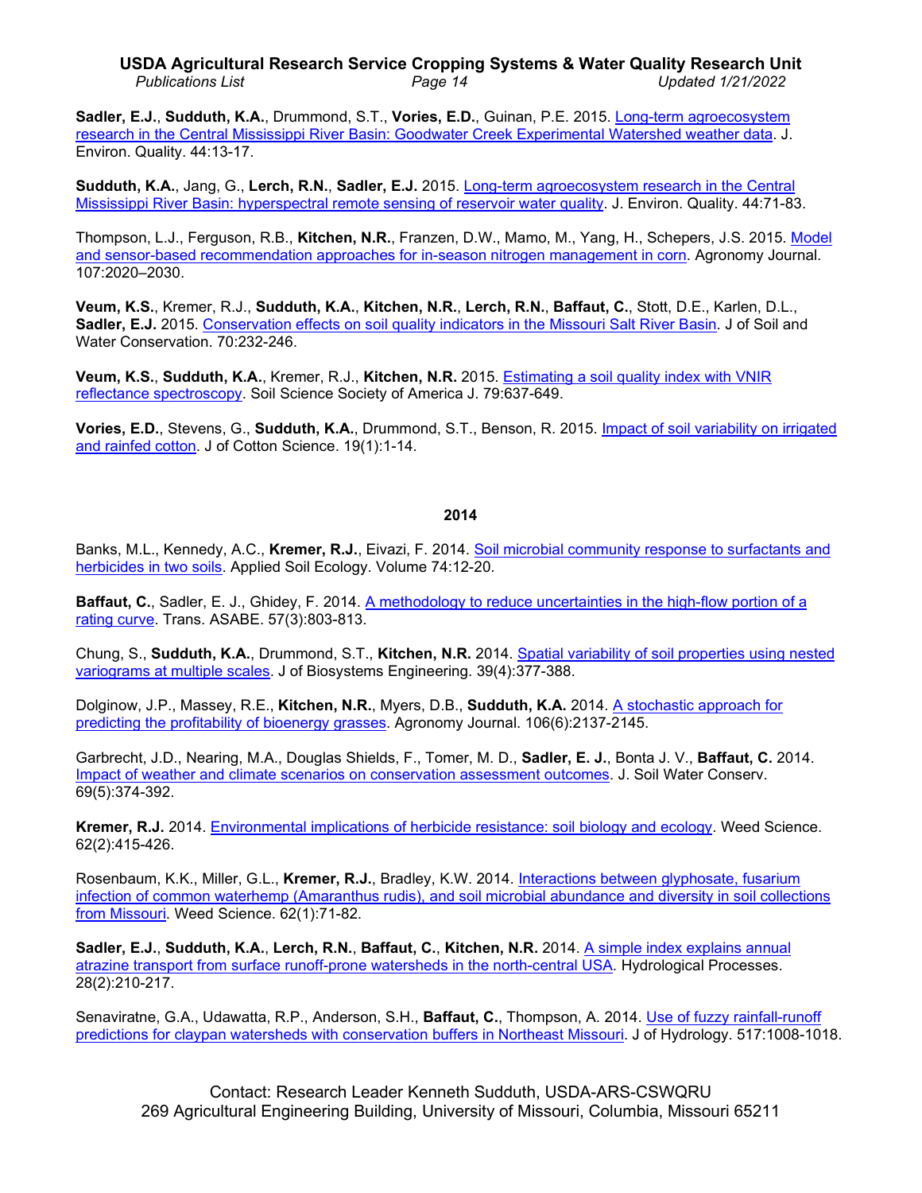**Sadler, E.J.**, **Sudduth, K.A.**, Drummond, S.T., **Vories, E.D.**, Guinan, P.E. 2015. Long-term agroecosystem research in the Central Mississippi River Basin: Goodwater Creek Experimental Watershed weather data. J. Environ. Quality. 44:13-17.

**Sudduth, K.A.**, Jang, G., **Lerch, R.N.**, **Sadler, E.J.** 2015. Long-term agroecosystem research in the Central Mississippi River Basin: hyperspectral remote sensing of reservoir water quality. J. Environ. Quality. 44:71-83.

Thompson, L.J., Ferguson, R.B., **Kitchen, N.R.**, Franzen, D.W., Mamo, M., Yang, H., Schepers, J.S. 2015. Model and sensor-based recommendation approaches for in-season nitrogen management in corn. Agronomy Journal. 107:2020–2030.

**Veum, K.S.**, Kremer, R.J., **Sudduth, K.A.**, **Kitchen, N.R.**, **Lerch, R.N.**, **Baffaut, C.**, Stott, D.E., Karlen, D.L., **Sadler, E.J.** 2015. Conservation effects on soil quality indicators in the Missouri Salt River Basin. J of Soil and Water Conservation. 70:232-246.

**Veum, K.S.**, **Sudduth, K.A.**, Kremer, R.J., **Kitchen, N.R.** 2015. Estimating a soil quality index with VNIR reflectance spectroscopy. Soil Science Society of America J. 79:637-649.

**Vories, E.D.**, Stevens, G., **Sudduth, K.A.**, Drummond, S.T., Benson, R. 2015. Impact of soil variability on irrigated and rainfed cotton. J of Cotton Science. 19(1):1-14.

## 2014

Banks, M.L., Kennedy, A.C., **Kremer, R.J.**, Eivazi, F. 2014. Soil microbial community response to surfactants and herbicides in two soils. Applied Soil Ecology. Volume 74:12-20.

**Baffaut, C.**, Sadler, E. J., Ghidey, F. 2014. A methodology to reduce uncertainties in the high-flow portion of a rating curve. Trans. ASABE. 57(3):803-813.

Chung, S., **Sudduth, K.A.**, Drummond, S.T., **Kitchen, N.R.** 2014. Spatial variability of soil properties using nested variograms at multiple scales. J of Biosystems Engineering. 39(4):377-388.

Dolginow, J.P., Massey, R.E., **Kitchen, N.R.**, Myers, D.B., **Sudduth, K.A.** 2014. A stochastic approach for predicting the profitability of bioenergy grasses. Agronomy Journal. 106(6):2137-2145.

Garbrecht, J.D., Nearing, M.A., Douglas Shields, F., Tomer, M. D., **Sadler, E. J.**, Bonta J. V., **Baffaut, C.** 2014. Impact of weather and climate scenarios on conservation assessment outcomes. J. Soil Water Conserv. 69(5):374-392.

**Kremer, R.J.** 2014. Environmental implications of herbicide resistance: soil biology and ecology. Weed Science. 62(2):415-426.

Rosenbaum, K.K., Miller, G.L., **Kremer, R.J.**, Bradley, K.W. 2014. Interactions between glyphosate, fusarium infection of common waterhemp (Amaranthus rudis), and soil microbial abundance and diversity in soil collections from Missouri. Weed Science. 62(1):71-82.

**Sadler, E.J.**, **Sudduth, K.A.**, **Lerch, R.N.**, **Baffaut, C.**, **Kitchen, N.R.** 2014. A simple index explains annual atrazine transport from surface runoff-prone watersheds in the north-central USA. Hydrological Processes. 28(2):210-217.

Senaviratne, G.A., Udawatta, R.P., Anderson, S.H., **Baffaut, C.**, Thompson, A. 2014. Use of fuzzy rainfall-runoff predictions for claypan watersheds with conservation buffers in Northeast Missouri. J of Hydrology. 517:1008-1018.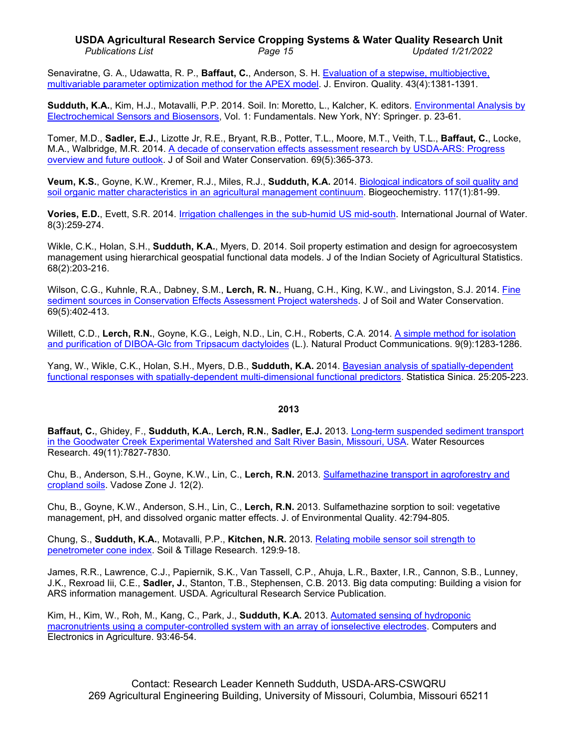Senaviratne, G. A., Udawatta, R. P., **Baffaut, C.**, Anderson, S. H. Evaluation of a stepwise, multiobjective, multivariable parameter optimization method for the APEX model. J. Environ. Quality. 43(4):1381-1391.

**Sudduth, K.A.**, Kim, H.J., Motavalli, P.P. 2014. Soil. In: Moretto, L., Kalcher, K. editors. Environmental Analysis by Electrochemical Sensors and Biosensors, Vol. 1: Fundamentals. New York, NY: Springer. p. 23-61.

Tomer, M.D., **Sadler, E.J.**, Lizotte Jr, R.E., Bryant, R.B., Potter, T.L., Moore, M.T., Veith, T.L., **Baffaut, C.**, Locke, M.A., Walbridge, M.R. 2014. A decade of conservation effects assessment research by USDA-ARS: Progress overview and future outlook. J of Soil and Water Conservation. 69(5):365-373.

**Veum, K.S.**, Goyne, K.W., Kremer, R.J., Miles, R.J., **Sudduth, K.A.** 2014. Biological indicators of soil quality and soil organic matter characteristics in an agricultural management continuum. Biogeochemistry. 117(1):81-99.

**Vories, E.D.**, Evett, S.R. 2014. Irrigation challenges in the sub-humid US mid-south. International Journal of Water. 8(3):259-274.

Wikle, C.K., Holan, S.H., **Sudduth, K.A.**, Myers, D. 2014. Soil property estimation and design for agroecosystem management using hierarchical geospatial functional data models. J of the Indian Society of Agricultural Statistics. 68(2):203-216.

Wilson, C.G., Kuhnle, R.A., Dabney, S.M., **Lerch, R. N.**, Huang, C.H., King, K.W., and Livingston, S.J. 2014. Fine sediment sources in Conservation Effects Assessment Project watersheds. J of Soil and Water Conservation. 69(5):402-413.

Willett, C.D., **Lerch, R.N.**, Goyne, K.G., Leigh, N.D., Lin, C.H., Roberts, C.A. 2014. A simple method for isolation and purification of DIBOA-Glc from Tripsacum dactyloides (L.). Natural Product Communications. 9(9):1283-1286.

Yang, W., Wikle, C.K., Holan, S.H., Myers, D.B., **Sudduth, K.A.** 2014. Bayesian analysis of spatially-dependent functional responses with spatially-dependent multi-dimensional functional predictors. Statistica Sinica. 25:205-223.

## 2013

**Baffaut, C.**, Ghidey, F., **Sudduth, K.A.**, **Lerch, R.N.**, **Sadler, E.J.** 2013. Long-term suspended sediment transport in the Goodwater Creek Experimental Watershed and Salt River Basin, Missouri, USA. Water Resources Research. 49(11):7827-7830.

Chu, B., Anderson, S.H., Goyne, K.W., Lin, C., **Lerch, R.N.** 2013. Sulfamethazine transport in agroforestry and cropland soils. Vadose Zone J. 12(2).

Chu, B., Goyne, K.W., Anderson, S.H., Lin, C., **Lerch, R.N.** 2013. Sulfamethazine sorption to soil: vegetative management, pH, and dissolved organic matter effects. J. of Environmental Quality. 42:794-805.

Chung, S., **Sudduth, K.A.**, Motavalli, P.P., **Kitchen, N.R.** 2013. Relating mobile sensor soil strength to penetrometer cone index. Soil & Tillage Research. 129:9-18.

James, R.R., Lawrence, C.J., Papiernik, S.K., Van Tassell, C.P., Ahuja, L.R., Baxter, I.R., Cannon, S.B., Lunney, J.K., Rexroad Iii, C.E., **Sadler, J.**, Stanton, T.B., Stephensen, C.B. 2013. Big data computing: Building a vision for ARS information management. USDA. Agricultural Research Service Publication.

Kim, H., Kim, W., Roh, M., Kang, C., Park, J., **Sudduth, K.A.** 2013. Automated sensing of hydroponic macronutrients using a computer-controlled system with an array of ionselective electrodes. Computers and Electronics in Agriculture. 93:46-54.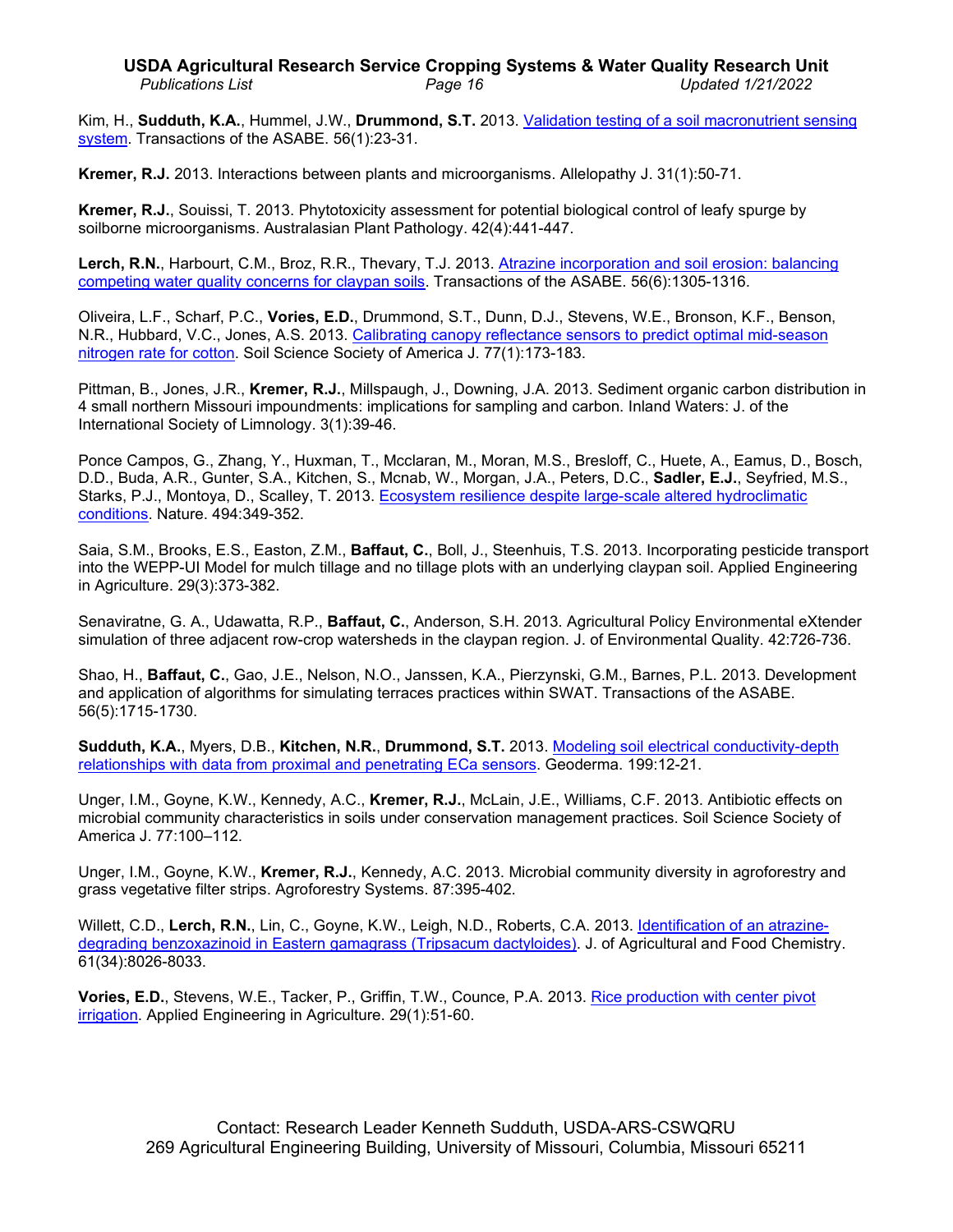Kim, H., **Sudduth, K.A.**, Hummel, J.W., **Drummond, S.T.** 2013. Validation testing of a soil macronutrient sensing system. Transactions of the ASABE. 56(1):23-31.

**Kremer, R.J.** 2013. Interactions between plants and microorganisms. Allelopathy J. 31(1):50-71.

**Kremer, R.J.**, Souissi, T. 2013. Phytotoxicity assessment for potential biological control of leafy spurge by soilborne microorganisms. Australasian Plant Pathology. 42(4):441-447.

**Lerch, R.N.**, Harbourt, C.M., Broz, R.R., Thevary, T.J. 2013. Atrazine incorporation and soil erosion: balancing competing water quality concerns for claypan soils. Transactions of the ASABE. 56(6):1305-1316.

Oliveira, L.F., Scharf, P.C., **Vories, E.D.**, Drummond, S.T., Dunn, D.J., Stevens, W.E., Bronson, K.F., Benson, N.R., Hubbard, V.C., Jones, A.S. 2013. Calibrating canopy reflectance sensors to predict optimal mid-season nitrogen rate for cotton. Soil Science Society of America J. 77(1):173-183.

Pittman, B., Jones, J.R., **Kremer, R.J.**, Millspaugh, J., Downing, J.A. 2013. Sediment organic carbon distribution in 4 small northern Missouri impoundments: implications for sampling and carbon. Inland Waters: J. of the International Society of Limnology. 3(1):39-46.

Ponce Campos, G., Zhang, Y., Huxman, T., Mcclaran, M., Moran, M.S., Bresloff, C., Huete, A., Eamus, D., Bosch, D.D., Buda, A.R., Gunter, S.A., Kitchen, S., Mcnab, W., Morgan, J.A., Peters, D.C., **Sadler, E.J.**, Seyfried, M.S., Starks, P.J., Montoya, D., Scalley, T. 2013. Ecosystem resilience despite large-scale altered hydroclimatic conditions. Nature. 494:349-352.

Saia, S.M., Brooks, E.S., Easton, Z.M., **Baffaut, C.**, Boll, J., Steenhuis, T.S. 2013. Incorporating pesticide transport into the WEPP-UI Model for mulch tillage and no tillage plots with an underlying claypan soil. Applied Engineering in Agriculture. 29(3):373-382.

Senaviratne, G. A., Udawatta, R.P., **Baffaut, C.**, Anderson, S.H. 2013. Agricultural Policy Environmental eXtender simulation of three adjacent row-crop watersheds in the claypan region. J. of Environmental Quality. 42:726-736.

Shao, H., **Baffaut, C.**, Gao, J.E., Nelson, N.O., Janssen, K.A., Pierzynski, G.M., Barnes, P.L. 2013. Development and application of algorithms for simulating terraces practices within SWAT. Transactions of the ASABE. 56(5):1715-1730.

**Sudduth, K.A.**, Myers, D.B., **Kitchen, N.R.**, **Drummond, S.T.** 2013. Modeling soil electrical conductivity-depth relationships with data from proximal and penetrating ECa sensors. Geoderma. 199:12-21.

Unger, I.M., Goyne, K.W., Kennedy, A.C., **Kremer, R.J.**, McLain, J.E., Williams, C.F. 2013. Antibiotic effects on microbial community characteristics in soils under conservation management practices. Soil Science Society of America J. 77:100–112.

Unger, I.M., Goyne, K.W., **Kremer, R.J.**, Kennedy, A.C. 2013. Microbial community diversity in agroforestry and grass vegetative filter strips. Agroforestry Systems. 87:395-402.

Willett, C.D., **Lerch, R.N.**, Lin, C., Goyne, K.W., Leigh, N.D., Roberts, C.A. 2013. Identification of an atrazine-degrading benzoxazinoid in Eastern gamagrass (Tripsacum dactyloides). J. of Agricultural and Food Chemistry. 61(34):8026-8033.

**Vories, E.D.**, Stevens, W.E., Tacker, P., Griffin, T.W., Counce, P.A. 2013. Rice production with center pivot irrigation. Applied Engineering in Agriculture. 29(1):51-60.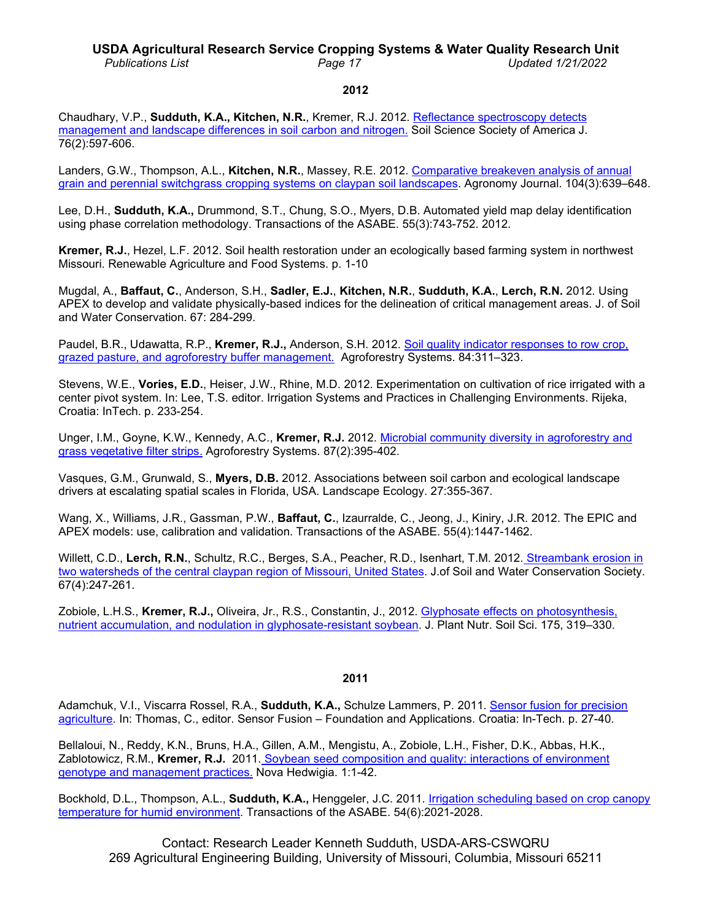## 2012

Chaudhary, V.P., **Sudduth, K.A., Kitchen, N.R.**, Kremer, R.J. 2012. Reflectance spectroscopy detects management and landscape differences in soil carbon and nitrogen. Soil Science Society of America J. 76(2):597-606.

Landers, G.W., Thompson, A.L., **Kitchen, N.R.**, Massey, R.E. 2012. Comparative breakeven analysis of annual grain and perennial switchgrass cropping systems on claypan soil landscapes. Agronomy Journal. 104(3):639–648.

Lee, D.H., **Sudduth, K.A.,** Drummond, S.T., Chung, S.O., Myers, D.B. Automated yield map delay identification using phase correlation methodology. Transactions of the ASABE. 55(3):743-752. 2012.

**Kremer, R.J.**, Hezel, L.F. 2012. Soil health restoration under an ecologically based farming system in northwest Missouri. Renewable Agriculture and Food Systems. p. 1-10

Mugdal, A., **Baffaut, C.**, Anderson, S.H., **Sadler, E.J.**, **Kitchen, N.R.**, **Sudduth, K.A.**, **Lerch, R.N.** 2012. Using APEX to develop and validate physically-based indices for the delineation of critical management areas. J. of Soil and Water Conservation. 67: 284-299.

Paudel, B.R., Udawatta, R.P., **Kremer, R.J.,** Anderson, S.H. 2012. Soil quality indicator responses to row crop, grazed pasture, and agroforestry buffer management. Agroforestry Systems. 84:311–323.

Stevens, W.E., **Vories, E.D.**, Heiser, J.W., Rhine, M.D. 2012. Experimentation on cultivation of rice irrigated with a center pivot system. In: Lee, T.S. editor. Irrigation Systems and Practices in Challenging Environments. Rijeka, Croatia: InTech. p. 233-254.

Unger, I.M., Goyne, K.W., Kennedy, A.C., **Kremer, R.J.** 2012. Microbial community diversity in agroforestry and grass vegetative filter strips. Agroforestry Systems. 87(2):395-402.

Vasques, G.M., Grunwald, S., **Myers, D.B.** 2012. Associations between soil carbon and ecological landscape drivers at escalating spatial scales in Florida, USA. Landscape Ecology. 27:355-367.

Wang, X., Williams, J.R., Gassman, P.W., **Baffaut, C.**, Izaurralde, C., Jeong, J., Kiniry, J.R. 2012. The EPIC and APEX models: use, calibration and validation. Transactions of the ASABE. 55(4):1447-1462.

Willett, C.D., **Lerch, R.N.**, Schultz, R.C., Berges, S.A., Peacher, R.D., Isenhart, T.M. 2012. Streambank erosion in two watersheds of the central claypan region of Missouri, United States. J.of Soil and Water Conservation Society. 67(4):247-261.

Zobiole, L.H.S., **Kremer, R.J.,** Oliveira, Jr., R.S., Constantin, J., 2012. Glyphosate effects on photosynthesis, nutrient accumulation, and nodulation in glyphosate-resistant soybean. J. Plant Nutr. Soil Sci. 175, 319–330.

## 2011

Adamchuk, V.I., Viscarra Rossel, R.A., **Sudduth, K.A.,** Schulze Lammers, P. 2011. Sensor fusion for precision agriculture. In: Thomas, C., editor. Sensor Fusion – Foundation and Applications. Croatia: In-Tech. p. 27-40.

Bellaloui, N., Reddy, K.N., Bruns, H.A., Gillen, A.M., Mengistu, A., Zobiole, L.H., Fisher, D.K., Abbas, H.K., Zablotowicz, R.M., **Kremer, R.J.** 2011. Soybean seed composition and quality: interactions of environment genotype and management practices. Nova Hedwigia. 1:1-42.

Bockhold, D.L., Thompson, A.L., **Sudduth, K.A.,** Henggeler, J.C. 2011. Irrigation scheduling based on crop canopy temperature for humid environment. Transactions of the ASABE. 54(6):2021-2028.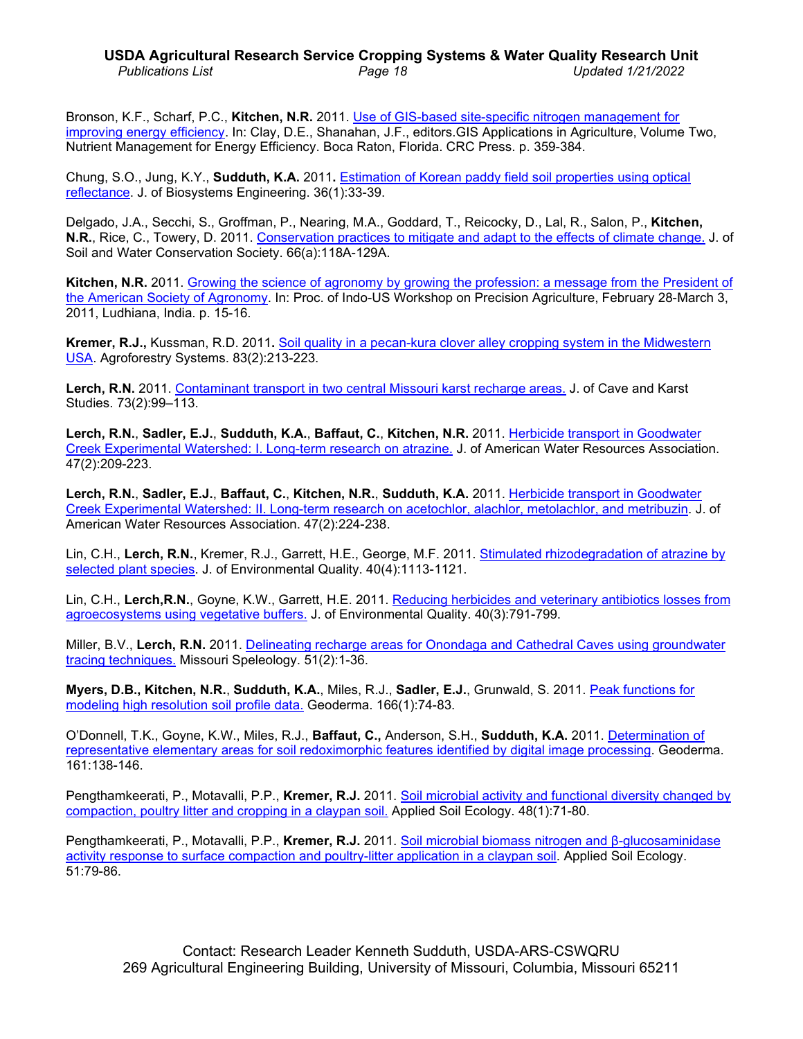Bronson, K.F., Scharf, P.C., **Kitchen, N.R.** 2011. Use of GIS-based site-specific nitrogen management for improving energy efficiency. In: Clay, D.E., Shanahan, J.F., editors.GIS Applications in Agriculture, Volume Two, Nutrient Management for Energy Efficiency. Boca Raton, Florida. CRC Press. p. 359-384.

Chung, S.O., Jung, K.Y., **Sudduth, K.A.** 2011**.** Estimation of Korean paddy field soil properties using optical reflectance. J. of Biosystems Engineering. 36(1):33-39.

Delgado, J.A., Secchi, S., Groffman, P., Nearing, M.A., Goddard, T., Reicocky, D., Lal, R., Salon, P., **Kitchen, N.R.**, Rice, C., Towery, D. 2011. Conservation practices to mitigate and adapt to the effects of climate change. J. of Soil and Water Conservation Society. 66(a):118A-129A.

**Kitchen, N.R.** 2011. Growing the science of agronomy by growing the profession: a message from the President of the American Society of Agronomy. In: Proc. of Indo-US Workshop on Precision Agriculture, February 28-March 3, 2011, Ludhiana, India. p. 15-16.

**Kremer, R.J.,** Kussman, R.D. 2011**.** Soil quality in a pecan-kura clover alley cropping system in the Midwestern USA. Agroforestry Systems. 83(2):213-223.

**Lerch, R.N.** 2011. Contaminant transport in two central Missouri karst recharge areas. J. of Cave and Karst Studies. 73(2):99–113.

**Lerch, R.N.**, **Sadler, E.J.**, **Sudduth, K.A.**, **Baffaut, C.**, **Kitchen, N.R.** 2011. Herbicide transport in Goodwater Creek Experimental Watershed: I. Long-term research on atrazine. J. of American Water Resources Association. 47(2):209-223.

**Lerch, R.N.**, **Sadler, E.J.**, **Baffaut, C.**, **Kitchen, N.R.**, **Sudduth, K.A.** 2011. Herbicide transport in Goodwater Creek Experimental Watershed: II. Long-term research on acetochlor, alachlor, metolachlor, and metribuzin. J. of American Water Resources Association. 47(2):224-238.

Lin, C.H., **Lerch, R.N.**, Kremer, R.J., Garrett, H.E., George, M.F. 2011. Stimulated rhizodegradation of atrazine by selected plant species. J. of Environmental Quality. 40(4):1113-1121.

Lin, C.H., **Lerch,R.N.**, Goyne, K.W., Garrett, H.E. 2011. Reducing herbicides and veterinary antibiotics losses from agroecosystems using vegetative buffers. J. of Environmental Quality. 40(3):791-799.

Miller, B.V., **Lerch, R.N.** 2011. Delineating recharge areas for Onondaga and Cathedral Caves using groundwater tracing techniques. Missouri Speleology. 51(2):1-36.

**Myers, D.B., Kitchen, N.R.**, **Sudduth, K.A.**, Miles, R.J., **Sadler, E.J.**, Grunwald, S. 2011. Peak functions for modeling high resolution soil profile data. Geoderma. 166(1):74-83.

O'Donnell, T.K., Goyne, K.W., Miles, R.J., **Baffaut, C.,** Anderson, S.H., **Sudduth, K.A.** 2011. Determination of representative elementary areas for soil redoximorphic features identified by digital image processing. Geoderma. 161:138-146.

Pengthamkeerati, P., Motavalli, P.P., **Kremer, R.J.** 2011. Soil microbial activity and functional diversity changed by compaction, poultry litter and cropping in a claypan soil. Applied Soil Ecology. 48(1):71-80.

Pengthamkeerati, P., Motavalli, P.P., **Kremer, R.J.** 2011. Soil microbial biomass nitrogen and β-glucosaminidase activity response to surface compaction and poultry-litter application in a claypan soil. Applied Soil Ecology. 51:79-86.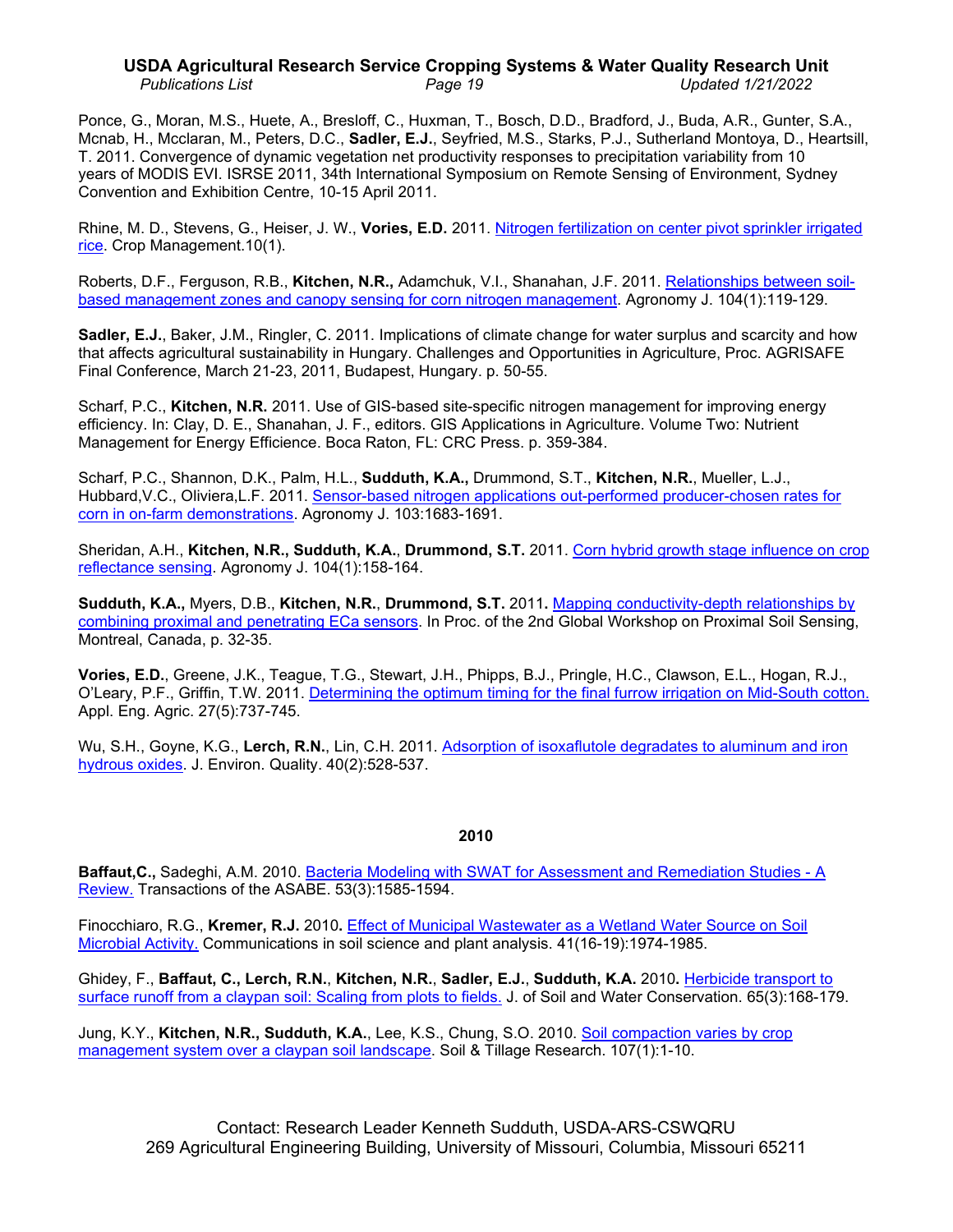Ponce, G., Moran, M.S., Huete, A., Bresloff, C., Huxman, T., Bosch, D.D., Bradford, J., Buda, A.R., Gunter, S.A., Mcnab, H., Mcclaran, M., Peters, D.C., **Sadler, E.J.**, Seyfried, M.S., Starks, P.J., Sutherland Montoya, D., Heartsill, T. 2011. Convergence of dynamic vegetation net productivity responses to precipitation variability from 10 years of MODIS EVI. ISRSE 2011, 34th International Symposium on Remote Sensing of Environment, Sydney Convention and Exhibition Centre, 10-15 April 2011.

Rhine, M. D., Stevens, G., Heiser, J. W., **Vories, E.D.** 2011. Nitrogen fertilization on center pivot sprinkler irrigated rice. Crop Management.10(1).

Roberts, D.F., Ferguson, R.B., **Kitchen, N.R.,** Adamchuk, V.I., Shanahan, J.F. 2011. Relationships between soil-based management zones and canopy sensing for corn nitrogen management. Agronomy J. 104(1):119-129.

**Sadler, E.J.**, Baker, J.M., Ringler, C. 2011. Implications of climate change for water surplus and scarcity and how that affects agricultural sustainability in Hungary. Challenges and Opportunities in Agriculture, Proc. AGRISAFE Final Conference, March 21-23, 2011, Budapest, Hungary. p. 50-55.

Scharf, P.C., **Kitchen, N.R.** 2011. Use of GIS-based site-specific nitrogen management for improving energy efficiency. In: Clay, D. E., Shanahan, J. F., editors. GIS Applications in Agriculture. Volume Two: Nutrient Management for Energy Efficience. Boca Raton, FL: CRC Press. p. 359-384.

Scharf, P.C., Shannon, D.K., Palm, H.L., **Sudduth, K.A.,** Drummond, S.T., **Kitchen, N.R.**, Mueller, L.J., Hubbard,V.C., Oliviera,L.F. 2011. Sensor-based nitrogen applications out-performed producer-chosen rates for corn in on-farm demonstrations. Agronomy J. 103:1683-1691.

Sheridan, A.H., **Kitchen, N.R., Sudduth, K.A.**, **Drummond, S.T.** 2011. Corn hybrid growth stage influence on crop reflectance sensing. Agronomy J. 104(1):158-164.

**Sudduth, K.A.,** Myers, D.B., **Kitchen, N.R.**, **Drummond, S.T.** 2011**.** Mapping conductivity-depth relationships by combining proximal and penetrating ECa sensors. In Proc. of the 2nd Global Workshop on Proximal Soil Sensing, Montreal, Canada, p. 32-35.

**Vories, E.D.**, Greene, J.K., Teague, T.G., Stewart, J.H., Phipps, B.J., Pringle, H.C., Clawson, E.L., Hogan, R.J., O'Leary, P.F., Griffin, T.W. 2011. Determining the optimum timing for the final furrow irrigation on Mid-South cotton. Appl. Eng. Agric. 27(5):737-745.

Wu, S.H., Goyne, K.G., **Lerch, R.N.**, Lin, C.H. 2011. Adsorption of isoxaflutole degradates to aluminum and iron hydrous oxides. J. Environ. Quality. 40(2):528-537.

## 2010

**Baffaut,C.,** Sadeghi, A.M. 2010. Bacteria Modeling with SWAT for Assessment and Remediation Studies - A Review. Transactions of the ASABE. 53(3):1585-1594.

Finocchiaro, R.G., **Kremer, R.J.** 2010**.** Effect of Municipal Wastewater as a Wetland Water Source on Soil Microbial Activity. Communications in soil science and plant analysis. 41(16-19):1974-1985.

Ghidey, F., **Baffaut, C., Lerch, R.N.**, **Kitchen, N.R.**, **Sadler, E.J.**, **Sudduth, K.A.** 2010**.** Herbicide transport to surface runoff from a claypan soil: Scaling from plots to fields. J. of Soil and Water Conservation. 65(3):168-179.

Jung, K.Y., **Kitchen, N.R., Sudduth, K.A.**, Lee, K.S., Chung, S.O. 2010. Soil compaction varies by crop management system over a claypan soil landscape. Soil & Tillage Research. 107(1):1-10.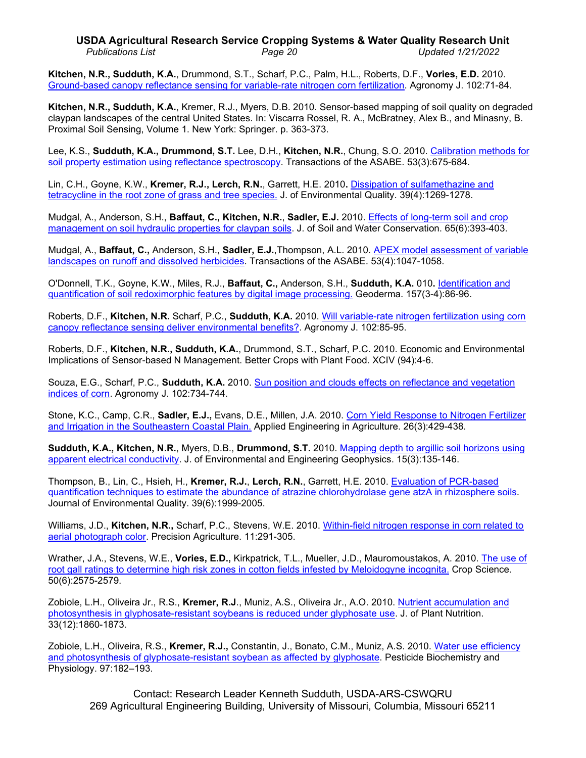**Kitchen, N.R., Sudduth, K.A.**, Drummond, S.T., Scharf, P.C., Palm, H.L., Roberts, D.F., **Vories, E.D.** 2010. Ground-based canopy reflectance sensing for variable-rate nitrogen corn fertilization. Agronomy J. 102:71-84.

**Kitchen, N.R., Sudduth, K.A.**, Kremer, R.J., Myers, D.B. 2010. Sensor-based mapping of soil quality on degraded claypan landscapes of the central United States. In: Viscarra Rossel, R. A., McBratney, Alex B., and Minasny, B. Proximal Soil Sensing, Volume 1. New York: Springer. p. 363-373.

Lee, K.S., **Sudduth, K.A., Drummond, S.T.** Lee, D.H., **Kitchen, N.R.**, Chung, S.O. 2010. Calibration methods for soil property estimation using reflectance spectroscopy. Transactions of the ASABE. 53(3):675-684.

Lin, C.H., Goyne, K.W., **Kremer, R.J., Lerch, R.N.**, Garrett, H.E. 2010**.** Dissipation of sulfamethazine and tetracycline in the root zone of grass and tree species. J. of Environmental Quality. 39(4):1269-1278.

Mudgal, A., Anderson, S.H., **Baffaut, C., Kitchen, N.R.**, **Sadler, E.J.** 2010. Effects of long-term soil and crop management on soil hydraulic properties for claypan soils. J. of Soil and Water Conservation. 65(6):393-403.

Mudgal, A., **Baffaut, C.,** Anderson, S.H., **Sadler, E.J.**,Thompson, A.L. 2010. APEX model assessment of variable landscapes on runoff and dissolved herbicides. Transactions of the ASABE. 53(4):1047-1058.

O'Donnell, T.K., Goyne, K.W., Miles, R.J., **Baffaut, C.,** Anderson, S.H., **Sudduth, K.A.** 010**.** Identification and quantification of soil redoximorphic features by digital image processing. Geoderma. 157(3-4):86-96.

Roberts, D.F., **Kitchen, N.R.** Scharf, P.C., **Sudduth, K.A.** 2010. Will variable-rate nitrogen fertilization using corn canopy reflectance sensing deliver environmental benefits?. Agronomy J. 102:85-95.

Roberts, D.F., **Kitchen, N.R., Sudduth, K.A.**, Drummond, S.T., Scharf, P.C. 2010. Economic and Environmental Implications of Sensor-based N Management. Better Crops with Plant Food. XCIV (94):4-6.

Souza, E.G., Scharf, P.C., **Sudduth, K.A.** 2010. Sun position and clouds effects on reflectance and vegetation indices of corn. Agronomy J. 102:734-744.

Stone, K.C., Camp, C.R., **Sadler, E.J.,** Evans, D.E., Millen, J.A. 2010. Corn Yield Response to Nitrogen Fertilizer and Irrigation in the Southeastern Coastal Plain. Applied Engineering in Agriculture. 26(3):429-438.

**Sudduth, K.A., Kitchen, N.R.**, Myers, D.B., **Drummond, S.T.** 2010. Mapping depth to argillic soil horizons using apparent electrical conductivity. J. of Environmental and Engineering Geophysics. 15(3):135-146.

Thompson, B., Lin, C., Hsieh, H., **Kremer, R.J.**, **Lerch, R.N.**, Garrett, H.E. 2010. Evaluation of PCR-based quantification techniques to estimate the abundance of atrazine chlorohydrolase gene atzA in rhizosphere soils. Journal of Environmental Quality. 39(6):1999-2005.

Williams, J.D., **Kitchen, N.R.,** Scharf, P.C., Stevens, W.E. 2010. Within-field nitrogen response in corn related to aerial photograph color. Precision Agriculture. 11:291-305.

Wrather, J.A., Stevens, W.E., **Vories, E.D.,** Kirkpatrick, T.L., Mueller, J.D., Mauromoustakos, A. 2010. The use of root gall ratings to determine high risk zones in cotton fields infested by Meloidogyne incognita. Crop Science. 50(6):2575-2579.

Zobiole, L.H., Oliveira Jr., R.S., **Kremer, R.J**., Muniz, A.S., Oliveira Jr., A.O. 2010. Nutrient accumulation and photosynthesis in glyphosate-resistant soybeans is reduced under glyphosate use. J. of Plant Nutrition. 33(12):1860-1873.

Zobiole, L.H., Oliveira, R.S., **Kremer, R.J.,** Constantin, J., Bonato, C.M., Muniz, A.S. 2010. Water use efficiency and photosynthesis of glyphosate-resistant soybean as affected by glyphosate. Pesticide Biochemistry and Physiology. 97:182–193.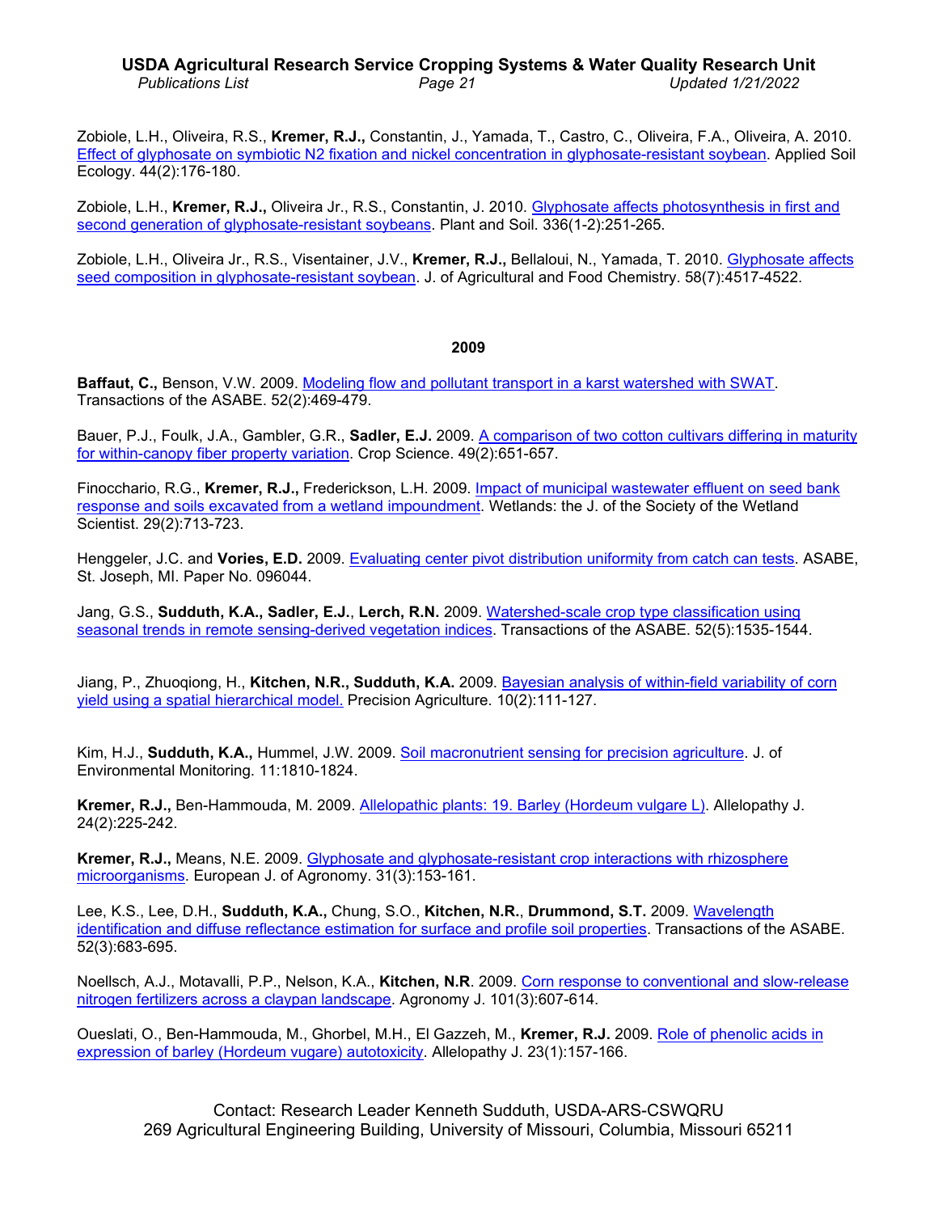Zobiole, L.H., Oliveira, R.S., **Kremer, R.J.,** Constantin, J., Yamada, T., Castro, C., Oliveira, F.A., Oliveira, A. 2010. Effect of glyphosate on symbiotic N2 fixation and nickel concentration in glyphosate-resistant soybean. Applied Soil Ecology. 44(2):176-180.

Zobiole, L.H., **Kremer, R.J.,** Oliveira Jr., R.S., Constantin, J. 2010. Glyphosate affects photosynthesis in first and second generation of glyphosate-resistant soybeans. Plant and Soil. 336(1-2):251-265.

Zobiole, L.H., Oliveira Jr., R.S., Visentainer, J.V., **Kremer, R.J.,** Bellaloui, N., Yamada, T. 2010. Glyphosate affects seed composition in glyphosate-resistant soybean. J. of Agricultural and Food Chemistry. 58(7):4517-4522.

## 2009

**Baffaut, C.,** Benson, V.W. 2009. Modeling flow and pollutant transport in a karst watershed with SWAT. Transactions of the ASABE. 52(2):469-479.

Bauer, P.J., Foulk, J.A., Gambler, G.R., **Sadler, E.J.** 2009. A comparison of two cotton cultivars differing in maturity for within-canopy fiber property variation. Crop Science. 49(2):651-657.

Finocchario, R.G., **Kremer, R.J.,** Frederickson, L.H. 2009. Impact of municipal wastewater effluent on seed bank response and soils excavated from a wetland impoundment. Wetlands: the J. of the Society of the Wetland Scientist. 29(2):713-723.

Henggeler, J.C. and **Vories, E.D.** 2009. Evaluating center pivot distribution uniformity from catch can tests. ASABE, St. Joseph, MI. Paper No. 096044.

Jang, G.S., **Sudduth, K.A., Sadler, E.J.**, **Lerch, R.N.** 2009. Watershed-scale crop type classification using seasonal trends in remote sensing-derived vegetation indices. Transactions of the ASABE. 52(5):1535-1544.

Jiang, P., Zhuoqiong, H., **Kitchen, N.R., Sudduth, K.A.** 2009. Bayesian analysis of within-field variability of corn yield using a spatial hierarchical model. Precision Agriculture. 10(2):111-127.

Kim, H.J., **Sudduth, K.A.,** Hummel, J.W. 2009. Soil macronutrient sensing for precision agriculture. J. of Environmental Monitoring. 11:1810-1824.

**Kremer, R.J.,** Ben-Hammouda, M. 2009. Allelopathic plants: 19. Barley (Hordeum vulgare L). Allelopathy J. 24(2):225-242.

**Kremer, R.J.,** Means, N.E. 2009. Glyphosate and glyphosate-resistant crop interactions with rhizosphere microorganisms. European J. of Agronomy. 31(3):153-161.

Lee, K.S., Lee, D.H., **Sudduth, K.A.,** Chung, S.O., **Kitchen, N.R.**, **Drummond, S.T.** 2009. Wavelength identification and diffuse reflectance estimation for surface and profile soil properties. Transactions of the ASABE. 52(3):683-695.

Noellsch, A.J., Motavalli, P.P., Nelson, K.A., **Kitchen, N.R**. 2009. Corn response to conventional and slow-release nitrogen fertilizers across a claypan landscape. Agronomy J. 101(3):607-614.

Oueslati, O., Ben-Hammouda, M., Ghorbel, M.H., El Gazzeh, M., **Kremer, R.J.** 2009. Role of phenolic acids in expression of barley (Hordeum vugare) autotoxicity. Allelopathy J. 23(1):157-166.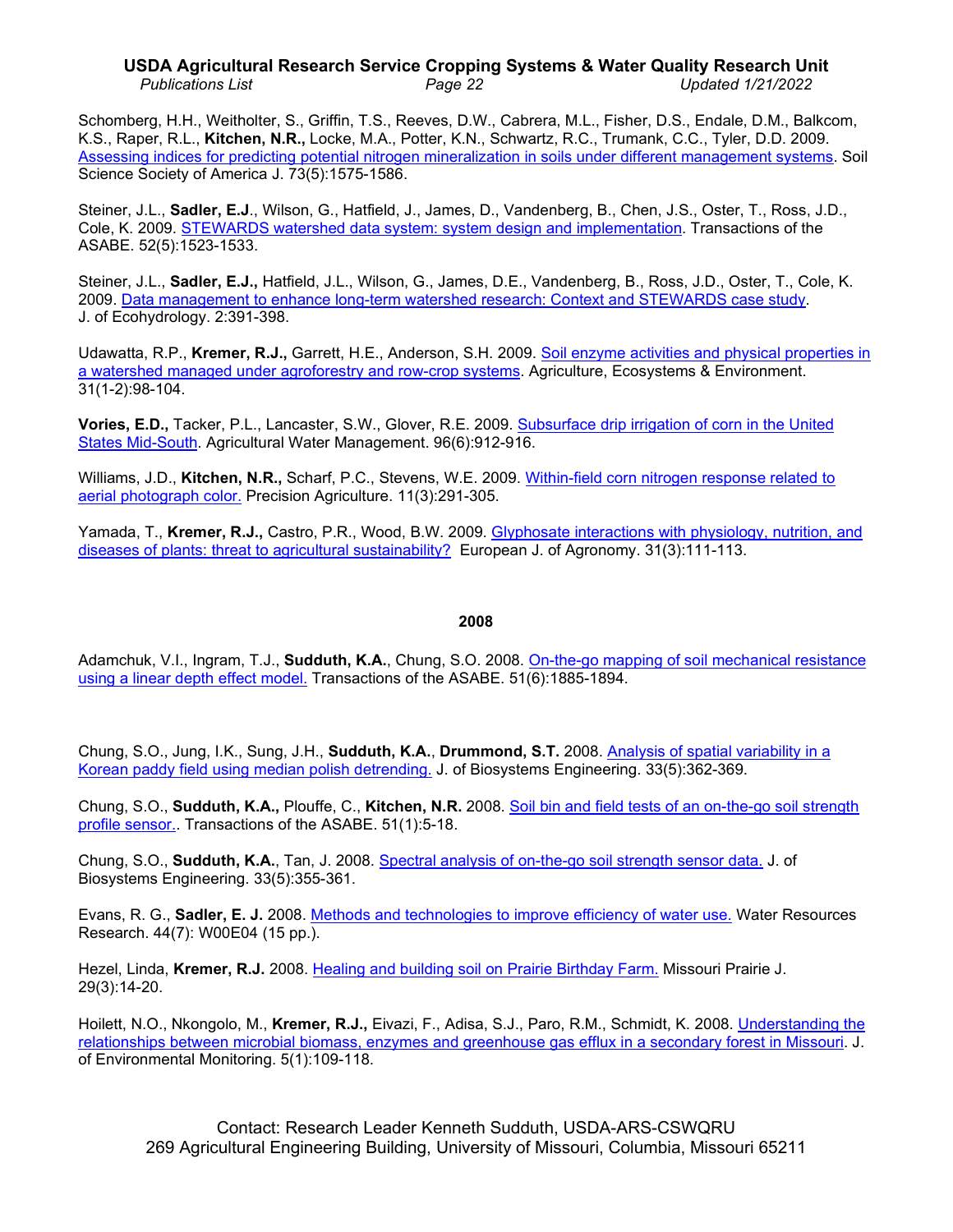Schomberg, H.H., Weitholter, S., Griffin, T.S., Reeves, D.W., Cabrera, M.L., Fisher, D.S., Endale, D.M., Balkcom, K.S., Raper, R.L., **Kitchen, N.R.,** Locke, M.A., Potter, K.N., Schwartz, R.C., Trumank, C.C., Tyler, D.D. 2009. Assessing indices for predicting potential nitrogen mineralization in soils under different management systems. Soil Science Society of America J. 73(5):1575-1586.

Steiner, J.L., **Sadler, E.J**., Wilson, G., Hatfield, J., James, D., Vandenberg, B., Chen, J.S., Oster, T., Ross, J.D., Cole, K. 2009. STEWARDS watershed data system: system design and implementation. Transactions of the ASABE. 52(5):1523-1533.

Steiner, J.L., **Sadler, E.J.,** Hatfield, J.L., Wilson, G., James, D.E., Vandenberg, B., Ross, J.D., Oster, T., Cole, K. 2009. Data management to enhance long-term watershed research: Context and STEWARDS case study. J. of Ecohydrology. 2:391-398.

Udawatta, R.P., **Kremer, R.J.,** Garrett, H.E., Anderson, S.H. 2009. Soil enzyme activities and physical properties in a watershed managed under agroforestry and row-crop systems. Agriculture, Ecosystems & Environment. 31(1-2):98-104.

**Vories, E.D.,** Tacker, P.L., Lancaster, S.W., Glover, R.E. 2009. Subsurface drip irrigation of corn in the United States Mid-South. Agricultural Water Management. 96(6):912-916.

Williams, J.D., **Kitchen, N.R.,** Scharf, P.C., Stevens, W.E. 2009. Within-field corn nitrogen response related to aerial photograph color. Precision Agriculture. 11(3):291-305.

Yamada, T., **Kremer, R.J.,** Castro, P.R., Wood, B.W. 2009. Glyphosate interactions with physiology, nutrition, and diseases of plants: threat to agricultural sustainability? European J. of Agronomy. 31(3):111-113.

## 2008

Adamchuk, V.I., Ingram, T.J., **Sudduth, K.A.**, Chung, S.O. 2008. On-the-go mapping of soil mechanical resistance using a linear depth effect model. Transactions of the ASABE. 51(6):1885-1894.

Chung, S.O., Jung, I.K., Sung, J.H., **Sudduth, K.A.**, **Drummond, S.T.** 2008. Analysis of spatial variability in a Korean paddy field using median polish detrending. J. of Biosystems Engineering. 33(5):362-369.

Chung, S.O., **Sudduth, K.A.,** Plouffe, C., **Kitchen, N.R.** 2008. Soil bin and field tests of an on-the-go soil strength profile sensor.. Transactions of the ASABE. 51(1):5-18.

Chung, S.O., **Sudduth, K.A.**, Tan, J. 2008. Spectral analysis of on-the-go soil strength sensor data. J. of Biosystems Engineering. 33(5):355-361.

Evans, R. G., **Sadler, E. J.** 2008. Methods and technologies to improve efficiency of water use. Water Resources Research. 44(7): W00E04 (15 pp.).

Hezel, Linda, **Kremer, R.J.** 2008. Healing and building soil on Prairie Birthday Farm. Missouri Prairie J. 29(3):14-20.

Hoilett, N.O., Nkongolo, M., **Kremer, R.J.,** Eivazi, F., Adisa, S.J., Paro, R.M., Schmidt, K. 2008. Understanding the relationships between microbial biomass, enzymes and greenhouse gas efflux in a secondary forest in Missouri. J. of Environmental Monitoring. 5(1):109-118.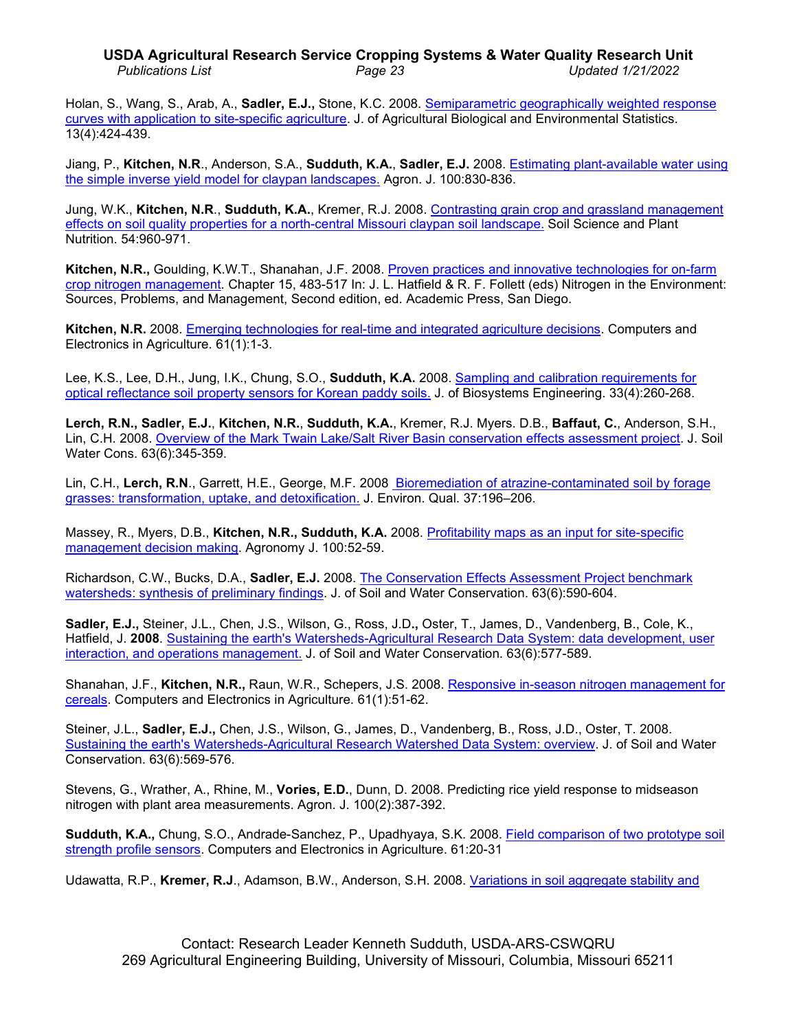Holan, S., Wang, S., Arab, A., **Sadler, E.J.,** Stone, K.C. 2008. Semiparametric geographically weighted response curves with application to site-specific agriculture. J. of Agricultural Biological and Environmental Statistics. 13(4):424-439.

Jiang, P., **Kitchen, N.R**., Anderson, S.A., **Sudduth, K.A.**, **Sadler, E.J.** 2008. Estimating plant-available water using the simple inverse yield model for claypan landscapes. Agron. J. 100:830-836.

Jung, W.K., **Kitchen, N.R**., **Sudduth, K.A.**, Kremer, R.J. 2008. Contrasting grain crop and grassland management effects on soil quality properties for a north-central Missouri claypan soil landscape. Soil Science and Plant Nutrition. 54:960-971.

**Kitchen, N.R.,** Goulding, K.W.T., Shanahan, J.F. 2008. Proven practices and innovative technologies for on-farm crop nitrogen management. Chapter 15, 483-517 In: J. L. Hatfield & R. F. Follett (eds) Nitrogen in the Environment: Sources, Problems, and Management, Second edition, ed. Academic Press, San Diego.

**Kitchen, N.R.** 2008. Emerging technologies for real-time and integrated agriculture decisions. Computers and Electronics in Agriculture. 61(1):1-3.

Lee, K.S., Lee, D.H., Jung, I.K., Chung, S.O., **Sudduth, K.A.** 2008. Sampling and calibration requirements for optical reflectance soil property sensors for Korean paddy soils. J. of Biosystems Engineering. 33(4):260-268.

**Lerch, R.N., Sadler, E.J.**, **Kitchen, N.R.**, **Sudduth, K.A.**, Kremer, R.J. Myers. D.B., **Baffaut, C.**, Anderson, S.H., Lin, C.H. 2008. Overview of the Mark Twain Lake/Salt River Basin conservation effects assessment project. J. Soil Water Cons. 63(6):345-359.

Lin, C.H., **Lerch, R.N**., Garrett, H.E., George, M.F. 2008 Bioremediation of atrazine-contaminated soil by forage grasses: transformation, uptake, and detoxification. J. Environ. Qual. 37:196–206.

Massey, R., Myers, D.B., **Kitchen, N.R., Sudduth, K.A.** 2008. Profitability maps as an input for site-specific management decision making. Agronomy J. 100:52-59.

Richardson, C.W., Bucks, D.A., **Sadler, E.J.** 2008. The Conservation Effects Assessment Project benchmark watersheds: synthesis of preliminary findings. J. of Soil and Water Conservation. 63(6):590-604.

**Sadler, E.J.,** Steiner, J.L., Chen, J.S., Wilson, G., Ross, J.D**.,** Oster, T., James, D., Vandenberg, B., Cole, K., Hatfield, J. **2008**. Sustaining the earth's Watersheds-Agricultural Research Data System: data development, user interaction, and operations management. J. of Soil and Water Conservation. 63(6):577-589.

Shanahan, J.F., **Kitchen, N.R.,** Raun, W.R., Schepers, J.S. 2008. Responsive in-season nitrogen management for cereals. Computers and Electronics in Agriculture. 61(1):51-62.

Steiner, J.L., **Sadler, E.J.,** Chen, J.S., Wilson, G., James, D., Vandenberg, B., Ross, J.D., Oster, T. 2008. Sustaining the earth's Watersheds-Agricultural Research Watershed Data System: overview. J. of Soil and Water Conservation. 63(6):569-576.

Stevens, G., Wrather, A., Rhine, M., **Vories, E.D.**, Dunn, D. 2008. Predicting rice yield response to midseason nitrogen with plant area measurements. Agron. J. 100(2):387-392.

**Sudduth, K.A.,** Chung, S.O., Andrade-Sanchez, P., Upadhyaya, S.K. 2008. Field comparison of two prototype soil strength profile sensors. Computers and Electronics in Agriculture. 61:20-31

Udawatta, R.P., **Kremer, R.J**., Adamson, B.W., Anderson, S.H. 2008. Variations in soil aggregate stability and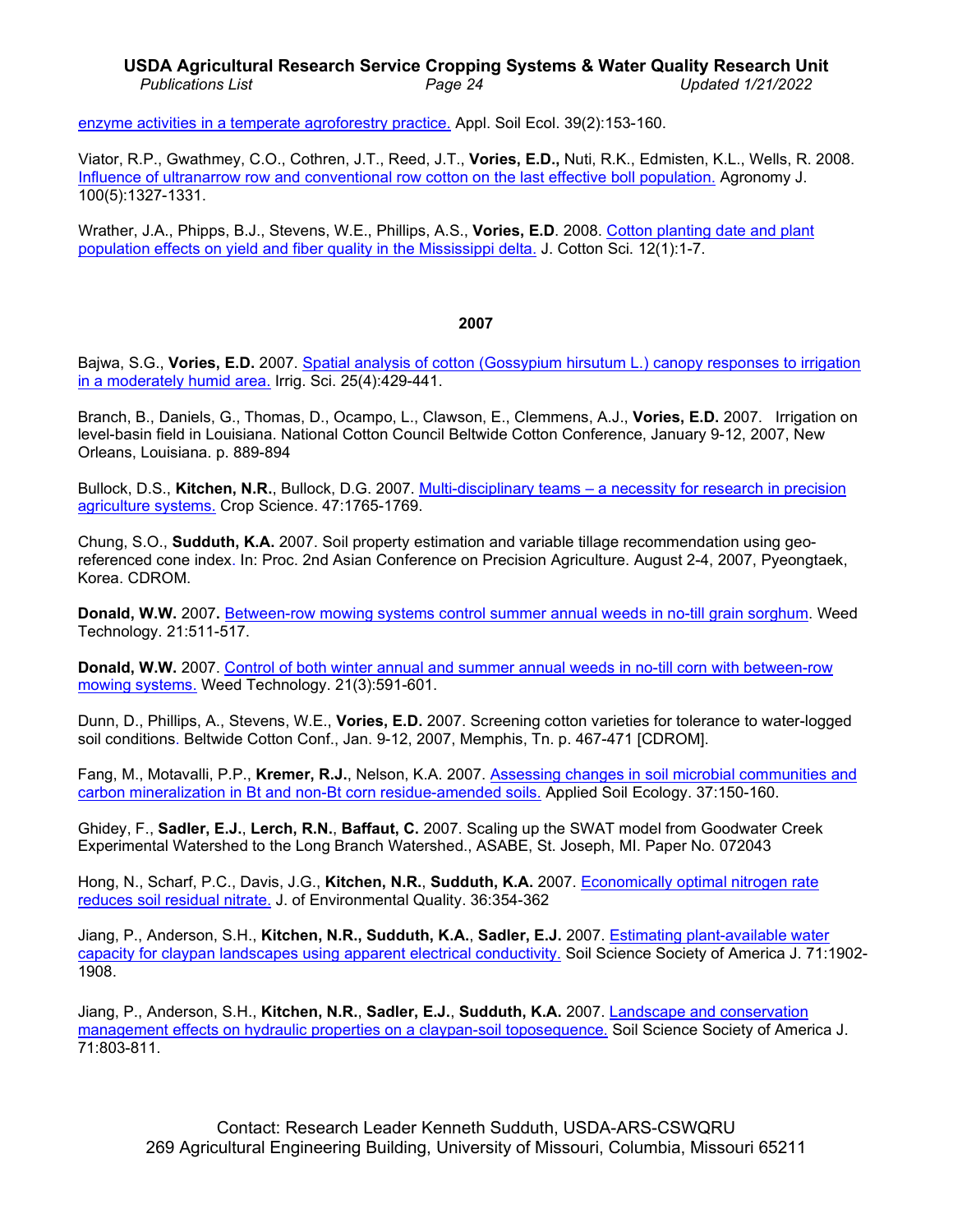enzyme activities in a temperate agroforestry practice. Appl. Soil Ecol. 39(2):153-160.

Viator, R.P., Gwathmey, C.O., Cothren, J.T., Reed, J.T., **Vories, E.D.,** Nuti, R.K., Edmisten, K.L., Wells, R. 2008. Influence of ultranarrow row and conventional row cotton on the last effective boll population. Agronomy J. 100(5):1327-1331.

Wrather, J.A., Phipps, B.J., Stevens, W.E., Phillips, A.S., **Vories, E.D**. 2008. Cotton planting date and plant population effects on yield and fiber quality in the Mississippi delta. J. Cotton Sci. 12(1):1-7.

## 2007

Bajwa, S.G., **Vories, E.D.** 2007. Spatial analysis of cotton (Gossypium hirsutum L.) canopy responses to irrigation in a moderately humid area. Irrig. Sci. 25(4):429-441.

Branch, B., Daniels, G., Thomas, D., Ocampo, L., Clawson, E., Clemmens, A.J., **Vories, E.D.** 2007. Irrigation on level-basin field in Louisiana. National Cotton Council Beltwide Cotton Conference, January 9-12, 2007, New Orleans, Louisiana. p. 889-894

Bullock, D.S., **Kitchen, N.R.**, Bullock, D.G. 2007. Multi-disciplinary teams – a necessity for research in precision agriculture systems. Crop Science. 47:1765-1769.

Chung, S.O., **Sudduth, K.A.** 2007. Soil property estimation and variable tillage recommendation using geo-referenced cone index. In: Proc. 2nd Asian Conference on Precision Agriculture. August 2-4, 2007, Pyeongtaek, Korea. CDROM.

**Donald, W.W.** 2007**.** Between-row mowing systems control summer annual weeds in no-till grain sorghum. Weed Technology. 21:511-517.

**Donald, W.W.** 2007. Control of both winter annual and summer annual weeds in no-till corn with between-row mowing systems. Weed Technology. 21(3):591-601.

Dunn, D., Phillips, A., Stevens, W.E., **Vories, E.D.** 2007. Screening cotton varieties for tolerance to water-logged soil conditions. Beltwide Cotton Conf., Jan. 9-12, 2007, Memphis, Tn. p. 467-471 [CDROM].

Fang, M., Motavalli, P.P., **Kremer, R.J.**, Nelson, K.A. 2007. Assessing changes in soil microbial communities and carbon mineralization in Bt and non-Bt corn residue-amended soils. Applied Soil Ecology. 37:150-160.

Ghidey, F., **Sadler, E.J.**, **Lerch, R.N.**, **Baffaut, C.** 2007. Scaling up the SWAT model from Goodwater Creek Experimental Watershed to the Long Branch Watershed., ASABE, St. Joseph, MI. Paper No. 072043

Hong, N., Scharf, P.C., Davis, J.G., **Kitchen, N.R.**, **Sudduth, K.A.** 2007. Economically optimal nitrogen rate reduces soil residual nitrate. J. of Environmental Quality. 36:354-362

Jiang, P., Anderson, S.H., **Kitchen, N.R., Sudduth, K.A.**, **Sadler, E.J.** 2007. Estimating plant-available water capacity for claypan landscapes using apparent electrical conductivity. Soil Science Society of America J. 71:1902-1908.

Jiang, P., Anderson, S.H., **Kitchen, N.R.**, **Sadler, E.J.**, **Sudduth, K.A.** 2007. Landscape and conservation management effects on hydraulic properties on a claypan-soil toposequence. Soil Science Society of America J. 71:803-811.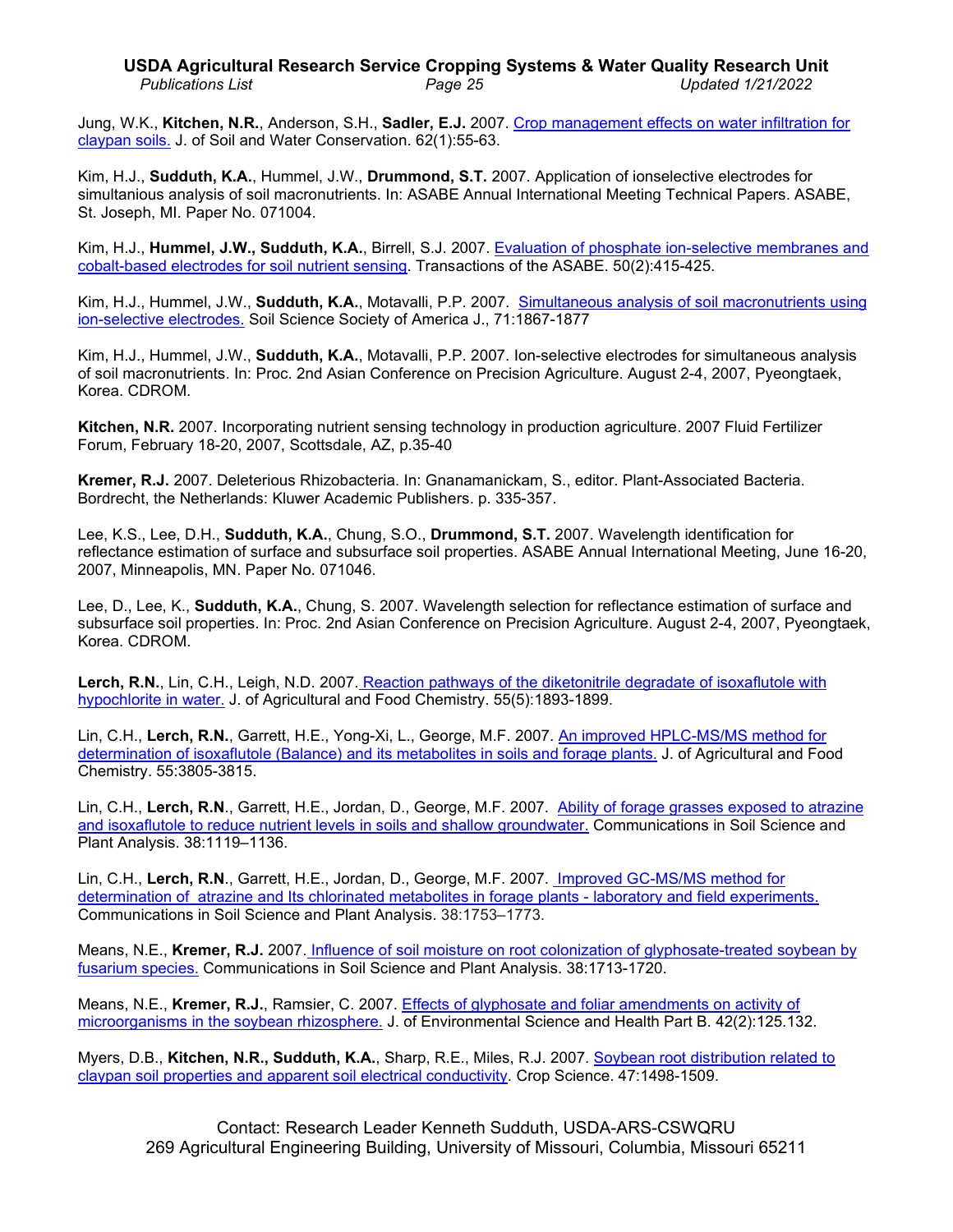Jung, W.K., **Kitchen, N.R.**, Anderson, S.H., **Sadler, E.J.** 2007. Crop management effects on water infiltration for claypan soils. J. of Soil and Water Conservation. 62(1):55-63.

Kim, H.J., **Sudduth, K.A.**, Hummel, J.W., **Drummond, S.T.** 2007. Application of ionselective electrodes for simultanious analysis of soil macronutrients. In: ASABE Annual International Meeting Technical Papers. ASABE, St. Joseph, MI. Paper No. 071004.

Kim, H.J., **Hummel, J.W., Sudduth, K.A.**, Birrell, S.J. 2007. Evaluation of phosphate ion-selective membranes and cobalt-based electrodes for soil nutrient sensing. Transactions of the ASABE. 50(2):415-425.

Kim, H.J., Hummel, J.W., **Sudduth, K.A.**, Motavalli, P.P. 2007. Simultaneous analysis of soil macronutrients using ion-selective electrodes. Soil Science Society of America J., 71:1867-1877

Kim, H.J., Hummel, J.W., **Sudduth, K.A.**, Motavalli, P.P. 2007. Ion-selective electrodes for simultaneous analysis of soil macronutrients. In: Proc. 2nd Asian Conference on Precision Agriculture. August 2-4, 2007, Pyeongtaek, Korea. CDROM.

**Kitchen, N.R.** 2007. Incorporating nutrient sensing technology in production agriculture. 2007 Fluid Fertilizer Forum, February 18-20, 2007, Scottsdale, AZ, p.35-40

**Kremer, R.J.** 2007. Deleterious Rhizobacteria. In: Gnanamanickam, S., editor. Plant-Associated Bacteria. Bordrecht, the Netherlands: Kluwer Academic Publishers. p. 335-357.

Lee, K.S., Lee, D.H., **Sudduth, K.A.**, Chung, S.O., **Drummond, S.T.** 2007. Wavelength identification for reflectance estimation of surface and subsurface soil properties. ASABE Annual International Meeting, June 16-20, 2007, Minneapolis, MN. Paper No. 071046.

Lee, D., Lee, K., **Sudduth, K.A.**, Chung, S. 2007. Wavelength selection for reflectance estimation of surface and subsurface soil properties. In: Proc. 2nd Asian Conference on Precision Agriculture. August 2-4, 2007, Pyeongtaek, Korea. CDROM.

**Lerch, R.N.**, Lin, C.H., Leigh, N.D. 2007. Reaction pathways of the diketonitrile degradate of isoxaflutole with hypochlorite in water. J. of Agricultural and Food Chemistry. 55(5):1893-1899.

Lin, C.H., **Lerch, R.N.**, Garrett, H.E., Yong-Xi, L., George, M.F. 2007. An improved HPLC-MS/MS method for determination of isoxaflutole (Balance) and its metabolites in soils and forage plants. J. of Agricultural and Food Chemistry. 55:3805-3815.

Lin, C.H., **Lerch, R.N**., Garrett, H.E., Jordan, D., George, M.F. 2007. Ability of forage grasses exposed to atrazine and isoxaflutole to reduce nutrient levels in soils and shallow groundwater. Communications in Soil Science and Plant Analysis. 38:1119–1136.

Lin, C.H., **Lerch, R.N**., Garrett, H.E., Jordan, D., George, M.F. 2007. Improved GC-MS/MS method for determination of atrazine and Its chlorinated metabolites in forage plants - laboratory and field experiments. Communications in Soil Science and Plant Analysis. 38:1753–1773.

Means, N.E., **Kremer, R.J.** 2007. Influence of soil moisture on root colonization of glyphosate-treated soybean by fusarium species. Communications in Soil Science and Plant Analysis. 38:1713-1720.

Means, N.E., **Kremer, R.J.**, Ramsier, C. 2007. Effects of glyphosate and foliar amendments on activity of microorganisms in the soybean rhizosphere. J. of Environmental Science and Health Part B. 42(2):125.132.

Myers, D.B., **Kitchen, N.R., Sudduth, K.A.**, Sharp, R.E., Miles, R.J. 2007. Soybean root distribution related to claypan soil properties and apparent soil electrical conductivity. Crop Science. 47:1498-1509.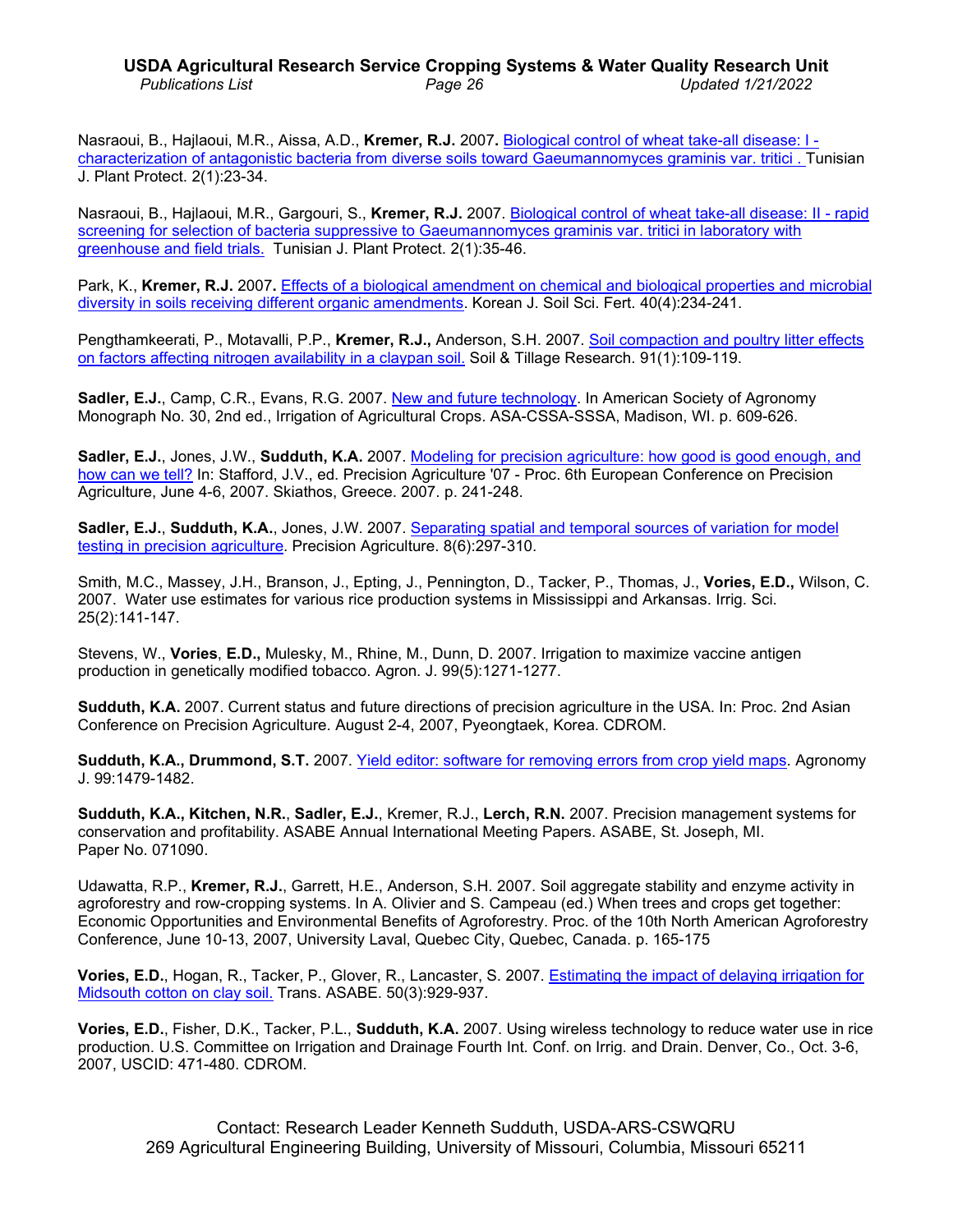Nasraoui, B., Hajlaoui, M.R., Aissa, A.D., **Kremer, R.J.** 2007**.** Biological control of wheat take-all disease: I - characterization of antagonistic bacteria from diverse soils toward Gaeumannomyces graminis var. tritici . Tunisian J. Plant Protect. 2(1):23-34.

Nasraoui, B., Hajlaoui, M.R., Gargouri, S., **Kremer, R.J.** 2007. Biological control of wheat take-all disease: II - rapid screening for selection of bacteria suppressive to Gaeumannomyces graminis var. tritici in laboratory with greenhouse and field trials. Tunisian J. Plant Protect. 2(1):35-46.

Park, K., **Kremer, R.J.** 2007**.** Effects of a biological amendment on chemical and biological properties and microbial diversity in soils receiving different organic amendments. Korean J. Soil Sci. Fert. 40(4):234-241.

Pengthamkeerati, P., Motavalli, P.P., **Kremer, R.J.,** Anderson, S.H. 2007. Soil compaction and poultry litter effects on factors affecting nitrogen availability in a claypan soil. Soil & Tillage Research. 91(1):109-119.

**Sadler, E.J.**, Camp, C.R., Evans, R.G. 2007. New and future technology. In American Society of Agronomy Monograph No. 30, 2nd ed., Irrigation of Agricultural Crops. ASA-CSSA-SSSA, Madison, WI. p. 609-626.

**Sadler, E.J.**, Jones, J.W., **Sudduth, K.A.** 2007. Modeling for precision agriculture: how good is good enough, and how can we tell? In: Stafford, J.V., ed. Precision Agriculture '07 - Proc. 6th European Conference on Precision Agriculture, June 4-6, 2007. Skiathos, Greece. 2007. p. 241-248.

**Sadler, E.J.**, **Sudduth, K.A.**, Jones, J.W. 2007. Separating spatial and temporal sources of variation for model testing in precision agriculture. Precision Agriculture. 8(6):297-310.

Smith, M.C., Massey, J.H., Branson, J., Epting, J., Pennington, D., Tacker, P., Thomas, J., **Vories, E.D.,** Wilson, C. 2007. Water use estimates for various rice production systems in Mississippi and Arkansas. Irrig. Sci. 25(2):141-147.

Stevens, W., **Vories**, **E.D.,** Mulesky, M., Rhine, M., Dunn, D. 2007. Irrigation to maximize vaccine antigen production in genetically modified tobacco. Agron. J. 99(5):1271-1277.

**Sudduth, K.A.** 2007. Current status and future directions of precision agriculture in the USA. In: Proc. 2nd Asian Conference on Precision Agriculture. August 2-4, 2007, Pyeongtaek, Korea. CDROM.

**Sudduth, K.A., Drummond, S.T.** 2007. Yield editor: software for removing errors from crop yield maps. Agronomy J. 99:1479-1482.

**Sudduth, K.A., Kitchen, N.R.**, **Sadler, E.J.**, Kremer, R.J., **Lerch, R.N.** 2007. Precision management systems for conservation and profitability. ASABE Annual International Meeting Papers. ASABE, St. Joseph, MI. Paper No. 071090.

Udawatta, R.P., **Kremer, R.J.**, Garrett, H.E., Anderson, S.H. 2007. Soil aggregate stability and enzyme activity in agroforestry and row-cropping systems. In A. Olivier and S. Campeau (ed.) When trees and crops get together: Economic Opportunities and Environmental Benefits of Agroforestry. Proc. of the 10th North American Agroforestry Conference, June 10-13, 2007, University Laval, Quebec City, Quebec, Canada. p. 165-175

**Vories, E.D.**, Hogan, R., Tacker, P., Glover, R., Lancaster, S. 2007. Estimating the impact of delaying irrigation for Midsouth cotton on clay soil. Trans. ASABE. 50(3):929-937.

**Vories, E.D.**, Fisher, D.K., Tacker, P.L., **Sudduth, K.A.** 2007. Using wireless technology to reduce water use in rice production. U.S. Committee on Irrigation and Drainage Fourth Int. Conf. on Irrig. and Drain. Denver, Co., Oct. 3-6, 2007, USCID: 471-480. CDROM.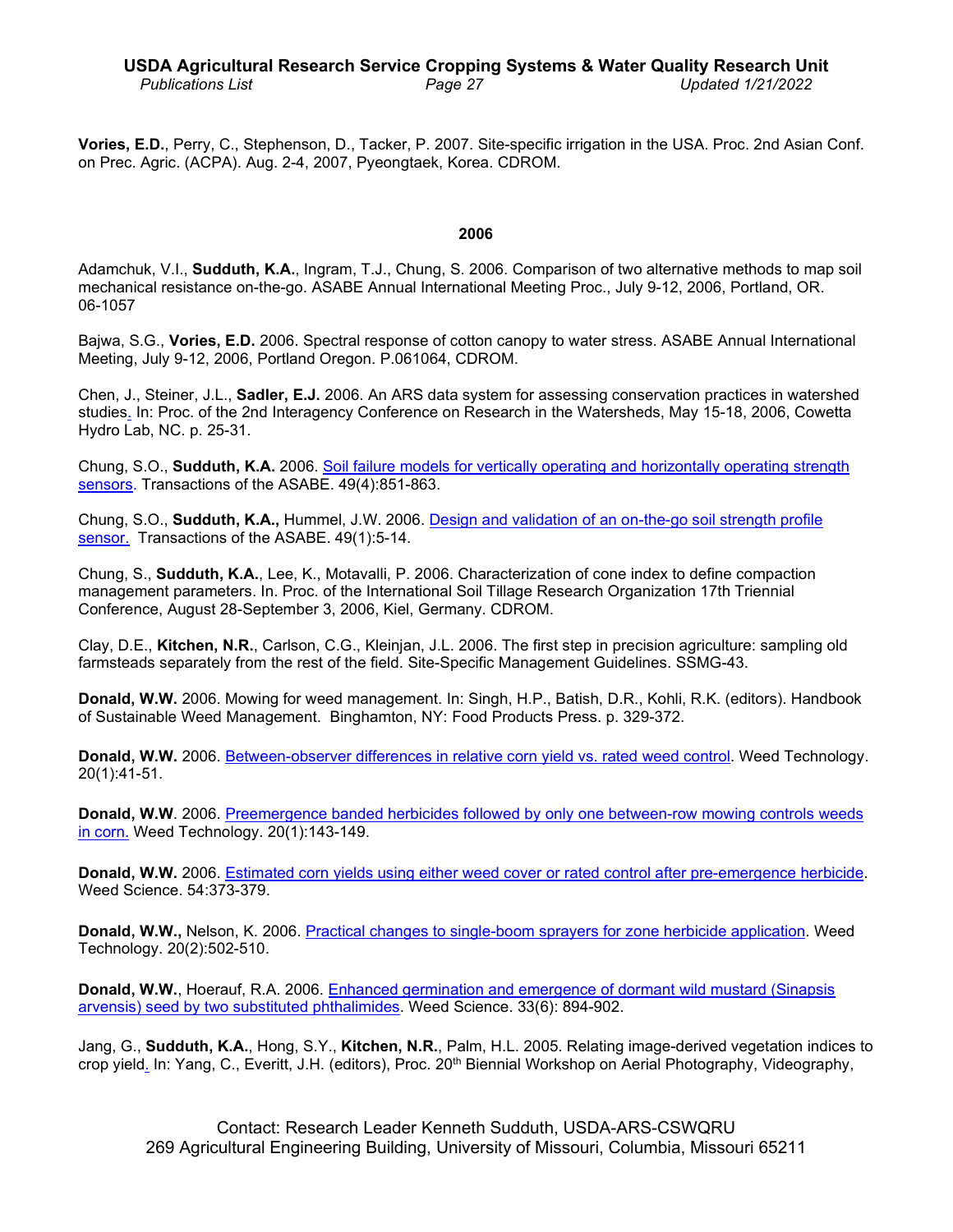**Vories, E.D.**, Perry, C., Stephenson, D., Tacker, P. 2007. Site-specific irrigation in the USA. Proc. 2nd Asian Conf. on Prec. Agric. (ACPA). Aug. 2-4, 2007, Pyeongtaek, Korea. CDROM.

## 2006

Adamchuk, V.I., **Sudduth, K.A.**, Ingram, T.J., Chung, S. 2006. Comparison of two alternative methods to map soil mechanical resistance on-the-go. ASABE Annual International Meeting Proc., July 9-12, 2006, Portland, OR. 06-1057

Bajwa, S.G., **Vories, E.D.** 2006. Spectral response of cotton canopy to water stress. ASABE Annual International Meeting, July 9-12, 2006, Portland Oregon. P.061064, CDROM.

Chen, J., Steiner, J.L., **Sadler, E.J.** 2006. An ARS data system for assessing conservation practices in watershed studies. In: Proc. of the 2nd Interagency Conference on Research in the Watersheds, May 15-18, 2006, Cowetta Hydro Lab, NC. p. 25-31.

Chung, S.O., **Sudduth, K.A.** 2006. Soil failure models for vertically operating and horizontally operating strength sensors. Transactions of the ASABE. 49(4):851-863.

Chung, S.O., **Sudduth, K.A.,** Hummel, J.W. 2006. Design and validation of an on-the-go soil strength profile sensor. Transactions of the ASABE. 49(1):5-14.

Chung, S., **Sudduth, K.A.**, Lee, K., Motavalli, P. 2006. Characterization of cone index to define compaction management parameters. In. Proc. of the International Soil Tillage Research Organization 17th Triennial Conference, August 28-September 3, 2006, Kiel, Germany. CDROM.

Clay, D.E., **Kitchen, N.R.**, Carlson, C.G., Kleinjan, J.L. 2006. The first step in precision agriculture: sampling old farmsteads separately from the rest of the field. Site-Specific Management Guidelines. SSMG-43.

**Donald, W.W.** 2006. Mowing for weed management. In: Singh, H.P., Batish, D.R., Kohli, R.K. (editors). Handbook of Sustainable Weed Management. Binghamton, NY: Food Products Press. p. 329-372.

**Donald, W.W.** 2006. Between-observer differences in relative corn yield vs. rated weed control. Weed Technology. 20(1):41-51.

**Donald, W.W**. 2006. Preemergence banded herbicides followed by only one between-row mowing controls weeds in corn. Weed Technology. 20(1):143-149.

**Donald, W.W.** 2006. Estimated corn yields using either weed cover or rated control after pre-emergence herbicide. Weed Science. 54:373-379.

**Donald, W.W.,** Nelson, K. 2006. Practical changes to single-boom sprayers for zone herbicide application. Weed Technology. 20(2):502-510.

**Donald, W.W.**, Hoerauf, R.A. 2006. Enhanced germination and emergence of dormant wild mustard (Sinapsis arvensis) seed by two substituted phthalimides. Weed Science. 33(6): 894-902.

Jang, G., **Sudduth, K.A.**, Hong, S.Y., **Kitchen, N.R.**, Palm, H.L. 2005. Relating image-derived vegetation indices to crop yield. In: Yang, C., Everitt, J.H. (editors), Proc. 20th Biennial Workshop on Aerial Photography, Videography,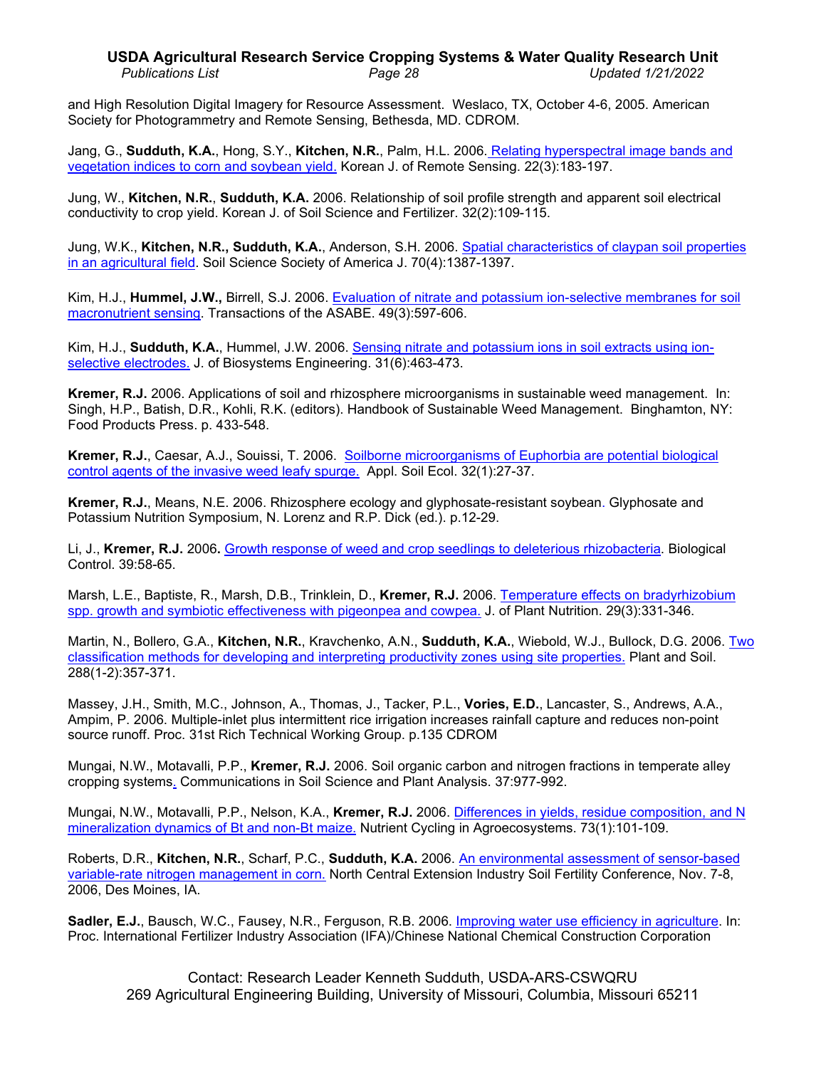and High Resolution Digital Imagery for Resource Assessment. Weslaco, TX, October 4-6, 2005. American Society for Photogrammetry and Remote Sensing, Bethesda, MD. CDROM.

Jang, G., **Sudduth, K.A.**, Hong, S.Y., **Kitchen, N.R.**, Palm, H.L. 2006. Relating hyperspectral image bands and vegetation indices to corn and soybean yield. Korean J. of Remote Sensing. 22(3):183-197.

Jung, W., **Kitchen, N.R.**, **Sudduth, K.A.** 2006. Relationship of soil profile strength and apparent soil electrical conductivity to crop yield. Korean J. of Soil Science and Fertilizer. 32(2):109-115.

Jung, W.K., **Kitchen, N.R., Sudduth, K.A.**, Anderson, S.H. 2006. Spatial characteristics of claypan soil properties in an agricultural field. Soil Science Society of America J. 70(4):1387-1397.

Kim, H.J., **Hummel, J.W.,** Birrell, S.J. 2006. Evaluation of nitrate and potassium ion-selective membranes for soil macronutrient sensing. Transactions of the ASABE. 49(3):597-606.

Kim, H.J., **Sudduth, K.A.**, Hummel, J.W. 2006. Sensing nitrate and potassium ions in soil extracts using ion-selective electrodes. J. of Biosystems Engineering. 31(6):463-473.

**Kremer, R.J.** 2006. Applications of soil and rhizosphere microorganisms in sustainable weed management. In: Singh, H.P., Batish, D.R., Kohli, R.K. (editors). Handbook of Sustainable Weed Management. Binghamton, NY: Food Products Press. p. 433-548.

**Kremer, R.J.**, Caesar, A.J., Souissi, T. 2006. Soilborne microorganisms of Euphorbia are potential biological control agents of the invasive weed leafy spurge. Appl. Soil Ecol. 32(1):27-37.

**Kremer, R.J.**, Means, N.E. 2006. Rhizosphere ecology and glyphosate-resistant soybean. Glyphosate and Potassium Nutrition Symposium, N. Lorenz and R.P. Dick (ed.). p.12-29.

Li, J., **Kremer, R.J.** 2006**.** Growth response of weed and crop seedlings to deleterious rhizobacteria. Biological Control. 39:58-65.

Marsh, L.E., Baptiste, R., Marsh, D.B., Trinklein, D., **Kremer, R.J.** 2006. Temperature effects on bradyrhizobium spp. growth and symbiotic effectiveness with pigeonpea and cowpea. J. of Plant Nutrition. 29(3):331-346.

Martin, N., Bollero, G.A., **Kitchen, N.R.**, Kravchenko, A.N., **Sudduth, K.A.**, Wiebold, W.J., Bullock, D.G. 2006. Two classification methods for developing and interpreting productivity zones using site properties. Plant and Soil. 288(1-2):357-371.

Massey, J.H., Smith, M.C., Johnson, A., Thomas, J., Tacker, P.L., **Vories, E.D.**, Lancaster, S., Andrews, A.A., Ampim, P. 2006. Multiple-inlet plus intermittent rice irrigation increases rainfall capture and reduces non-point source runoff. Proc. 31st Rich Technical Working Group. p.135 CDROM

Mungai, N.W., Motavalli, P.P., **Kremer, R.J.** 2006. Soil organic carbon and nitrogen fractions in temperate alley cropping systems. Communications in Soil Science and Plant Analysis. 37:977-992.

Mungai, N.W., Motavalli, P.P., Nelson, K.A., **Kremer, R.J.** 2006. Differences in yields, residue composition, and N mineralization dynamics of Bt and non-Bt maize. Nutrient Cycling in Agroecosystems. 73(1):101-109.

Roberts, D.R., **Kitchen, N.R.**, Scharf, P.C., **Sudduth, K.A.** 2006. An environmental assessment of sensor-based variable-rate nitrogen management in corn. North Central Extension Industry Soil Fertility Conference, Nov. 7-8, 2006, Des Moines, IA.

**Sadler, E.J.**, Bausch, W.C., Fausey, N.R., Ferguson, R.B. 2006. Improving water use efficiency in agriculture. In: Proc. International Fertilizer Industry Association (IFA)/Chinese National Chemical Construction Corporation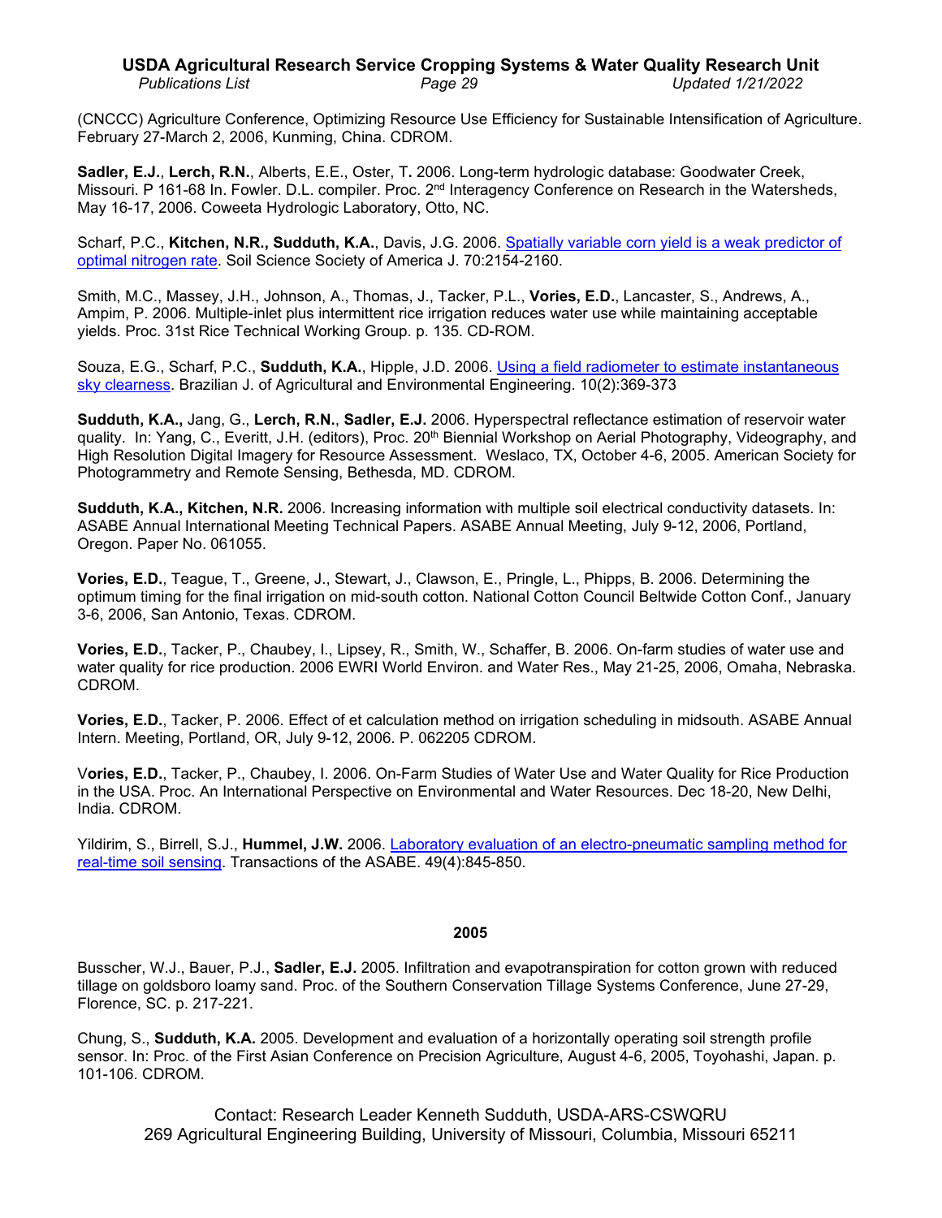(CNCCC) Agriculture Conference, Optimizing Resource Use Efficiency for Sustainable Intensification of Agriculture. February 27-March 2, 2006, Kunming, China. CDROM.

**Sadler, E.J.**, **Lerch, R.N.**, Alberts, E.E., Oster, T**.** 2006. Long-term hydrologic database: Goodwater Creek, Missouri. P 161-68 In. Fowler. D.L. compiler. Proc. 2nd Interagency Conference on Research in the Watersheds, May 16-17, 2006. Coweeta Hydrologic Laboratory, Otto, NC.

Scharf, P.C., **Kitchen, N.R., Sudduth, K.A.**, Davis, J.G. 2006. Spatially variable corn yield is a weak predictor of optimal nitrogen rate. Soil Science Society of America J. 70:2154-2160.

Smith, M.C., Massey, J.H., Johnson, A., Thomas, J., Tacker, P.L., **Vories, E.D.**, Lancaster, S., Andrews, A., Ampim, P. 2006. Multiple-inlet plus intermittent rice irrigation reduces water use while maintaining acceptable yields. Proc. 31st Rice Technical Working Group. p. 135. CD-ROM.

Souza, E.G., Scharf, P.C., **Sudduth, K.A.**, Hipple, J.D. 2006. Using a field radiometer to estimate instantaneous sky clearness. Brazilian J. of Agricultural and Environmental Engineering. 10(2):369-373

**Sudduth, K.A.,** Jang, G., **Lerch, R.N.**, **Sadler, E.J.** 2006. Hyperspectral reflectance estimation of reservoir water quality. In: Yang, C., Everitt, J.H. (editors), Proc. 20th Biennial Workshop on Aerial Photography, Videography, and High Resolution Digital Imagery for Resource Assessment. Weslaco, TX, October 4-6, 2005. American Society for Photogrammetry and Remote Sensing, Bethesda, MD. CDROM.

**Sudduth, K.A., Kitchen, N.R.** 2006. Increasing information with multiple soil electrical conductivity datasets. In: ASABE Annual International Meeting Technical Papers. ASABE Annual Meeting, July 9-12, 2006, Portland, Oregon. Paper No. 061055.

**Vories, E.D.**, Teague, T., Greene, J., Stewart, J., Clawson, E., Pringle, L., Phipps, B. 2006. Determining the optimum timing for the final irrigation on mid-south cotton. National Cotton Council Beltwide Cotton Conf., January 3-6, 2006, San Antonio, Texas. CDROM.

**Vories, E.D.**, Tacker, P., Chaubey, I., Lipsey, R., Smith, W., Schaffer, B. 2006. On-farm studies of water use and water quality for rice production. 2006 EWRI World Environ. and Water Res., May 21-25, 2006, Omaha, Nebraska. CDROM.

**Vories, E.D.**, Tacker, P. 2006. Effect of et calculation method on irrigation scheduling in midsouth. ASABE Annual Intern. Meeting, Portland, OR, July 9-12, 2006. P. 062205 CDROM.

V**ories, E.D.**, Tacker, P., Chaubey, I. 2006. On-Farm Studies of Water Use and Water Quality for Rice Production in the USA. Proc. An International Perspective on Environmental and Water Resources. Dec 18-20, New Delhi, India. CDROM.

Yildirim, S., Birrell, S.J., **Hummel, J.W.** 2006. Laboratory evaluation of an electro-pneumatic sampling method for real-time soil sensing. Transactions of the ASABE. 49(4):845-850.

## 2005

Busscher, W.J., Bauer, P.J., **Sadler, E.J.** 2005. Infiltration and evapotranspiration for cotton grown with reduced tillage on goldsboro loamy sand. Proc. of the Southern Conservation Tillage Systems Conference, June 27-29, Florence, SC. p. 217-221.

Chung, S., **Sudduth, K.A.** 2005. Development and evaluation of a horizontally operating soil strength profile sensor. In: Proc. of the First Asian Conference on Precision Agriculture, August 4-6, 2005, Toyohashi, Japan. p. 101-106. CDROM.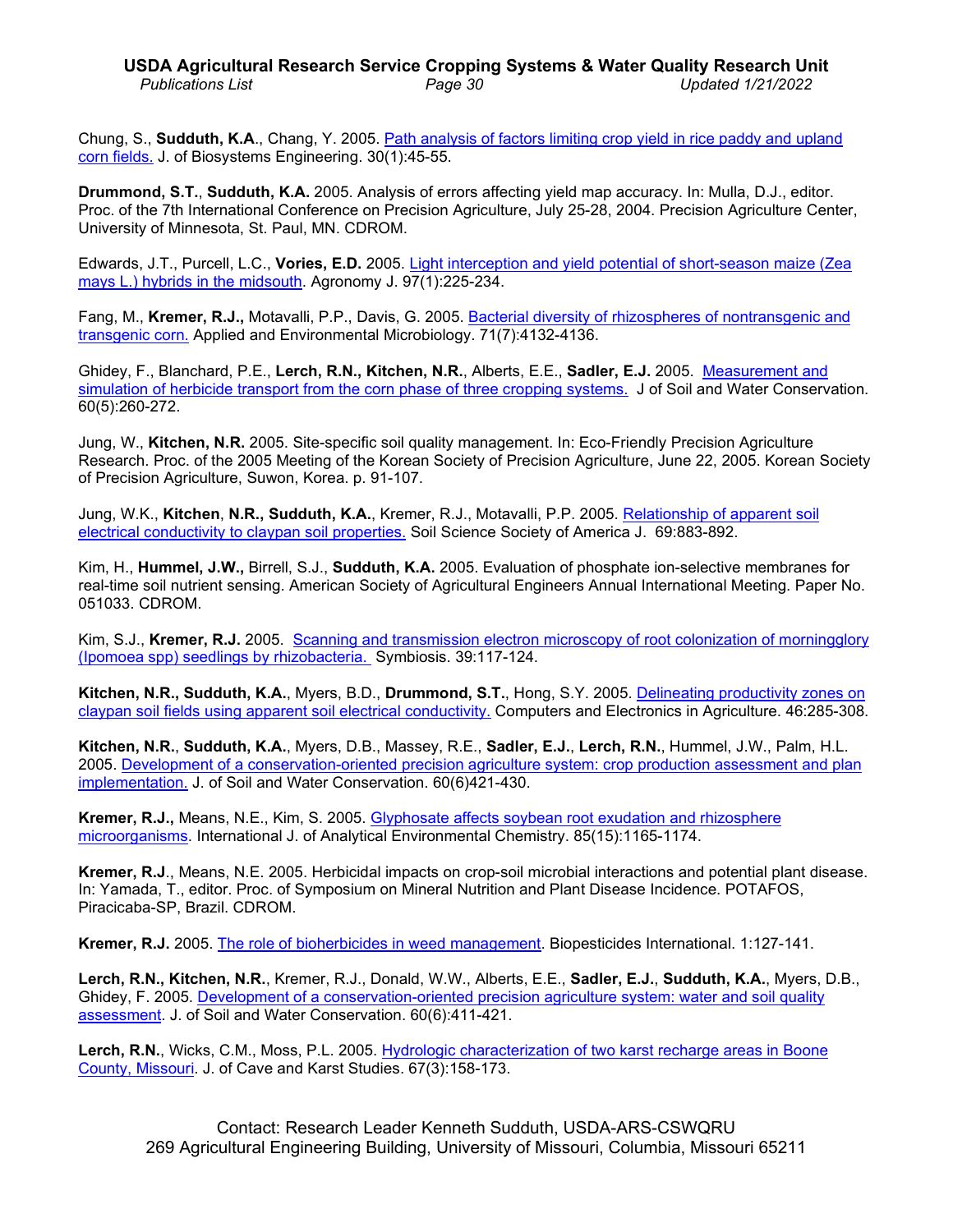Chung, S., **Sudduth, K.A**., Chang, Y. 2005. [Path analysis of factors limiting crop yield in rice paddy and upland corn fields.]() J. of Biosystems Engineering. 30(1):45-55.

**Drummond, S.T.**, **Sudduth, K.A.** 2005. Analysis of errors affecting yield map accuracy. In: Mulla, D.J., editor. Proc. of the 7th International Conference on Precision Agriculture, July 25-28, 2004. Precision Agriculture Center, University of Minnesota, St. Paul, MN. CDROM.

Edwards, J.T., Purcell, L.C., **Vories, E.D.** 2005. [Light interception and yield potential of short-season maize (Zea mays L.) hybrids in the midsouth](). Agronomy J. 97(1):225-234.

Fang, M., **Kremer, R.J.,** Motavalli, P.P., Davis, G. 2005. [Bacterial diversity of rhizospheres of nontransgenic and transgenic corn.]() Applied and Environmental Microbiology. 71(7):4132-4136.

Ghidey, F., Blanchard, P.E., **Lerch, R.N., Kitchen, N.R.**, Alberts, E.E., **Sadler, E.J.** 2005. [Measurement and simulation of herbicide transport from the corn phase of three cropping systems.]() J of Soil and Water Conservation. 60(5):260-272.

Jung, W., **Kitchen, N.R.** 2005. Site-specific soil quality management. In: Eco-Friendly Precision Agriculture Research. Proc. of the 2005 Meeting of the Korean Society of Precision Agriculture, June 22, 2005. Korean Society of Precision Agriculture, Suwon, Korea. p. 91-107.

Jung, W.K., **Kitchen**, **N.R., Sudduth, K.A.**, Kremer, R.J., Motavalli, P.P. 2005. [Relationship of apparent soil electrical conductivity to claypan soil properties.]() Soil Science Society of America J. 69:883-892.

Kim, H., **Hummel, J.W.,** Birrell, S.J., **Sudduth, K.A.** 2005. Evaluation of phosphate ion-selective membranes for real-time soil nutrient sensing. American Society of Agricultural Engineers Annual International Meeting. Paper No. 051033. CDROM.

Kim, S.J., **Kremer, R.J.** 2005. [Scanning and transmission electron microscopy of root colonization of morningglory (Ipomoea spp) seedlings by rhizobacteria.]() Symbiosis. 39:117-124.

**Kitchen, N.R., Sudduth, K.A.**, Myers, B.D., **Drummond, S.T.**, Hong, S.Y. 2005. [Delineating productivity zones on claypan soil fields using apparent soil electrical conductivity.]() Computers and Electronics in Agriculture. 46:285-308.

**Kitchen, N.R.**, **Sudduth, K.A.**, Myers, D.B., Massey, R.E., **Sadler, E.J.**, **Lerch, R.N.**, Hummel, J.W., Palm, H.L. 2005. [Development of a conservation-oriented precision agriculture system: crop production assessment and plan implementation.]() J. of Soil and Water Conservation. 60(6)421-430.

**Kremer, R.J.,** Means, N.E., Kim, S. 2005. [Glyphosate affects soybean root exudation and rhizosphere microorganisms](). International J. of Analytical Environmental Chemistry. 85(15):1165-1174.

**Kremer, R.J**., Means, N.E. 2005. Herbicidal impacts on crop-soil microbial interactions and potential plant disease. In: Yamada, T., editor. Proc. of Symposium on Mineral Nutrition and Plant Disease Incidence. POTAFOS, Piracicaba-SP, Brazil. CDROM.

**Kremer, R.J.** 2005. [The role of bioherbicides in weed management](). Biopesticides International. 1:127-141.

**Lerch, R.N., Kitchen, N.R.**, Kremer, R.J., Donald, W.W., Alberts, E.E., **Sadler, E.J.**, **Sudduth, K.A.**, Myers, D.B., Ghidey, F. 2005. [Development of a conservation-oriented precision agriculture system: water and soil quality assessment](). J. of Soil and Water Conservation. 60(6):411-421.

**Lerch, R.N.**, Wicks, C.M., Moss, P.L. 2005. [Hydrologic characterization of two karst recharge areas in Boone County, Missouri](). J. of Cave and Karst Studies. 67(3):158-173.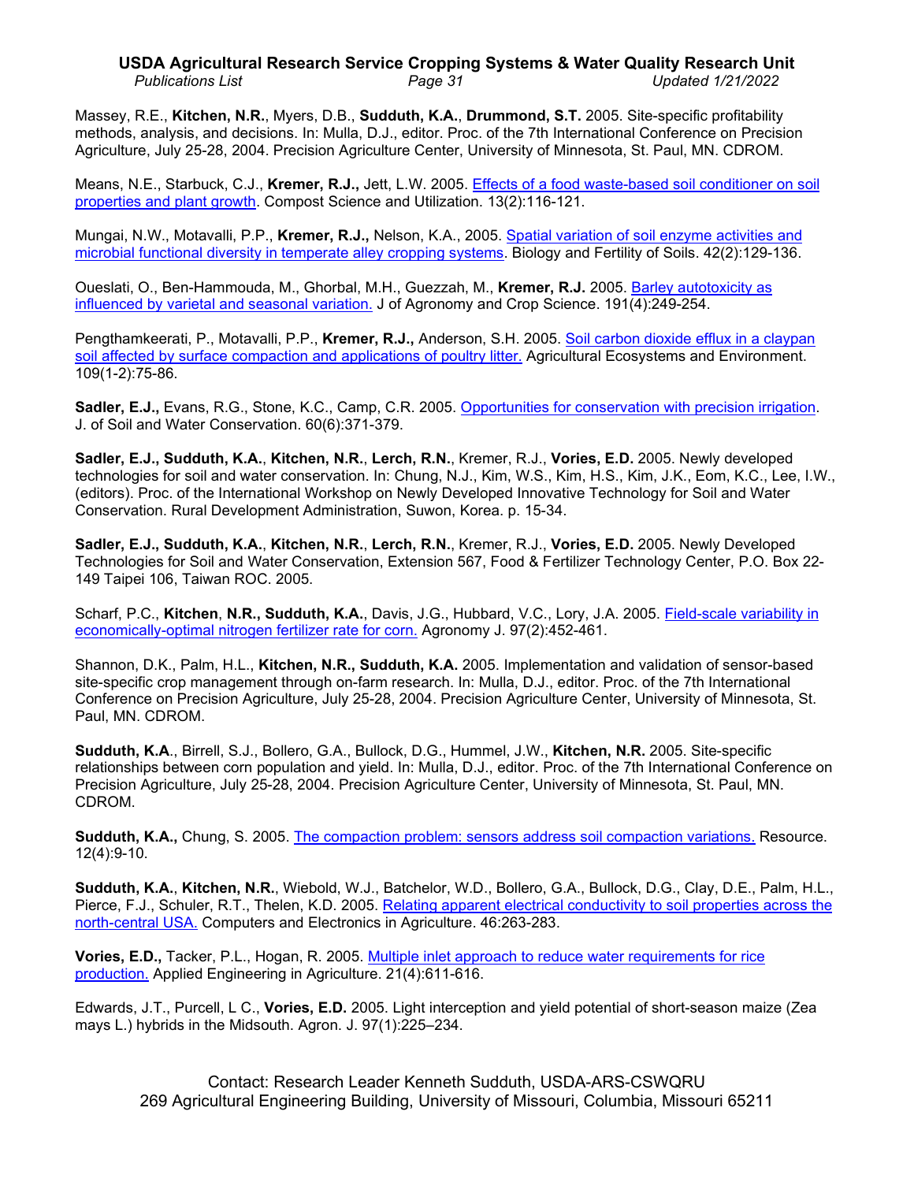Massey, R.E., **Kitchen, N.R.**, Myers, D.B., **Sudduth, K.A.**, **Drummond, S.T.** 2005. Site-specific profitability methods, analysis, and decisions. In: Mulla, D.J., editor. Proc. of the 7th International Conference on Precision Agriculture, July 25-28, 2004. Precision Agriculture Center, University of Minnesota, St. Paul, MN. CDROM.

Means, N.E., Starbuck, C.J., **Kremer, R.J.,** Jett, L.W. 2005. Effects of a food waste-based soil conditioner on soil properties and plant growth. Compost Science and Utilization. 13(2):116-121.

Mungai, N.W., Motavalli, P.P., **Kremer, R.J.,** Nelson, K.A., 2005. Spatial variation of soil enzyme activities and microbial functional diversity in temperate alley cropping systems. Biology and Fertility of Soils. 42(2):129-136.

Oueslati, O., Ben-Hammouda, M., Ghorbal, M.H., Guezzah, M., **Kremer, R.J.** 2005. Barley autotoxicity as influenced by varietal and seasonal variation. J of Agronomy and Crop Science. 191(4):249-254.

Pengthamkeerati, P., Motavalli, P.P., **Kremer, R.J.,** Anderson, S.H. 2005. Soil carbon dioxide efflux in a claypan soil affected by surface compaction and applications of poultry litter. Agricultural Ecosystems and Environment. 109(1-2):75-86.

**Sadler, E.J.,** Evans, R.G., Stone, K.C., Camp, C.R. 2005. Opportunities for conservation with precision irrigation. J. of Soil and Water Conservation. 60(6):371-379.

**Sadler, E.J., Sudduth, K.A.**, **Kitchen, N.R.**, **Lerch, R.N.**, Kremer, R.J., **Vories, E.D.** 2005. Newly developed technologies for soil and water conservation. In: Chung, N.J., Kim, W.S., Kim, H.S., Kim, J.K., Eom, K.C., Lee, I.W., (editors). Proc. of the International Workshop on Newly Developed Innovative Technology for Soil and Water Conservation. Rural Development Administration, Suwon, Korea. p. 15-34.

**Sadler, E.J., Sudduth, K.A.**, **Kitchen, N.R.**, **Lerch, R.N.**, Kremer, R.J., **Vories, E.D.** 2005. Newly Developed Technologies for Soil and Water Conservation, Extension 567, Food & Fertilizer Technology Center, P.O. Box 22-149 Taipei 106, Taiwan ROC. 2005.

Scharf, P.C., **Kitchen**, **N.R., Sudduth, K.A.**, Davis, J.G., Hubbard, V.C., Lory, J.A. 2005. Field-scale variability in economically-optimal nitrogen fertilizer rate for corn. Agronomy J. 97(2):452-461.

Shannon, D.K., Palm, H.L., **Kitchen, N.R., Sudduth, K.A.** 2005. Implementation and validation of sensor-based site-specific crop management through on-farm research. In: Mulla, D.J., editor. Proc. of the 7th International Conference on Precision Agriculture, July 25-28, 2004. Precision Agriculture Center, University of Minnesota, St. Paul, MN. CDROM.

**Sudduth, K.A**., Birrell, S.J., Bollero, G.A., Bullock, D.G., Hummel, J.W., **Kitchen, N.R.** 2005. Site-specific relationships between corn population and yield. In: Mulla, D.J., editor. Proc. of the 7th International Conference on Precision Agriculture, July 25-28, 2004. Precision Agriculture Center, University of Minnesota, St. Paul, MN. CDROM.

**Sudduth, K.A.,** Chung, S. 2005. The compaction problem: sensors address soil compaction variations. Resource. 12(4):9-10.

**Sudduth, K.A.**, **Kitchen, N.R.**, Wiebold, W.J., Batchelor, W.D., Bollero, G.A., Bullock, D.G., Clay, D.E., Palm, H.L., Pierce, F.J., Schuler, R.T., Thelen, K.D. 2005. Relating apparent electrical conductivity to soil properties across the north-central USA. Computers and Electronics in Agriculture. 46:263-283.

**Vories, E.D.,** Tacker, P.L., Hogan, R. 2005. Multiple inlet approach to reduce water requirements for rice production. Applied Engineering in Agriculture. 21(4):611-616.

Edwards, J.T., Purcell, L C., **Vories, E.D.** 2005. Light interception and yield potential of short-season maize (Zea mays L.) hybrids in the Midsouth. Agron. J. 97(1):225–234.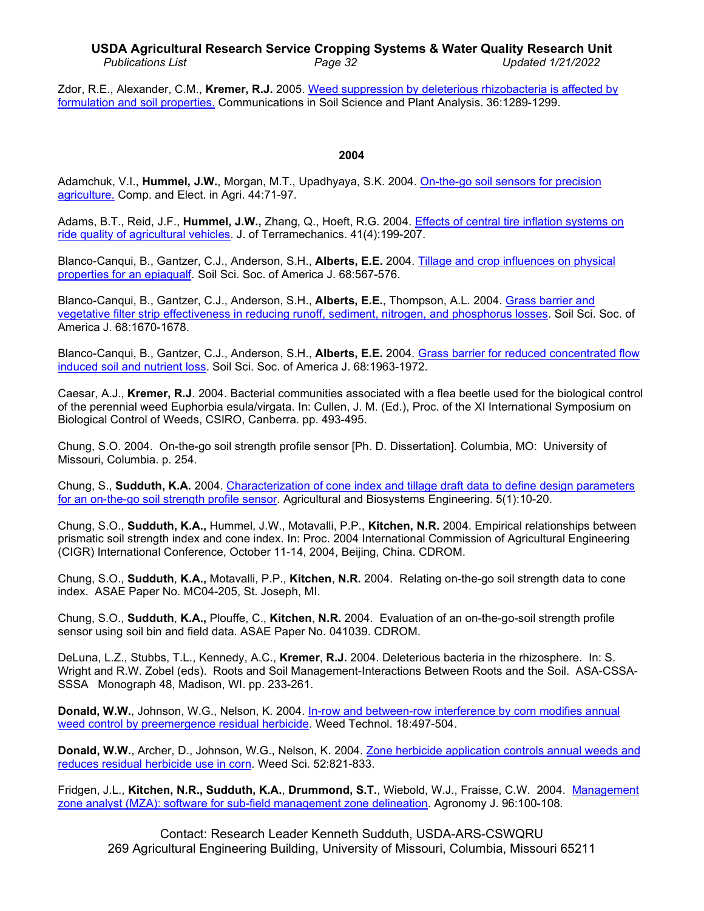Zdor, R.E., Alexander, C.M., **Kremer, R.J.** 2005. Weed suppression by deleterious rhizobacteria is affected by formulation and soil properties. Communications in Soil Science and Plant Analysis. 36:1289-1299.

## 2004

Adamchuk, V.I., **Hummel, J.W.**, Morgan, M.T., Upadhyaya, S.K. 2004. On-the-go soil sensors for precision agriculture. Comp. and Elect. in Agri. 44:71-97.

Adams, B.T., Reid, J.F., **Hummel, J.W.,** Zhang, Q., Hoeft, R.G. 2004. Effects of central tire inflation systems on ride quality of agricultural vehicles. J. of Terramechanics. 41(4):199-207.

Blanco-Canqui, B., Gantzer, C.J., Anderson, S.H., **Alberts, E.E.** 2004. Tillage and crop influences on physical properties for an epiaqualf. Soil Sci. Soc. of America J. 68:567-576.

Blanco-Canqui, B., Gantzer, C.J., Anderson, S.H., **Alberts, E.E.**, Thompson, A.L. 2004. Grass barrier and vegetative filter strip effectiveness in reducing runoff, sediment, nitrogen, and phosphorus losses. Soil Sci. Soc. of America J. 68:1670-1678.

Blanco-Canqui, B., Gantzer, C.J., Anderson, S.H., **Alberts, E.E.** 2004. Grass barrier for reduced concentrated flow induced soil and nutrient loss. Soil Sci. Soc. of America J. 68:1963-1972.

Caesar, A.J., **Kremer, R.J**. 2004. Bacterial communities associated with a flea beetle used for the biological control of the perennial weed Euphorbia esula/virgata. In: Cullen, J. M. (Ed.), Proc. of the XI International Symposium on Biological Control of Weeds, CSIRO, Canberra. pp. 493-495.

Chung, S.O. 2004. On-the-go soil strength profile sensor [Ph. D. Dissertation]. Columbia, MO: University of Missouri, Columbia. p. 254.

Chung, S., **Sudduth, K.A.** 2004. Characterization of cone index and tillage draft data to define design parameters for an on-the-go soil strength profile sensor. Agricultural and Biosystems Engineering. 5(1):10-20.

Chung, S.O., **Sudduth, K.A.,** Hummel, J.W., Motavalli, P.P., **Kitchen, N.R.** 2004. Empirical relationships between prismatic soil strength index and cone index. In: Proc. 2004 International Commission of Agricultural Engineering (CIGR) International Conference, October 11-14, 2004, Beijing, China. CDROM.

Chung, S.O., **Sudduth**, **K.A.,** Motavalli, P.P., **Kitchen**, **N.R.** 2004. Relating on-the-go soil strength data to cone index. ASAE Paper No. MC04-205, St. Joseph, MI.

Chung, S.O., **Sudduth**, **K.A.,** Plouffe, C., **Kitchen**, **N.R.** 2004. Evaluation of an on-the-go-soil strength profile sensor using soil bin and field data. ASAE Paper No. 041039. CDROM.

DeLuna, L.Z., Stubbs, T.L., Kennedy, A.C., **Kremer**, **R.J.** 2004. Deleterious bacteria in the rhizosphere. In: S. Wright and R.W. Zobel (eds). Roots and Soil Management-Interactions Between Roots and the Soil. ASA-CSSA-SSSA Monograph 48, Madison, WI. pp. 233-261.

**Donald, W.W.**, Johnson, W.G., Nelson, K. 2004. In-row and between-row interference by corn modifies annual weed control by preemergence residual herbicide. Weed Technol. 18:497-504.

**Donald, W.W.**, Archer, D., Johnson, W.G., Nelson, K. 2004. Zone herbicide application controls annual weeds and reduces residual herbicide use in corn. Weed Sci. 52:821-833.

Fridgen, J.L., **Kitchen, N.R., Sudduth, K.A.**, **Drummond, S.T.**, Wiebold, W.J., Fraisse, C.W. 2004. Management zone analyst (MZA): software for sub-field management zone delineation. Agronomy J. 96:100-108.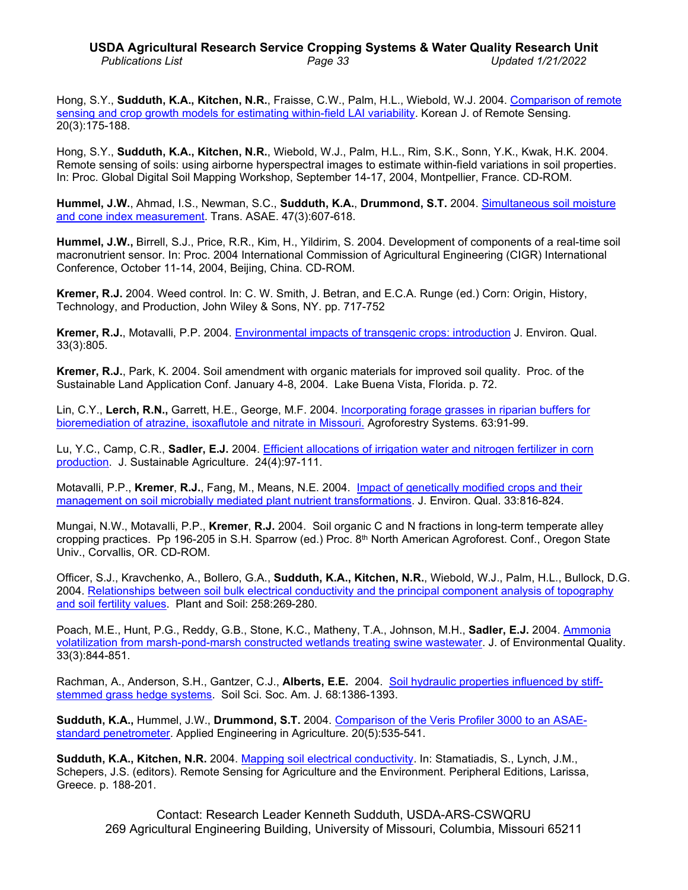Hong, S.Y., **Sudduth, K.A., Kitchen, N.R.**, Fraisse, C.W., Palm, H.L., Wiebold, W.J. 2004. Comparison of remote sensing and crop growth models for estimating within-field LAI variability. Korean J. of Remote Sensing. 20(3):175-188.

Hong, S.Y., **Sudduth, K.A., Kitchen, N.R.**, Wiebold, W.J., Palm, H.L., Rim, S.K., Sonn, Y.K., Kwak, H.K. 2004. Remote sensing of soils: using airborne hyperspectral images to estimate within-field variations in soil properties. In: Proc. Global Digital Soil Mapping Workshop, September 14-17, 2004, Montpellier, France. CD-ROM.

**Hummel, J.W.**, Ahmad, I.S., Newman, S.C., **Sudduth, K.A.**, **Drummond, S.T.** 2004. Simultaneous soil moisture and cone index measurement. Trans. ASAE. 47(3):607-618.

**Hummel, J.W.,** Birrell, S.J., Price, R.R., Kim, H., Yildirim, S. 2004. Development of components of a real-time soil macronutrient sensor. In: Proc. 2004 International Commission of Agricultural Engineering (CIGR) International Conference, October 11-14, 2004, Beijing, China. CD-ROM.

**Kremer, R.J.** 2004. Weed control. In: C. W. Smith, J. Betran, and E.C.A. Runge (ed.) Corn: Origin, History, Technology, and Production, John Wiley & Sons, NY. pp. 717-752

**Kremer, R.J.**, Motavalli, P.P. 2004. Environmental impacts of transgenic crops: introduction J. Environ. Qual. 33(3):805.

**Kremer, R.J.**, Park, K. 2004. Soil amendment with organic materials for improved soil quality. Proc. of the Sustainable Land Application Conf. January 4-8, 2004. Lake Buena Vista, Florida. p. 72.

Lin, C.Y., **Lerch, R.N.,** Garrett, H.E., George, M.F. 2004. Incorporating forage grasses in riparian buffers for bioremediation of atrazine, isoxaflutole and nitrate in Missouri. Agroforestry Systems. 63:91-99.

Lu, Y.C., Camp, C.R., **Sadler, E.J.** 2004. Efficient allocations of irrigation water and nitrogen fertilizer in corn production. J. Sustainable Agriculture. 24(4):97-111.

Motavalli, P.P., **Kremer**, **R.J.**, Fang, M., Means, N.E. 2004. Impact of genetically modified crops and their management on soil microbially mediated plant nutrient transformations. J. Environ. Qual. 33:816-824.

Mungai, N.W., Motavalli, P.P., **Kremer**, **R.J.** 2004. Soil organic C and N fractions in long-term temperate alley cropping practices. Pp 196-205 in S.H. Sparrow (ed.) Proc. 8th North American Agroforest. Conf., Oregon State Univ., Corvallis, OR. CD-ROM.

Officer, S.J., Kravchenko, A., Bollero, G.A., **Sudduth, K.A., Kitchen, N.R.**, Wiebold, W.J., Palm, H.L., Bullock, D.G. 2004. Relationships between soil bulk electrical conductivity and the principal component analysis of topography and soil fertility values. Plant and Soil: 258:269-280.

Poach, M.E., Hunt, P.G., Reddy, G.B., Stone, K.C., Matheny, T.A., Johnson, M.H., **Sadler, E.J.** 2004. Ammonia volatilization from marsh-pond-marsh constructed wetlands treating swine wastewater. J. of Environmental Quality. 33(3):844-851.

Rachman, A., Anderson, S.H., Gantzer, C.J., **Alberts, E.E.** 2004. Soil hydraulic properties influenced by stiff-stemmed grass hedge systems. Soil Sci. Soc. Am. J. 68:1386-1393.

**Sudduth, K.A.,** Hummel, J.W., **Drummond, S.T.** 2004. Comparison of the Veris Profiler 3000 to an ASAE-standard penetrometer. Applied Engineering in Agriculture. 20(5):535-541.

**Sudduth, K.A., Kitchen, N.R.** 2004. Mapping soil electrical conductivity. In: Stamatiadis, S., Lynch, J.M., Schepers, J.S. (editors). Remote Sensing for Agriculture and the Environment. Peripheral Editions, Larissa, Greece. p. 188-201.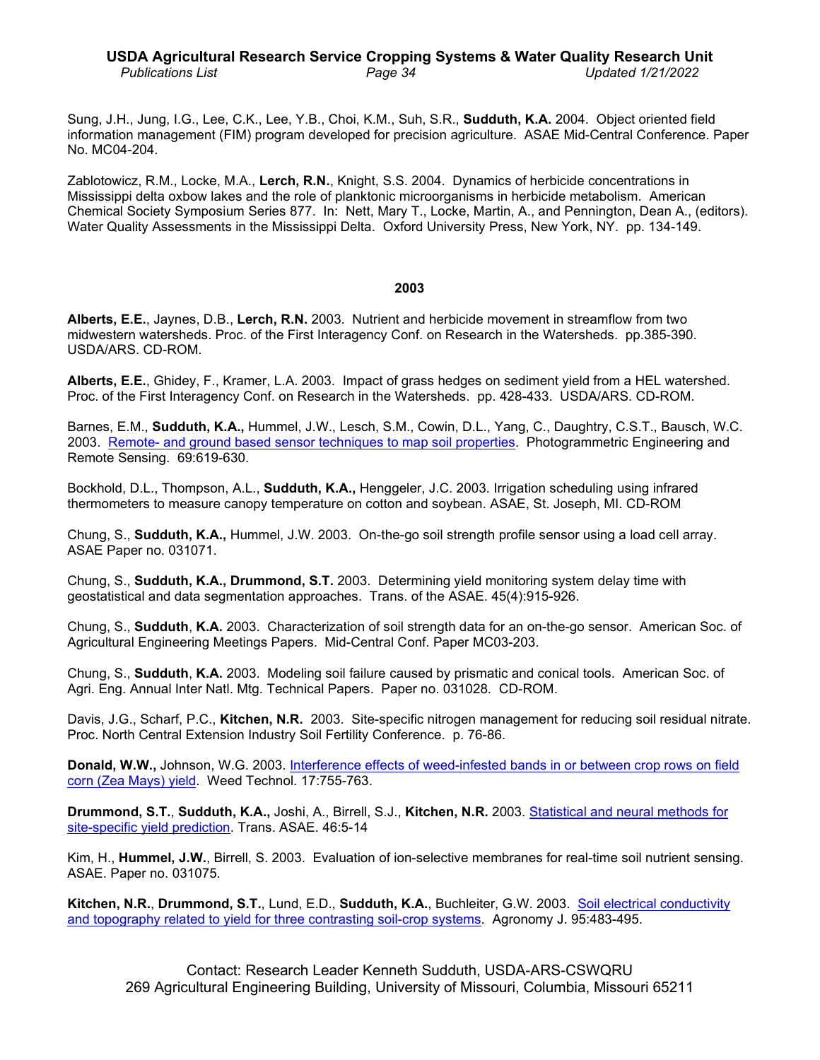Sung, J.H., Jung, I.G., Lee, C.K., Lee, Y.B., Choi, K.M., Suh, S.R., **Sudduth, K.A.** 2004. Object oriented field information management (FIM) program developed for precision agriculture. ASAE Mid-Central Conference. Paper No. MC04-204.

Zablotowicz, R.M., Locke, M.A., **Lerch, R.N.**, Knight, S.S. 2004. Dynamics of herbicide concentrations in Mississippi delta oxbow lakes and the role of planktonic microorganisms in herbicide metabolism. American Chemical Society Symposium Series 877. In: Nett, Mary T., Locke, Martin, A., and Pennington, Dean A., (editors). Water Quality Assessments in the Mississippi Delta. Oxford University Press, New York, NY. pp. 134-149.

## 2003

**Alberts, E.E.**, Jaynes, D.B., **Lerch, R.N.** 2003. Nutrient and herbicide movement in streamflow from two midwestern watersheds. Proc. of the First Interagency Conf. on Research in the Watersheds. pp.385-390. USDA/ARS. CD-ROM.

**Alberts, E.E.**, Ghidey, F., Kramer, L.A. 2003. Impact of grass hedges on sediment yield from a HEL watershed. Proc. of the First Interagency Conf. on Research in the Watersheds. pp. 428-433. USDA/ARS. CD-ROM.

Barnes, E.M., **Sudduth, K.A.,** Hummel, J.W., Lesch, S.M., Cowin, D.L., Yang, C., Daughtry, C.S.T., Bausch, W.C. 2003. Remote- and ground based sensor techniques to map soil properties. Photogrammetric Engineering and Remote Sensing. 69:619-630.

Bockhold, D.L., Thompson, A.L., **Sudduth, K.A.,** Henggeler, J.C. 2003. Irrigation scheduling using infrared thermometers to measure canopy temperature on cotton and soybean. ASAE, St. Joseph, MI. CD-ROM

Chung, S., **Sudduth, K.A.,** Hummel, J.W. 2003. On-the-go soil strength profile sensor using a load cell array. ASAE Paper no. 031071.

Chung, S., **Sudduth, K.A., Drummond, S.T.** 2003. Determining yield monitoring system delay time with geostatistical and data segmentation approaches. Trans. of the ASAE. 45(4):915-926.

Chung, S., **Sudduth**, **K.A.** 2003. Characterization of soil strength data for an on-the-go sensor. American Soc. of Agricultural Engineering Meetings Papers. Mid-Central Conf. Paper MC03-203.

Chung, S., **Sudduth**, **K.A.** 2003. Modeling soil failure caused by prismatic and conical tools. American Soc. of Agri. Eng. Annual Inter Natl. Mtg. Technical Papers. Paper no. 031028. CD-ROM.

Davis, J.G., Scharf, P.C., **Kitchen, N.R.** 2003. Site-specific nitrogen management for reducing soil residual nitrate. Proc. North Central Extension Industry Soil Fertility Conference. p. 76-86.

**Donald, W.W.,** Johnson, W.G. 2003. Interference effects of weed-infested bands in or between crop rows on field corn (Zea Mays) yield. Weed Technol. 17:755-763.

**Drummond, S.T.**, **Sudduth, K.A.**, Joshi, A., Birrell, S.J., **Kitchen, N.R.** 2003. Statistical and neural methods for site-specific yield prediction. Trans. ASAE. 46:5-14

Kim, H., **Hummel, J.W.**, Birrell, S. 2003. Evaluation of ion-selective membranes for real-time soil nutrient sensing. ASAE. Paper no. 031075.

**Kitchen, N.R.**, **Drummond, S.T.**, Lund, E.D., **Sudduth, K.A.**, Buchleiter, G.W. 2003. Soil electrical conductivity and topography related to yield for three contrasting soil-crop systems. Agronomy J. 95:483-495.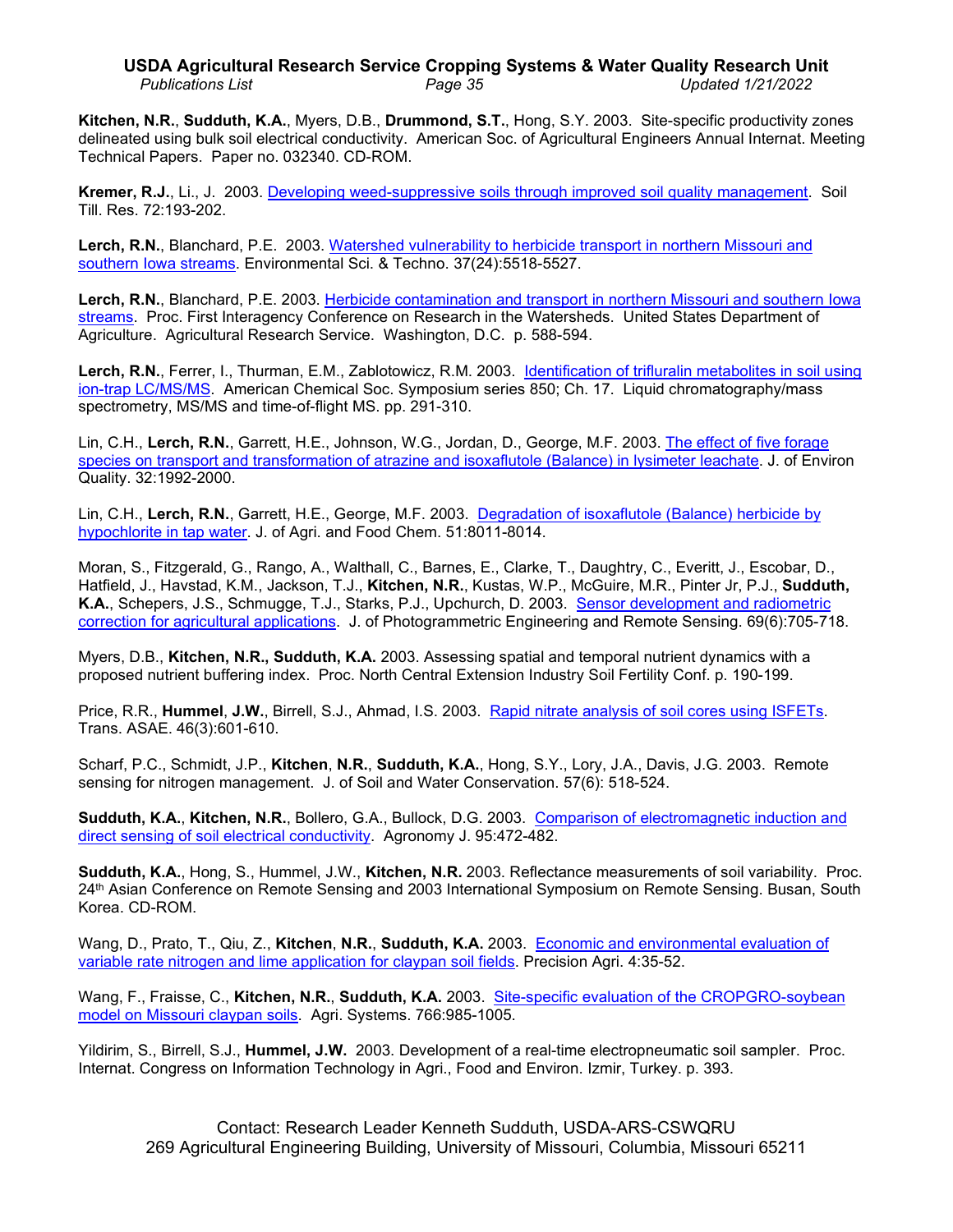**Kitchen, N.R.**, **Sudduth, K.A.**, Myers, D.B., **Drummond, S.T.**, Hong, S.Y. 2003. Site-specific productivity zones delineated using bulk soil electrical conductivity. American Soc. of Agricultural Engineers Annual Internat. Meeting Technical Papers. Paper no. 032340. CD-ROM.

**Kremer, R.J.**, Li., J. 2003. Developing weed-suppressive soils through improved soil quality management. Soil Till. Res. 72:193-202.

**Lerch, R.N.**, Blanchard, P.E. 2003. Watershed vulnerability to herbicide transport in northern Missouri and southern Iowa streams. Environmental Sci. & Techno. 37(24):5518-5527.

**Lerch, R.N.**, Blanchard, P.E. 2003. Herbicide contamination and transport in northern Missouri and southern Iowa streams. Proc. First Interagency Conference on Research in the Watersheds. United States Department of Agriculture. Agricultural Research Service. Washington, D.C. p. 588-594.

**Lerch, R.N.**, Ferrer, I., Thurman, E.M., Zablotowicz, R.M. 2003. Identification of trifluralin metabolites in soil using ion-trap LC/MS/MS. American Chemical Soc. Symposium series 850; Ch. 17. Liquid chromatography/mass spectrometry, MS/MS and time-of-flight MS. pp. 291-310.

Lin, C.H., **Lerch, R.N.**, Garrett, H.E., Johnson, W.G., Jordan, D., George, M.F. 2003. The effect of five forage species on transport and transformation of atrazine and isoxaflutole (Balance) in lysimeter leachate. J. of Environ Quality. 32:1992-2000.

Lin, C.H., **Lerch, R.N.**, Garrett, H.E., George, M.F. 2003. Degradation of isoxaflutole (Balance) herbicide by hypochlorite in tap water. J. of Agri. and Food Chem. 51:8011-8014.

Moran, S., Fitzgerald, G., Rango, A., Walthall, C., Barnes, E., Clarke, T., Daughtry, C., Everitt, J., Escobar, D., Hatfield, J., Havstad, K.M., Jackson, T.J., **Kitchen, N.R.**, Kustas, W.P., McGuire, M.R., Pinter Jr, P.J., **Sudduth, K.A.**, Schepers, J.S., Schmugge, T.J., Starks, P.J., Upchurch, D. 2003. Sensor development and radiometric correction for agricultural applications. J. of Photogrammetric Engineering and Remote Sensing. 69(6):705-718.

Myers, D.B., **Kitchen, N.R., Sudduth, K.A.** 2003. Assessing spatial and temporal nutrient dynamics with a proposed nutrient buffering index. Proc. North Central Extension Industry Soil Fertility Conf. p. 190-199.

Price, R.R., **Hummel**, **J.W.**, Birrell, S.J., Ahmad, I.S. 2003. Rapid nitrate analysis of soil cores using ISFETs. Trans. ASAE. 46(3):601-610.

Scharf, P.C., Schmidt, J.P., **Kitchen**, **N.R.**, **Sudduth, K.A.**, Hong, S.Y., Lory, J.A., Davis, J.G. 2003. Remote sensing for nitrogen management. J. of Soil and Water Conservation. 57(6): 518-524.

**Sudduth, K.A.**, **Kitchen, N.R.**, Bollero, G.A., Bullock, D.G. 2003. Comparison of electromagnetic induction and direct sensing of soil electrical conductivity. Agronomy J. 95:472-482.

**Sudduth, K.A.**, Hong, S., Hummel, J.W., **Kitchen, N.R.** 2003. Reflectance measurements of soil variability. Proc. 24th Asian Conference on Remote Sensing and 2003 International Symposium on Remote Sensing. Busan, South Korea. CD-ROM.

Wang, D., Prato, T., Qiu, Z., **Kitchen**, **N.R.**, **Sudduth, K.A.** 2003. Economic and environmental evaluation of variable rate nitrogen and lime application for claypan soil fields. Precision Agri. 4:35-52.

Wang, F., Fraisse, C., **Kitchen, N.R.**, **Sudduth, K.A.** 2003. Site-specific evaluation of the CROPGRO-soybean model on Missouri claypan soils. Agri. Systems. 766:985-1005.

Yildirim, S., Birrell, S.J., **Hummel, J.W.** 2003. Development of a real-time electropneumatic soil sampler. Proc. Internat. Congress on Information Technology in Agri., Food and Environ. Izmir, Turkey. p. 393.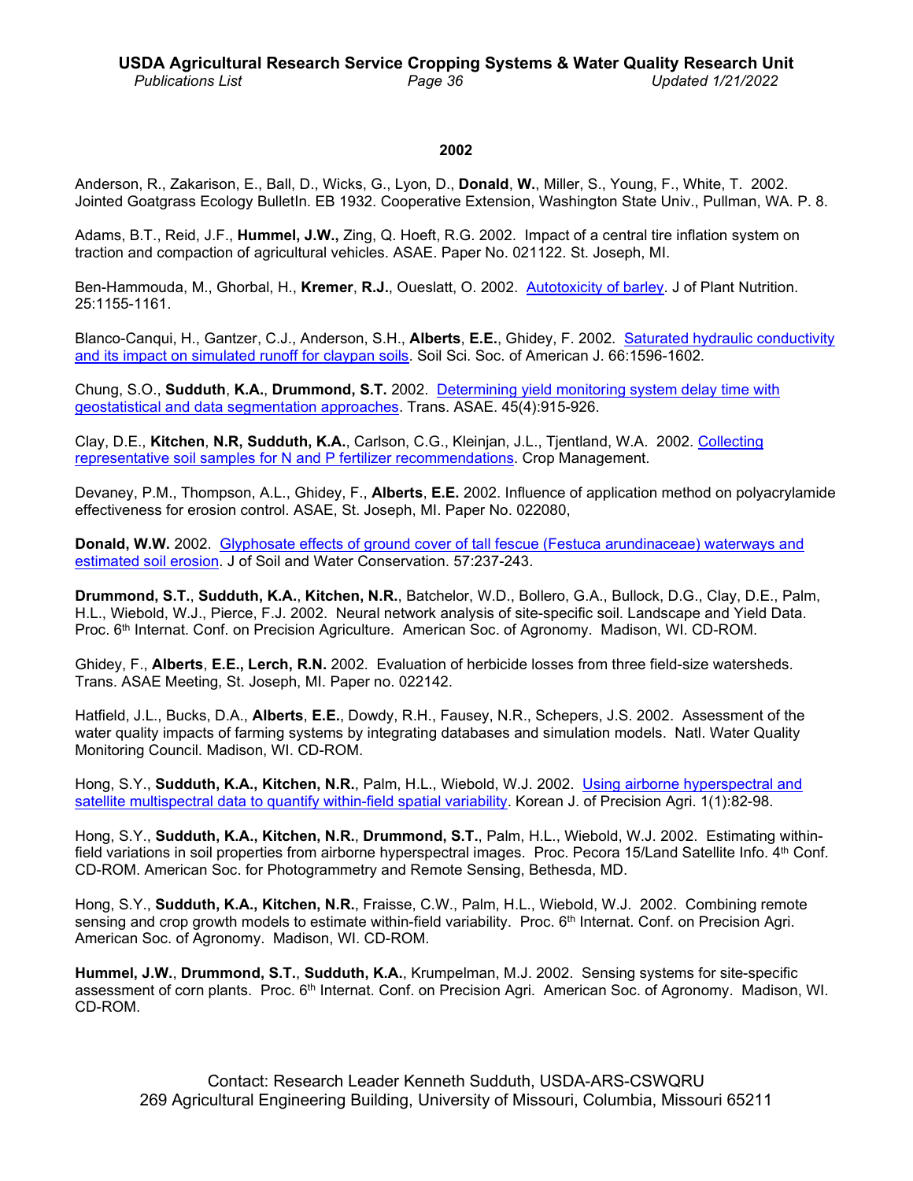## 2002

Anderson, R., Zakarison, E., Ball, D., Wicks, G., Lyon, D., **Donald**, **W.**, Miller, S., Young, F., White, T. 2002. Jointed Goatgrass Ecology BulletIn. EB 1932. Cooperative Extension, Washington State Univ., Pullman, WA. P. 8.

Adams, B.T., Reid, J.F., **Hummel, J.W.,** Zing, Q. Hoeft, R.G. 2002. Impact of a central tire inflation system on traction and compaction of agricultural vehicles. ASAE. Paper No. 021122. St. Joseph, MI.

Ben-Hammouda, M., Ghorbal, H., **Kremer**, **R.J.**, Oueslatt, O. 2002. Autotoxicity of barley. J of Plant Nutrition. 25:1155-1161.

Blanco-Canqui, H., Gantzer, C.J., Anderson, S.H., **Alberts**, **E.E.**, Ghidey, F. 2002. Saturated hydraulic conductivity and its impact on simulated runoff for claypan soils. Soil Sci. Soc. of American J. 66:1596-1602.

Chung, S.O., **Sudduth**, **K.A.**, **Drummond, S.T.** 2002. Determining yield monitoring system delay time with geostatistical and data segmentation approaches. Trans. ASAE. 45(4):915-926.

Clay, D.E., **Kitchen**, **N.R, Sudduth, K.A.**, Carlson, C.G., Kleinjan, J.L., Tjentland, W.A. 2002. Collecting representative soil samples for N and P fertilizer recommendations. Crop Management.

Devaney, P.M., Thompson, A.L., Ghidey, F., **Alberts**, **E.E.** 2002. Influence of application method on polyacrylamide effectiveness for erosion control. ASAE, St. Joseph, MI. Paper No. 022080,

**Donald, W.W.** 2002. Glyphosate effects of ground cover of tall fescue (Festuca arundinaceae) waterways and estimated soil erosion. J of Soil and Water Conservation. 57:237-243.

**Drummond, S.T.**, **Sudduth, K.A.**, **Kitchen, N.R.**, Batchelor, W.D., Bollero, G.A., Bullock, D.G., Clay, D.E., Palm, H.L., Wiebold, W.J., Pierce, F.J. 2002. Neural network analysis of site-specific soil. Landscape and Yield Data. Proc. 6th Internat. Conf. on Precision Agriculture. American Soc. of Agronomy. Madison, WI. CD-ROM.

Ghidey, F., **Alberts**, **E.E., Lerch, R.N.** 2002. Evaluation of herbicide losses from three field-size watersheds. Trans. ASAE Meeting, St. Joseph, MI. Paper no. 022142.

Hatfield, J.L., Bucks, D.A., **Alberts**, **E.E.**, Dowdy, R.H., Fausey, N.R., Schepers, J.S. 2002. Assessment of the water quality impacts of farming systems by integrating databases and simulation models. Natl. Water Quality Monitoring Council. Madison, WI. CD-ROM.

Hong, S.Y., **Sudduth, K.A., Kitchen, N.R.**, Palm, H.L., Wiebold, W.J. 2002. Using airborne hyperspectral and satellite multispectral data to quantify within-field spatial variability. Korean J. of Precision Agri. 1(1):82-98.

Hong, S.Y., **Sudduth, K.A., Kitchen, N.R.**, **Drummond, S.T.**, Palm, H.L., Wiebold, W.J. 2002. Estimating within-field variations in soil properties from airborne hyperspectral images. Proc. Pecora 15/Land Satellite Info. 4th Conf. CD-ROM. American Soc. for Photogrammetry and Remote Sensing, Bethesda, MD.

Hong, S.Y., **Sudduth, K.A., Kitchen, N.R.**, Fraisse, C.W., Palm, H.L., Wiebold, W.J. 2002. Combining remote sensing and crop growth models to estimate within-field variability. Proc. 6th Internat. Conf. on Precision Agri. American Soc. of Agronomy. Madison, WI. CD-ROM.

**Hummel, J.W.**, **Drummond, S.T.**, **Sudduth, K.A.**, Krumpelman, M.J. 2002. Sensing systems for site-specific assessment of corn plants. Proc. 6th Internat. Conf. on Precision Agri. American Soc. of Agronomy. Madison, WI. CD-ROM.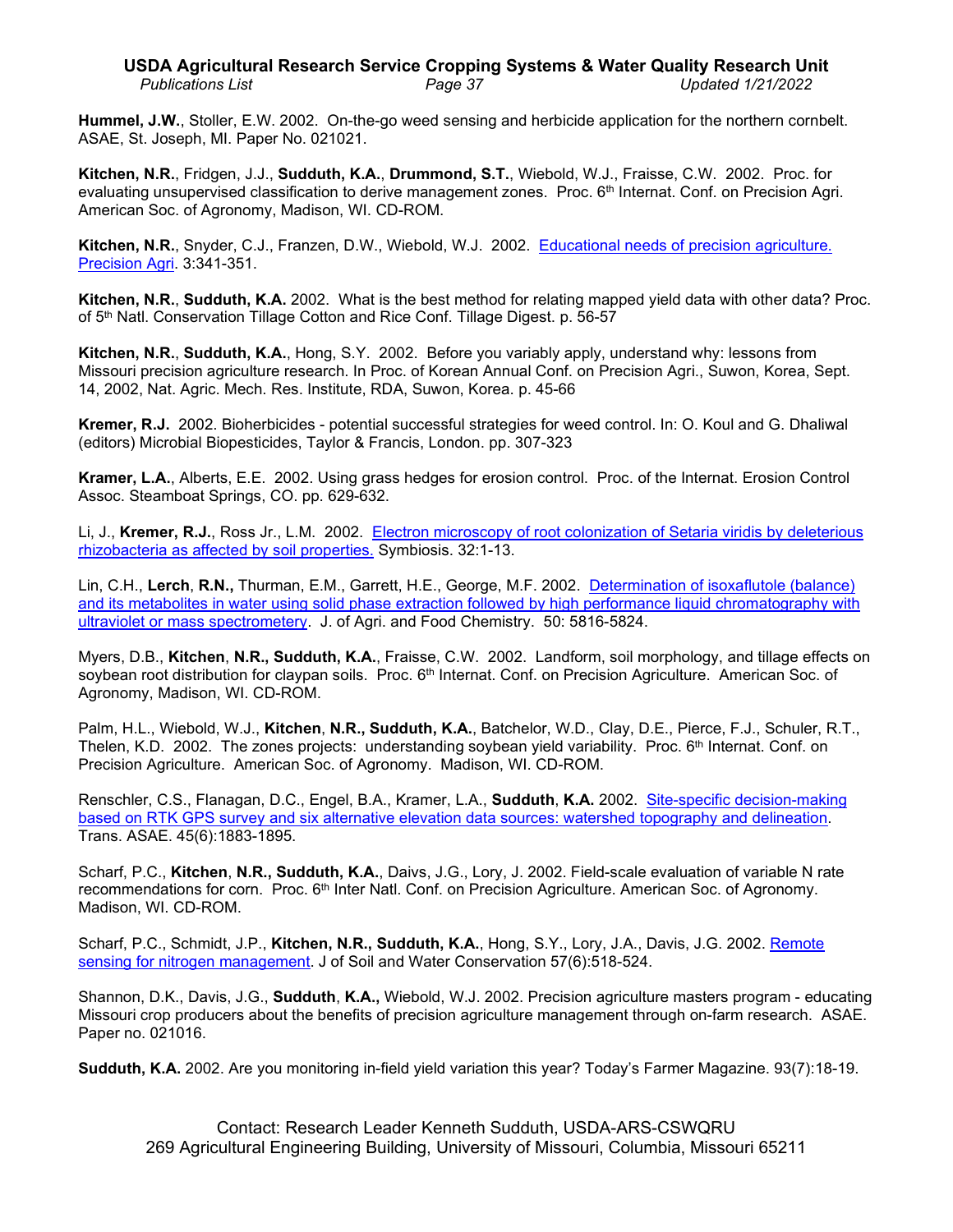**Hummel, J.W.**, Stoller, E.W. 2002. On-the-go weed sensing and herbicide application for the northern cornbelt. ASAE, St. Joseph, MI. Paper No. 021021.

**Kitchen, N.R.**, Fridgen, J.J., **Sudduth, K.A.**, **Drummond, S.T.**, Wiebold, W.J., Fraisse, C.W. 2002. Proc. for evaluating unsupervised classification to derive management zones. Proc. 6th Internat. Conf. on Precision Agri. American Soc. of Agronomy, Madison, WI. CD-ROM.

**Kitchen, N.R.**, Snyder, C.J., Franzen, D.W., Wiebold, W.J. 2002. Educational needs of precision agriculture. Precision Agri. 3:341-351.

**Kitchen, N.R.**, **Sudduth, K.A.** 2002. What is the best method for relating mapped yield data with other data? Proc. of 5th Natl. Conservation Tillage Cotton and Rice Conf. Tillage Digest. p. 56-57

**Kitchen, N.R.**, **Sudduth, K.A.**, Hong, S.Y. 2002. Before you variably apply, understand why: lessons from Missouri precision agriculture research. In Proc. of Korean Annual Conf. on Precision Agri., Suwon, Korea, Sept. 14, 2002, Nat. Agric. Mech. Res. Institute, RDA, Suwon, Korea. p. 45-66

**Kremer, R.J.** 2002. Bioherbicides - potential successful strategies for weed control. In: O. Koul and G. Dhaliwal (editors) Microbial Biopesticides, Taylor & Francis, London. pp. 307-323

**Kramer, L.A.**, Alberts, E.E. 2002. Using grass hedges for erosion control. Proc. of the Internat. Erosion Control Assoc. Steamboat Springs, CO. pp. 629-632.

Li, J., **Kremer, R.J.**, Ross Jr., L.M. 2002. Electron microscopy of root colonization of Setaria viridis by deleterious rhizobacteria as affected by soil properties. Symbiosis. 32:1-13.

Lin, C.H., **Lerch**, **R.N.,** Thurman, E.M., Garrett, H.E., George, M.F. 2002. Determination of isoxaflutole (balance) and its metabolites in water using solid phase extraction followed by high performance liquid chromatography with ultraviolet or mass spectrometery. J. of Agri. and Food Chemistry. 50: 5816-5824.

Myers, D.B., **Kitchen**, **N.R., Sudduth, K.A.**, Fraisse, C.W. 2002. Landform, soil morphology, and tillage effects on soybean root distribution for claypan soils. Proc. 6th Internat. Conf. on Precision Agriculture. American Soc. of Agronomy, Madison, WI. CD-ROM.

Palm, H.L., Wiebold, W.J., **Kitchen**, **N.R., Sudduth, K.A.**, Batchelor, W.D., Clay, D.E., Pierce, F.J., Schuler, R.T., Thelen, K.D. 2002. The zones projects: understanding soybean yield variability. Proc. 6th Internat. Conf. on Precision Agriculture. American Soc. of Agronomy. Madison, WI. CD-ROM.

Renschler, C.S., Flanagan, D.C., Engel, B.A., Kramer, L.A., **Sudduth**, **K.A.** 2002. Site-specific decision-making based on RTK GPS survey and six alternative elevation data sources: watershed topography and delineation. Trans. ASAE. 45(6):1883-1895.

Scharf, P.C., **Kitchen**, **N.R., Sudduth, K.A.**, Daivs, J.G., Lory, J. 2002. Field-scale evaluation of variable N rate recommendations for corn. Proc. 6th Inter Natl. Conf. on Precision Agriculture. American Soc. of Agronomy. Madison, WI. CD-ROM.

Scharf, P.C., Schmidt, J.P., **Kitchen, N.R., Sudduth, K.A.**, Hong, S.Y., Lory, J.A., Davis, J.G. 2002. Remote sensing for nitrogen management. J of Soil and Water Conservation 57(6):518-524.

Shannon, D.K., Davis, J.G., **Sudduth**, **K.A.,** Wiebold, W.J. 2002. Precision agriculture masters program - educating Missouri crop producers about the benefits of precision agriculture management through on-farm research. ASAE. Paper no. 021016.

**Sudduth, K.A.** 2002. Are you monitoring in-field yield variation this year? Today's Farmer Magazine. 93(7):18-19.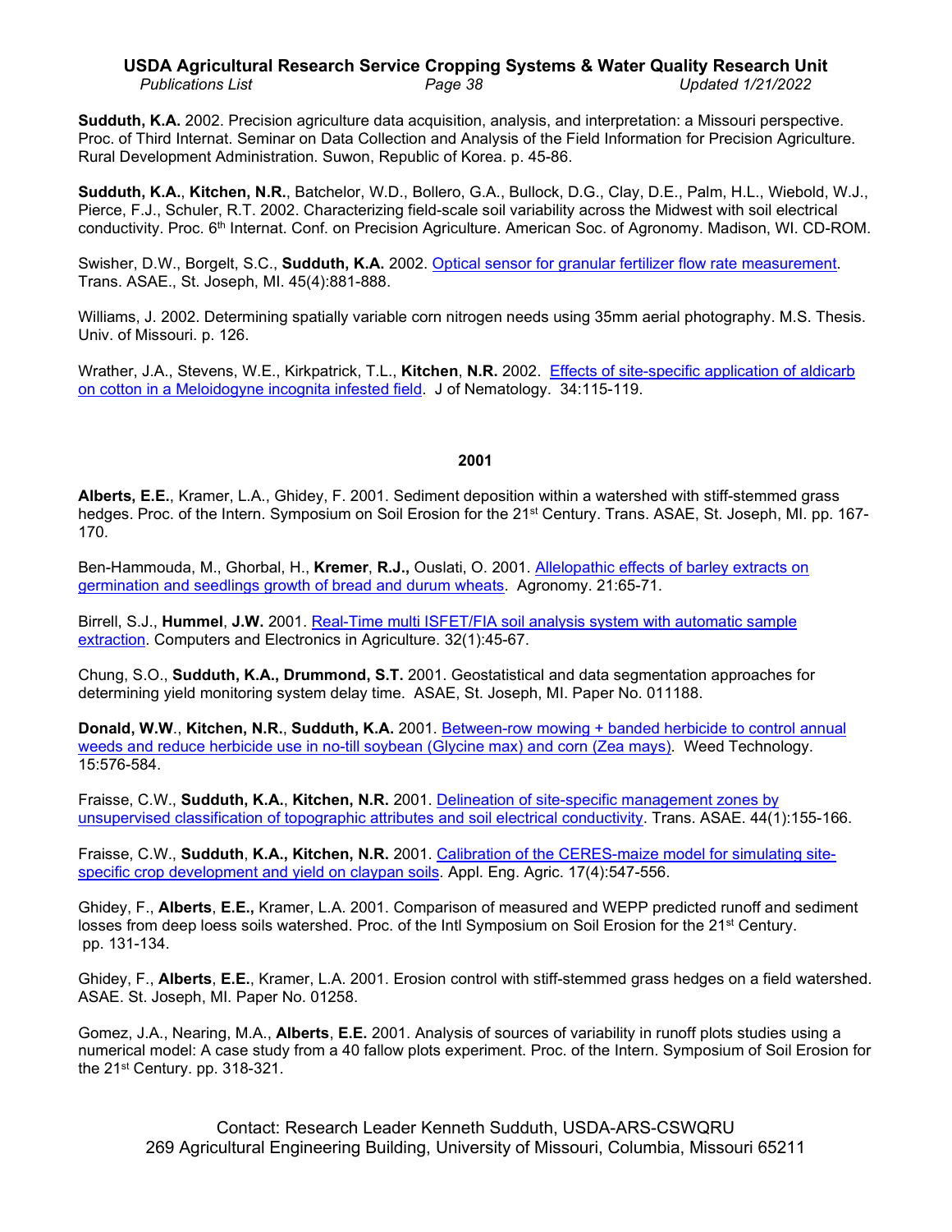**Sudduth, K.A.** 2002. Precision agriculture data acquisition, analysis, and interpretation: a Missouri perspective. Proc. of Third Internat. Seminar on Data Collection and Analysis of the Field Information for Precision Agriculture. Rural Development Administration. Suwon, Republic of Korea. p. 45-86.

**Sudduth, K.A.**, **Kitchen, N.R.**, Batchelor, W.D., Bollero, G.A., Bullock, D.G., Clay, D.E., Palm, H.L., Wiebold, W.J., Pierce, F.J., Schuler, R.T. 2002. Characterizing field-scale soil variability across the Midwest with soil electrical conductivity. Proc. 6th Internat. Conf. on Precision Agriculture. American Soc. of Agronomy. Madison, WI. CD-ROM.

Swisher, D.W., Borgelt, S.C., **Sudduth, K.A.** 2002. Optical sensor for granular fertilizer flow rate measurement. Trans. ASAE., St. Joseph, MI. 45(4):881-888.

Williams, J. 2002. Determining spatially variable corn nitrogen needs using 35mm aerial photography. M.S. Thesis. Univ. of Missouri. p. 126.

Wrather, J.A., Stevens, W.E., Kirkpatrick, T.L., **Kitchen**, **N.R.** 2002. Effects of site-specific application of aldicarb on cotton in a Meloidogyne incognita infested field. J of Nematology. 34:115-119.

## 2001

**Alberts, E.E.**, Kramer, L.A., Ghidey, F. 2001. Sediment deposition within a watershed with stiff-stemmed grass hedges. Proc. of the Intern. Symposium on Soil Erosion for the 21st Century. Trans. ASAE, St. Joseph, MI. pp. 167-170.

Ben-Hammouda, M., Ghorbal, H., **Kremer**, **R.J.,** Ouslati, O. 2001. Allelopathic effects of barley extracts on germination and seedlings growth of bread and durum wheats. Agronomy. 21:65-71.

Birrell, S.J., **Hummel**, **J.W.** 2001. Real-Time multi ISFET/FIA soil analysis system with automatic sample extraction. Computers and Electronics in Agriculture. 32(1):45-67.

Chung, S.O., **Sudduth, K.A., Drummond, S.T.** 2001. Geostatistical and data segmentation approaches for determining yield monitoring system delay time. ASAE, St. Joseph, MI. Paper No. 011188.

**Donald, W.W**., **Kitchen, N.R.**, **Sudduth, K.A.** 2001. Between-row mowing + banded herbicide to control annual weeds and reduce herbicide use in no-till soybean (Glycine max) and corn (Zea mays). Weed Technology. 15:576-584.

Fraisse, C.W., **Sudduth, K.A.**, **Kitchen, N.R.** 2001. Delineation of site-specific management zones by unsupervised classification of topographic attributes and soil electrical conductivity. Trans. ASAE. 44(1):155-166.

Fraisse, C.W., **Sudduth**, **K.A., Kitchen, N.R.** 2001. Calibration of the CERES-maize model for simulating site-specific crop development and yield on claypan soils. Appl. Eng. Agric. 17(4):547-556.

Ghidey, F., **Alberts**, **E.E.,** Kramer, L.A. 2001. Comparison of measured and WEPP predicted runoff and sediment losses from deep loess soils watershed. Proc. of the Intl Symposium on Soil Erosion for the 21st Century. pp. 131-134.

Ghidey, F., **Alberts**, **E.E.**, Kramer, L.A. 2001. Erosion control with stiff-stemmed grass hedges on a field watershed. ASAE. St. Joseph, MI. Paper No. 01258.

Gomez, J.A., Nearing, M.A., **Alberts**, **E.E.** 2001. Analysis of sources of variability in runoff plots studies using a numerical model: A case study from a 40 fallow plots experiment. Proc. of the Intern. Symposium of Soil Erosion for the 21st Century. pp. 318-321.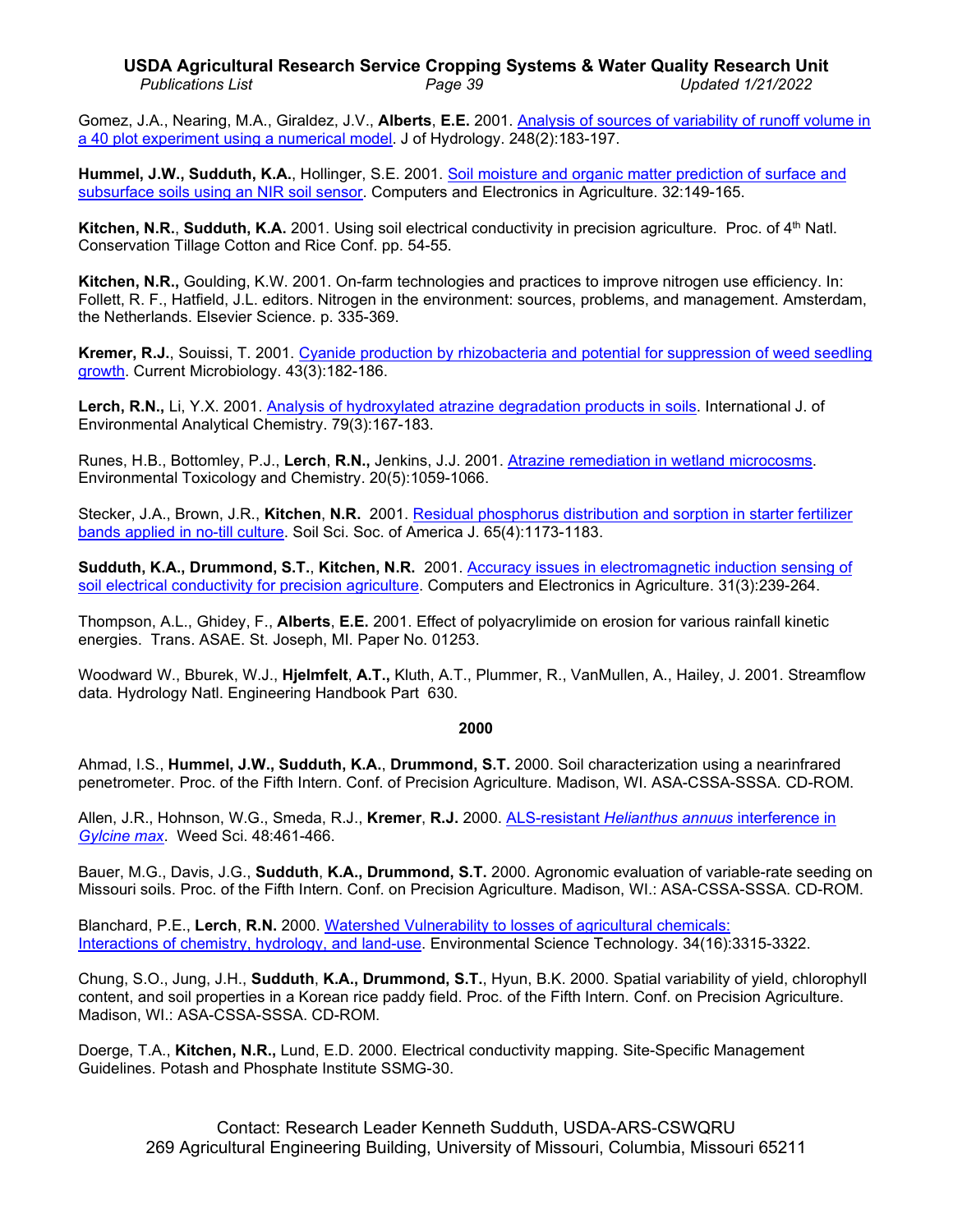Gomez, J.A., Nearing, M.A., Giraldez, J.V., **Alberts**, **E.E.** 2001. Analysis of sources of variability of runoff volume in a 40 plot experiment using a numerical model. J of Hydrology. 248(2):183-197.

**Hummel, J.W., Sudduth, K.A.**, Hollinger, S.E. 2001. Soil moisture and organic matter prediction of surface and subsurface soils using an NIR soil sensor. Computers and Electronics in Agriculture. 32:149-165.

**Kitchen, N.R.**, **Sudduth, K.A.** 2001. Using soil electrical conductivity in precision agriculture. Proc. of 4th Natl. Conservation Tillage Cotton and Rice Conf. pp. 54-55.

**Kitchen, N.R.,** Goulding, K.W. 2001. On-farm technologies and practices to improve nitrogen use efficiency. In: Follett, R. F., Hatfield, J.L. editors. Nitrogen in the environment: sources, problems, and management. Amsterdam, the Netherlands. Elsevier Science. p. 335-369.

**Kremer, R.J.**, Souissi, T. 2001. Cyanide production by rhizobacteria and potential for suppression of weed seedling growth. Current Microbiology. 43(3):182-186.

**Lerch, R.N.,** Li, Y.X. 2001. Analysis of hydroxylated atrazine degradation products in soils. International J. of Environmental Analytical Chemistry. 79(3):167-183.

Runes, H.B., Bottomley, P.J., **Lerch**, **R.N.,** Jenkins, J.J. 2001. Atrazine remediation in wetland microcosms. Environmental Toxicology and Chemistry. 20(5):1059-1066.

Stecker, J.A., Brown, J.R., **Kitchen**, **N.R.** 2001. Residual phosphorus distribution and sorption in starter fertilizer bands applied in no-till culture. Soil Sci. Soc. of America J. 65(4):1173-1183.

**Sudduth, K.A., Drummond, S.T.**, **Kitchen, N.R.** 2001. Accuracy issues in electromagnetic induction sensing of soil electrical conductivity for precision agriculture. Computers and Electronics in Agriculture. 31(3):239-264.

Thompson, A.L., Ghidey, F., **Alberts**, **E.E.** 2001. Effect of polyacrylimide on erosion for various rainfall kinetic energies. Trans. ASAE. St. Joseph, MI. Paper No. 01253.

Woodward W., Bburek, W.J., **Hjelmfelt**, **A.T.,** Kluth, A.T., Plummer, R., VanMullen, A., Hailey, J. 2001. Streamflow data. Hydrology Natl. Engineering Handbook Part 630.

## 2000

Ahmad, I.S., **Hummel, J.W., Sudduth, K.A.**, **Drummond, S.T.** 2000. Soil characterization using a nearinfrared penetrometer. Proc. of the Fifth Intern. Conf. of Precision Agriculture. Madison, WI. ASA-CSSA-SSSA. CD-ROM.

Allen, J.R., Hohnson, W.G., Smeda, R.J., **Kremer**, **R.J.** 2000. ALS-resistant *Helianthus annuus* interference in *Gylcine max*. Weed Sci. 48:461-466.

Bauer, M.G., Davis, J.G., **Sudduth**, **K.A., Drummond, S.T.** 2000. Agronomic evaluation of variable-rate seeding on Missouri soils. Proc. of the Fifth Intern. Conf. on Precision Agriculture. Madison, WI.: ASA-CSSA-SSSA. CD-ROM.

Blanchard, P.E., **Lerch**, **R.N.** 2000. Watershed Vulnerability to losses of agricultural chemicals: Interactions of chemistry, hydrology, and land-use. Environmental Science Technology. 34(16):3315-3322.

Chung, S.O., Jung, J.H., **Sudduth**, **K.A., Drummond, S.T.**, Hyun, B.K. 2000. Spatial variability of yield, chlorophyll content, and soil properties in a Korean rice paddy field. Proc. of the Fifth Intern. Conf. on Precision Agriculture. Madison, WI.: ASA-CSSA-SSSA. CD-ROM.

Doerge, T.A., **Kitchen, N.R.,** Lund, E.D. 2000. Electrical conductivity mapping. Site-Specific Management Guidelines. Potash and Phosphate Institute SSMG-30.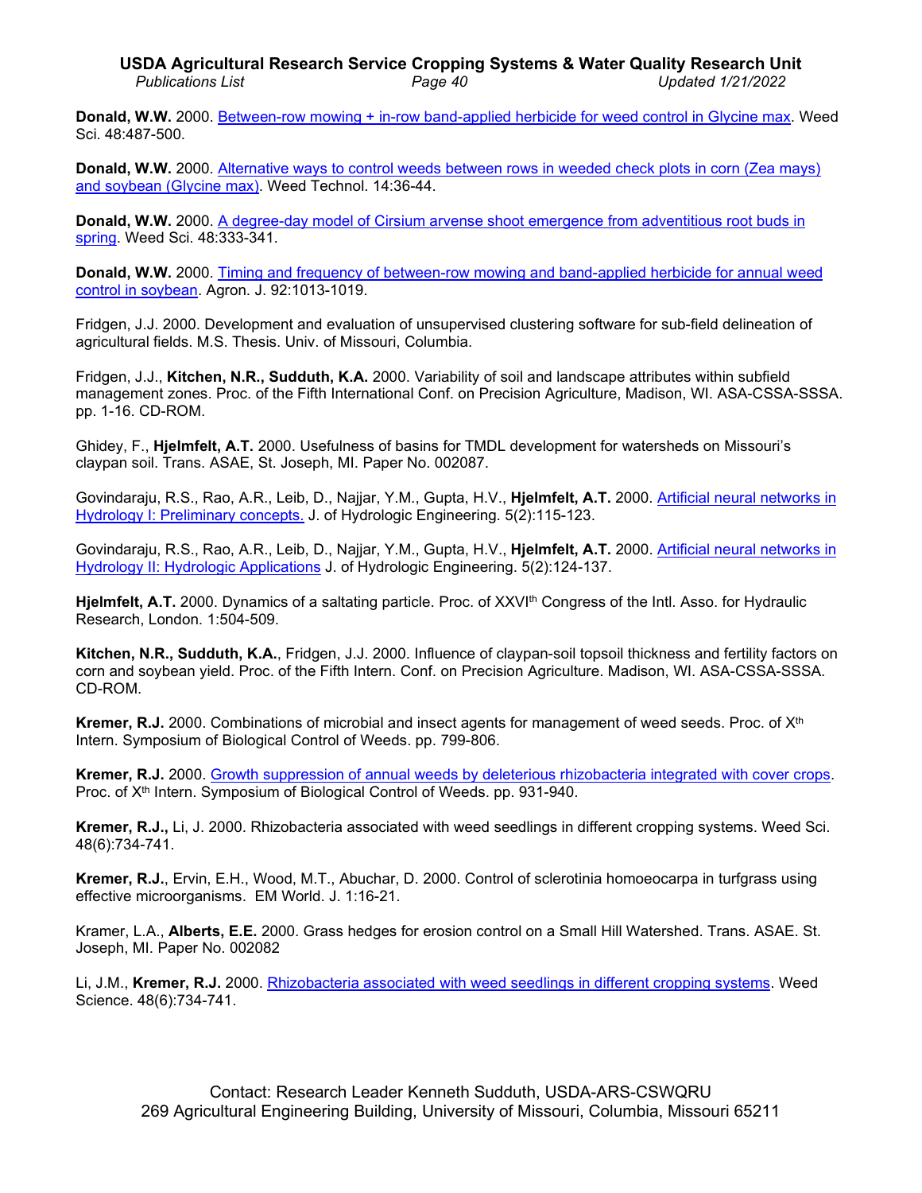**Donald, W.W.** 2000. Between-row mowing + in-row band-applied herbicide for weed control in Glycine max. Weed Sci. 48:487-500.

**Donald, W.W.** 2000. Alternative ways to control weeds between rows in weeded check plots in corn (Zea mays) and soybean (Glycine max). Weed Technol. 14:36-44.

**Donald, W.W.** 2000. A degree-day model of Cirsium arvense shoot emergence from adventitious root buds in spring. Weed Sci. 48:333-341.

**Donald, W.W.** 2000. Timing and frequency of between-row mowing and band-applied herbicide for annual weed control in soybean. Agron. J. 92:1013-1019.

Fridgen, J.J. 2000. Development and evaluation of unsupervised clustering software for sub-field delineation of agricultural fields. M.S. Thesis. Univ. of Missouri, Columbia.

Fridgen, J.J., **Kitchen, N.R., Sudduth, K.A.** 2000. Variability of soil and landscape attributes within subfield management zones. Proc. of the Fifth International Conf. on Precision Agriculture, Madison, WI. ASA-CSSA-SSSA. pp. 1-16. CD-ROM.

Ghidey, F., **Hjelmfelt, A.T.** 2000. Usefulness of basins for TMDL development for watersheds on Missouri's claypan soil. Trans. ASAE, St. Joseph, MI. Paper No. 002087.

Govindaraju, R.S., Rao, A.R., Leib, D., Najjar, Y.M., Gupta, H.V., **Hjelmfelt, A.T.** 2000. Artificial neural networks in Hydrology I: Preliminary concepts. J. of Hydrologic Engineering. 5(2):115-123.

Govindaraju, R.S., Rao, A.R., Leib, D., Najjar, Y.M., Gupta, H.V., **Hjelmfelt, A.T.** 2000. Artificial neural networks in Hydrology II: Hydrologic Applications J. of Hydrologic Engineering. 5(2):124-137.

**Hjelmfelt, A.T.** 2000. Dynamics of a saltating particle. Proc. of XXVI[th] Congress of the Intl. Asso. for Hydraulic Research, London. 1:504-509.

**Kitchen, N.R., Sudduth, K.A.**, Fridgen, J.J. 2000. Influence of claypan-soil topsoil thickness and fertility factors on corn and soybean yield. Proc. of the Fifth Intern. Conf. on Precision Agriculture. Madison, WI. ASA-CSSA-SSSA. CD-ROM.

**Kremer, R.J.** 2000. Combinations of microbial and insect agents for management of weed seeds. Proc. of X[th] Intern. Symposium of Biological Control of Weeds. pp. 799-806.

**Kremer, R.J.** 2000. Growth suppression of annual weeds by deleterious rhizobacteria integrated with cover crops. Proc. of X[th] Intern. Symposium of Biological Control of Weeds. pp. 931-940.

**Kremer, R.J.,** Li, J. 2000. Rhizobacteria associated with weed seedlings in different cropping systems. Weed Sci. 48(6):734-741.

**Kremer, R.J.**, Ervin, E.H., Wood, M.T., Abuchar, D. 2000. Control of sclerotinia homoeocarpa in turfgrass using effective microorganisms. EM World. J. 1:16-21.

Kramer, L.A., **Alberts, E.E.** 2000. Grass hedges for erosion control on a Small Hill Watershed. Trans. ASAE. St. Joseph, MI. Paper No. 002082

Li, J.M., **Kremer, R.J.** 2000. Rhizobacteria associated with weed seedlings in different cropping systems. Weed Science. 48(6):734-741.

Contact: Research Leader Kenneth Sudduth, USDA-ARS-CSWQRU
269 Agricultural Engineering Building, University of Missouri, Columbia, Missouri 65211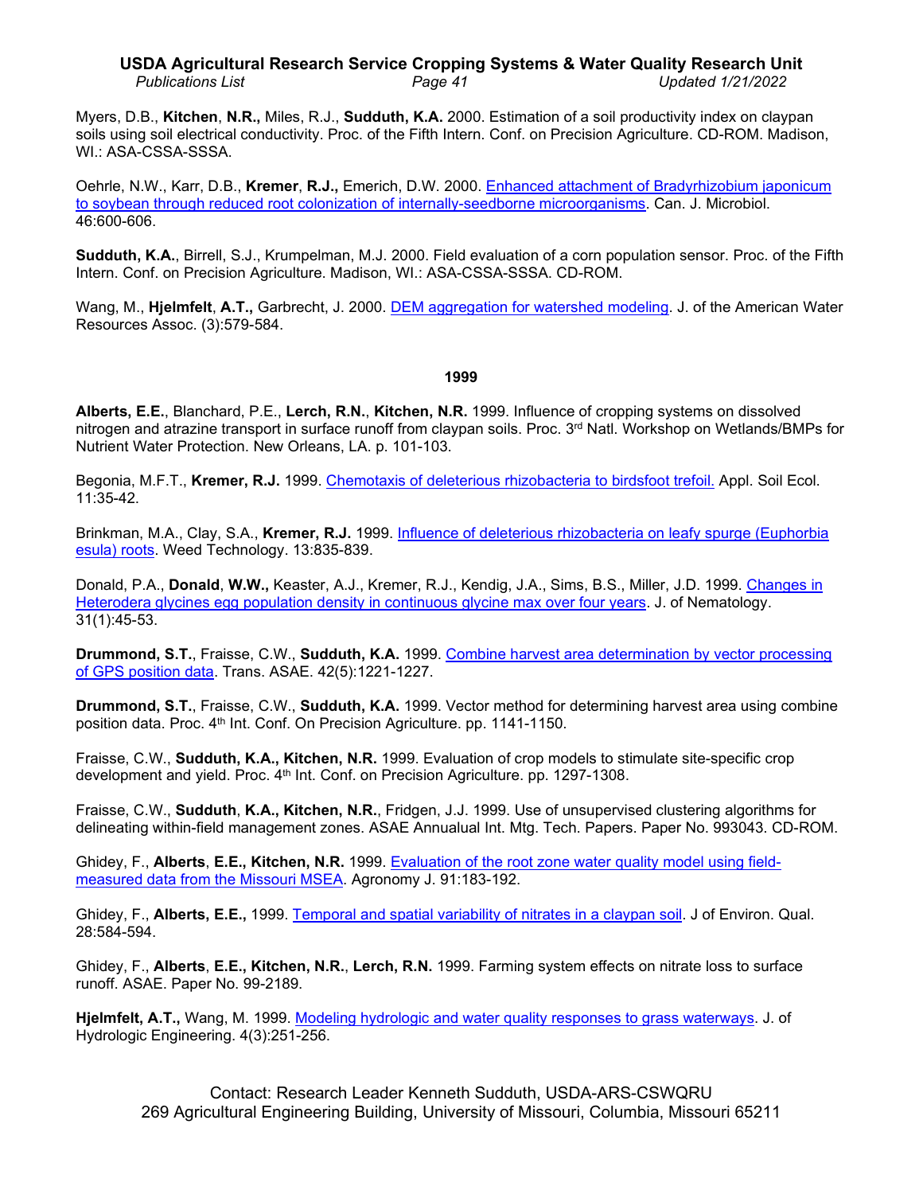Myers, D.B., **Kitchen**, **N.R.,** Miles, R.J., **Sudduth, K.A.** 2000. Estimation of a soil productivity index on claypan soils using soil electrical conductivity. Proc. of the Fifth Intern. Conf. on Precision Agriculture. CD-ROM. Madison, WI.: ASA-CSSA-SSSA.

Oehrle, N.W., Karr, D.B., **Kremer**, **R.J.,** Emerich, D.W. 2000. Enhanced attachment of Bradyrhizobium japonicum to soybean through reduced root colonization of internally-seedborne microorganisms. Can. J. Microbiol. 46:600-606.

**Sudduth, K.A.**, Birrell, S.J., Krumpelman, M.J. 2000. Field evaluation of a corn population sensor. Proc. of the Fifth Intern. Conf. on Precision Agriculture. Madison, WI.: ASA-CSSA-SSSA. CD-ROM.

Wang, M., **Hjelmfelt**, **A.T.,** Garbrecht, J. 2000. DEM aggregation for watershed modeling. J. of the American Water Resources Assoc. (3):579-584.

**1999**

**Alberts, E.E.**, Blanchard, P.E., **Lerch, R.N.**, **Kitchen, N.R.** 1999. Influence of cropping systems on dissolved nitrogen and atrazine transport in surface runoff from claypan soils. Proc. 3rd Natl. Workshop on Wetlands/BMPs for Nutrient Water Protection. New Orleans, LA. p. 101-103.

Begonia, M.F.T., **Kremer, R.J.** 1999. Chemotaxis of deleterious rhizobacteria to birdsfoot trefoil. Appl. Soil Ecol. 11:35-42.

Brinkman, M.A., Clay, S.A., **Kremer, R.J.** 1999. Influence of deleterious rhizobacteria on leafy spurge (Euphorbia esula) roots. Weed Technology. 13:835-839.

Donald, P.A., **Donald**, **W.W.,** Keaster, A.J., Kremer, R.J., Kendig, J.A., Sims, B.S., Miller, J.D. 1999. Changes in Heterodera glycines egg population density in continuous glycine max over four years. J. of Nematology. 31(1):45-53.

**Drummond, S.T.**, Fraisse, C.W., **Sudduth, K.A.** 1999. Combine harvest area determination by vector processing of GPS position data. Trans. ASAE. 42(5):1221-1227.

**Drummond, S.T.**, Fraisse, C.W., **Sudduth, K.A.** 1999. Vector method for determining harvest area using combine position data. Proc. 4th Int. Conf. On Precision Agriculture. pp. 1141-1150.

Fraisse, C.W., **Sudduth, K.A., Kitchen, N.R.** 1999. Evaluation of crop models to stimulate site-specific crop development and yield. Proc. 4th Int. Conf. on Precision Agriculture. pp. 1297-1308.

Fraisse, C.W., **Sudduth**, **K.A., Kitchen, N.R.**, Fridgen, J.J. 1999. Use of unsupervised clustering algorithms for delineating within-field management zones. ASAE Annualual Int. Mtg. Tech. Papers. Paper No. 993043. CD-ROM.

Ghidey, F., **Alberts**, **E.E., Kitchen, N.R.** 1999. Evaluation of the root zone water quality model using field-measured data from the Missouri MSEA. Agronomy J. 91:183-192.

Ghidey, F., **Alberts, E.E.,** 1999. Temporal and spatial variability of nitrates in a claypan soil. J of Environ. Qual. 28:584-594.

Ghidey, F., **Alberts**, **E.E.**, **Kitchen, N.R.**, **Lerch, R.N.** 1999. Farming system effects on nitrate loss to surface runoff. ASAE. Paper No. 99-2189.

**Hjelmfelt, A.T.,** Wang, M. 1999. Modeling hydrologic and water quality responses to grass waterways. J. of Hydrologic Engineering. 4(3):251-256.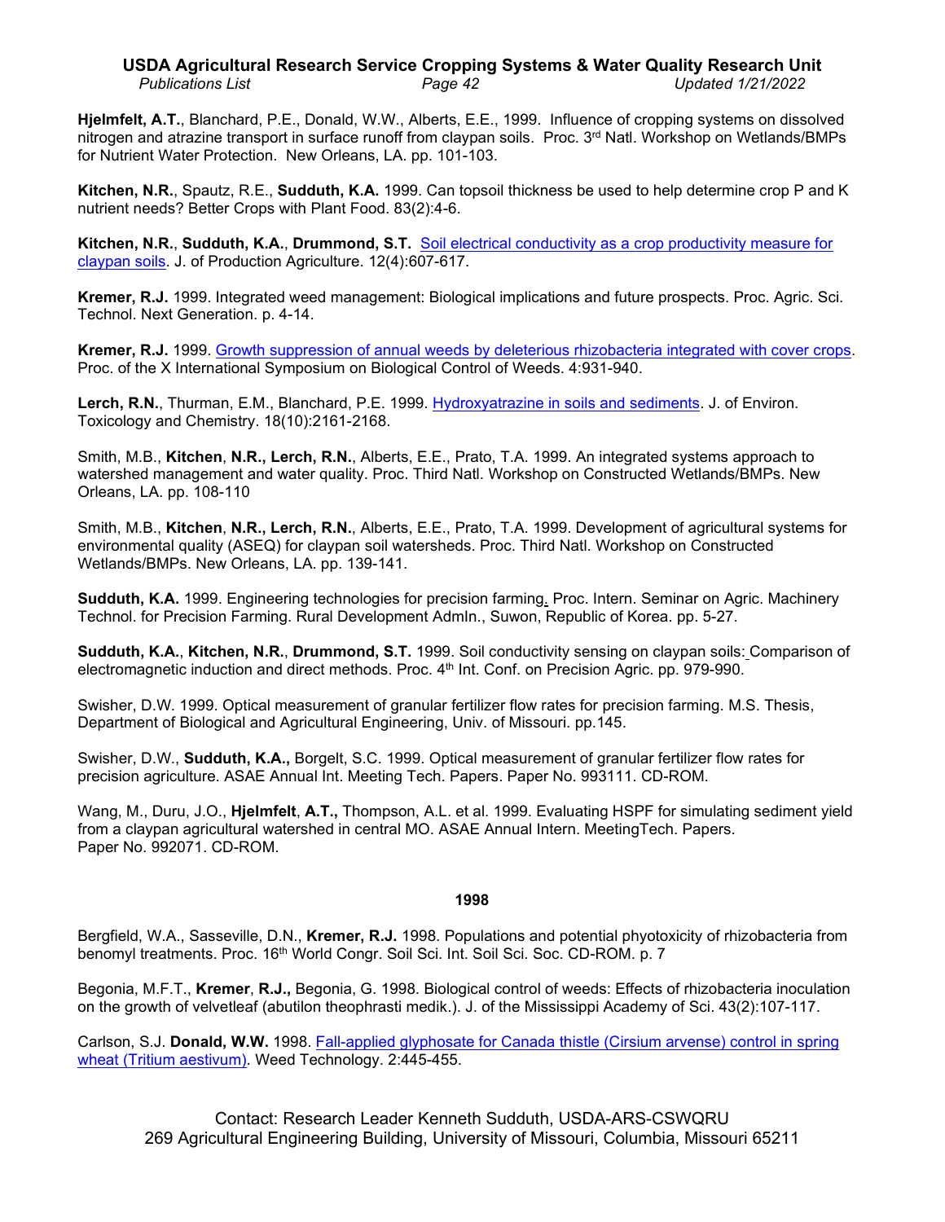**Hjelmfelt, A.T.**, Blanchard, P.E., Donald, W.W., Alberts, E.E., 1999. Influence of cropping systems on dissolved nitrogen and atrazine transport in surface runoff from claypan soils. Proc. 3rd Natl. Workshop on Wetlands/BMPs for Nutrient Water Protection. New Orleans, LA. pp. 101-103.

**Kitchen, N.R.**, Spautz, R.E., **Sudduth, K.A.** 1999. Can topsoil thickness be used to help determine crop P and K nutrient needs? Better Crops with Plant Food. 83(2):4-6.

**Kitchen, N.R.**, **Sudduth, K.A.**, **Drummond, S.T.** Soil electrical conductivity as a crop productivity measure for claypan soils. J. of Production Agriculture. 12(4):607-617.

**Kremer, R.J.** 1999. Integrated weed management: Biological implications and future prospects. Proc. Agric. Sci. Technol. Next Generation. p. 4-14.

**Kremer, R.J.** 1999. Growth suppression of annual weeds by deleterious rhizobacteria integrated with cover crops. Proc. of the X International Symposium on Biological Control of Weeds. 4:931-940.

**Lerch, R.N.**, Thurman, E.M., Blanchard, P.E. 1999. Hydroxyatrazine in soils and sediments. J. of Environ. Toxicology and Chemistry. 18(10):2161-2168.

Smith, M.B., **Kitchen**, **N.R., Lerch, R.N.**, Alberts, E.E., Prato, T.A. 1999. An integrated systems approach to watershed management and water quality. Proc. Third Natl. Workshop on Constructed Wetlands/BMPs. New Orleans, LA. pp. 108-110

Smith, M.B., **Kitchen**, **N.R., Lerch, R.N.**, Alberts, E.E., Prato, T.A. 1999. Development of agricultural systems for environmental quality (ASEQ) for claypan soil watersheds. Proc. Third Natl. Workshop on Constructed Wetlands/BMPs. New Orleans, LA. pp. 139-141.

**Sudduth, K.A.** 1999. Engineering technologies for precision farming. Proc. Intern. Seminar on Agric. Machinery Technol. for Precision Farming. Rural Development Admln., Suwon, Republic of Korea. pp. 5-27.

**Sudduth, K.A.**, **Kitchen, N.R.**, **Drummond, S.T.** 1999. Soil conductivity sensing on claypan soils: Comparison of electromagnetic induction and direct methods. Proc. 4th Int. Conf. on Precision Agric. pp. 979-990.

Swisher, D.W. 1999. Optical measurement of granular fertilizer flow rates for precision farming. M.S. Thesis, Department of Biological and Agricultural Engineering, Univ. of Missouri. pp.145.

Swisher, D.W., **Sudduth, K.A.,** Borgelt, S.C. 1999. Optical measurement of granular fertilizer flow rates for precision agriculture. ASAE Annual Int. Meeting Tech. Papers. Paper No. 993111. CD-ROM.

Wang, M., Duru, J.O., **Hjelmfelt**, **A.T.,** Thompson, A.L. et al. 1999. Evaluating HSPF for simulating sediment yield from a claypan agricultural watershed in central MO. ASAE Annual Intern. MeetingTech. Papers. Paper No. 992071. CD-ROM.

## 1998

Bergfield, W.A., Sasseville, D.N., **Kremer, R.J.** 1998. Populations and potential phytoxicity of rhizobacteria from benomyl treatments. Proc. 16th World Congr. Soil Sci. Int. Soil Sci. Soc. CD-ROM. p. 7

Begonia, M.F.T., **Kremer**, **R.J.,** Begonia, G. 1998. Biological control of weeds: Effects of rhizobacteria inoculation on the growth of velvetleaf (abutilon theophrasti medik.). J. of the Mississippi Academy of Sci. 43(2):107-117.

Carlson, S.J. **Donald, W.W.** 1998. Fall-applied glyphosate for Canada thistle (Cirsium arvense) control in spring wheat (Tritium aestivum). Weed Technology. 2:445-455.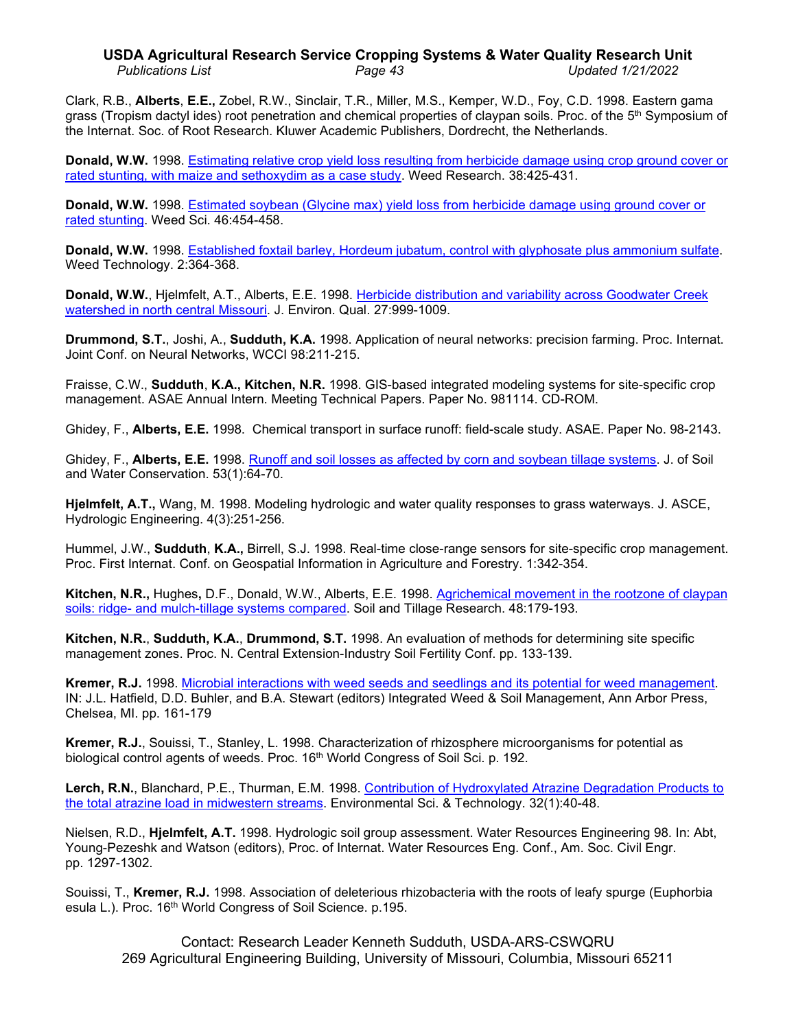Clark, R.B., **Alberts**, **E.E.,** Zobel, R.W., Sinclair, T.R., Miller, M.S., Kemper, W.D., Foy, C.D. 1998. Eastern gama grass (Tropism dactyl ides) root penetration and chemical properties of claypan soils. Proc. of the 5th Symposium of the Internat. Soc. of Root Research. Kluwer Academic Publishers, Dordrecht, the Netherlands.

**Donald, W.W.** 1998. Estimating relative crop yield loss resulting from herbicide damage using crop ground cover or rated stunting, with maize and sethoxydim as a case study. Weed Research. 38:425-431.

**Donald, W.W.** 1998. Estimated soybean (Glycine max) yield loss from herbicide damage using ground cover or rated stunting. Weed Sci. 46:454-458.

**Donald, W.W.** 1998. Established foxtail barley, Hordeum jubatum, control with glyphosate plus ammonium sulfate. Weed Technology. 2:364-368.

**Donald, W.W.**, Hjelmfelt, A.T., Alberts, E.E. 1998. Herbicide distribution and variability across Goodwater Creek watershed in north central Missouri. J. Environ. Qual. 27:999-1009.

**Drummond, S.T.**, Joshi, A., **Sudduth, K.A.** 1998. Application of neural networks: precision farming. Proc. Internat. Joint Conf. on Neural Networks, WCCI 98:211-215.

Fraisse, C.W., **Sudduth**, **K.A., Kitchen, N.R.** 1998. GIS-based integrated modeling systems for site-specific crop management. ASAE Annual Intern. Meeting Technical Papers. Paper No. 981114. CD-ROM.

Ghidey, F., **Alberts, E.E.** 1998. Chemical transport in surface runoff: field-scale study. ASAE. Paper No. 98-2143.

Ghidey, F., **Alberts, E.E.** 1998. Runoff and soil losses as affected by corn and soybean tillage systems. J. of Soil and Water Conservation. 53(1):64-70.

**Hjelmfelt, A.T.,** Wang, M. 1998. Modeling hydrologic and water quality responses to grass waterways. J. ASCE, Hydrologic Engineering. 4(3):251-256.

Hummel, J.W., **Sudduth**, **K.A.,** Birrell, S.J. 1998. Real-time close-range sensors for site-specific crop management. Proc. First Internat. Conf. on Geospatial Information in Agriculture and Forestry. 1:342-354.

**Kitchen, N.R.,** Hughes**,** D.F., Donald, W.W., Alberts, E.E. 1998. Agrichemical movement in the rootzone of claypan soils: ridge- and mulch-tillage systems compared. Soil and Tillage Research. 48:179-193.

**Kitchen, N.R.**, **Sudduth, K.A.**, **Drummond, S.T.** 1998. An evaluation of methods for determining site specific management zones. Proc. N. Central Extension-Industry Soil Fertility Conf. pp. 133-139.

**Kremer, R.J.** 1998. Microbial interactions with weed seeds and seedlings and its potential for weed management. IN: J.L. Hatfield, D.D. Buhler, and B.A. Stewart (editors) Integrated Weed & Soil Management, Ann Arbor Press, Chelsea, MI. pp. 161-179

**Kremer, R.J.**, Souissi, T., Stanley, L. 1998. Characterization of rhizosphere microorganisms for potential as biological control agents of weeds. Proc. 16th World Congress of Soil Sci. p. 192.

**Lerch, R.N.**, Blanchard, P.E., Thurman, E.M. 1998. Contribution of Hydroxylated Atrazine Degradation Products to the total atrazine load in midwestern streams. Environmental Sci. & Technology. 32(1):40-48.

Nielsen, R.D., **Hjelmfelt, A.T.** 1998. Hydrologic soil group assessment. Water Resources Engineering 98. In: Abt, Young-Pezeshk and Watson (editors), Proc. of Internat. Water Resources Eng. Conf., Am. Soc. Civil Engr. pp. 1297-1302.

Souissi, T., **Kremer, R.J.** 1998. Association of deleterious rhizobacteria with the roots of leafy spurge (Euphorbia esula L.). Proc. 16th World Congress of Soil Science. p.195.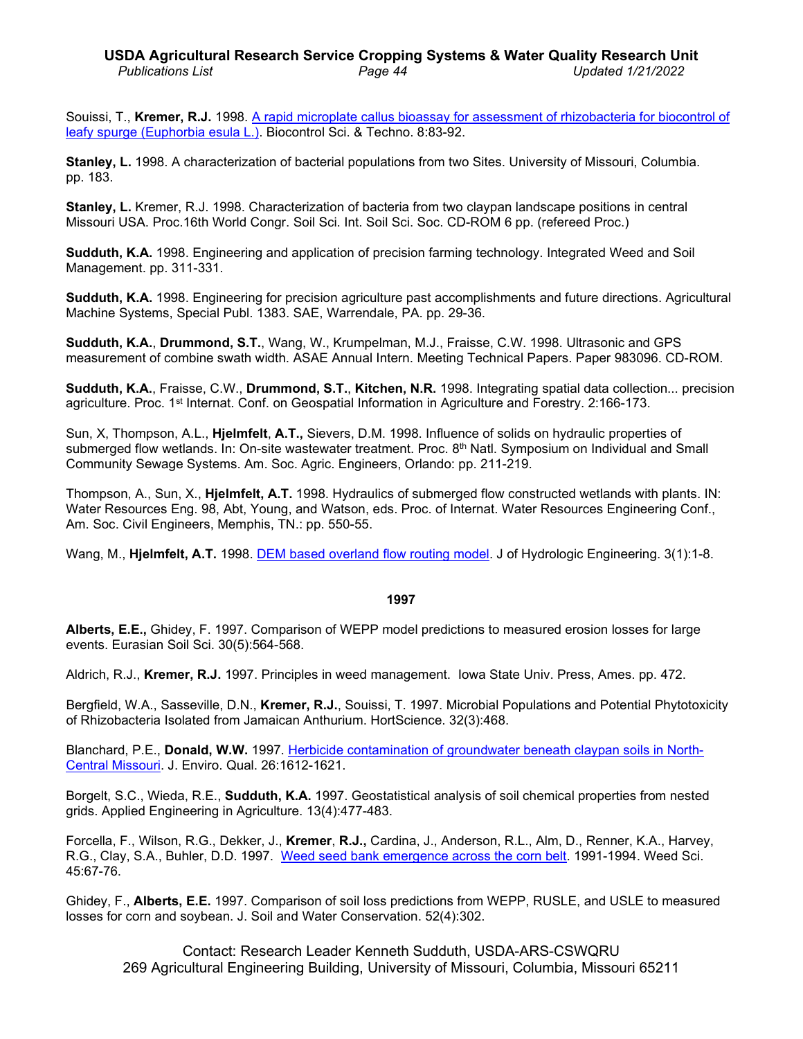Souissi, T., **Kremer, R.J.** 1998. A rapid microplate callus bioassay for assessment of rhizobacteria for biocontrol of leafy spurge (Euphorbia esula L.). Biocontrol Sci. & Techno. 8:83-92.

**Stanley, L.** 1998. A characterization of bacterial populations from two Sites. University of Missouri, Columbia. pp. 183.

**Stanley, L.** Kremer, R.J. 1998. Characterization of bacteria from two claypan landscape positions in central Missouri USA. Proc.16th World Congr. Soil Sci. Int. Soil Sci. Soc. CD-ROM 6 pp. (refereed Proc.)

**Sudduth, K.A.** 1998. Engineering and application of precision farming technology. Integrated Weed and Soil Management. pp. 311-331.

**Sudduth, K.A.** 1998. Engineering for precision agriculture past accomplishments and future directions. Agricultural Machine Systems, Special Publ. 1383. SAE, Warrendale, PA. pp. 29-36.

**Sudduth, K.A.**, **Drummond, S.T.**, Wang, W., Krumpelman, M.J., Fraisse, C.W. 1998. Ultrasonic and GPS measurement of combine swath width. ASAE Annual Intern. Meeting Technical Papers. Paper 983096. CD-ROM.

**Sudduth, K.A.**, Fraisse, C.W., **Drummond, S.T.**, **Kitchen, N.R.** 1998. Integrating spatial data collection... precision agriculture. Proc. 1st Internat. Conf. on Geospatial Information in Agriculture and Forestry. 2:166-173.

Sun, X, Thompson, A.L., **Hjelmfelt**, **A.T.,** Sievers, D.M. 1998. Influence of solids on hydraulic properties of submerged flow wetlands. In: On-site wastewater treatment. Proc. 8th Natl. Symposium on Individual and Small Community Sewage Systems. Am. Soc. Agric. Engineers, Orlando: pp. 211-219.

Thompson, A., Sun, X., **Hjelmfelt, A.T.** 1998. Hydraulics of submerged flow constructed wetlands with plants. IN: Water Resources Eng. 98, Abt, Young, and Watson, eds. Proc. of Internat. Water Resources Engineering Conf., Am. Soc. Civil Engineers, Memphis, TN.: pp. 550-55.

Wang, M., **Hjelmfelt, A.T.** 1998. DEM based overland flow routing model. J of Hydrologic Engineering. 3(1):1-8.

## 1997

**Alberts, E.E.,** Ghidey, F. 1997. Comparison of WEPP model predictions to measured erosion losses for large events. Eurasian Soil Sci. 30(5):564-568.

Aldrich, R.J., **Kremer, R.J.** 1997. Principles in weed management. Iowa State Univ. Press, Ames. pp. 472.

Bergfield, W.A., Sasseville, D.N., **Kremer, R.J.**, Souissi, T. 1997. Microbial Populations and Potential Phytotoxicity of Rhizobacteria Isolated from Jamaican Anthurium. HortScience. 32(3):468.

Blanchard, P.E., **Donald, W.W.** 1997. Herbicide contamination of groundwater beneath claypan soils in North-Central Missouri. J. Enviro. Qual. 26:1612-1621.

Borgelt, S.C., Wieda, R.E., **Sudduth, K.A.** 1997. Geostatistical analysis of soil chemical properties from nested grids. Applied Engineering in Agriculture. 13(4):477-483.

Forcella, F., Wilson, R.G., Dekker, J., **Kremer**, **R.J.,** Cardina, J., Anderson, R.L., Alm, D., Renner, K.A., Harvey, R.G., Clay, S.A., Buhler, D.D. 1997. Weed seed bank emergence across the corn belt. 1991-1994. Weed Sci. 45:67-76.

Ghidey, F., **Alberts, E.E.** 1997. Comparison of soil loss predictions from WEPP, RUSLE, and USLE to measured losses for corn and soybean. J. Soil and Water Conservation. 52(4):302.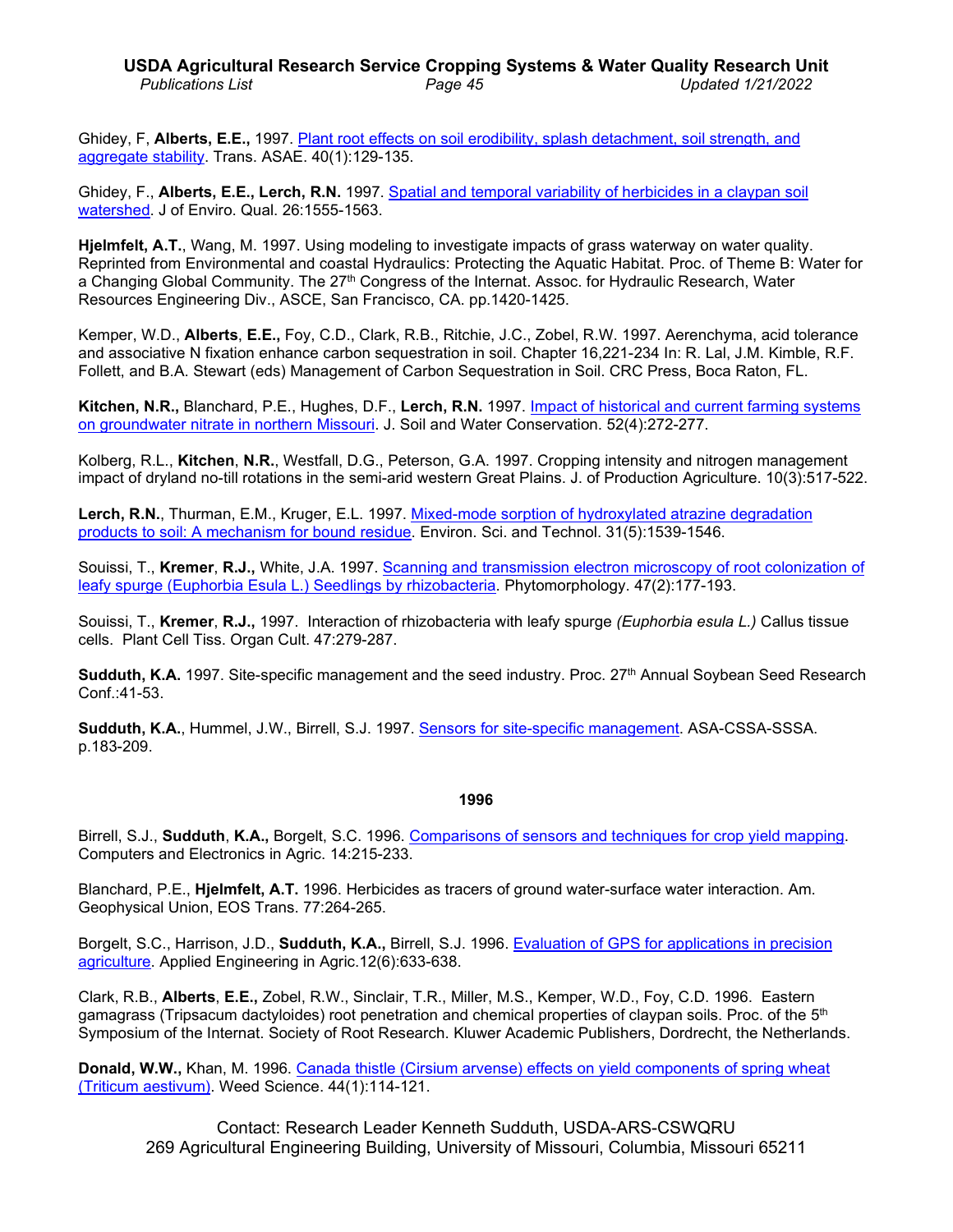Ghidey, F, **Alberts, E.E.,** 1997. Plant root effects on soil erodibility, splash detachment, soil strength, and aggregate stability. Trans. ASAE. 40(1):129-135.

Ghidey, F., **Alberts, E.E., Lerch, R.N.** 1997. Spatial and temporal variability of herbicides in a claypan soil watershed. J of Enviro. Qual. 26:1555-1563.

**Hjelmfelt, A.T.**, Wang, M. 1997. Using modeling to investigate impacts of grass waterway on water quality. Reprinted from Environmental and coastal Hydraulics: Protecting the Aquatic Habitat. Proc. of Theme B: Water for a Changing Global Community. The 27th Congress of the Internat. Assoc. for Hydraulic Research, Water Resources Engineering Div., ASCE, San Francisco, CA. pp.1420-1425.

Kemper, W.D., **Alberts**, **E.E.,** Foy, C.D., Clark, R.B., Ritchie, J.C., Zobel, R.W. 1997. Aerenchyma, acid tolerance and associative N fixation enhance carbon sequestration in soil. Chapter 16,221-234 In: R. Lal, J.M. Kimble, R.F. Follett, and B.A. Stewart (eds) Management of Carbon Sequestration in Soil. CRC Press, Boca Raton, FL.

**Kitchen, N.R.,** Blanchard, P.E., Hughes, D.F., **Lerch, R.N.** 1997. Impact of historical and current farming systems on groundwater nitrate in northern Missouri. J. Soil and Water Conservation. 52(4):272-277.

Kolberg, R.L., **Kitchen**, **N.R.**, Westfall, D.G., Peterson, G.A. 1997. Cropping intensity and nitrogen management impact of dryland no-till rotations in the semi-arid western Great Plains. J. of Production Agriculture. 10(3):517-522.

**Lerch, R.N.**, Thurman, E.M., Kruger, E.L. 1997. Mixed-mode sorption of hydroxylated atrazine degradation products to soil: A mechanism for bound residue. Environ. Sci. and Technol. 31(5):1539-1546.

Souissi, T., **Kremer**, **R.J.,** White, J.A. 1997. Scanning and transmission electron microscopy of root colonization of leafy spurge (Euphorbia Esula L.) Seedlings by rhizobacteria. Phytomorphology. 47(2):177-193.

Souissi, T., **Kremer**, **R.J.,** 1997. Interaction of rhizobacteria with leafy spurge *(Euphorbia esula L.)* Callus tissue cells. Plant Cell Tiss. Organ Cult. 47:279-287.

**Sudduth, K.A.** 1997. Site-specific management and the seed industry. Proc. 27th Annual Soybean Seed Research Conf.:41-53.

**Sudduth, K.A.**, Hummel, J.W., Birrell, S.J. 1997. Sensors for site-specific management. ASA-CSSA-SSSA. p.183-209.

**1996**

Birrell, S.J., **Sudduth**, **K.A.,** Borgelt, S.C. 1996. Comparisons of sensors and techniques for crop yield mapping. Computers and Electronics in Agric. 14:215-233.

Blanchard, P.E., **Hjelmfelt, A.T.** 1996. Herbicides as tracers of ground water-surface water interaction. Am. Geophysical Union, EOS Trans. 77:264-265.

Borgelt, S.C., Harrison, J.D., **Sudduth, K.A.,** Birrell, S.J. 1996. Evaluation of GPS for applications in precision agriculture. Applied Engineering in Agric.12(6):633-638.

Clark, R.B., **Alberts**, **E.E.,** Zobel, R.W., Sinclair, T.R., Miller, M.S., Kemper, W.D., Foy, C.D. 1996. Eastern gamagrass (Tripsacum dactyloides) root penetration and chemical properties of claypan soils. Proc. of the 5th Symposium of the Internat. Society of Root Research. Kluwer Academic Publishers, Dordrecht, the Netherlands.

**Donald, W.W.,** Khan, M. 1996. Canada thistle (Cirsium arvense) effects on yield components of spring wheat (Triticum aestivum). Weed Science. 44(1):114-121.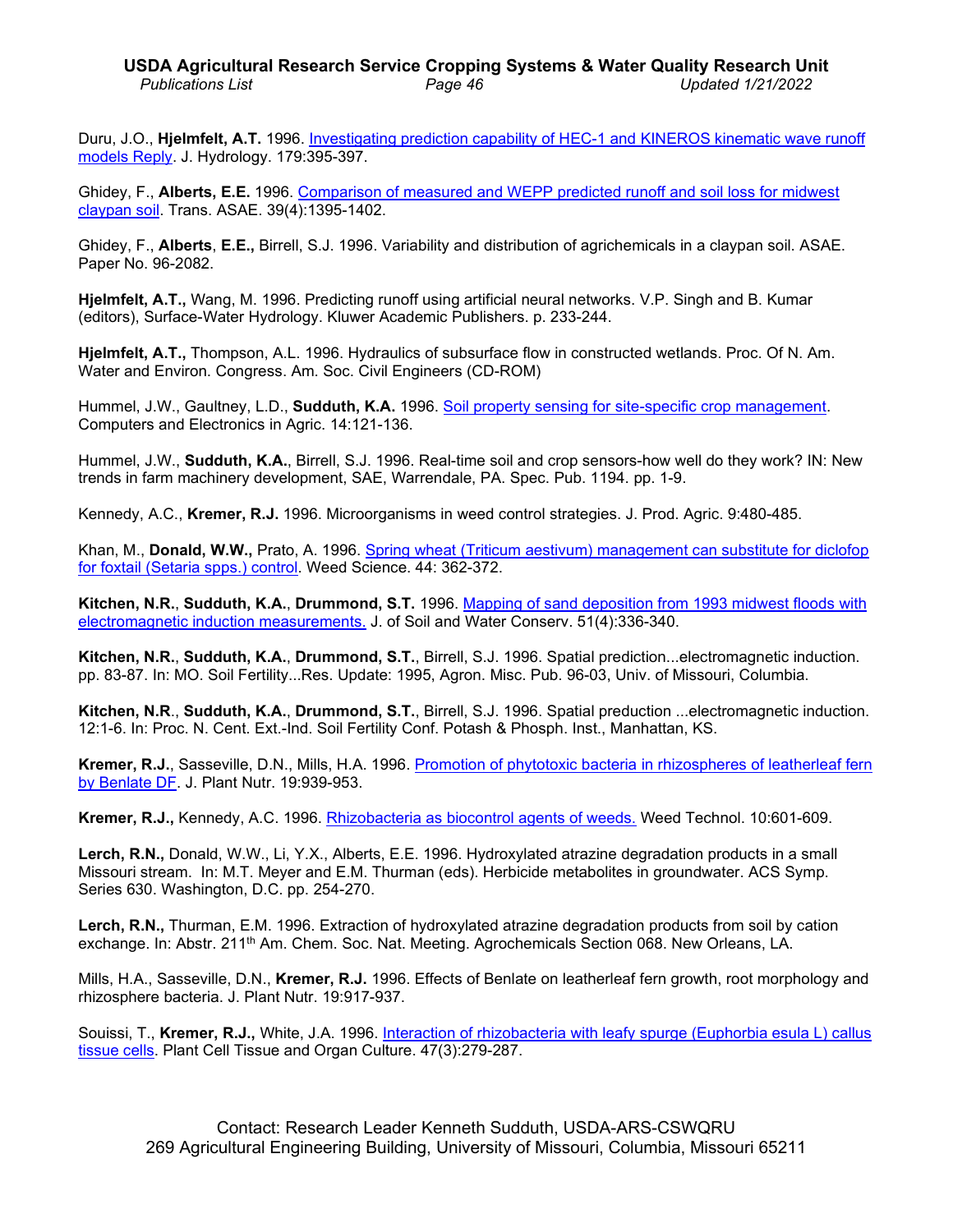Duru, J.O., **Hjelmfelt, A.T.** 1996. Investigating prediction capability of HEC-1 and KINEROS kinematic wave runoff models Reply. J. Hydrology. 179:395-397.

Ghidey, F., **Alberts, E.E.** 1996. Comparison of measured and WEPP predicted runoff and soil loss for midwest claypan soil. Trans. ASAE. 39(4):1395-1402.

Ghidey, F., **Alberts**, **E.E.,** Birrell, S.J. 1996. Variability and distribution of agrichemicals in a claypan soil. ASAE. Paper No. 96-2082.

**Hjelmfelt, A.T.,** Wang, M. 1996. Predicting runoff using artificial neural networks. V.P. Singh and B. Kumar (editors), Surface-Water Hydrology. Kluwer Academic Publishers. p. 233-244.

**Hjelmfelt, A.T.,** Thompson, A.L. 1996. Hydraulics of subsurface flow in constructed wetlands. Proc. Of N. Am. Water and Environ. Congress. Am. Soc. Civil Engineers (CD-ROM)

Hummel, J.W., Gaultney, L.D., **Sudduth, K.A.** 1996. Soil property sensing for site-specific crop management. Computers and Electronics in Agric. 14:121-136.

Hummel, J.W., **Sudduth, K.A.**, Birrell, S.J. 1996. Real-time soil and crop sensors-how well do they work? IN: New trends in farm machinery development, SAE, Warrendale, PA. Spec. Pub. 1194. pp. 1-9.

Kennedy, A.C., **Kremer, R.J.** 1996. Microorganisms in weed control strategies. J. Prod. Agric. 9:480-485.

Khan, M., **Donald, W.W.,** Prato, A. 1996. Spring wheat (Triticum aestivum) management can substitute for diclofop for foxtail (Setaria spps.) control. Weed Science. 44: 362-372.

**Kitchen, N.R.**, **Sudduth, K.A.**, **Drummond, S.T.** 1996. Mapping of sand deposition from 1993 midwest floods with electromagnetic induction measurements. J. of Soil and Water Conserv. 51(4):336-340.

**Kitchen, N.R.**, **Sudduth, K.A.**, **Drummond, S.T.**, Birrell, S.J. 1996. Spatial prediction...electromagnetic induction. pp. 83-87. In: MO. Soil Fertility...Res. Update: 1995, Agron. Misc. Pub. 96-03, Univ. of Missouri, Columbia.

**Kitchen, N.R**., **Sudduth, K.A.**, **Drummond, S.T.**, Birrell, S.J. 1996. Spatial preduction ...electromagnetic induction. 12:1-6. In: Proc. N. Cent. Ext.-Ind. Soil Fertility Conf. Potash & Phosph. Inst., Manhattan, KS.

**Kremer, R.J.**, Sasseville, D.N., Mills, H.A. 1996. Promotion of phytotoxic bacteria in rhizospheres of leatherleaf fern by Benlate DF. J. Plant Nutr. 19:939-953.

**Kremer, R.J.,** Kennedy, A.C. 1996. Rhizobacteria as biocontrol agents of weeds. Weed Technol. 10:601-609.

**Lerch, R.N.,** Donald, W.W., Li, Y.X., Alberts, E.E. 1996. Hydroxylated atrazine degradation products in a small Missouri stream. In: M.T. Meyer and E.M. Thurman (eds). Herbicide metabolites in groundwater. ACS Symp. Series 630. Washington, D.C. pp. 254-270.

**Lerch, R.N.,** Thurman, E.M. 1996. Extraction of hydroxylated atrazine degradation products from soil by cation exchange. In: Abstr. 211th Am. Chem. Soc. Nat. Meeting. Agrochemicals Section 068. New Orleans, LA.

Mills, H.A., Sasseville, D.N., **Kremer, R.J.** 1996. Effects of Benlate on leatherleaf fern growth, root morphology and rhizosphere bacteria. J. Plant Nutr. 19:917-937.

Souissi, T., **Kremer, R.J.,** White, J.A. 1996. Interaction of rhizobacteria with leafy spurge (Euphorbia esula L) callus tissue cells. Plant Cell Tissue and Organ Culture. 47(3):279-287.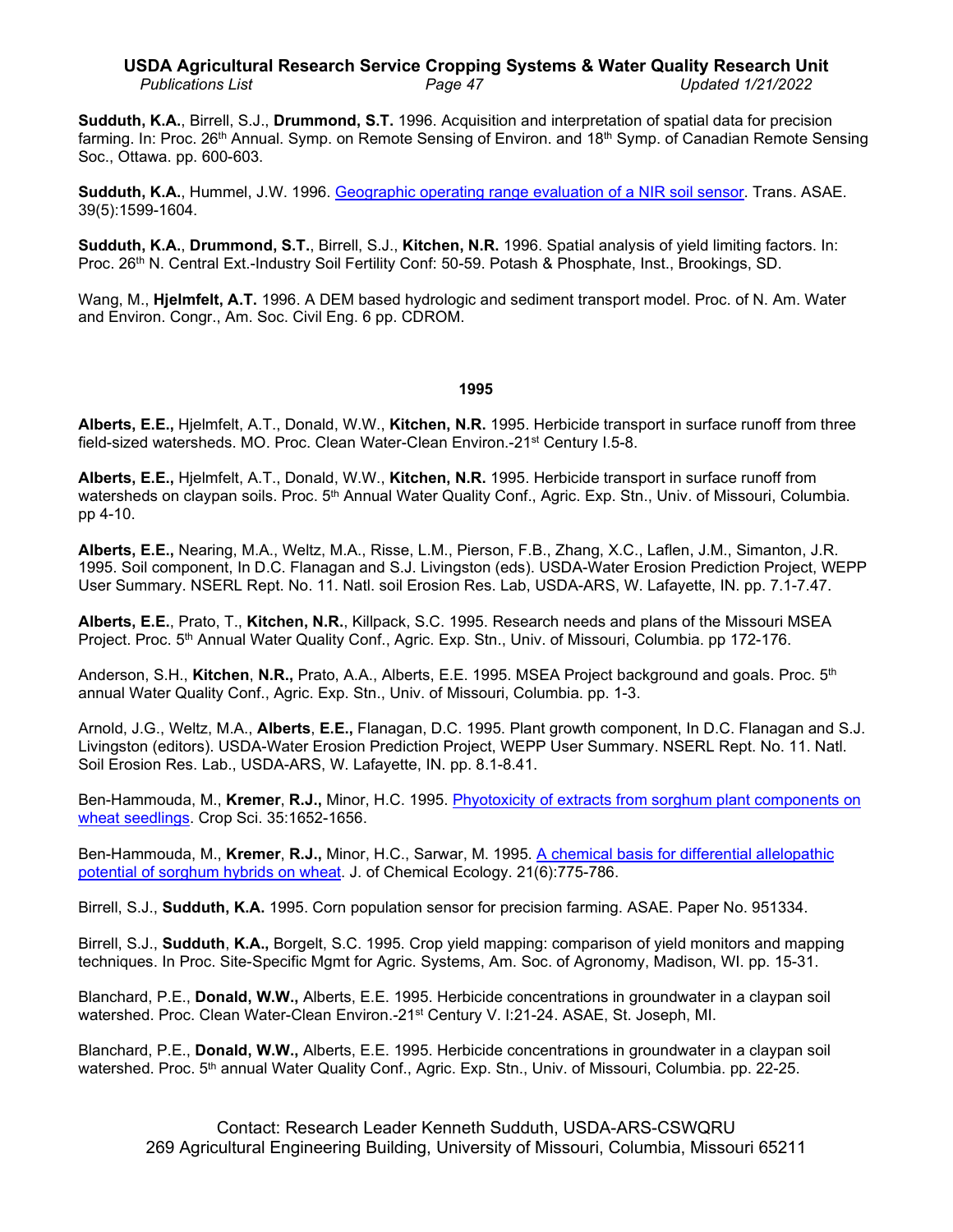**Sudduth, K.A.**, Birrell, S.J., **Drummond, S.T.** 1996. Acquisition and interpretation of spatial data for precision farming. In: Proc. 26th Annual. Symp. on Remote Sensing of Environ. and 18th Symp. of Canadian Remote Sensing Soc., Ottawa. pp. 600-603.

**Sudduth, K.A.**, Hummel, J.W. 1996. Geographic operating range evaluation of a NIR soil sensor. Trans. ASAE. 39(5):1599-1604.

**Sudduth, K.A.**, **Drummond, S.T.**, Birrell, S.J., **Kitchen, N.R.** 1996. Spatial analysis of yield limiting factors. In: Proc. 26th N. Central Ext.-Industry Soil Fertility Conf: 50-59. Potash & Phosphate, Inst., Brookings, SD.

Wang, M., **Hjelmfelt, A.T.** 1996. A DEM based hydrologic and sediment transport model. Proc. of N. Am. Water and Environ. Congr., Am. Soc. Civil Eng. 6 pp. CDROM.

## 1995

**Alberts, E.E.,** Hjelmfelt, A.T., Donald, W.W., **Kitchen, N.R.** 1995. Herbicide transport in surface runoff from three field-sized watersheds. MO. Proc. Clean Water-Clean Environ.-21st Century I.5-8.

**Alberts, E.E.,** Hjelmfelt, A.T., Donald, W.W., **Kitchen, N.R.** 1995. Herbicide transport in surface runoff from watersheds on claypan soils. Proc. 5th Annual Water Quality Conf., Agric. Exp. Stn., Univ. of Missouri, Columbia. pp 4-10.

**Alberts, E.E.,** Nearing, M.A., Weltz, M.A., Risse, L.M., Pierson, F.B., Zhang, X.C., Laflen, J.M., Simanton, J.R. 1995. Soil component, In D.C. Flanagan and S.J. Livingston (eds). USDA-Water Erosion Prediction Project, WEPP User Summary. NSERL Rept. No. 11. Natl. soil Erosion Res. Lab, USDA-ARS, W. Lafayette, IN. pp. 7.1-7.47.

**Alberts, E.E.**, Prato, T., **Kitchen, N.R.**, Killpack, S.C. 1995. Research needs and plans of the Missouri MSEA Project. Proc. 5th Annual Water Quality Conf., Agric. Exp. Stn., Univ. of Missouri, Columbia. pp 172-176.

Anderson, S.H., **Kitchen**, **N.R.,** Prato, A.A., Alberts, E.E. 1995. MSEA Project background and goals. Proc. 5th annual Water Quality Conf., Agric. Exp. Stn., Univ. of Missouri, Columbia. pp. 1-3.

Arnold, J.G., Weltz, M.A., **Alberts**, **E.E.,** Flanagan, D.C. 1995. Plant growth component, In D.C. Flanagan and S.J. Livingston (editors). USDA-Water Erosion Prediction Project, WEPP User Summary. NSERL Rept. No. 11. Natl. Soil Erosion Res. Lab., USDA-ARS, W. Lafayette, IN. pp. 8.1-8.41.

Ben-Hammouda, M., **Kremer**, **R.J.,** Minor, H.C. 1995. Phytotoxicity of extracts from sorghum plant components on wheat seedlings. Crop Sci. 35:1652-1656.

Ben-Hammouda, M., **Kremer**, **R.J.,** Minor, H.C., Sarwar, M. 1995. A chemical basis for differential allelopathic potential of sorghum hybrids on wheat. J. of Chemical Ecology. 21(6):775-786.

Birrell, S.J., **Sudduth, K.A.** 1995. Corn population sensor for precision farming. ASAE. Paper No. 951334.

Birrell, S.J., **Sudduth**, **K.A.,** Borgelt, S.C. 1995. Crop yield mapping: comparison of yield monitors and mapping techniques. In Proc. Site-Specific Mgmt for Agric. Systems, Am. Soc. of Agronomy, Madison, WI. pp. 15-31.

Blanchard, P.E., **Donald, W.W.,** Alberts, E.E. 1995. Herbicide concentrations in groundwater in a claypan soil watershed. Proc. Clean Water-Clean Environ.-21st Century V. I:21-24. ASAE, St. Joseph, MI.

Blanchard, P.E., **Donald, W.W.,** Alberts, E.E. 1995. Herbicide concentrations in groundwater in a claypan soil watershed. Proc. 5th annual Water Quality Conf., Agric. Exp. Stn., Univ. of Missouri, Columbia. pp. 22-25.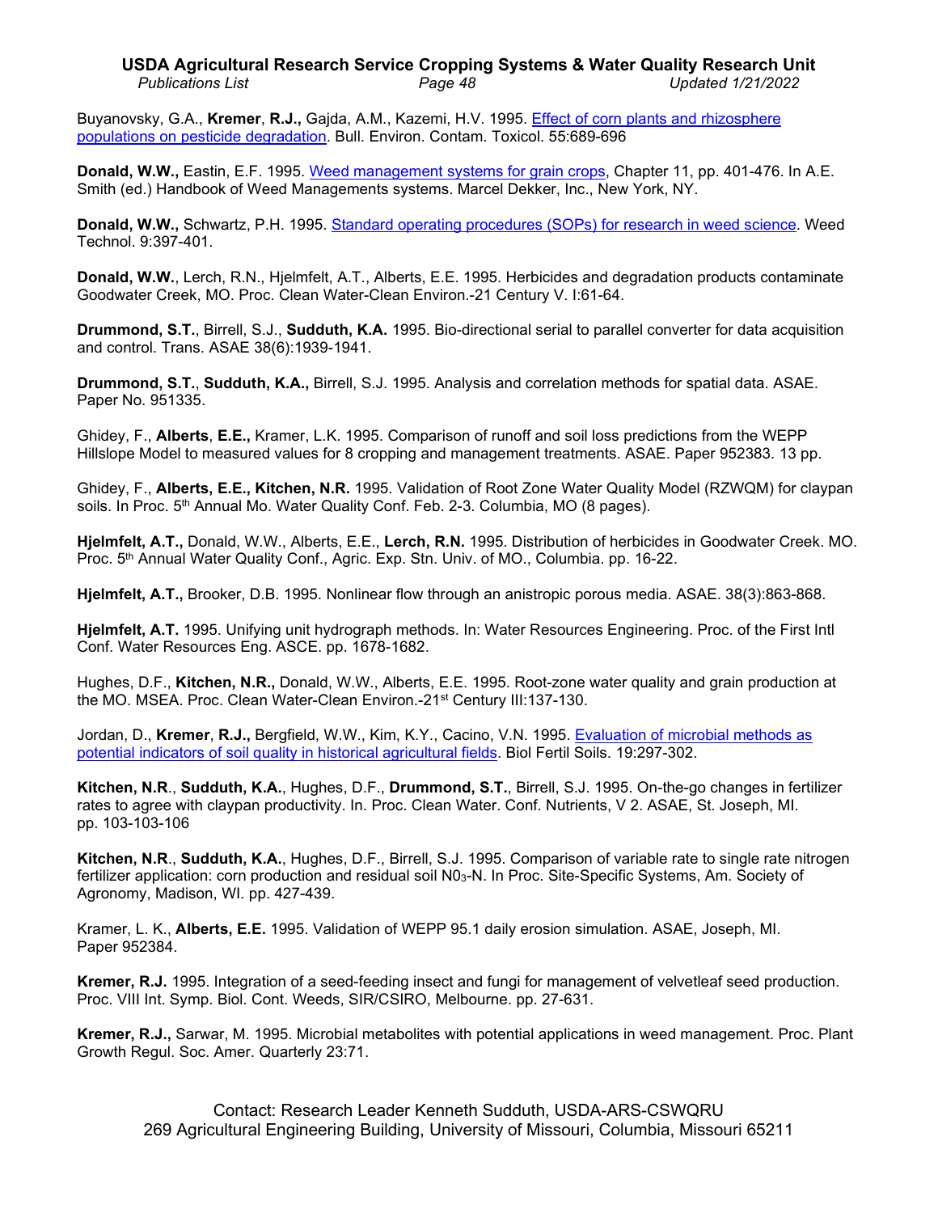Buyanovsky, G.A., **Kremer**, **R.J.,** Gajda, A.M., Kazemi, H.V. 1995. Effect of corn plants and rhizosphere populations on pesticide degradation. Bull. Environ. Contam. Toxicol. 55:689-696

**Donald, W.W.,** Eastin, E.F. 1995. Weed management systems for grain crops, Chapter 11, pp. 401-476. In A.E. Smith (ed.) Handbook of Weed Managements systems. Marcel Dekker, Inc., New York, NY.

**Donald, W.W.,** Schwartz, P.H. 1995. Standard operating procedures (SOPs) for research in weed science. Weed Technol. 9:397-401.

**Donald, W.W.**, Lerch, R.N., Hjelmfelt, A.T., Alberts, E.E. 1995. Herbicides and degradation products contaminate Goodwater Creek, MO. Proc. Clean Water-Clean Environ.-21 Century V. I:61-64.

**Drummond, S.T.**, Birrell, S.J., **Sudduth, K.A.** 1995. Bio-directional serial to parallel converter for data acquisition and control. Trans. ASAE 38(6):1939-1941.

**Drummond, S.T.**, **Sudduth, K.A.,** Birrell, S.J. 1995. Analysis and correlation methods for spatial data. ASAE. Paper No. 951335.

Ghidey, F., **Alberts**, **E.E.,** Kramer, L.K. 1995. Comparison of runoff and soil loss predictions from the WEPP Hillslope Model to measured values for 8 cropping and management treatments. ASAE. Paper 952383. 13 pp.

Ghidey, F., **Alberts, E.E., Kitchen, N.R.** 1995. Validation of Root Zone Water Quality Model (RZWQM) for claypan soils. In Proc. 5th Annual Mo. Water Quality Conf. Feb. 2-3. Columbia, MO (8 pages).

**Hjelmfelt, A.T.,** Donald, W.W., Alberts, E.E., **Lerch, R.N.** 1995. Distribution of herbicides in Goodwater Creek. MO. Proc. 5th Annual Water Quality Conf., Agric. Exp. Stn. Univ. of MO., Columbia. pp. 16-22.

**Hjelmfelt, A.T.,** Brooker, D.B. 1995. Nonlinear flow through an anistropic porous media. ASAE. 38(3):863-868.

**Hjelmfelt, A.T.** 1995. Unifying unit hydrograph methods. In: Water Resources Engineering. Proc. of the First Intl Conf. Water Resources Eng. ASCE. pp. 1678-1682.

Hughes, D.F., **Kitchen, N.R.,** Donald, W.W., Alberts, E.E. 1995. Root-zone water quality and grain production at the MO. MSEA. Proc. Clean Water-Clean Environ.-21st Century III:137-130.

Jordan, D., **Kremer**, **R.J.,** Bergfield, W.W., Kim, K.Y., Cacino, V.N. 1995. Evaluation of microbial methods as potential indicators of soil quality in historical agricultural fields. Biol Fertil Soils. 19:297-302.

**Kitchen, N.R**., **Sudduth, K.A.**, Hughes, D.F., **Drummond, S.T.**, Birrell, S.J. 1995. On-the-go changes in fertilizer rates to agree with claypan productivity. In. Proc. Clean Water. Conf. Nutrients, V 2. ASAE, St. Joseph, MI. pp. 103-103-106

**Kitchen, N.R**., **Sudduth, K.A.**, Hughes, D.F., Birrell, S.J. 1995. Comparison of variable rate to single rate nitrogen fertilizer application: corn production and residual soil $N0_3$-N. In Proc. Site-Specific Systems, Am. Society of Agronomy, Madison, WI. pp. 427-439.

Kramer, L. K., **Alberts, E.E.** 1995. Validation of WEPP 95.1 daily erosion simulation. ASAE, Joseph, MI. Paper 952384.

**Kremer, R.J.** 1995. Integration of a seed-feeding insect and fungi for management of velvetleaf seed production. Proc. VIII Int. Symp. Biol. Cont. Weeds, SIR/CSIRO, Melbourne. pp. 27-631.

**Kremer, R.J.,** Sarwar, M. 1995. Microbial metabolites with potential applications in weed management. Proc. Plant Growth Regul. Soc. Amer. Quarterly 23:71.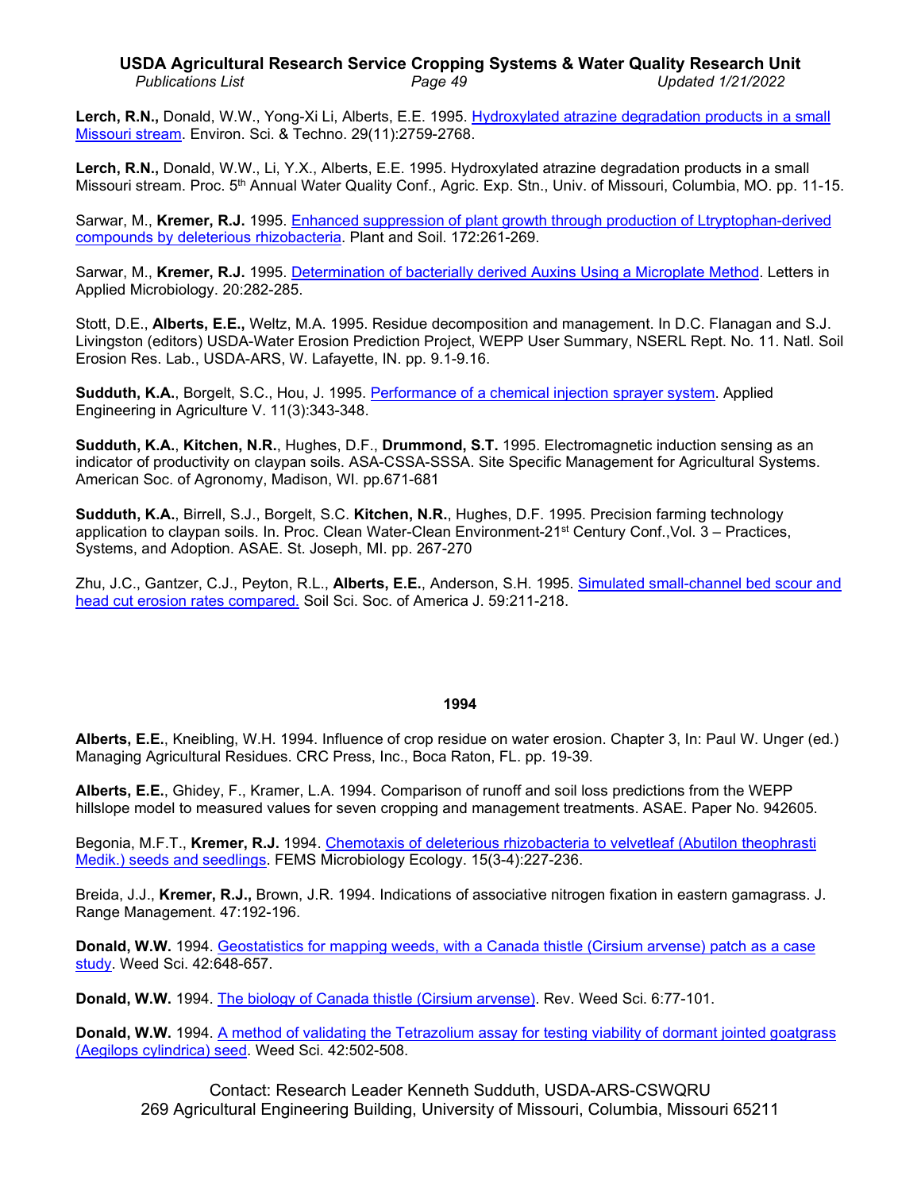**Lerch, R.N.,** Donald, W.W., Yong-Xi Li, Alberts, E.E. 1995. Hydroxylated atrazine degradation products in a small Missouri stream. Environ. Sci. & Techno. 29(11):2759-2768.

**Lerch, R.N.,** Donald, W.W., Li, Y.X., Alberts, E.E. 1995. Hydroxylated atrazine degradation products in a small Missouri stream. Proc. 5th Annual Water Quality Conf., Agric. Exp. Stn., Univ. of Missouri, Columbia, MO. pp. 11-15.

Sarwar, M., **Kremer, R.J.** 1995. Enhanced suppression of plant growth through production of Ltryptophan-derived compounds by deleterious rhizobacteria. Plant and Soil. 172:261-269.

Sarwar, M., **Kremer, R.J.** 1995. Determination of bacterially derived Auxins Using a Microplate Method. Letters in Applied Microbiology. 20:282-285.

Stott, D.E., **Alberts, E.E.,** Weltz, M.A. 1995. Residue decomposition and management. In D.C. Flanagan and S.J. Livingston (editors) USDA-Water Erosion Prediction Project, WEPP User Summary, NSERL Rept. No. 11. Natl. Soil Erosion Res. Lab., USDA-ARS, W. Lafayette, IN. pp. 9.1-9.16.

**Sudduth, K.A.**, Borgelt, S.C., Hou, J. 1995. Performance of a chemical injection sprayer system. Applied Engineering in Agriculture V. 11(3):343-348.

**Sudduth, K.A.**, **Kitchen, N.R.**, Hughes, D.F., **Drummond, S.T.** 1995. Electromagnetic induction sensing as an indicator of productivity on claypan soils. ASA-CSSA-SSSA. Site Specific Management for Agricultural Systems. American Soc. of Agronomy, Madison, WI. pp.671-681

**Sudduth, K.A.**, Birrell, S.J., Borgelt, S.C. **Kitchen, N.R.**, Hughes, D.F. 1995. Precision farming technology application to claypan soils. In. Proc. Clean Water-Clean Environment-21st Century Conf.,Vol. 3 – Practices, Systems, and Adoption. ASAE. St. Joseph, MI. pp. 267-270

Zhu, J.C., Gantzer, C.J., Peyton, R.L., **Alberts, E.E.**, Anderson, S.H. 1995. Simulated small-channel bed scour and head cut erosion rates compared. Soil Sci. Soc. of America J. 59:211-218.

## 1994

**Alberts, E.E.**, Kneibling, W.H. 1994. Influence of crop residue on water erosion. Chapter 3, In: Paul W. Unger (ed.) Managing Agricultural Residues. CRC Press, Inc., Boca Raton, FL. pp. 19-39.

**Alberts, E.E.**, Ghidey, F., Kramer, L.A. 1994. Comparison of runoff and soil loss predictions from the WEPP hillslope model to measured values for seven cropping and management treatments. ASAE. Paper No. 942605.

Begonia, M.F.T., **Kremer, R.J.** 1994. Chemotaxis of deleterious rhizobacteria to velvetleaf (Abutilon theophrasti Medik.) seeds and seedlings. FEMS Microbiology Ecology. 15(3-4):227-236.

Breida, J.J., **Kremer, R.J.,** Brown, J.R. 1994. Indications of associative nitrogen fixation in eastern gamagrass. J. Range Management. 47:192-196.

**Donald, W.W.** 1994. Geostatistics for mapping weeds, with a Canada thistle (Cirsium arvense) patch as a case study. Weed Sci. 42:648-657.

**Donald, W.W.** 1994. The biology of Canada thistle (Cirsium arvense). Rev. Weed Sci. 6:77-101.

**Donald, W.W.** 1994. A method of validating the Tetrazolium assay for testing viability of dormant jointed goatgrass (Aegilops cylindrica) seed. Weed Sci. 42:502-508.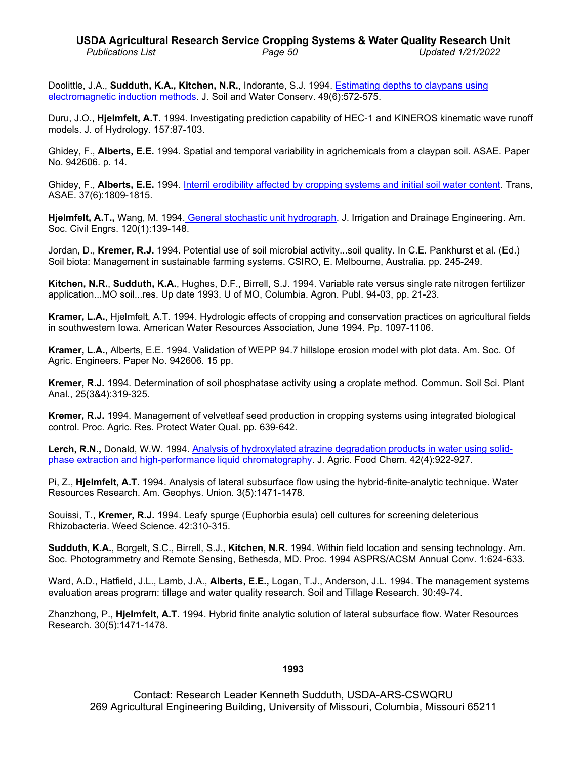Doolittle, J.A., **Sudduth, K.A., Kitchen, N.R.**, Indorante, S.J. 1994. Estimating depths to claypans using electromagnetic induction methods. J. Soil and Water Conserv. 49(6):572-575.

Duru, J.O., **Hjelmfelt, A.T.** 1994. Investigating prediction capability of HEC-1 and KINEROS kinematic wave runoff models. J. of Hydrology. 157:87-103.

Ghidey, F., **Alberts, E.E.** 1994. Spatial and temporal variability in agrichemicals from a claypan soil. ASAE. Paper No. 942606. p. 14.

Ghidey, F., **Alberts, E.E.** 1994. Interril erodibility affected by cropping systems and initial soil water content. Trans, ASAE. 37(6):1809-1815.

**Hjelmfelt, A.T.,** Wang, M. 1994. General stochastic unit hydrograph. J. Irrigation and Drainage Engineering. Am. Soc. Civil Engrs. 120(1):139-148.

Jordan, D., **Kremer, R.J.** 1994. Potential use of soil microbial activity...soil quality. In C.E. Pankhurst et al. (Ed.) Soil biota: Management in sustainable farming systems. CSIRO, E. Melbourne, Australia. pp. 245-249.

**Kitchen, N.R.**, **Sudduth, K.A.**, Hughes, D.F., Birrell, S.J. 1994. Variable rate versus single rate nitrogen fertilizer application...MO soil...res. Up date 1993. U of MO, Columbia. Agron. Publ. 94-03, pp. 21-23.

**Kramer, L.A.**, Hjelmfelt, A.T. 1994. Hydrologic effects of cropping and conservation practices on agricultural fields in southwestern Iowa. American Water Resources Association, June 1994. Pp. 1097-1106.

**Kramer, L.A.,** Alberts, E.E. 1994. Validation of WEPP 94.7 hillslope erosion model with plot data. Am. Soc. Of Agric. Engineers. Paper No. 942606. 15 pp.

**Kremer, R.J.** 1994. Determination of soil phosphatase activity using a croplate method. Commun. Soil Sci. Plant Anal., 25(3&4):319-325.

**Kremer, R.J.** 1994. Management of velvetleaf seed production in cropping systems using integrated biological control. Proc. Agric. Res. Protect Water Qual. pp. 639-642.

**Lerch, R.N.,** Donald, W.W. 1994. Analysis of hydroxylated atrazine degradation products in water using solid-phase extraction and high-performance liquid chromatography. J. Agric. Food Chem. 42(4):922-927.

Pi, Z., **Hjelmfelt, A.T.** 1994. Analysis of lateral subsurface flow using the hybrid-finite-analytic technique. Water Resources Research. Am. Geophys. Union. 3(5):1471-1478.

Souissi, T., **Kremer, R.J.** 1994. Leafy spurge (Euphorbia esula) cell cultures for screening deleterious Rhizobacteria. Weed Science. 42:310-315.

**Sudduth, K.A.**, Borgelt, S.C., Birrell, S.J., **Kitchen, N.R.** 1994. Within field location and sensing technology. Am. Soc. Photogrammetry and Remote Sensing, Bethesda, MD. Proc. 1994 ASPRS/ACSM Annual Conv. 1:624-633.

Ward, A.D., Hatfield, J.L., Lamb, J.A., **Alberts, E.E.,** Logan, T.J., Anderson, J.L. 1994. The management systems evaluation areas program: tillage and water quality research. Soil and Tillage Research. 30:49-74.

Zhanzhong, P., **Hjelmfelt, A.T.** 1994. Hybrid finite analytic solution of lateral subsurface flow. Water Resources Research. 30(5):1471-1478.

## 1993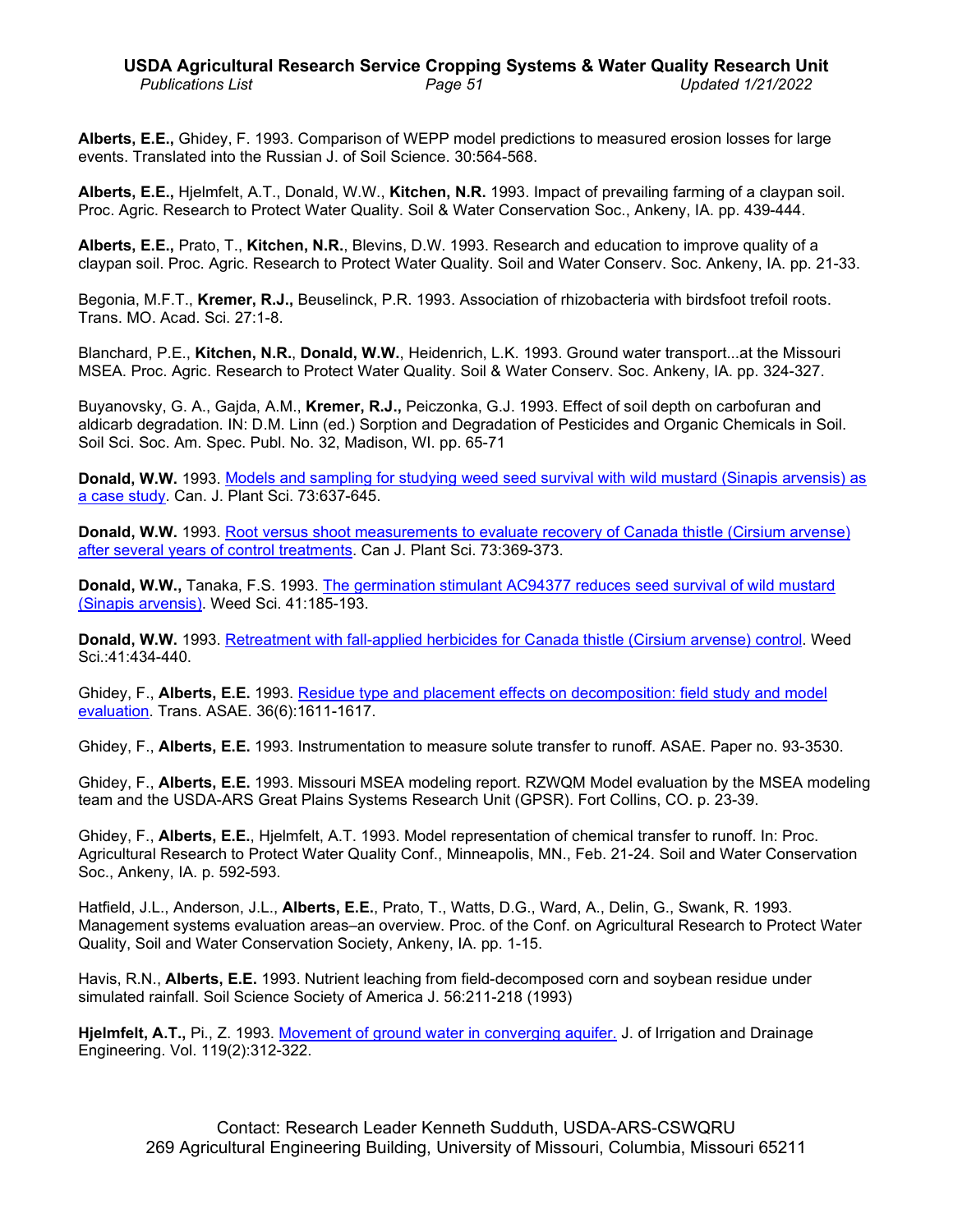**Alberts, E.E.,** Ghidey, F. 1993. Comparison of WEPP model predictions to measured erosion losses for large events. Translated into the Russian J. of Soil Science. 30:564-568.

**Alberts, E.E.,** Hjelmfelt, A.T., Donald, W.W., **Kitchen, N.R.** 1993. Impact of prevailing farming of a claypan soil. Proc. Agric. Research to Protect Water Quality. Soil & Water Conservation Soc., Ankeny, IA. pp. 439-444.

**Alberts, E.E.,** Prato, T., **Kitchen, N.R.**, Blevins, D.W. 1993. Research and education to improve quality of a claypan soil. Proc. Agric. Research to Protect Water Quality. Soil and Water Conserv. Soc. Ankeny, IA. pp. 21-33.

Begonia, M.F.T., **Kremer, R.J.,** Beuselinck, P.R. 1993. Association of rhizobacteria with birdsfoot trefoil roots. Trans. MO. Acad. Sci. 27:1-8.

Blanchard, P.E., **Kitchen, N.R.**, **Donald, W.W.**, Heidenrich, L.K. 1993. Ground water transport...at the Missouri MSEA. Proc. Agric. Research to Protect Water Quality. Soil & Water Conserv. Soc. Ankeny, IA. pp. 324-327.

Buyanovsky, G. A., Gajda, A.M., **Kremer, R.J.,** Peiczonka, G.J. 1993. Effect of soil depth on carbofuran and aldicarb degradation. IN: D.M. Linn (ed.) Sorption and Degradation of Pesticides and Organic Chemicals in Soil. Soil Sci. Soc. Am. Spec. Publ. No. 32, Madison, WI. pp. 65-71

**Donald, W.W.** 1993. Models and sampling for studying weed seed survival with wild mustard (Sinapis arvensis) as a case study. Can. J. Plant Sci. 73:637-645.

**Donald, W.W.** 1993. Root versus shoot measurements to evaluate recovery of Canada thistle (Cirsium arvense) after several years of control treatments. Can J. Plant Sci. 73:369-373.

**Donald, W.W.,** Tanaka, F.S. 1993. The germination stimulant AC94377 reduces seed survival of wild mustard (Sinapis arvensis). Weed Sci. 41:185-193.

**Donald, W.W.** 1993. Retreatment with fall-applied herbicides for Canada thistle (Cirsium arvense) control. Weed Sci.:41:434-440.

Ghidey, F., **Alberts, E.E.** 1993. Residue type and placement effects on decomposition: field study and model evaluation. Trans. ASAE. 36(6):1611-1617.

Ghidey, F., **Alberts, E.E.** 1993. Instrumentation to measure solute transfer to runoff. ASAE. Paper no. 93-3530.

Ghidey, F., **Alberts, E.E.** 1993. Missouri MSEA modeling report. RZWQM Model evaluation by the MSEA modeling team and the USDA-ARS Great Plains Systems Research Unit (GPSR). Fort Collins, CO. p. 23-39.

Ghidey, F., **Alberts, E.E.**, Hjelmfelt, A.T. 1993. Model representation of chemical transfer to runoff. In: Proc. Agricultural Research to Protect Water Quality Conf., Minneapolis, MN., Feb. 21-24. Soil and Water Conservation Soc., Ankeny, IA. p. 592-593.

Hatfield, J.L., Anderson, J.L., **Alberts, E.E.**, Prato, T., Watts, D.G., Ward, A., Delin, G., Swank, R. 1993. Management systems evaluation areas–an overview. Proc. of the Conf. on Agricultural Research to Protect Water Quality, Soil and Water Conservation Society, Ankeny, IA. pp. 1-15.

Havis, R.N., **Alberts, E.E.** 1993. Nutrient leaching from field-decomposed corn and soybean residue under simulated rainfall. Soil Science Society of America J. 56:211-218 (1993)

**Hjelmfelt, A.T.,** Pi., Z. 1993. Movement of ground water in converging aquifer. J. of Irrigation and Drainage Engineering. Vol. 119(2):312-322.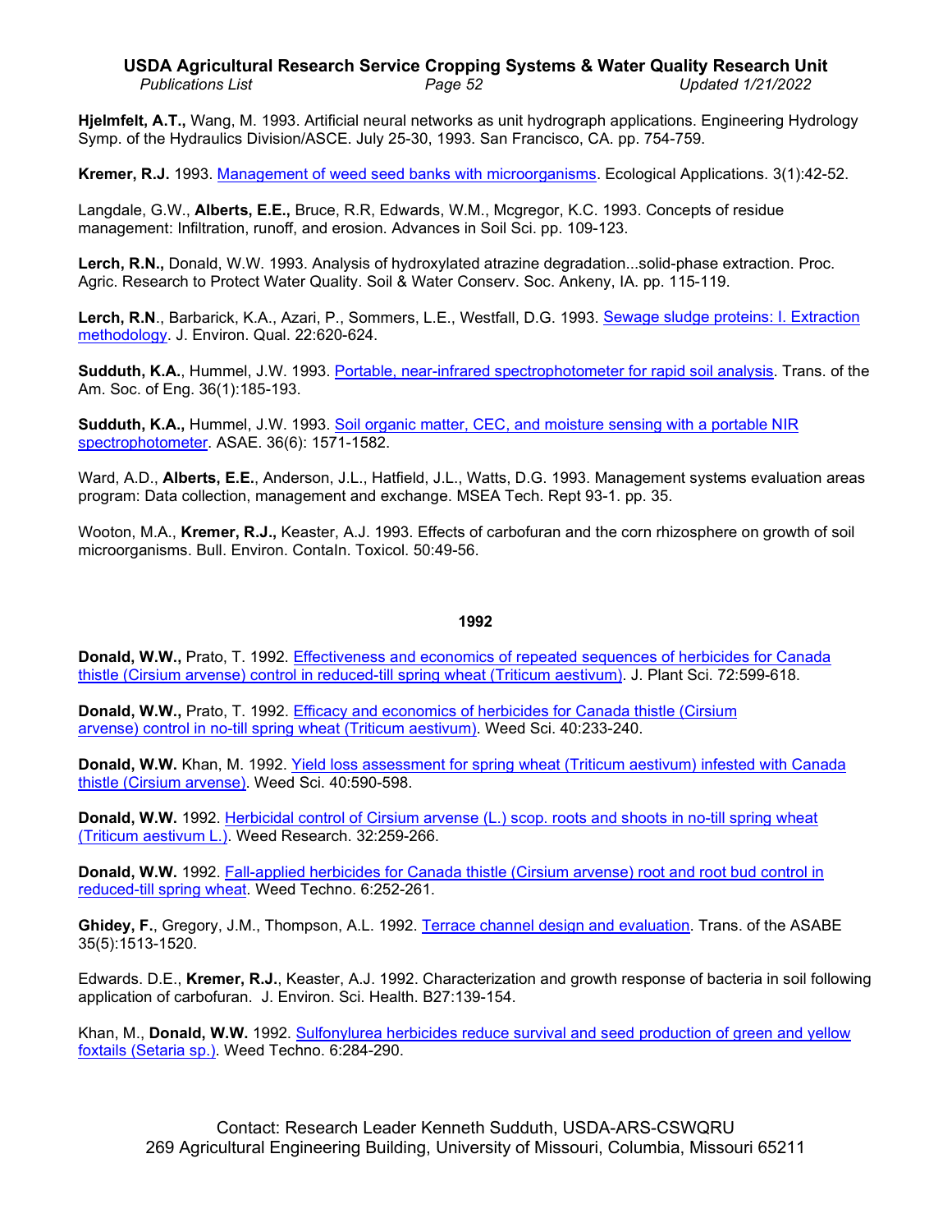**Hjelmfelt, A.T.,** Wang, M. 1993. Artificial neural networks as unit hydrograph applications. Engineering Hydrology Symp. of the Hydraulics Division/ASCE. July 25-30, 1993. San Francisco, CA. pp. 754-759.

**Kremer, R.J.** 1993. Management of weed seed banks with microorganisms. Ecological Applications. 3(1):42-52.

Langdale, G.W., **Alberts, E.E.,** Bruce, R.R, Edwards, W.M., Mcgregor, K.C. 1993. Concepts of residue management: Infiltration, runoff, and erosion. Advances in Soil Sci. pp. 109-123.

**Lerch, R.N.,** Donald, W.W. 1993. Analysis of hydroxylated atrazine degradation...solid-phase extraction. Proc. Agric. Research to Protect Water Quality. Soil & Water Conserv. Soc. Ankeny, IA. pp. 115-119.

**Lerch, R.N**., Barbarick, K.A., Azari, P., Sommers, L.E., Westfall, D.G. 1993. Sewage sludge proteins: I. Extraction methodology. J. Environ. Qual. 22:620-624.

**Sudduth, K.A.**, Hummel, J.W. 1993. Portable, near-infrared spectrophotometer for rapid soil analysis. Trans. of the Am. Soc. of Eng. 36(1):185-193.

**Sudduth, K.A.,** Hummel, J.W. 1993. Soil organic matter, CEC, and moisture sensing with a portable NIR spectrophotometer. ASAE. 36(6): 1571-1582.

Ward, A.D., **Alberts, E.E.**, Anderson, J.L., Hatfield, J.L., Watts, D.G. 1993. Management systems evaluation areas program: Data collection, management and exchange. MSEA Tech. Rept 93-1. pp. 35.

Wooton, M.A., **Kremer, R.J.,** Keaster, A.J. 1993. Effects of carbofuran and the corn rhizosphere on growth of soil microorganisms. Bull. Environ. ContaIn. Toxicol. 50:49-56.

## 1992

**Donald, W.W.,** Prato, T. 1992. Effectiveness and economics of repeated sequences of herbicides for Canada thistle (Cirsium arvense) control in reduced-till spring wheat (Triticum aestivum). J. Plant Sci. 72:599-618.

**Donald, W.W.,** Prato, T. 1992. Efficacy and economics of herbicides for Canada thistle (Cirsium arvense) control in no-till spring wheat (Triticum aestivum). Weed Sci. 40:233-240.

**Donald, W.W.** Khan, M. 1992. Yield loss assessment for spring wheat (Triticum aestivum) infested with Canada thistle (Cirsium arvense). Weed Sci. 40:590-598.

**Donald, W.W.** 1992. Herbicidal control of Cirsium arvense (L.) scop. roots and shoots in no-till spring wheat (Triticum aestivum L.). Weed Research. 32:259-266.

**Donald, W.W.** 1992. Fall-applied herbicides for Canada thistle (Cirsium arvense) root and root bud control in reduced-till spring wheat. Weed Techno. 6:252-261.

**Ghidey, F.**, Gregory, J.M., Thompson, A.L. 1992. Terrace channel design and evaluation. Trans. of the ASABE 35(5):1513-1520.

Edwards. D.E., **Kremer, R.J.**, Keaster, A.J. 1992. Characterization and growth response of bacteria in soil following application of carbofuran. J. Environ. Sci. Health. B27:139-154.

Khan, M., **Donald, W.W.** 1992. Sulfonylurea herbicides reduce survival and seed production of green and yellow foxtails (Setaria sp.). Weed Techno. 6:284-290.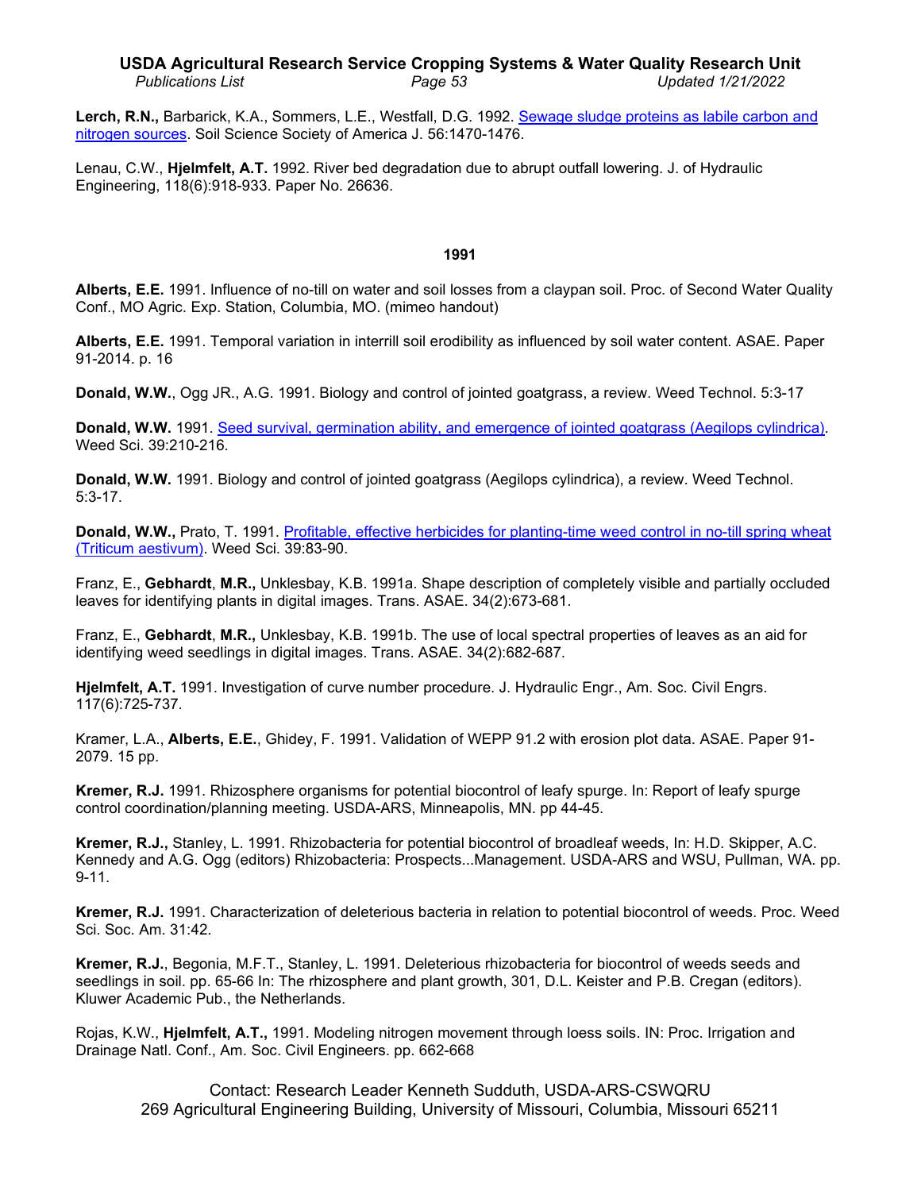**Lerch, R.N.,** Barbarick, K.A., Sommers, L.E., Westfall, D.G. 1992. Sewage sludge proteins as labile carbon and nitrogen sources. Soil Science Society of America J. 56:1470-1476.

Lenau, C.W., **Hjelmfelt, A.T.** 1992. River bed degradation due to abrupt outfall lowering. J. of Hydraulic Engineering, 118(6):918-933. Paper No. 26636.

## 1991

**Alberts, E.E.** 1991. Influence of no-till on water and soil losses from a claypan soil. Proc. of Second Water Quality Conf., MO Agric. Exp. Station, Columbia, MO. (mimeo handout)

**Alberts, E.E.** 1991. Temporal variation in interrill soil erodibility as influenced by soil water content. ASAE. Paper 91-2014. p. 16

**Donald, W.W.**, Ogg JR., A.G. 1991. Biology and control of jointed goatgrass, a review. Weed Technol. 5:3-17

**Donald, W.W.** 1991. Seed survival, germination ability, and emergence of jointed goatgrass (Aegilops cylindrica). Weed Sci. 39:210-216.

**Donald, W.W.** 1991. Biology and control of jointed goatgrass (Aegilops cylindrica), a review. Weed Technol. 5:3-17.

**Donald, W.W.,** Prato, T. 1991. Profitable, effective herbicides for planting-time weed control in no-till spring wheat (Triticum aestivum). Weed Sci. 39:83-90.

Franz, E., **Gebhardt**, **M.R.,** Unklesbay, K.B. 1991a. Shape description of completely visible and partially occluded leaves for identifying plants in digital images. Trans. ASAE. 34(2):673-681.

Franz, E., **Gebhardt**, **M.R.,** Unklesbay, K.B. 1991b. The use of local spectral properties of leaves as an aid for identifying weed seedlings in digital images. Trans. ASAE. 34(2):682-687.

**Hjelmfelt, A.T.** 1991. Investigation of curve number procedure. J. Hydraulic Engr., Am. Soc. Civil Engrs. 117(6):725-737.

Kramer, L.A., **Alberts, E.E.**, Ghidey, F. 1991. Validation of WEPP 91.2 with erosion plot data. ASAE. Paper 91-2079. 15 pp.

**Kremer, R.J.** 1991. Rhizosphere organisms for potential biocontrol of leafy spurge. In: Report of leafy spurge control coordination/planning meeting. USDA-ARS, Minneapolis, MN. pp 44-45.

**Kremer, R.J.,** Stanley, L. 1991. Rhizobacteria for potential biocontrol of broadleaf weeds, In: H.D. Skipper, A.C. Kennedy and A.G. Ogg (editors) Rhizobacteria: Prospects...Management. USDA-ARS and WSU, Pullman, WA. pp. 9-11.

**Kremer, R.J.** 1991. Characterization of deleterious bacteria in relation to potential biocontrol of weeds. Proc. Weed Sci. Soc. Am. 31:42.

**Kremer, R.J.**, Begonia, M.F.T., Stanley, L. 1991. Deleterious rhizobacteria for biocontrol of weeds seeds and seedlings in soil. pp. 65-66 In: The rhizosphere and plant growth, 301, D.L. Keister and P.B. Cregan (editors). Kluwer Academic Pub., the Netherlands.

Rojas, K.W., **Hjelmfelt, A.T.,** 1991. Modeling nitrogen movement through loess soils. IN: Proc. Irrigation and Drainage Natl. Conf., Am. Soc. Civil Engineers. pp. 662-668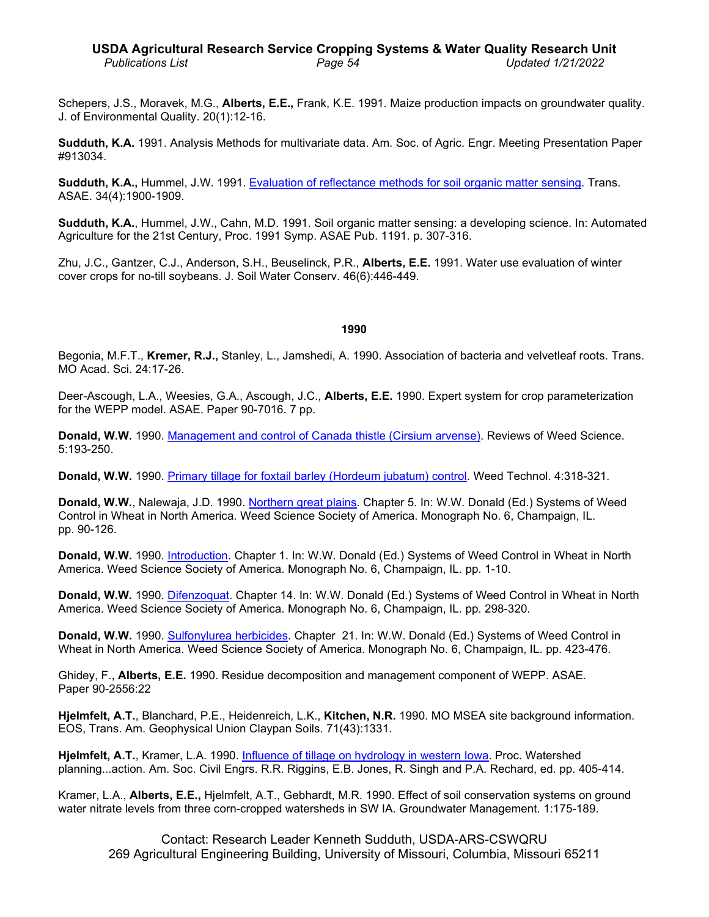Schepers, J.S., Moravek, M.G., **Alberts, E.E.,** Frank, K.E. 1991. Maize production impacts on groundwater quality. J. of Environmental Quality. 20(1):12-16.

**Sudduth, K.A.** 1991. Analysis Methods for multivariate data. Am. Soc. of Agric. Engr. Meeting Presentation Paper #913034.

**Sudduth, K.A.,** Hummel, J.W. 1991. Evaluation of reflectance methods for soil organic matter sensing. Trans. ASAE. 34(4):1900-1909.

**Sudduth, K.A.**, Hummel, J.W., Cahn, M.D. 1991. Soil organic matter sensing: a developing science. In: Automated Agriculture for the 21st Century, Proc. 1991 Symp. ASAE Pub. 1191. p. 307-316.

Zhu, J.C., Gantzer, C.J., Anderson, S.H., Beuselinck, P.R., **Alberts, E.E.** 1991. Water use evaluation of winter cover crops for no-till soybeans. J. Soil Water Conserv. 46(6):446-449.

## 1990

Begonia, M.F.T., **Kremer, R.J.,** Stanley, L., Jamshedi, A. 1990. Association of bacteria and velvetleaf roots. Trans. MO Acad. Sci. 24:17-26.

Deer-Ascough, L.A., Weesies, G.A., Ascough, J.C., **Alberts, E.E.** 1990. Expert system for crop parameterization for the WEPP model. ASAE. Paper 90-7016. 7 pp.

**Donald, W.W.** 1990. Management and control of Canada thistle (Cirsium arvense). Reviews of Weed Science. 5:193-250.

**Donald, W.W.** 1990. Primary tillage for foxtail barley (Hordeum jubatum) control. Weed Technol. 4:318-321.

**Donald, W.W.**, Nalewaja, J.D. 1990. Northern great plains. Chapter 5. In: W.W. Donald (Ed.) Systems of Weed Control in Wheat in North America. Weed Science Society of America. Monograph No. 6, Champaign, IL. pp. 90-126.

**Donald, W.W.** 1990. Introduction. Chapter 1. In: W.W. Donald (Ed.) Systems of Weed Control in Wheat in North America. Weed Science Society of America. Monograph No. 6, Champaign, IL. pp. 1-10.

**Donald, W.W.** 1990. Difenzoquat. Chapter 14. In: W.W. Donald (Ed.) Systems of Weed Control in Wheat in North America. Weed Science Society of America. Monograph No. 6, Champaign, IL. pp. 298-320.

**Donald, W.W.** 1990. Sulfonylurea herbicides. Chapter 21. In: W.W. Donald (Ed.) Systems of Weed Control in Wheat in North America. Weed Science Society of America. Monograph No. 6, Champaign, IL. pp. 423-476.

Ghidey, F., **Alberts, E.E.** 1990. Residue decomposition and management component of WEPP. ASAE. Paper 90-2556:22

**Hjelmfelt, A.T.**, Blanchard, P.E., Heidenreich, L.K., **Kitchen, N.R.** 1990. MO MSEA site background information. EOS, Trans. Am. Geophysical Union Claypan Soils. 71(43):1331.

**Hjelmfelt, A.T.**, Kramer, L.A. 1990. Influence of tillage on hydrology in western Iowa. Proc. Watershed planning...action. Am. Soc. Civil Engrs. R.R. Riggins, E.B. Jones, R. Singh and P.A. Rechard, ed. pp. 405-414.

Kramer, L.A., **Alberts, E.E.,** Hjelmfelt, A.T., Gebhardt, M.R. 1990. Effect of soil conservation systems on ground water nitrate levels from three corn-cropped watersheds in SW IA. Groundwater Management. 1:175-189.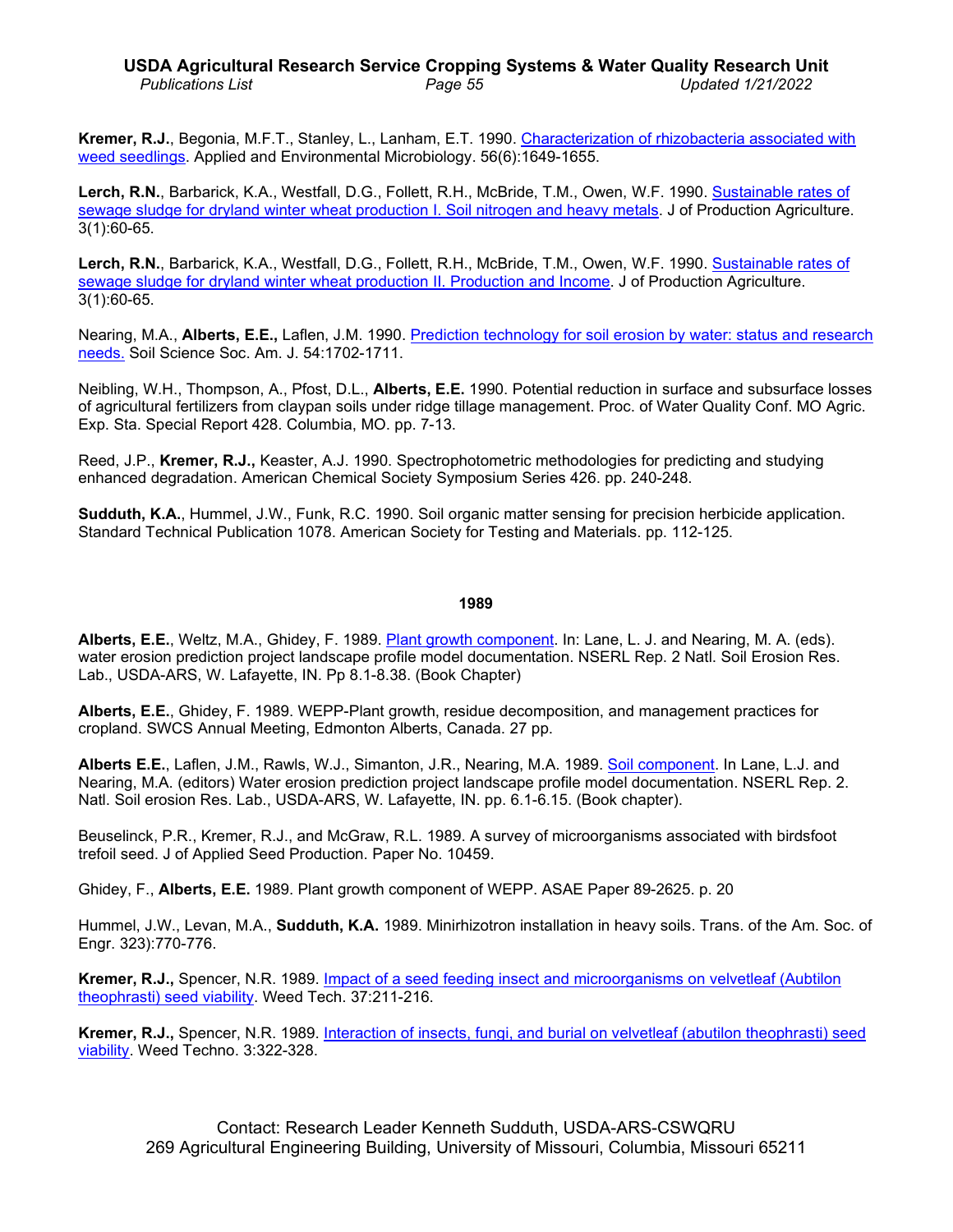**Kremer, R.J.**, Begonia, M.F.T., Stanley, L., Lanham, E.T. 1990. Characterization of rhizobacteria associated with weed seedlings. Applied and Environmental Microbiology. 56(6):1649-1655.

**Lerch, R.N.**, Barbarick, K.A., Westfall, D.G., Follett, R.H., McBride, T.M., Owen, W.F. 1990. Sustainable rates of sewage sludge for dryland winter wheat production I. Soil nitrogen and heavy metals. J of Production Agriculture. 3(1):60-65.

**Lerch, R.N.**, Barbarick, K.A., Westfall, D.G., Follett, R.H., McBride, T.M., Owen, W.F. 1990. Sustainable rates of sewage sludge for dryland winter wheat production II. Production and Income. J of Production Agriculture. 3(1):60-65.

Nearing, M.A., **Alberts, E.E.,** Laflen, J.M. 1990. Prediction technology for soil erosion by water: status and research needs. Soil Science Soc. Am. J. 54:1702-1711.

Neibling, W.H., Thompson, A., Pfost, D.L., **Alberts, E.E.** 1990. Potential reduction in surface and subsurface losses of agricultural fertilizers from claypan soils under ridge tillage management. Proc. of Water Quality Conf. MO Agric. Exp. Sta. Special Report 428. Columbia, MO. pp. 7-13.

Reed, J.P., **Kremer, R.J.,** Keaster, A.J. 1990. Spectrophotometric methodologies for predicting and studying enhanced degradation. American Chemical Society Symposium Series 426. pp. 240-248.

**Sudduth, K.A.**, Hummel, J.W., Funk, R.C. 1990. Soil organic matter sensing for precision herbicide application. Standard Technical Publication 1078. American Society for Testing and Materials. pp. 112-125.

## 1989

**Alberts, E.E.**, Weltz, M.A., Ghidey, F. 1989. Plant growth component. In: Lane, L. J. and Nearing, M. A. (eds). water erosion prediction project landscape profile model documentation. NSERL Rep. 2 Natl. Soil Erosion Res. Lab., USDA-ARS, W. Lafayette, IN. Pp 8.1-8.38. (Book Chapter)

**Alberts, E.E.**, Ghidey, F. 1989. WEPP-Plant growth, residue decomposition, and management practices for cropland. SWCS Annual Meeting, Edmonton Alberts, Canada. 27 pp.

**Alberts E.E.**, Laflen, J.M., Rawls, W.J., Simanton, J.R., Nearing, M.A. 1989. Soil component. In Lane, L.J. and Nearing, M.A. (editors) Water erosion prediction project landscape profile model documentation. NSERL Rep. 2. Natl. Soil erosion Res. Lab., USDA-ARS, W. Lafayette, IN. pp. 6.1-6.15. (Book chapter).

Beuselinck, P.R., Kremer, R.J., and McGraw, R.L. 1989. A survey of microorganisms associated with birdsfoot trefoil seed. J of Applied Seed Production. Paper No. 10459.

Ghidey, F., **Alberts, E.E.** 1989. Plant growth component of WEPP. ASAE Paper 89-2625. p. 20

Hummel, J.W., Levan, M.A., **Sudduth, K.A.** 1989. Minirhizotron installation in heavy soils. Trans. of the Am. Soc. of Engr. 323):770-776.

**Kremer, R.J.,** Spencer, N.R. 1989. Impact of a seed feeding insect and microorganisms on velvetleaf (Aubtilon theophrasti) seed viability. Weed Tech. 37:211-216.

**Kremer, R.J.,** Spencer, N.R. 1989. Interaction of insects, fungi, and burial on velvetleaf (abutilon theophrasti) seed viability. Weed Techno. 3:322-328.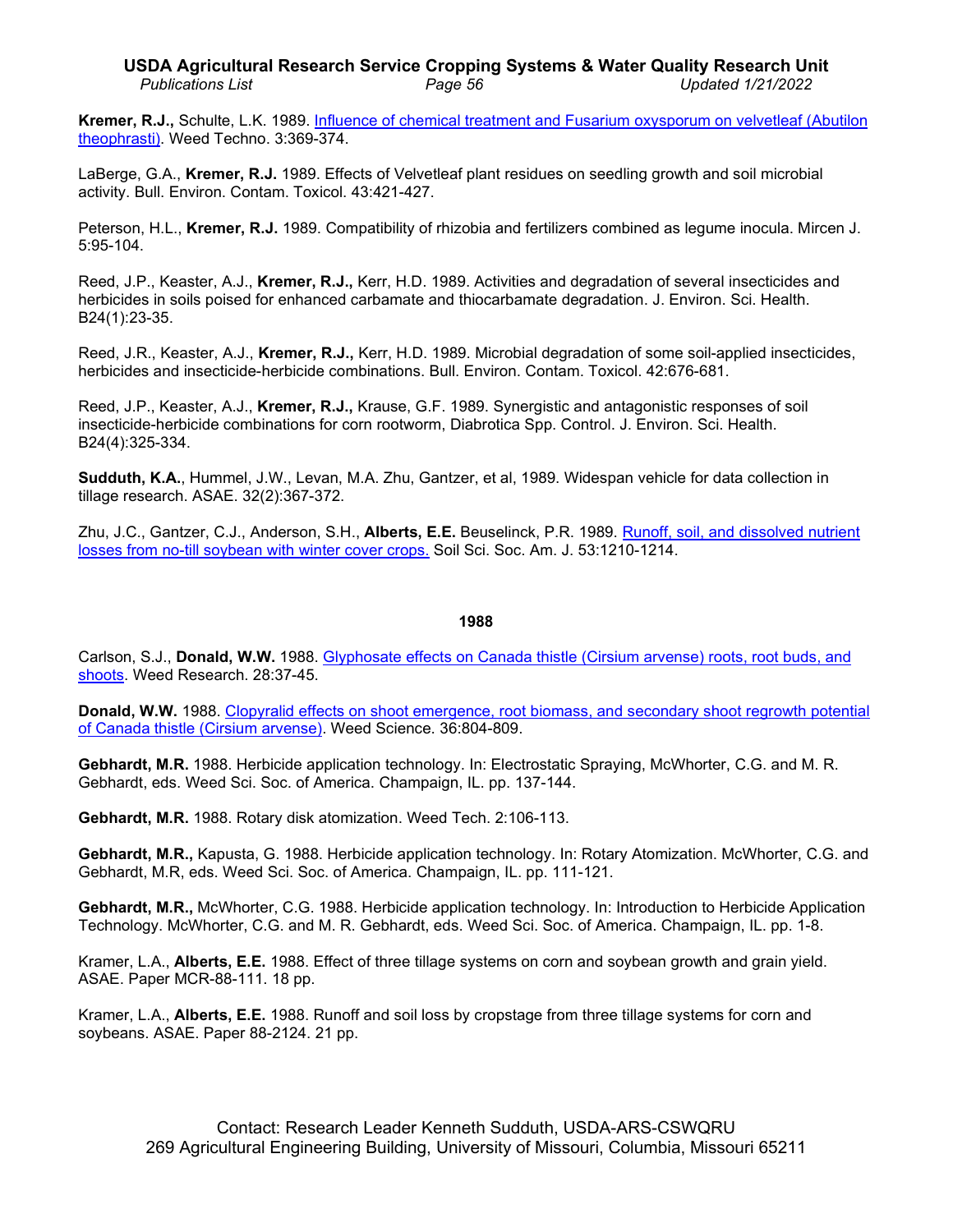**Kremer, R.J.,** Schulte, L.K. 1989. Influence of chemical treatment and Fusarium oxysporum on velvetleaf (Abutilon theophrasti). Weed Techno. 3:369-374.

LaBerge, G.A., **Kremer, R.J.** 1989. Effects of Velvetleaf plant residues on seedling growth and soil microbial activity. Bull. Environ. Contam. Toxicol. 43:421-427.

Peterson, H.L., **Kremer, R.J.** 1989. Compatibility of rhizobia and fertilizers combined as legume inocula. Mircen J. 5:95-104.

Reed, J.P., Keaster, A.J., **Kremer, R.J.,** Kerr, H.D. 1989. Activities and degradation of several insecticides and herbicides in soils poised for enhanced carbamate and thiocarbamate degradation. J. Environ. Sci. Health. B24(1):23-35.

Reed, J.R., Keaster, A.J., **Kremer, R.J.,** Kerr, H.D. 1989. Microbial degradation of some soil-applied insecticides, herbicides and insecticide-herbicide combinations. Bull. Environ. Contam. Toxicol. 42:676-681.

Reed, J.P., Keaster, A.J., **Kremer, R.J.,** Krause, G.F. 1989. Synergistic and antagonistic responses of soil insecticide-herbicide combinations for corn rootworm, Diabrotica Spp. Control. J. Environ. Sci. Health. B24(4):325-334.

**Sudduth, K.A.**, Hummel, J.W., Levan, M.A. Zhu, Gantzer, et al, 1989. Widespan vehicle for data collection in tillage research. ASAE. 32(2):367-372.

Zhu, J.C., Gantzer, C.J., Anderson, S.H., **Alberts, E.E.** Beuselinck, P.R. 1989. Runoff, soil, and dissolved nutrient losses from no-till soybean with winter cover crops. Soil Sci. Soc. Am. J. 53:1210-1214.

## 1988

Carlson, S.J., **Donald, W.W.** 1988. Glyphosate effects on Canada thistle (Cirsium arvense) roots, root buds, and shoots. Weed Research. 28:37-45.

**Donald, W.W.** 1988. Clopyralid effects on shoot emergence, root biomass, and secondary shoot regrowth potential of Canada thistle (Cirsium arvense). Weed Science. 36:804-809.

**Gebhardt, M.R.** 1988. Herbicide application technology. In: Electrostatic Spraying, McWhorter, C.G. and M. R. Gebhardt, eds. Weed Sci. Soc. of America. Champaign, IL. pp. 137-144.

**Gebhardt, M.R.** 1988. Rotary disk atomization. Weed Tech. 2:106-113.

**Gebhardt, M.R.,** Kapusta, G. 1988. Herbicide application technology. In: Rotary Atomization. McWhorter, C.G. and Gebhardt, M.R, eds. Weed Sci. Soc. of America. Champaign, IL. pp. 111-121.

**Gebhardt, M.R.,** McWhorter, C.G. 1988. Herbicide application technology. In: Introduction to Herbicide Application Technology. McWhorter, C.G. and M. R. Gebhardt, eds. Weed Sci. Soc. of America. Champaign, IL. pp. 1-8.

Kramer, L.A., **Alberts, E.E.** 1988. Effect of three tillage systems on corn and soybean growth and grain yield. ASAE. Paper MCR-88-111. 18 pp.

Kramer, L.A., **Alberts, E.E.** 1988. Runoff and soil loss by cropstage from three tillage systems for corn and soybeans. ASAE. Paper 88-2124. 21 pp.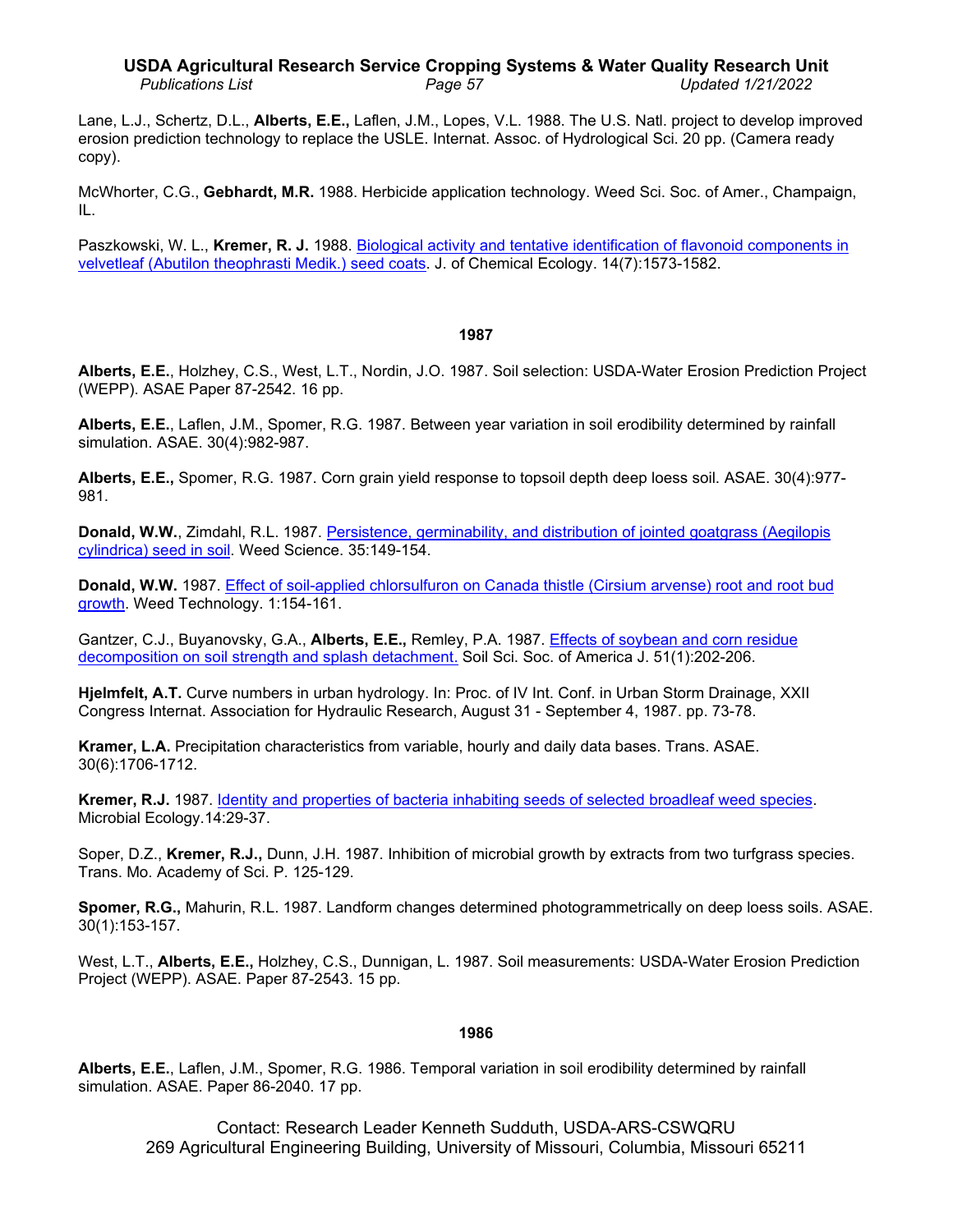Lane, L.J., Schertz, D.L., **Alberts, E.E.,** Laflen, J.M., Lopes, V.L. 1988. The U.S. Natl. project to develop improved erosion prediction technology to replace the USLE. Internat. Assoc. of Hydrological Sci. 20 pp. (Camera ready copy).

McWhorter, C.G., **Gebhardt, M.R.** 1988. Herbicide application technology. Weed Sci. Soc. of Amer., Champaign, IL.

Paszkowski, W. L., **Kremer, R. J.** 1988. Biological activity and tentative identification of flavonoid components in velvetleaf (Abutilon theophrasti Medik.) seed coats. J. of Chemical Ecology. 14(7):1573-1582.

### 1987

**Alberts, E.E.**, Holzhey, C.S., West, L.T., Nordin, J.O. 1987. Soil selection: USDA-Water Erosion Prediction Project (WEPP). ASAE Paper 87-2542. 16 pp.

**Alberts, E.E.**, Laflen, J.M., Spomer, R.G. 1987. Between year variation in soil erodibility determined by rainfall simulation. ASAE. 30(4):982-987.

**Alberts, E.E.,** Spomer, R.G. 1987. Corn grain yield response to topsoil depth deep loess soil. ASAE. 30(4):977-981.

**Donald, W.W.**, Zimdahl, R.L. 1987. Persistence, germinability, and distribution of jointed goatgrass (Aegilopis cylindrica) seed in soil. Weed Science. 35:149-154.

**Donald, W.W.** 1987. Effect of soil-applied chlorsulfuron on Canada thistle (Cirsium arvense) root and root bud growth. Weed Technology. 1:154-161.

Gantzer, C.J., Buyanovsky, G.A., **Alberts, E.E.,** Remley, P.A. 1987. Effects of soybean and corn residue decomposition on soil strength and splash detachment. Soil Sci. Soc. of America J. 51(1):202-206.

**Hjelmfelt, A.T.** Curve numbers in urban hydrology. In: Proc. of IV Int. Conf. in Urban Storm Drainage, XXII Congress Internat. Association for Hydraulic Research, August 31 - September 4, 1987. pp. 73-78.

**Kramer, L.A.** Precipitation characteristics from variable, hourly and daily data bases. Trans. ASAE. 30(6):1706-1712.

**Kremer, R.J.** 1987. Identity and properties of bacteria inhabiting seeds of selected broadleaf weed species. Microbial Ecology.14:29-37.

Soper, D.Z., **Kremer, R.J.,** Dunn, J.H. 1987. Inhibition of microbial growth by extracts from two turfgrass species. Trans. Mo. Academy of Sci. P. 125-129.

**Spomer, R.G.,** Mahurin, R.L. 1987. Landform changes determined photogrammetrically on deep loess soils. ASAE. 30(1):153-157.

West, L.T., **Alberts, E.E.,** Holzhey, C.S., Dunnigan, L. 1987. Soil measurements: USDA-Water Erosion Prediction Project (WEPP). ASAE. Paper 87-2543. 15 pp.

### 1986

**Alberts, E.E.**, Laflen, J.M., Spomer, R.G. 1986. Temporal variation in soil erodibility determined by rainfall simulation. ASAE. Paper 86-2040. 17 pp.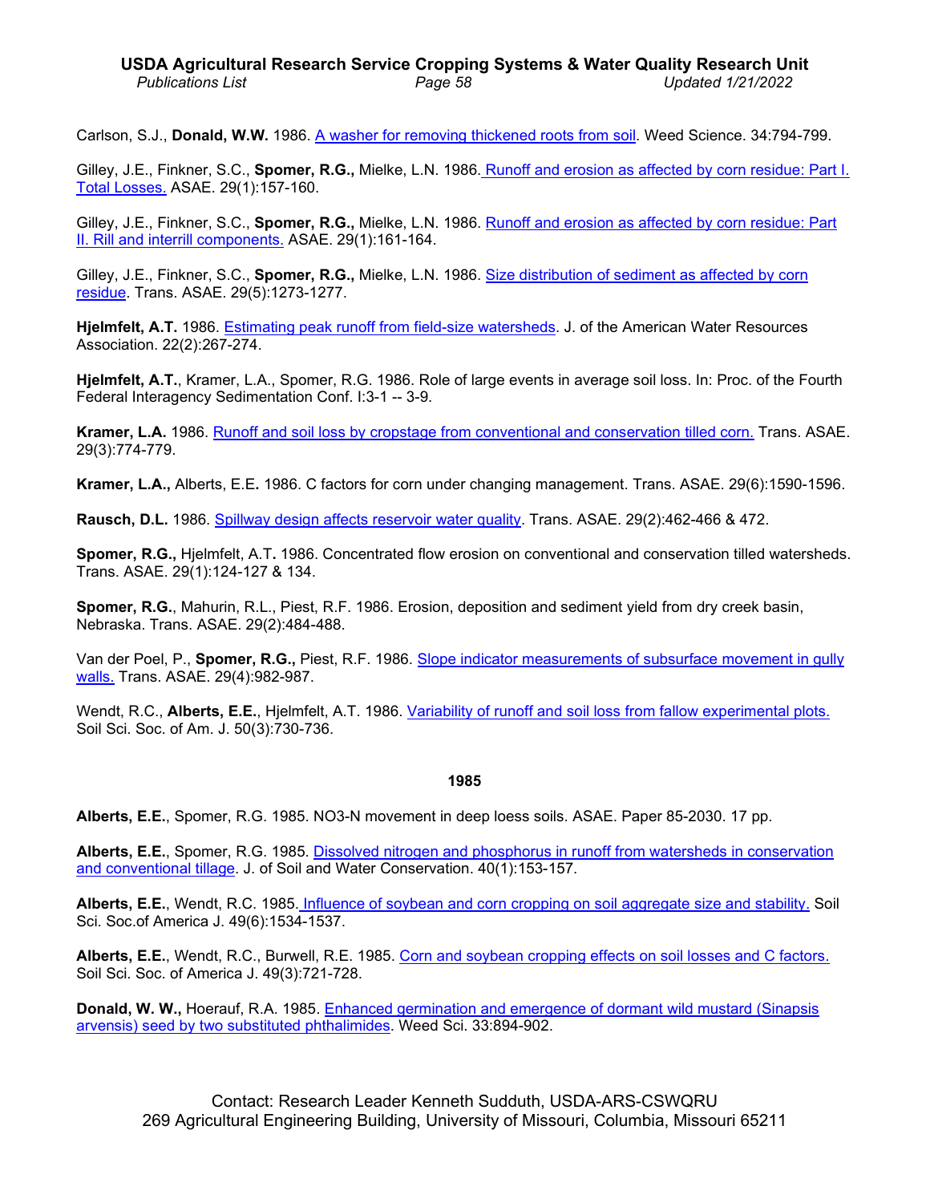Carlson, S.J., **Donald, W.W.** 1986. A washer for removing thickened roots from soil. Weed Science. 34:794-799.

Gilley, J.E., Finkner, S.C., **Spomer, R.G.,** Mielke, L.N. 1986. Runoff and erosion as affected by corn residue: Part I. Total Losses. ASAE. 29(1):157-160.

Gilley, J.E., Finkner, S.C., **Spomer, R.G.,** Mielke, L.N. 1986. Runoff and erosion as affected by corn residue: Part II. Rill and interrill components. ASAE. 29(1):161-164.

Gilley, J.E., Finkner, S.C., **Spomer, R.G.,** Mielke, L.N. 1986. Size distribution of sediment as affected by corn residue. Trans. ASAE. 29(5):1273-1277.

**Hjelmfelt, A.T.** 1986. Estimating peak runoff from field-size watersheds. J. of the American Water Resources Association. 22(2):267-274.

**Hjelmfelt, A.T.**, Kramer, L.A., Spomer, R.G. 1986. Role of large events in average soil loss. In: Proc. of the Fourth Federal Interagency Sedimentation Conf. I:3-1 -- 3-9.

**Kramer, L.A.** 1986. Runoff and soil loss by cropstage from conventional and conservation tilled corn. Trans. ASAE. 29(3):774-779.

**Kramer, L.A.,** Alberts, E.E**.** 1986. C factors for corn under changing management. Trans. ASAE. 29(6):1590-1596.

**Rausch, D.L.** 1986. Spillway design affects reservoir water quality. Trans. ASAE. 29(2):462-466 & 472.

**Spomer, R.G.,** Hjelmfelt, A.T**.** 1986. Concentrated flow erosion on conventional and conservation tilled watersheds. Trans. ASAE. 29(1):124-127 & 134.

**Spomer, R.G.**, Mahurin, R.L., Piest, R.F. 1986. Erosion, deposition and sediment yield from dry creek basin, Nebraska. Trans. ASAE. 29(2):484-488.

Van der Poel, P., **Spomer, R.G.,** Piest, R.F. 1986. Slope indicator measurements of subsurface movement in gully walls. Trans. ASAE. 29(4):982-987.

Wendt, R.C., **Alberts, E.E.**, Hjelmfelt, A.T. 1986. Variability of runoff and soil loss from fallow experimental plots. Soil Sci. Soc. of Am. J. 50(3):730-736.

**1985**

**Alberts, E.E.**, Spomer, R.G. 1985. NO3-N movement in deep loess soils. ASAE. Paper 85-2030. 17 pp.

**Alberts, E.E.**, Spomer, R.G. 1985. Dissolved nitrogen and phosphorus in runoff from watersheds in conservation and conventional tillage. J. of Soil and Water Conservation. 40(1):153-157.

**Alberts, E.E.**, Wendt, R.C. 1985. Influence of soybean and corn cropping on soil aggregate size and stability. Soil Sci. Soc.of America J. 49(6):1534-1537.

**Alberts, E.E.**, Wendt, R.C., Burwell, R.E. 1985. Corn and soybean cropping effects on soil losses and C factors. Soil Sci. Soc. of America J. 49(3):721-728.

**Donald, W. W.,** Hoerauf, R.A. 1985. Enhanced germination and emergence of dormant wild mustard (Sinapsis arvensis) seed by two substituted phthalimides. Weed Sci. 33:894-902.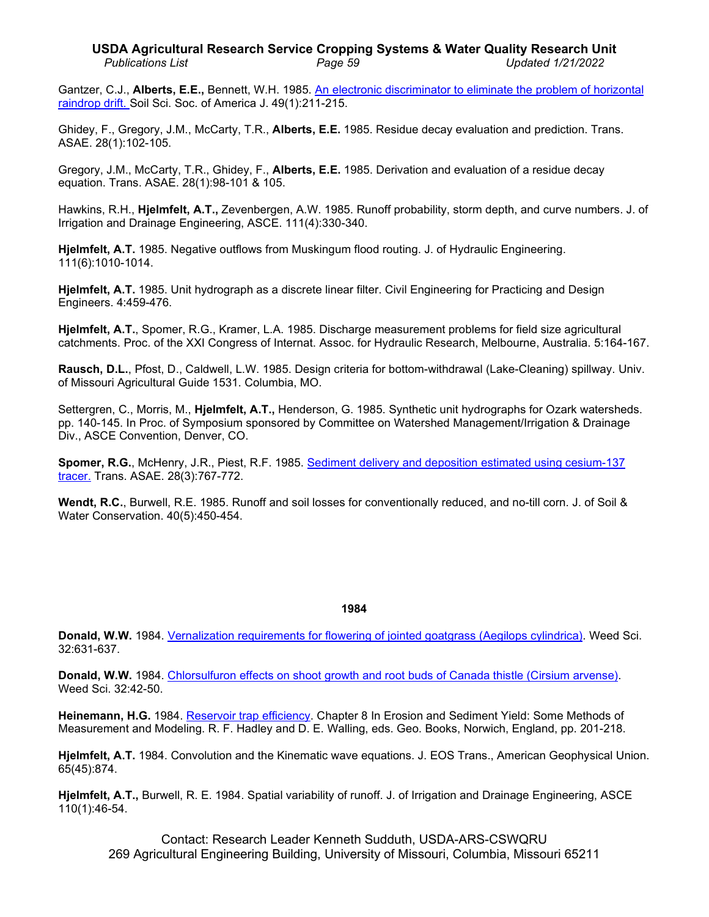Gantzer, C.J., **Alberts, E.E.,** Bennett, W.H. 1985. An electronic discriminator to eliminate the problem of horizontal raindrop drift. Soil Sci. Soc. of America J. 49(1):211-215.

Ghidey, F., Gregory, J.M., McCarty, T.R., **Alberts, E.E.** 1985. Residue decay evaluation and prediction. Trans. ASAE. 28(1):102-105.

Gregory, J.M., McCarty, T.R., Ghidey, F., **Alberts, E.E.** 1985. Derivation and evaluation of a residue decay equation. Trans. ASAE. 28(1):98-101 & 105.

Hawkins, R.H., **Hjelmfelt, A.T.,** Zevenbergen, A.W. 1985. Runoff probability, storm depth, and curve numbers. J. of Irrigation and Drainage Engineering, ASCE. 111(4):330-340.

**Hjelmfelt, A.T.** 1985. Negative outflows from Muskingum flood routing. J. of Hydraulic Engineering. 111(6):1010-1014.

**Hjelmfelt, A.T.** 1985. Unit hydrograph as a discrete linear filter. Civil Engineering for Practicing and Design Engineers. 4:459-476.

**Hjelmfelt, A.T.**, Spomer, R.G., Kramer, L.A. 1985. Discharge measurement problems for field size agricultural catchments. Proc. of the XXI Congress of Internat. Assoc. for Hydraulic Research, Melbourne, Australia. 5:164-167.

**Rausch, D.L.**, Pfost, D., Caldwell, L.W. 1985. Design criteria for bottom-withdrawal (Lake-Cleaning) spillway. Univ. of Missouri Agricultural Guide 1531. Columbia, MO.

Settergren, C., Morris, M., **Hjelmfelt, A.T.,** Henderson, G. 1985. Synthetic unit hydrographs for Ozark watersheds. pp. 140-145. In Proc. of Symposium sponsored by Committee on Watershed Management/Irrigation & Drainage Div., ASCE Convention, Denver, CO.

**Spomer, R.G.**, McHenry, J.R., Piest, R.F. 1985. Sediment delivery and deposition estimated using cesium-137 tracer. Trans. ASAE. 28(3):767-772.

**Wendt, R.C.**, Burwell, R.E. 1985. Runoff and soil losses for conventionally reduced, and no-till corn. J. of Soil & Water Conservation. 40(5):450-454.

## 1984

**Donald, W.W.** 1984. Vernalization requirements for flowering of jointed goatgrass (Aegilops cylindrica). Weed Sci. 32:631-637.

**Donald, W.W.** 1984. Chlorsulfuron effects on shoot growth and root buds of Canada thistle (Cirsium arvense). Weed Sci. 32:42-50.

**Heinemann, H.G.** 1984. Reservoir trap efficiency. Chapter 8 In Erosion and Sediment Yield: Some Methods of Measurement and Modeling. R. F. Hadley and D. E. Walling, eds. Geo. Books, Norwich, England, pp. 201-218.

**Hjelmfelt, A.T.** 1984. Convolution and the Kinematic wave equations. J. EOS Trans., American Geophysical Union. 65(45):874.

**Hjelmfelt, A.T.,** Burwell, R. E. 1984. Spatial variability of runoff. J. of Irrigation and Drainage Engineering, ASCE 110(1):46-54.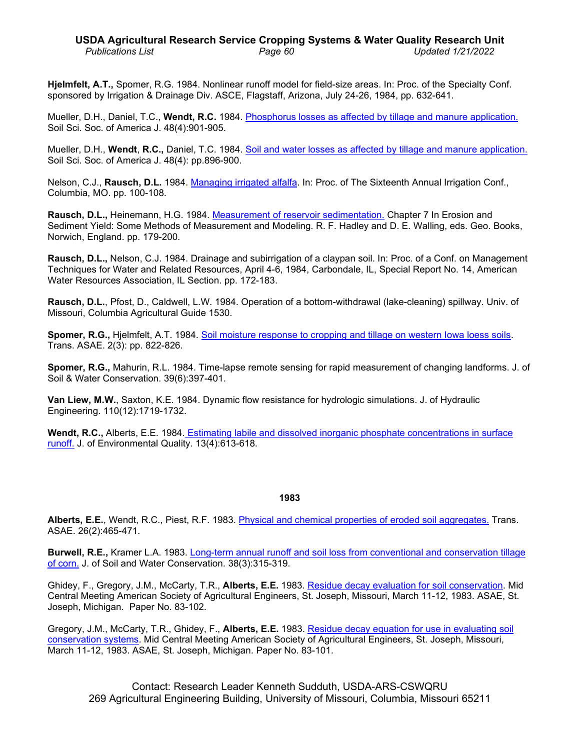**Hjelmfelt, A.T.,** Spomer, R.G. 1984. Nonlinear runoff model for field-size areas. In: Proc. of the Specialty Conf. sponsored by Irrigation & Drainage Div. ASCE, Flagstaff, Arizona, July 24-26, 1984, pp. 632-641.

Mueller, D.H., Daniel, T.C., **Wendt, R.C.** 1984. Phosphorus losses as affected by tillage and manure application. Soil Sci. Soc. of America J. 48(4):901-905.

Mueller, D.H., **Wendt**, **R.C.,** Daniel, T.C. 1984. Soil and water losses as affected by tillage and manure application. Soil Sci. Soc. of America J. 48(4): pp.896-900.

Nelson, C.J., **Rausch, D.L.** 1984. Managing irrigated alfalfa. In: Proc. of The Sixteenth Annual Irrigation Conf., Columbia, MO. pp. 100-108.

**Rausch, D.L.,** Heinemann, H.G. 1984. Measurement of reservoir sedimentation. Chapter 7 In Erosion and Sediment Yield: Some Methods of Measurement and Modeling. R. F. Hadley and D. E. Walling, eds. Geo. Books, Norwich, England. pp. 179-200.

**Rausch, D.L.,** Nelson, C.J. 1984. Drainage and subirrigation of a claypan soil. In: Proc. of a Conf. on Management Techniques for Water and Related Resources, April 4-6, 1984, Carbondale, IL, Special Report No. 14, American Water Resources Association, IL Section. pp. 172-183.

**Rausch, D.L.**, Pfost, D., Caldwell, L.W. 1984. Operation of a bottom-withdrawal (lake-cleaning) spillway. Univ. of Missouri, Columbia Agricultural Guide 1530.

**Spomer, R.G.,** Hjelmfelt, A.T. 1984. Soil moisture response to cropping and tillage on western Iowa loess soils. Trans. ASAE. 2(3): pp. 822-826.

**Spomer, R.G.,** Mahurin, R.L. 1984. Time-lapse remote sensing for rapid measurement of changing landforms. J. of Soil & Water Conservation. 39(6):397-401.

**Van Liew, M.W.**, Saxton, K.E. 1984. Dynamic flow resistance for hydrologic simulations. J. of Hydraulic Engineering. 110(12):1719-1732.

**Wendt, R.C.,** Alberts, E.E. 1984. Estimating labile and dissolved inorganic phosphate concentrations in surface runoff. J. of Environmental Quality. 13(4):613-618.

## 1983

**Alberts, E.E.**, Wendt, R.C., Piest, R.F. 1983. Physical and chemical properties of eroded soil aggregates. Trans. ASAE. 26(2):465-471.

**Burwell, R.E.,** Kramer L.A. 1983. Long-term annual runoff and soil loss from conventional and conservation tillage of corn. J. of Soil and Water Conservation. 38(3):315-319.

Ghidey, F., Gregory, J.M., McCarty, T.R., **Alberts, E.E.** 1983. Residue decay evaluation for soil conservation. Mid Central Meeting American Society of Agricultural Engineers, St. Joseph, Missouri, March 11-12, 1983. ASAE, St. Joseph, Michigan. Paper No. 83-102.

Gregory, J.M., McCarty, T.R., Ghidey, F., **Alberts, E.E.** 1983. Residue decay equation for use in evaluating soil conservation systems. Mid Central Meeting American Society of Agricultural Engineers, St. Joseph, Missouri, March 11-12, 1983. ASAE, St. Joseph, Michigan. Paper No. 83-101.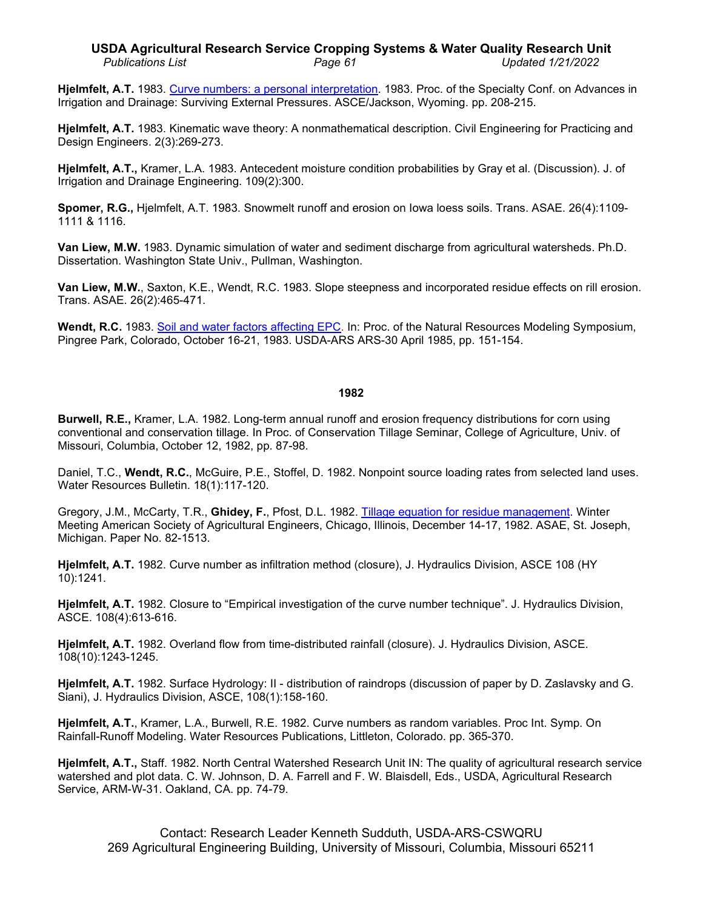**Hjelmfelt, A.T.** 1983. Curve numbers: a personal interpretation. 1983. Proc. of the Specialty Conf. on Advances in Irrigation and Drainage: Surviving External Pressures. ASCE/Jackson, Wyoming. pp. 208-215.

**Hjelmfelt, A.T.** 1983. Kinematic wave theory: A nonmathematical description. Civil Engineering for Practicing and Design Engineers. 2(3):269-273.

**Hjelmfelt, A.T.,** Kramer, L.A. 1983. Antecedent moisture condition probabilities by Gray et al. (Discussion). J. of Irrigation and Drainage Engineering. 109(2):300.

**Spomer, R.G.,** Hjelmfelt, A.T. 1983. Snowmelt runoff and erosion on Iowa loess soils. Trans. ASAE. 26(4):1109-1111 & 1116.

**Van Liew, M.W.** 1983. Dynamic simulation of water and sediment discharge from agricultural watersheds. Ph.D. Dissertation. Washington State Univ., Pullman, Washington.

**Van Liew, M.W.**, Saxton, K.E., Wendt, R.C. 1983. Slope steepness and incorporated residue effects on rill erosion. Trans. ASAE. 26(2):465-471.

**Wendt, R.C.** 1983. Soil and water factors affecting EPC. In: Proc. of the Natural Resources Modeling Symposium, Pingree Park, Colorado, October 16-21, 1983. USDA-ARS ARS-30 April 1985, pp. 151-154.

## 1982

**Burwell, R.E.,** Kramer, L.A. 1982. Long-term annual runoff and erosion frequency distributions for corn using conventional and conservation tillage. In Proc. of Conservation Tillage Seminar, College of Agriculture, Univ. of Missouri, Columbia, October 12, 1982, pp. 87-98.

Daniel, T.C., **Wendt, R.C.**, McGuire, P.E., Stoffel, D. 1982. Nonpoint source loading rates from selected land uses. Water Resources Bulletin. 18(1):117-120.

Gregory, J.M., McCarty, T.R., **Ghidey, F.**, Pfost, D.L. 1982. Tillage equation for residue management. Winter Meeting American Society of Agricultural Engineers, Chicago, Illinois, December 14-17, 1982. ASAE, St. Joseph, Michigan. Paper No. 82-1513.

**Hjelmfelt, A.T.** 1982. Curve number as infiltration method (closure), J. Hydraulics Division, ASCE 108 (HY 10):1241.

**Hjelmfelt, A.T.** 1982. Closure to "Empirical investigation of the curve number technique". J. Hydraulics Division, ASCE. 108(4):613-616.

**Hjelmfelt, A.T.** 1982. Overland flow from time-distributed rainfall (closure). J. Hydraulics Division, ASCE. 108(10):1243-1245.

**Hjelmfelt, A.T.** 1982. Surface Hydrology: II - distribution of raindrops (discussion of paper by D. Zaslavsky and G. Siani), J. Hydraulics Division, ASCE, 108(1):158-160.

**Hjelmfelt, A.T.**, Kramer, L.A., Burwell, R.E. 1982. Curve numbers as random variables. Proc Int. Symp. On Rainfall-Runoff Modeling. Water Resources Publications, Littleton, Colorado. pp. 365-370.

**Hjelmfelt, A.T.,** Staff. 1982. North Central Watershed Research Unit IN: The quality of agricultural research service watershed and plot data. C. W. Johnson, D. A. Farrell and F. W. Blaisdell, Eds., USDA, Agricultural Research Service, ARM-W-31. Oakland, CA. pp. 74-79.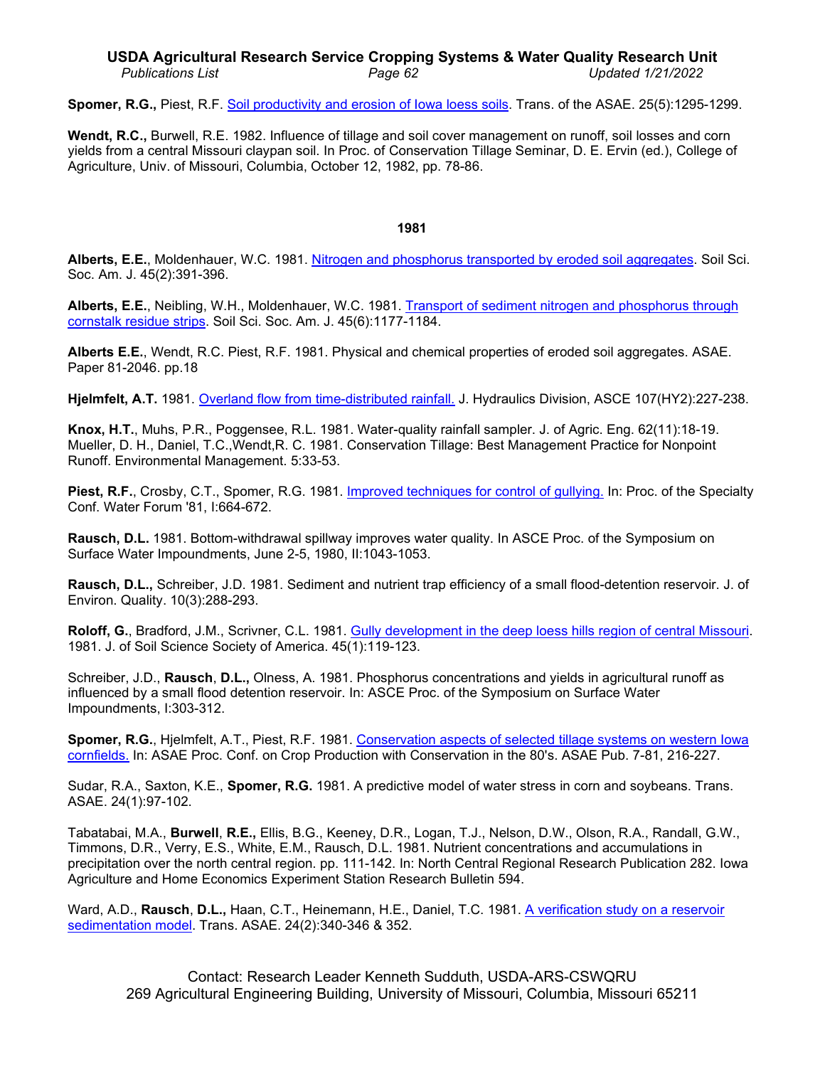**Spomer, R.G.,** Piest, R.F. Soil productivity and erosion of Iowa loess soils. Trans. of the ASAE. 25(5):1295-1299.

**Wendt, R.C.,** Burwell, R.E. 1982. Influence of tillage and soil cover management on runoff, soil losses and corn yields from a central Missouri claypan soil. In Proc. of Conservation Tillage Seminar, D. E. Ervin (ed.), College of Agriculture, Univ. of Missouri, Columbia, October 12, 1982, pp. 78-86.

### 1981

**Alberts, E.E.**, Moldenhauer, W.C. 1981. Nitrogen and phosphorus transported by eroded soil aggregates. Soil Sci. Soc. Am. J. 45(2):391-396.

**Alberts, E.E.**, Neibling, W.H., Moldenhauer, W.C. 1981. Transport of sediment nitrogen and phosphorus through cornstalk residue strips. Soil Sci. Soc. Am. J. 45(6):1177-1184.

**Alberts E.E.**, Wendt, R.C. Piest, R.F. 1981. Physical and chemical properties of eroded soil aggregates. ASAE. Paper 81-2046. pp.18

**Hjelmfelt, A.T.** 1981. Overland flow from time-distributed rainfall. J. Hydraulics Division, ASCE 107(HY2):227-238.

**Knox, H.T.**, Muhs, P.R., Poggensee, R.L. 1981. Water-quality rainfall sampler. J. of Agric. Eng. 62(11):18-19. Mueller, D. H., Daniel, T.C.,Wendt,R. C. 1981. Conservation Tillage: Best Management Practice for Nonpoint Runoff. Environmental Management. 5:33-53.

**Piest, R.F.**, Crosby, C.T., Spomer, R.G. 1981. Improved techniques for control of gullying. In: Proc. of the Specialty Conf. Water Forum '81, I:664-672.

**Rausch, D.L.** 1981. Bottom-withdrawal spillway improves water quality. In ASCE Proc. of the Symposium on Surface Water Impoundments, June 2-5, 1980, II:1043-1053.

**Rausch, D.L.,** Schreiber, J.D. 1981. Sediment and nutrient trap efficiency of a small flood-detention reservoir. J. of Environ. Quality. 10(3):288-293.

**Roloff, G.**, Bradford, J.M., Scrivner, C.L. 1981. Gully development in the deep loess hills region of central Missouri. 1981. J. of Soil Science Society of America. 45(1):119-123.

Schreiber, J.D., **Rausch**, **D.L.,** Olness, A. 1981. Phosphorus concentrations and yields in agricultural runoff as influenced by a small flood detention reservoir. In: ASCE Proc. of the Symposium on Surface Water Impoundments, I:303-312.

**Spomer, R.G.**, Hjelmfelt, A.T., Piest, R.F. 1981. Conservation aspects of selected tillage systems on western Iowa cornfields. In: ASAE Proc. Conf. on Crop Production with Conservation in the 80's. ASAE Pub. 7-81, 216-227.

Sudar, R.A., Saxton, K.E., **Spomer, R.G.** 1981. A predictive model of water stress in corn and soybeans. Trans. ASAE. 24(1):97-102.

Tabatabai, M.A., **Burwell**, **R.E.,** Ellis, B.G., Keeney, D.R., Logan, T.J., Nelson, D.W., Olson, R.A., Randall, G.W., Timmons, D.R., Verry, E.S., White, E.M., Rausch, D.L. 1981. Nutrient concentrations and accumulations in precipitation over the north central region. pp. 111-142. In: North Central Regional Research Publication 282. Iowa Agriculture and Home Economics Experiment Station Research Bulletin 594.

Ward, A.D., **Rausch**, **D.L.,** Haan, C.T., Heinemann, H.E., Daniel, T.C. 1981. A verification study on a reservoir sedimentation model. Trans. ASAE. 24(2):340-346 & 352.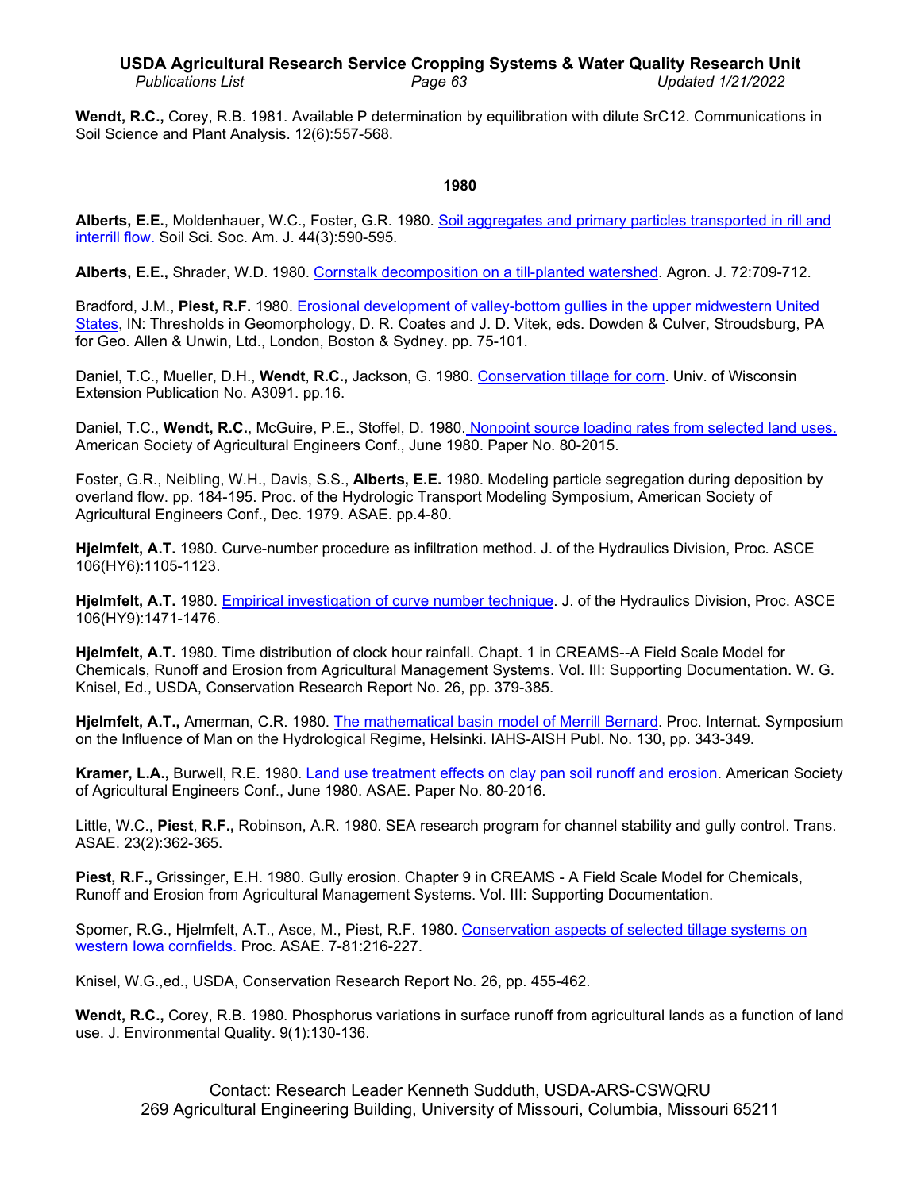**Wendt, R.C.,** Corey, R.B. 1981. Available P determination by equilibration with dilute SrC12. Communications in Soil Science and Plant Analysis. 12(6):557-568.

## 1980

**Alberts, E.E.**, Moldenhauer, W.C., Foster, G.R. 1980. Soil aggregates and primary particles transported in rill and interrill flow. Soil Sci. Soc. Am. J. 44(3):590-595.

**Alberts, E.E.,** Shrader, W.D. 1980. Cornstalk decomposition on a till-planted watershed. Agron. J. 72:709-712.

Bradford, J.M., **Piest, R.F.** 1980. Erosional development of valley-bottom gullies in the upper midwestern United States, IN: Thresholds in Geomorphology, D. R. Coates and J. D. Vitek, eds. Dowden & Culver, Stroudsburg, PA for Geo. Allen & Unwin, Ltd., London, Boston & Sydney. pp. 75-101.

Daniel, T.C., Mueller, D.H., **Wendt**, **R.C.,** Jackson, G. 1980. Conservation tillage for corn. Univ. of Wisconsin Extension Publication No. A3091. pp.16.

Daniel, T.C., **Wendt, R.C.**, McGuire, P.E., Stoffel, D. 1980. Nonpoint source loading rates from selected land uses. American Society of Agricultural Engineers Conf., June 1980. Paper No. 80-2015.

Foster, G.R., Neibling, W.H., Davis, S.S., **Alberts, E.E.** 1980. Modeling particle segregation during deposition by overland flow. pp. 184-195. Proc. of the Hydrologic Transport Modeling Symposium, American Society of Agricultural Engineers Conf., Dec. 1979. ASAE. pp.4-80.

**Hjelmfelt, A.T.** 1980. Curve-number procedure as infiltration method. J. of the Hydraulics Division, Proc. ASCE 106(HY6):1105-1123.

**Hjelmfelt, A.T.** 1980. Empirical investigation of curve number technique. J. of the Hydraulics Division, Proc. ASCE 106(HY9):1471-1476.

**Hjelmfelt, A.T.** 1980. Time distribution of clock hour rainfall. Chapt. 1 in CREAMS--A Field Scale Model for Chemicals, Runoff and Erosion from Agricultural Management Systems. Vol. III: Supporting Documentation. W. G. Knisel, Ed., USDA, Conservation Research Report No. 26, pp. 379-385.

**Hjelmfelt, A.T.,** Amerman, C.R. 1980. The mathematical basin model of Merrill Bernard. Proc. Internat. Symposium on the Influence of Man on the Hydrological Regime, Helsinki. IAHS-AISH Publ. No. 130, pp. 343-349.

**Kramer, L.A.,** Burwell, R.E. 1980. Land use treatment effects on clay pan soil runoff and erosion. American Society of Agricultural Engineers Conf., June 1980. ASAE. Paper No. 80-2016.

Little, W.C., **Piest**, **R.F.,** Robinson, A.R. 1980. SEA research program for channel stability and gully control. Trans. ASAE. 23(2):362-365.

**Piest, R.F.,** Grissinger, E.H. 1980. Gully erosion. Chapter 9 in CREAMS - A Field Scale Model for Chemicals, Runoff and Erosion from Agricultural Management Systems. Vol. III: Supporting Documentation.

Spomer, R.G., Hjelmfelt, A.T., Asce, M., Piest, R.F. 1980. Conservation aspects of selected tillage systems on western Iowa cornfields. Proc. ASAE. 7-81:216-227.

Knisel, W.G.,ed., USDA, Conservation Research Report No. 26, pp. 455-462.

**Wendt, R.C.,** Corey, R.B. 1980. Phosphorus variations in surface runoff from agricultural lands as a function of land use. J. Environmental Quality. 9(1):130-136.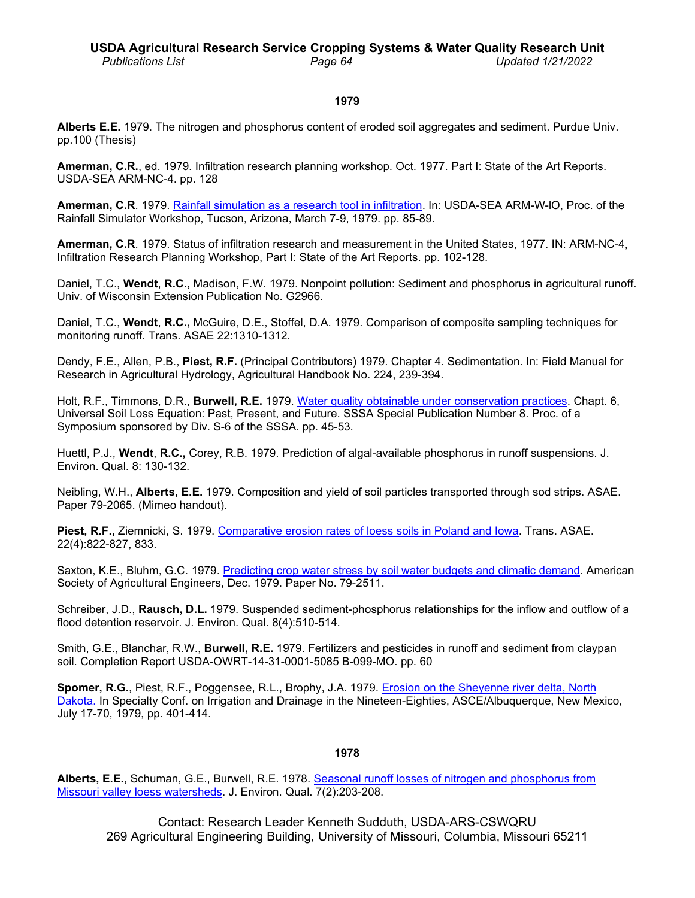**1979**

**Alberts E.E.** 1979. The nitrogen and phosphorus content of eroded soil aggregates and sediment. Purdue Univ. pp.100 (Thesis)

**Amerman, C.R.**, ed. 1979. Infiltration research planning workshop. Oct. 1977. Part I: State of the Art Reports. USDA-SEA ARM-NC-4. pp. 128

**Amerman, C.R**. 1979. Rainfall simulation as a research tool in infiltration. In: USDA-SEA ARM-W-IO, Proc. of the Rainfall Simulator Workshop, Tucson, Arizona, March 7-9, 1979. pp. 85-89.

**Amerman, C.R**. 1979. Status of infiltration research and measurement in the United States, 1977. IN: ARM-NC-4, Infiltration Research Planning Workshop, Part I: State of the Art Reports. pp. 102-128.

Daniel, T.C., **Wendt**, **R.C.,** Madison, F.W. 1979. Nonpoint pollution: Sediment and phosphorus in agricultural runoff. Univ. of Wisconsin Extension Publication No. G2966.

Daniel, T.C., **Wendt**, **R.C.,** McGuire, D.E., Stoffel, D.A. 1979. Comparison of composite sampling techniques for monitoring runoff. Trans. ASAE 22:1310-1312.

Dendy, F.E., Allen, P.B., **Piest, R.F.** (Principal Contributors) 1979. Chapter 4. Sedimentation. In: Field Manual for Research in Agricultural Hydrology, Agricultural Handbook No. 224, 239-394.

Holt, R.F., Timmons, D.R., **Burwell, R.E.** 1979. Water quality obtainable under conservation practices. Chapt. 6, Universal Soil Loss Equation: Past, Present, and Future. SSSA Special Publication Number 8. Proc. of a Symposium sponsored by Div. S-6 of the SSSA. pp. 45-53.

Huettl, P.J., **Wendt**, **R.C.,** Corey, R.B. 1979. Prediction of algal-available phosphorus in runoff suspensions. J. Environ. Qual. 8: 130-132.

Neibling, W.H., **Alberts, E.E.** 1979. Composition and yield of soil particles transported through sod strips. ASAE. Paper 79-2065. (Mimeo handout).

**Piest, R.F.,** Ziemnicki, S. 1979. Comparative erosion rates of loess soils in Poland and Iowa. Trans. ASAE. 22(4):822-827, 833.

Saxton, K.E., Bluhm, G.C. 1979. Predicting crop water stress by soil water budgets and climatic demand. American Society of Agricultural Engineers, Dec. 1979. Paper No. 79-2511.

Schreiber, J.D., **Rausch, D.L.** 1979. Suspended sediment-phosphorus relationships for the inflow and outflow of a flood detention reservoir. J. Environ. Qual. 8(4):510-514.

Smith, G.E., Blanchar, R.W., **Burwell, R.E.** 1979. Fertilizers and pesticides in runoff and sediment from claypan soil. Completion Report USDA-OWRT-14-31-0001-5085 B-099-MO. pp. 60

**Spomer, R.G.**, Piest, R.F., Poggensee, R.L., Brophy, J.A. 1979. Erosion on the Sheyenne river delta, North Dakota. In Specialty Conf. on Irrigation and Drainage in the Nineteen-Eighties, ASCE/Albuquerque, New Mexico, July 17-70, 1979, pp. 401-414.

**1978**

**Alberts, E.E.**, Schuman, G.E., Burwell, R.E. 1978. Seasonal runoff losses of nitrogen and phosphorus from Missouri valley loess watersheds. J. Environ. Qual. 7(2):203-208.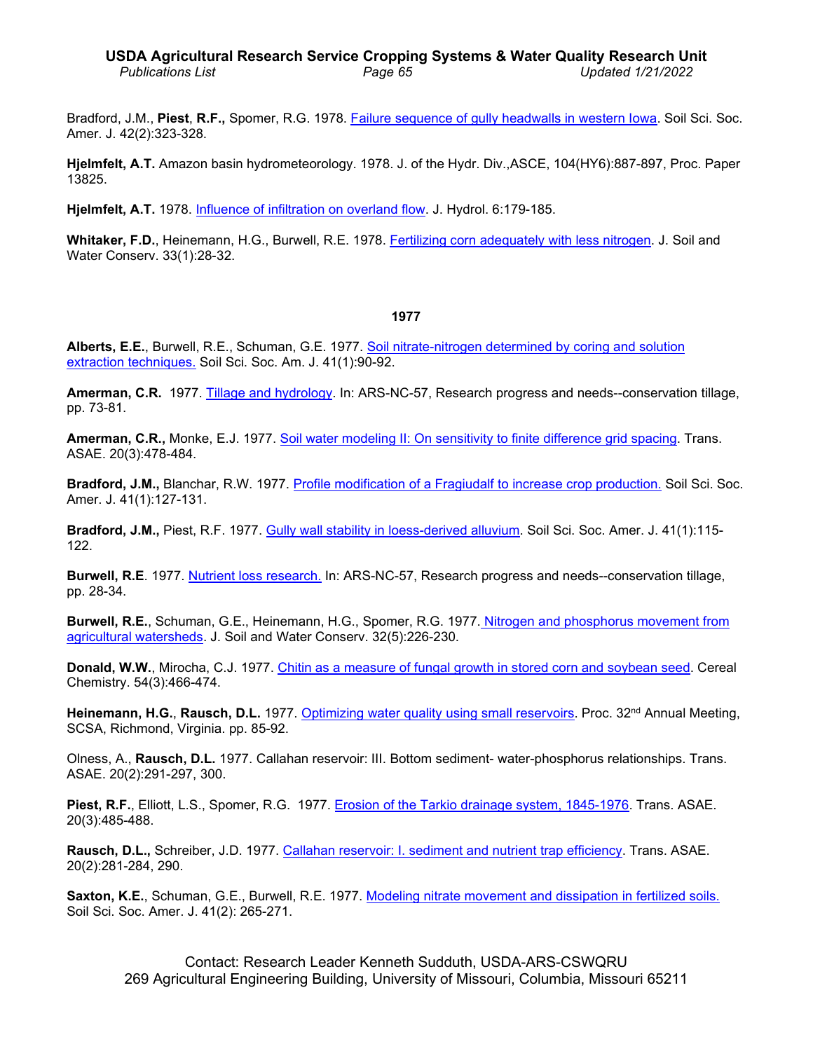Bradford, J.M., **Piest**, **R.F.,** Spomer, R.G. 1978. Failure sequence of gully headwalls in western Iowa. Soil Sci. Soc. Amer. J. 42(2):323-328.

**Hjelmfelt, A.T.** Amazon basin hydrometeorology. 1978. J. of the Hydr. Div.,ASCE, 104(HY6):887-897, Proc. Paper 13825.

**Hjelmfelt, A.T.** 1978. Influence of infiltration on overland flow. J. Hydrol. 6:179-185.

**Whitaker, F.D.**, Heinemann, H.G., Burwell, R.E. 1978. Fertilizing corn adequately with less nitrogen. J. Soil and Water Conserv. 33(1):28-32.

## 1977

**Alberts, E.E.**, Burwell, R.E., Schuman, G.E. 1977. Soil nitrate-nitrogen determined by coring and solution extraction techniques. Soil Sci. Soc. Am. J. 41(1):90-92.

**Amerman, C.R.** 1977. Tillage and hydrology. In: ARS-NC-57, Research progress and needs--conservation tillage, pp. 73-81.

**Amerman, C.R.,** Monke, E.J. 1977. Soil water modeling II: On sensitivity to finite difference grid spacing. Trans. ASAE. 20(3):478-484.

**Bradford, J.M.,** Blanchar, R.W. 1977. Profile modification of a Fragiudalf to increase crop production. Soil Sci. Soc. Amer. J. 41(1):127-131.

**Bradford, J.M.,** Piest, R.F. 1977. Gully wall stability in loess-derived alluvium. Soil Sci. Soc. Amer. J. 41(1):115-122.

**Burwell, R.E**. 1977. Nutrient loss research. In: ARS-NC-57, Research progress and needs--conservation tillage, pp. 28-34.

**Burwell, R.E.**, Schuman, G.E., Heinemann, H.G., Spomer, R.G. 1977. Nitrogen and phosphorus movement from agricultural watersheds. J. Soil and Water Conserv. 32(5):226-230.

**Donald, W.W.**, Mirocha, C.J. 1977. Chitin as a measure of fungal growth in stored corn and soybean seed. Cereal Chemistry. 54(3):466-474.

**Heinemann, H.G.**, **Rausch, D.L.** 1977. Optimizing water quality using small reservoirs. Proc. 32nd Annual Meeting, SCSA, Richmond, Virginia. pp. 85-92.

Olness, A., **Rausch, D.L.** 1977. Callahan reservoir: III. Bottom sediment- water-phosphorus relationships. Trans. ASAE. 20(2):291-297, 300.

**Piest, R.F.**, Elliott, L.S., Spomer, R.G. 1977. Erosion of the Tarkio drainage system, 1845-1976. Trans. ASAE. 20(3):485-488.

**Rausch, D.L.,** Schreiber, J.D. 1977. Callahan reservoir: I. sediment and nutrient trap efficiency. Trans. ASAE. 20(2):281-284, 290.

**Saxton, K.E.**, Schuman, G.E., Burwell, R.E. 1977. Modeling nitrate movement and dissipation in fertilized soils. Soil Sci. Soc. Amer. J. 41(2): 265-271.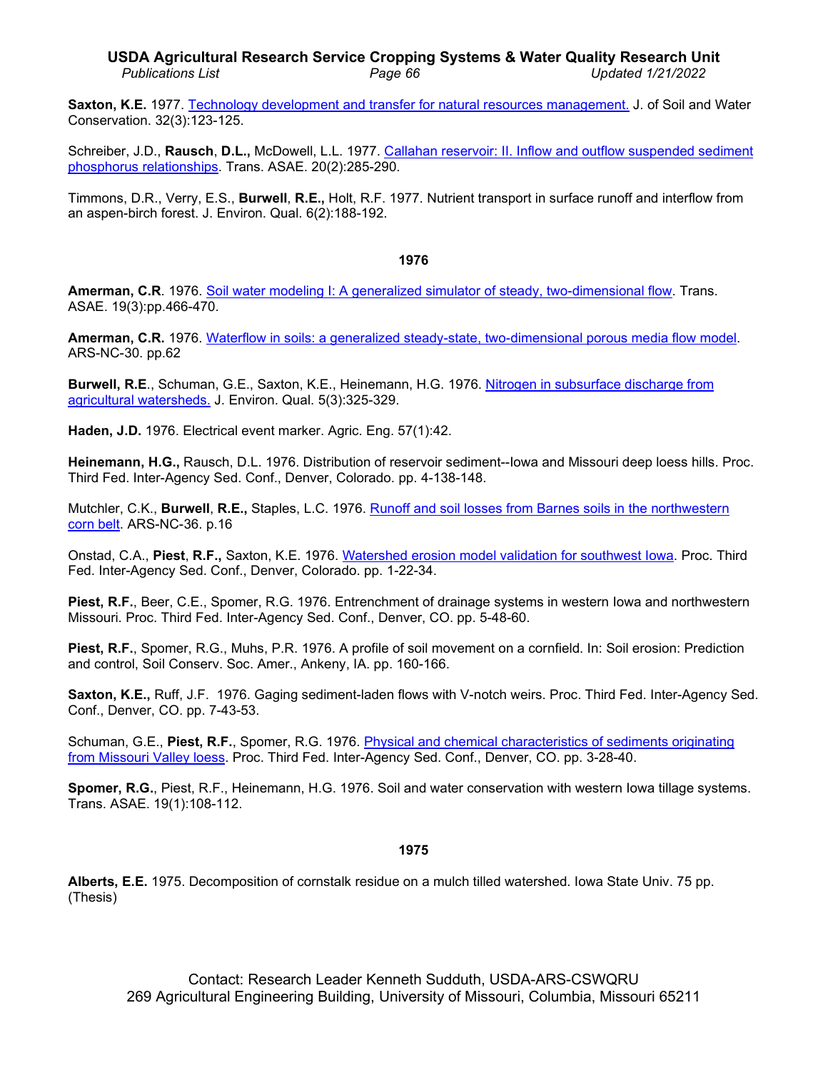**Saxton, K.E.** 1977. Technology development and transfer for natural resources management. J. of Soil and Water Conservation. 32(3):123-125.

Schreiber, J.D., **Rausch**, **D.L.,** McDowell, L.L. 1977. Callahan reservoir: II. Inflow and outflow suspended sediment phosphorus relationships. Trans. ASAE. 20(2):285-290.

Timmons, D.R., Verry, E.S., **Burwell**, **R.E.,** Holt, R.F. 1977. Nutrient transport in surface runoff and interflow from an aspen-birch forest. J. Environ. Qual. 6(2):188-192.

**1976**

**Amerman, C.R**. 1976. Soil water modeling I: A generalized simulator of steady, two-dimensional flow. Trans. ASAE. 19(3):pp.466-470.

**Amerman, C.R.** 1976. Waterflow in soils: a generalized steady-state, two-dimensional porous media flow model. ARS-NC-30. pp.62

**Burwell, R.E**., Schuman, G.E., Saxton, K.E., Heinemann, H.G. 1976. Nitrogen in subsurface discharge from agricultural watersheds. J. Environ. Qual. 5(3):325-329.

**Haden, J.D.** 1976. Electrical event marker. Agric. Eng. 57(1):42.

**Heinemann, H.G.,** Rausch, D.L. 1976. Distribution of reservoir sediment--Iowa and Missouri deep loess hills. Proc. Third Fed. Inter-Agency Sed. Conf., Denver, Colorado. pp. 4-138-148.

Mutchler, C.K., **Burwell**, **R.E.,** Staples, L.C. 1976. Runoff and soil losses from Barnes soils in the northwestern corn belt. ARS-NC-36. p.16

Onstad, C.A., **Piest**, **R.F.,** Saxton, K.E. 1976. Watershed erosion model validation for southwest Iowa. Proc. Third Fed. Inter-Agency Sed. Conf., Denver, Colorado. pp. 1-22-34.

**Piest, R.F.**, Beer, C.E., Spomer, R.G. 1976. Entrenchment of drainage systems in western Iowa and northwestern Missouri. Proc. Third Fed. Inter-Agency Sed. Conf., Denver, CO. pp. 5-48-60.

**Piest, R.F.**, Spomer, R.G., Muhs, P.R. 1976. A profile of soil movement on a cornfield. In: Soil erosion: Prediction and control, Soil Conserv. Soc. Amer., Ankeny, IA. pp. 160-166.

**Saxton, K.E.,** Ruff, J.F. 1976. Gaging sediment-laden flows with V-notch weirs. Proc. Third Fed. Inter-Agency Sed. Conf., Denver, CO. pp. 7-43-53.

Schuman, G.E., **Piest, R.F.**, Spomer, R.G. 1976. Physical and chemical characteristics of sediments originating from Missouri Valley loess. Proc. Third Fed. Inter-Agency Sed. Conf., Denver, CO. pp. 3-28-40.

**Spomer, R.G.**, Piest, R.F., Heinemann, H.G. 1976. Soil and water conservation with western Iowa tillage systems. Trans. ASAE. 19(1):108-112.

**1975**

**Alberts, E.E.** 1975. Decomposition of cornstalk residue on a mulch tilled watershed. Iowa State Univ. 75 pp. (Thesis)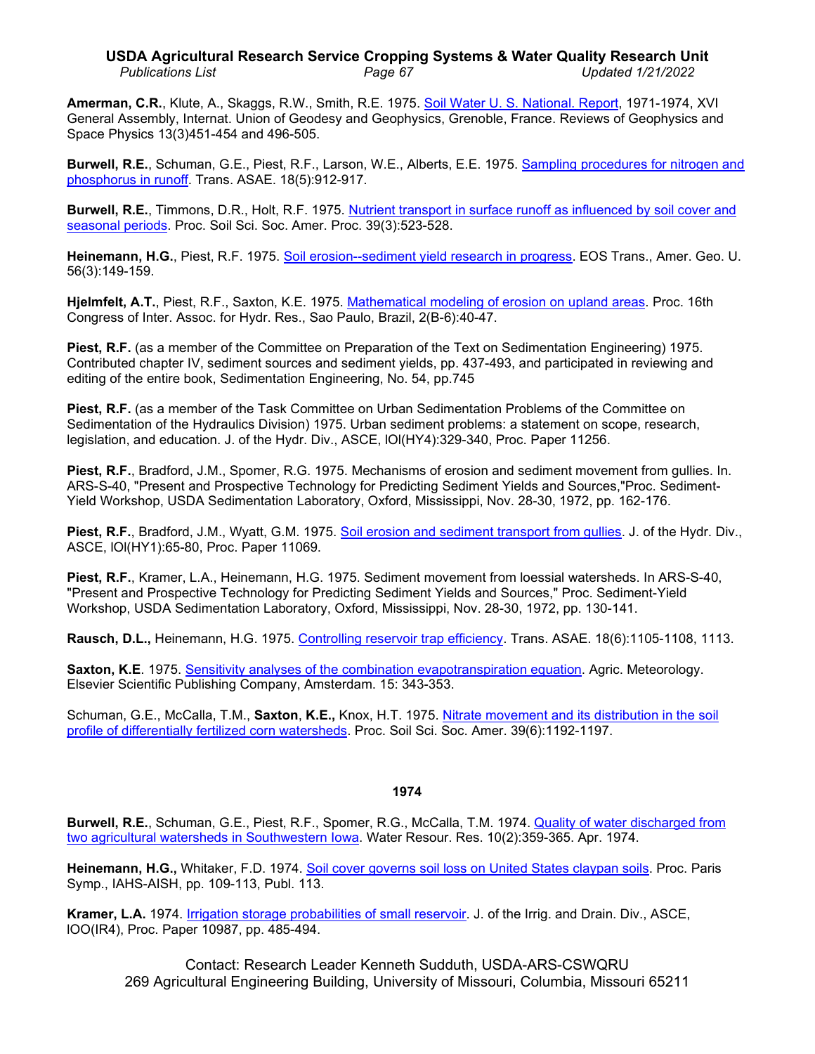**Amerman, C.R.**, Klute, A., Skaggs, R.W., Smith, R.E. 1975. Soil Water U. S. National. Report, 1971-1974, XVI General Assembly, Internat. Union of Geodesy and Geophysics, Grenoble, France. Reviews of Geophysics and Space Physics 13(3)451-454 and 496-505.

**Burwell, R.E.**, Schuman, G.E., Piest, R.F., Larson, W.E., Alberts, E.E. 1975. Sampling procedures for nitrogen and phosphorus in runoff. Trans. ASAE. 18(5):912-917.

**Burwell, R.E.**, Timmons, D.R., Holt, R.F. 1975. Nutrient transport in surface runoff as influenced by soil cover and seasonal periods. Proc. Soil Sci. Soc. Amer. Proc. 39(3):523-528.

**Heinemann, H.G.**, Piest, R.F. 1975. Soil erosion--sediment yield research in progress. EOS Trans., Amer. Geo. U. 56(3):149-159.

**Hjelmfelt, A.T.**, Piest, R.F., Saxton, K.E. 1975. Mathematical modeling of erosion on upland areas. Proc. 16th Congress of Inter. Assoc. for Hydr. Res., Sao Paulo, Brazil, 2(B-6):40-47.

**Piest, R.F.** (as a member of the Committee on Preparation of the Text on Sedimentation Engineering) 1975. Contributed chapter IV, sediment sources and sediment yields, pp. 437-493, and participated in reviewing and editing of the entire book, Sedimentation Engineering, No. 54, pp.745

**Piest, R.F.** (as a member of the Task Committee on Urban Sedimentation Problems of the Committee on Sedimentation of the Hydraulics Division) 1975. Urban sediment problems: a statement on scope, research, legislation, and education. J. of the Hydr. Div., ASCE, lOl(HY4):329-340, Proc. Paper 11256.

**Piest, R.F.**, Bradford, J.M., Spomer, R.G. 1975. Mechanisms of erosion and sediment movement from gullies. In. ARS-S-40, "Present and Prospective Technology for Predicting Sediment Yields and Sources,"Proc. Sediment-Yield Workshop, USDA Sedimentation Laboratory, Oxford, Mississippi, Nov. 28-30, 1972, pp. 162-176.

**Piest, R.F.**, Bradford, J.M., Wyatt, G.M. 1975. Soil erosion and sediment transport from gullies. J. of the Hydr. Div., ASCE, lOl(HY1):65-80, Proc. Paper 11069.

**Piest, R.F.**, Kramer, L.A., Heinemann, H.G. 1975. Sediment movement from loessial watersheds. In ARS-S-40, "Present and Prospective Technology for Predicting Sediment Yields and Sources," Proc. Sediment-Yield Workshop, USDA Sedimentation Laboratory, Oxford, Mississippi, Nov. 28-30, 1972, pp. 130-141.

**Rausch, D.L.,** Heinemann, H.G. 1975. Controlling reservoir trap efficiency. Trans. ASAE. 18(6):1105-1108, 1113.

**Saxton, K.E**. 1975. Sensitivity analyses of the combination evapotranspiration equation. Agric. Meteorology. Elsevier Scientific Publishing Company, Amsterdam. 15: 343-353.

Schuman, G.E., McCalla, T.M., **Saxton**, **K.E.,** Knox, H.T. 1975. Nitrate movement and its distribution in the soil profile of differentially fertilized corn watersheds. Proc. Soil Sci. Soc. Amer. 39(6):1192-1197.

## 1974

**Burwell, R.E.**, Schuman, G.E., Piest, R.F., Spomer, R.G., McCalla, T.M. 1974. Quality of water discharged from two agricultural watersheds in Southwestern Iowa. Water Resour. Res. 10(2):359-365. Apr. 1974.

**Heinemann, H.G.,** Whitaker, F.D. 1974. Soil cover governs soil loss on United States claypan soils. Proc. Paris Symp., IAHS-AISH, pp. 109-113, Publ. 113.

**Kramer, L.A.** 1974. Irrigation storage probabilities of small reservoir. J. of the Irrig. and Drain. Div., ASCE, lOO(IR4), Proc. Paper 10987, pp. 485-494.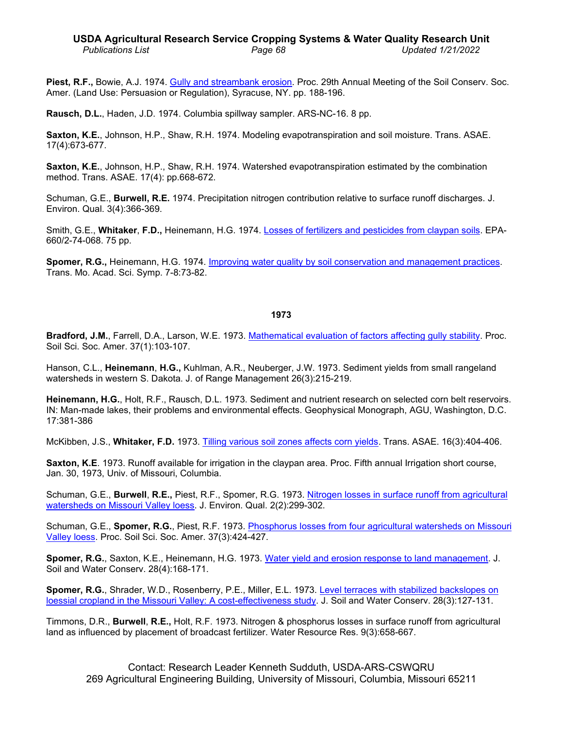**Piest, R.F.,** Bowie, A.J. 1974. Gully and streambank erosion. Proc. 29th Annual Meeting of the Soil Conserv. Soc. Amer. (Land Use: Persuasion or Regulation), Syracuse, NY. pp. 188-196.

**Rausch, D.L.**, Haden, J.D. 1974. Columbia spillway sampler. ARS-NC-16. 8 pp.

**Saxton, K.E.**, Johnson, H.P., Shaw, R.H. 1974. Modeling evapotranspiration and soil moisture. Trans. ASAE. 17(4):673-677.

**Saxton, K.E.**, Johnson, H.P., Shaw, R.H. 1974. Watershed evapotranspiration estimated by the combination method. Trans. ASAE. 17(4): pp.668-672.

Schuman, G.E., **Burwell, R.E.** 1974. Precipitation nitrogen contribution relative to surface runoff discharges. J. Environ. Qual. 3(4):366-369.

Smith, G.E., **Whitaker**, **F.D.,** Heinemann, H.G. 1974. Losses of fertilizers and pesticides from claypan soils. EPA-660/2-74-068. 75 pp.

**Spomer, R.G.,** Heinemann, H.G. 1974. Improving water quality by soil conservation and management practices. Trans. Mo. Acad. Sci. Symp. 7-8:73-82.

## 1973

**Bradford, J.M.**, Farrell, D.A., Larson, W.E. 1973. Mathematical evaluation of factors affecting gully stability. Proc. Soil Sci. Soc. Amer. 37(1):103-107.

Hanson, C.L., **Heinemann**, **H.G.,** Kuhlman, A.R., Neuberger, J.W. 1973. Sediment yields from small rangeland watersheds in western S. Dakota. J. of Range Management 26(3):215-219.

**Heinemann, H.G.**, Holt, R.F., Rausch, D.L. 1973. Sediment and nutrient research on selected corn belt reservoirs. IN: Man-made lakes, their problems and environmental effects. Geophysical Monograph, AGU, Washington, D.C. 17:381-386

McKibben, J.S., **Whitaker, F.D.** 1973. Tilling various soil zones affects corn yields. Trans. ASAE. 16(3):404-406.

**Saxton, K.E**. 1973. Runoff available for irrigation in the claypan area. Proc. Fifth annual Irrigation short course, Jan. 30, 1973, Univ. of Missouri, Columbia.

Schuman, G.E., **Burwell**, **R.E.,** Piest, R.F., Spomer, R.G. 1973. Nitrogen losses in surface runoff from agricultural watersheds on Missouri Valley loess. J. Environ. Qual. 2(2):299-302.

Schuman, G.E., **Spomer, R.G.**, Piest, R.F. 1973. Phosphorus losses from four agricultural watersheds on Missouri Valley loess. Proc. Soil Sci. Soc. Amer. 37(3):424-427.

**Spomer, R.G.**, Saxton, K.E., Heinemann, H.G. 1973. Water yield and erosion response to land management. J. Soil and Water Conserv. 28(4):168-171.

**Spomer, R.G.**, Shrader, W.D., Rosenberry, P.E., Miller, E.L. 1973. Level terraces with stabilized backslopes on loessial cropland in the Missouri Valley: A cost-effectiveness study. J. Soil and Water Conserv. 28(3):127-131.

Timmons, D.R., **Burwell**, **R.E.,** Holt, R.F. 1973. Nitrogen & phosphorus losses in surface runoff from agricultural land as influenced by placement of broadcast fertilizer. Water Resource Res. 9(3):658-667.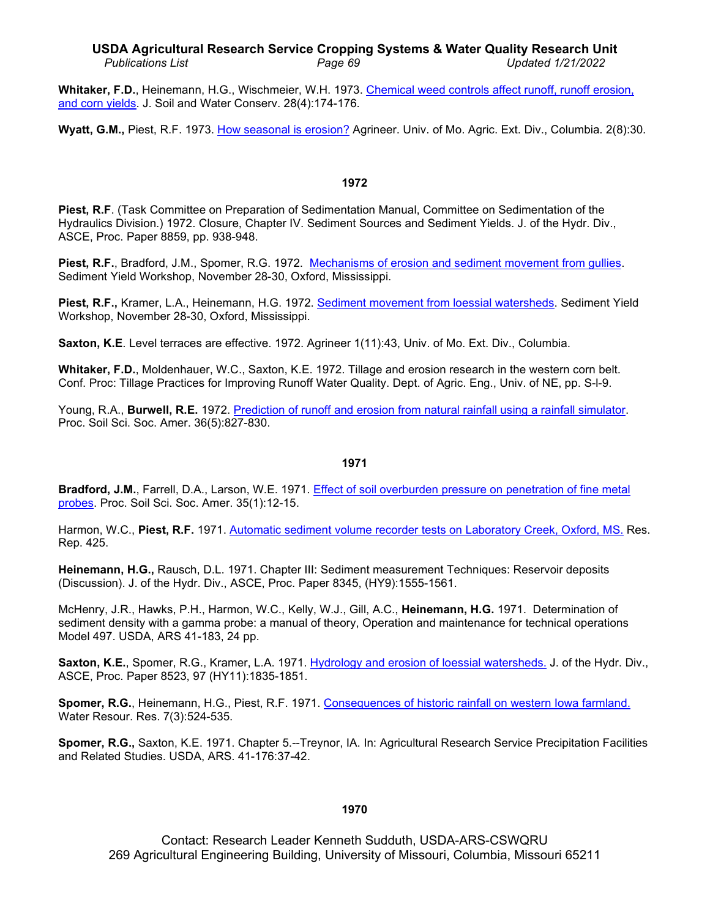**Whitaker, F.D.**, Heinemann, H.G., Wischmeier, W.H. 1973. Chemical weed controls affect runoff, runoff erosion, and corn yields. J. Soil and Water Conserv. 28(4):174-176.

**Wyatt, G.M.,** Piest, R.F. 1973. How seasonal is erosion? Agrineer. Univ. of Mo. Agric. Ext. Div., Columbia. 2(8):30.

## 1972

**Piest, R.F**. (Task Committee on Preparation of Sedimentation Manual, Committee on Sedimentation of the Hydraulics Division.) 1972. Closure, Chapter IV. Sediment Sources and Sediment Yields. J. of the Hydr. Div., ASCE, Proc. Paper 8859, pp. 938-948.

**Piest, R.F.**, Bradford, J.M., Spomer, R.G. 1972. Mechanisms of erosion and sediment movement from gullies. Sediment Yield Workshop, November 28-30, Oxford, Mississippi.

**Piest, R.F.,** Kramer, L.A., Heinemann, H.G. 1972. Sediment movement from loessial watersheds. Sediment Yield Workshop, November 28-30, Oxford, Mississippi.

**Saxton, K.E**. Level terraces are effective. 1972. Agrineer 1(11):43, Univ. of Mo. Ext. Div., Columbia.

**Whitaker, F.D.**, Moldenhauer, W.C., Saxton, K.E. 1972. Tillage and erosion research in the western corn belt. Conf. Proc: Tillage Practices for Improving Runoff Water Quality. Dept. of Agric. Eng., Univ. of NE, pp. S-l-9.

Young, R.A., **Burwell, R.E.** 1972. Prediction of runoff and erosion from natural rainfall using a rainfall simulator. Proc. Soil Sci. Soc. Amer. 36(5):827-830.

## 1971

**Bradford, J.M.**, Farrell, D.A., Larson, W.E. 1971. Effect of soil overburden pressure on penetration of fine metal probes. Proc. Soil Sci. Soc. Amer. 35(1):12-15.

Harmon, W.C., **Piest, R.F.** 1971. Automatic sediment volume recorder tests on Laboratory Creek, Oxford, MS. Res. Rep. 425.

**Heinemann, H.G.,** Rausch, D.L. 1971. Chapter III: Sediment measurement Techniques: Reservoir deposits (Discussion). J. of the Hydr. Div., ASCE, Proc. Paper 8345, (HY9):1555-1561.

McHenry, J.R., Hawks, P.H., Harmon, W.C., Kelly, W.J., Gill, A.C., **Heinemann, H.G.** 1971. Determination of sediment density with a gamma probe: a manual of theory, Operation and maintenance for technical operations Model 497. USDA, ARS 41-183, 24 pp.

**Saxton, K.E.**, Spomer, R.G., Kramer, L.A. 1971. Hydrology and erosion of loessial watersheds. J. of the Hydr. Div., ASCE, Proc. Paper 8523, 97 (HY11):1835-1851.

**Spomer, R.G.**, Heinemann, H.G., Piest, R.F. 1971. Consequences of historic rainfall on western Iowa farmland. Water Resour. Res. 7(3):524-535.

**Spomer, R.G.,** Saxton, K.E. 1971. Chapter 5.--Treynor, IA. In: Agricultural Research Service Precipitation Facilities and Related Studies. USDA, ARS. 41-176:37-42.

## 1970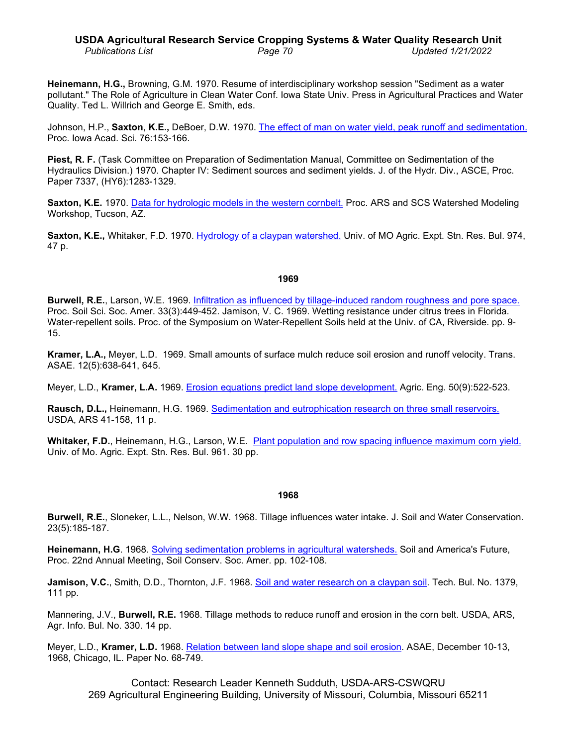**Heinemann, H.G.,** Browning, G.M. 1970. Resume of interdisciplinary workshop session "Sediment as a water pollutant." The Role of Agriculture in Clean Water Conf. Iowa State Univ. Press in Agricultural Practices and Water Quality. Ted L. Willrich and George E. Smith, eds.

Johnson, H.P., **Saxton**, **K.E.,** DeBoer, D.W. 1970. The effect of man on water yield, peak runoff and sedimentation. Proc. Iowa Acad. Sci. 76:153-166.

**Piest, R. F.** (Task Committee on Preparation of Sedimentation Manual, Committee on Sedimentation of the Hydraulics Division.) 1970. Chapter IV: Sediment sources and sediment yields. J. of the Hydr. Div., ASCE, Proc. Paper 7337, (HY6):1283-1329.

**Saxton, K.E.** 1970. Data for hydrologic models in the western cornbelt. Proc. ARS and SCS Watershed Modeling Workshop, Tucson, AZ.

**Saxton, K.E.,** Whitaker, F.D. 1970. Hydrology of a claypan watershed. Univ. of MO Agric. Expt. Stn. Res. Bul. 974, 47 p.

## 1969

**Burwell, R.E.**, Larson, W.E. 1969. Infiltration as influenced by tillage-induced random roughness and pore space. Proc. Soil Sci. Soc. Amer. 33(3):449-452. Jamison, V. C. 1969. Wetting resistance under citrus trees in Florida. Water-repellent soils. Proc. of the Symposium on Water-Repellent Soils held at the Univ. of CA, Riverside. pp. 9-15.

**Kramer, L.A.,** Meyer, L.D. 1969. Small amounts of surface mulch reduce soil erosion and runoff velocity. Trans. ASAE. 12(5):638-641, 645.

Meyer, L.D., **Kramer, L.A.** 1969. Erosion equations predict land slope development. Agric. Eng. 50(9):522-523.

**Rausch, D.L.,** Heinemann, H.G. 1969. Sedimentation and eutrophication research on three small reservoirs. USDA, ARS 41-158, 11 p.

**Whitaker, F.D.**, Heinemann, H.G., Larson, W.E. Plant population and row spacing influence maximum corn yield. Univ. of Mo. Agric. Expt. Stn. Res. Bul. 961. 30 pp.

## 1968

**Burwell, R.E.**, Sloneker, L.L., Nelson, W.W. 1968. Tillage influences water intake. J. Soil and Water Conservation. 23(5):185-187.

**Heinemann, H.G**. 1968. Solving sedimentation problems in agricultural watersheds. Soil and America's Future, Proc. 22nd Annual Meeting, Soil Conserv. Soc. Amer. pp. 102-108.

**Jamison, V.C.**, Smith, D.D., Thornton, J.F. 1968. Soil and water research on a claypan soil. Tech. Bul. No. 1379, 111 pp.

Mannering, J.V., **Burwell, R.E.** 1968. Tillage methods to reduce runoff and erosion in the corn belt. USDA, ARS, Agr. Info. Bul. No. 330. 14 pp.

Meyer, L.D., **Kramer, L.D.** 1968. Relation between land slope shape and soil erosion. ASAE, December 10-13, 1968, Chicago, IL. Paper No. 68-749.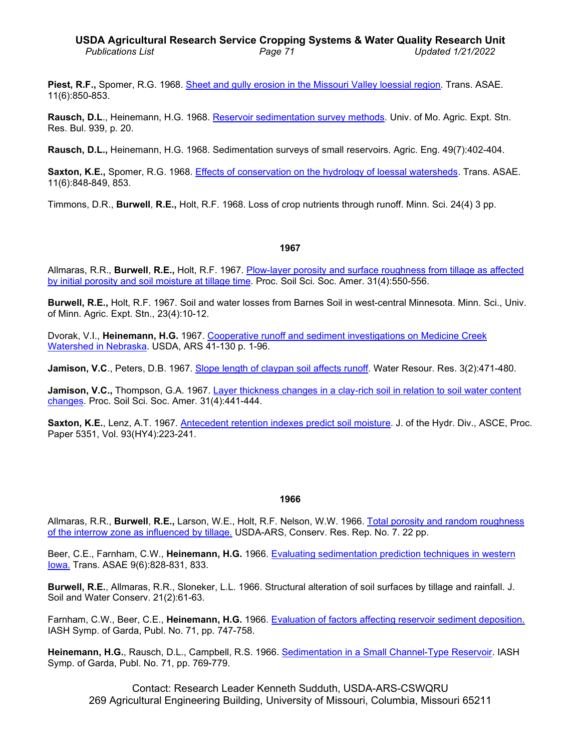**Piest, R.F.,** Spomer, R.G. 1968. Sheet and gully erosion in the Missouri Valley loessial region. Trans. ASAE. 11(6):850-853.

**Rausch, D.L**., Heinemann, H.G. 1968. Reservoir sedimentation survey methods. Univ. of Mo. Agric. Expt. Stn. Res. Bul. 939, p. 20.

**Rausch, D.L.,** Heinemann, H.G. 1968. Sedimentation surveys of small reservoirs. Agric. Eng. 49(7):402-404.

**Saxton, K.E.,** Spomer, R.G. 1968. Effects of conservation on the hydrology of loessal watersheds. Trans. ASAE. 11(6):848-849, 853.

Timmons, D.R., **Burwell**, **R.E.,** Holt, R.F. 1968. Loss of crop nutrients through runoff. Minn. Sci. 24(4) 3 pp.

## 1967

Allmaras, R.R., **Burwell**, **R.E.,** Holt, R.F. 1967. Plow-layer porosity and surface roughness from tillage as affected by initial porosity and soil moisture at tillage time. Proc. Soil Sci. Soc. Amer. 31(4):550-556.

**Burwell, R.E.,** Holt, R.F. 1967. Soil and water losses from Barnes Soil in west-central Minnesota. Minn. Sci., Univ. of Minn. Agric. Expt. Stn., 23(4):10-12.

Dvorak, V.I., **Heinemann, H.G.** 1967. Cooperative runoff and sediment investigations on Medicine Creek Watershed in Nebraska. USDA, ARS 41-130 p. 1-96.

**Jamison, V.C**., Peters, D.B. 1967. Slope length of claypan soil affects runoff. Water Resour. Res. 3(2):471-480.

**Jamison, V.C.,** Thompson, G.A. 1967. Layer thickness changes in a clay-rich soil in relation to soil water content changes. Proc. Soil Sci. Soc. Amer. 31(4):441-444.

**Saxton, K.E.**, Lenz, A.T. 1967. Antecedent retention indexes predict soil moisture. J. of the Hydr. Div., ASCE, Proc. Paper 5351, Vol. 93(HY4):223-241.

## 1966

Allmaras, R.R., **Burwell**, **R.E.,** Larson, W.E., Holt, R.F. Nelson, W.W. 1966. Total porosity and random roughness of the interrow zone as influenced by tillage. USDA-ARS, Conserv. Res. Rep. No. 7. 22 pp.

Beer, C.E., Farnham, C.W., **Heinemann, H.G.** 1966. Evaluating sedimentation prediction techniques in western Iowa. Trans. ASAE 9(6):828-831, 833.

**Burwell, R.E.**, Allmaras, R.R., Sloneker, L.L. 1966. Structural alteration of soil surfaces by tillage and rainfall. J. Soil and Water Conserv. 21(2):61-63.

Farnham, C.W., Beer, C.E., **Heinemann, H.G.** 1966. Evaluation of factors affecting reservoir sediment deposition. IASH Symp. of Garda, Publ. No. 71, pp. 747-758.

**Heinemann, H.G.**, Rausch, D.L., Campbell, R.S. 1966. Sedimentation in a Small Channel-Type Reservoir. IASH Symp. of Garda, Publ. No. 71, pp. 769-779.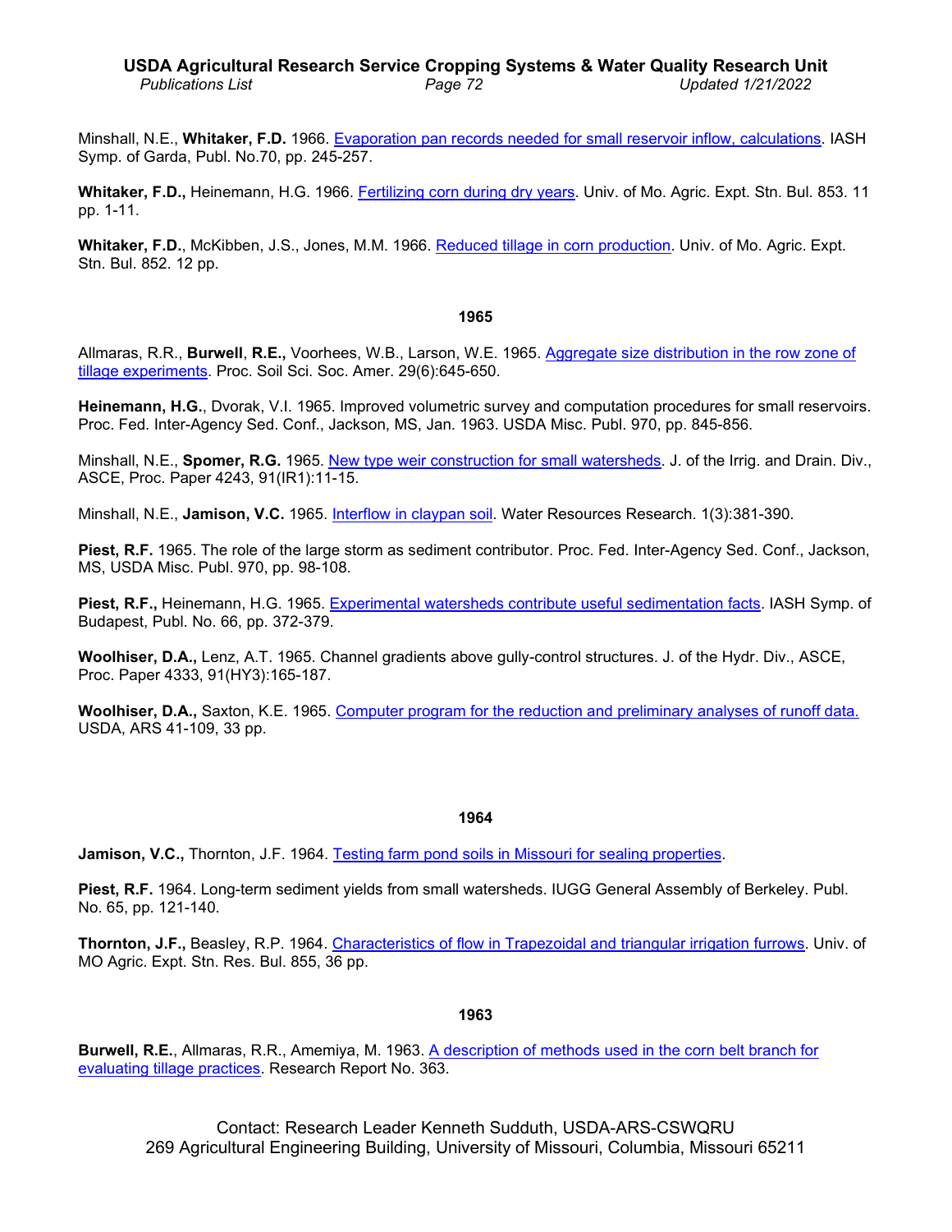Minshall, N.E., **Whitaker, F.D.** 1966. Evaporation pan records needed for small reservoir inflow, calculations. IASH Symp. of Garda, Publ. No.70, pp. 245-257.

**Whitaker, F.D.,** Heinemann, H.G. 1966. Fertilizing corn during dry years. Univ. of Mo. Agric. Expt. Stn. Bul. 853. 11 pp. 1-11.

**Whitaker, F.D.**, McKibben, J.S., Jones, M.M. 1966. Reduced tillage in corn production. Univ. of Mo. Agric. Expt. Stn. Bul. 852. 12 pp.

### 1965

Allmaras, R.R., **Burwell**, **R.E.,** Voorhees, W.B., Larson, W.E. 1965. Aggregate size distribution in the row zone of tillage experiments. Proc. Soil Sci. Soc. Amer. 29(6):645-650.

**Heinemann, H.G.**, Dvorak, V.I. 1965. Improved volumetric survey and computation procedures for small reservoirs. Proc. Fed. Inter-Agency Sed. Conf., Jackson, MS, Jan. 1963. USDA Misc. Publ. 970, pp. 845-856.

Minshall, N.E., **Spomer, R.G.** 1965. New type weir construction for small watersheds. J. of the Irrig. and Drain. Div., ASCE, Proc. Paper 4243, 91(IR1):11-15.

Minshall, N.E., **Jamison, V.C.** 1965. Interflow in claypan soil. Water Resources Research. 1(3):381-390.

**Piest, R.F.** 1965. The role of the large storm as sediment contributor. Proc. Fed. Inter-Agency Sed. Conf., Jackson, MS, USDA Misc. Publ. 970, pp. 98-108.

**Piest, R.F.,** Heinemann, H.G. 1965. Experimental watersheds contribute useful sedimentation facts. IASH Symp. of Budapest, Publ. No. 66, pp. 372-379.

**Woolhiser, D.A.,** Lenz, A.T. 1965. Channel gradients above gully-control structures. J. of the Hydr. Div., ASCE, Proc. Paper 4333, 91(HY3):165-187.

**Woolhiser, D.A.,** Saxton, K.E. 1965. Computer program for the reduction and preliminary analyses of runoff data. USDA, ARS 41-109, 33 pp.

### 1964

**Jamison, V.C.,** Thornton, J.F. 1964. Testing farm pond soils in Missouri for sealing properties.

**Piest, R.F.** 1964. Long-term sediment yields from small watersheds. IUGG General Assembly of Berkeley. Publ. No. 65, pp. 121-140.

**Thornton, J.F.,** Beasley, R.P. 1964. Characteristics of flow in Trapezoidal and triangular irrigation furrows. Univ. of MO Agric. Expt. Stn. Res. Bul. 855, 36 pp.

### 1963

**Burwell, R.E.**, Allmaras, R.R., Amemiya, M. 1963. A description of methods used in the corn belt branch for evaluating tillage practices. Research Report No. 363.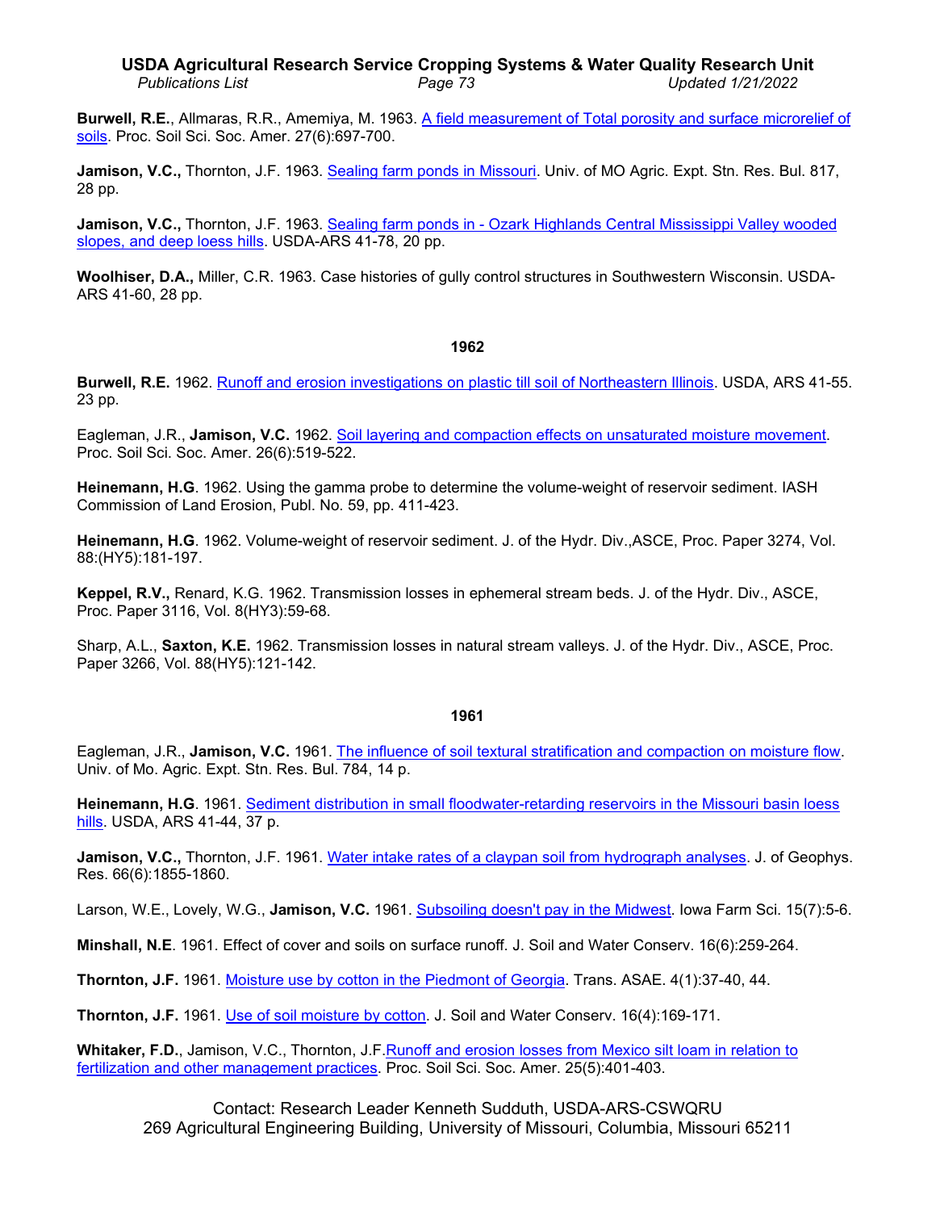**Burwell, R.E.**, Allmaras, R.R., Amemiya, M. 1963. A field measurement of Total porosity and surface microrelief of soils. Proc. Soil Sci. Soc. Amer. 27(6):697-700.

**Jamison, V.C.,** Thornton, J.F. 1963. Sealing farm ponds in Missouri. Univ. of MO Agric. Expt. Stn. Res. Bul. 817, 28 pp.

**Jamison, V.C.,** Thornton, J.F. 1963. Sealing farm ponds in - Ozark Highlands Central Mississippi Valley wooded slopes, and deep loess hills. USDA-ARS 41-78, 20 pp.

**Woolhiser, D.A.,** Miller, C.R. 1963. Case histories of gully control structures in Southwestern Wisconsin. USDA-ARS 41-60, 28 pp.

## 1962

**Burwell, R.E.** 1962. Runoff and erosion investigations on plastic till soil of Northeastern Illinois. USDA, ARS 41-55. 23 pp.

Eagleman, J.R., **Jamison, V.C.** 1962. Soil layering and compaction effects on unsaturated moisture movement. Proc. Soil Sci. Soc. Amer. 26(6):519-522.

**Heinemann, H.G**. 1962. Using the gamma probe to determine the volume-weight of reservoir sediment. IASH Commission of Land Erosion, Publ. No. 59, pp. 411-423.

**Heinemann, H.G**. 1962. Volume-weight of reservoir sediment. J. of the Hydr. Div.,ASCE, Proc. Paper 3274, Vol. 88:(HY5):181-197.

**Keppel, R.V.,** Renard, K.G. 1962. Transmission losses in ephemeral stream beds. J. of the Hydr. Div., ASCE, Proc. Paper 3116, Vol. 8(HY3):59-68.

Sharp, A.L., **Saxton, K.E.** 1962. Transmission losses in natural stream valleys. J. of the Hydr. Div., ASCE, Proc. Paper 3266, Vol. 88(HY5):121-142.

## 1961

Eagleman, J.R., **Jamison, V.C.** 1961. The influence of soil textural stratification and compaction on moisture flow. Univ. of Mo. Agric. Expt. Stn. Res. Bul. 784, 14 p.

**Heinemann, H.G**. 1961. Sediment distribution in small floodwater-retarding reservoirs in the Missouri basin loess hills. USDA, ARS 41-44, 37 p.

**Jamison, V.C.,** Thornton, J.F. 1961. Water intake rates of a claypan soil from hydrograph analyses. J. of Geophys. Res. 66(6):1855-1860.

Larson, W.E., Lovely, W.G., **Jamison, V.C.** 1961. Subsoiling doesn't pay in the Midwest. Iowa Farm Sci. 15(7):5-6.

**Minshall, N.E**. 1961. Effect of cover and soils on surface runoff. J. Soil and Water Conserv. 16(6):259-264.

**Thornton, J.F.** 1961. Moisture use by cotton in the Piedmont of Georgia. Trans. ASAE. 4(1):37-40, 44.

**Thornton, J.F.** 1961. Use of soil moisture by cotton. J. Soil and Water Conserv. 16(4):169-171.

**Whitaker, F.D.**, Jamison, V.C., Thornton, J.F.Runoff and erosion losses from Mexico silt loam in relation to fertilization and other management practices. Proc. Soil Sci. Soc. Amer. 25(5):401-403.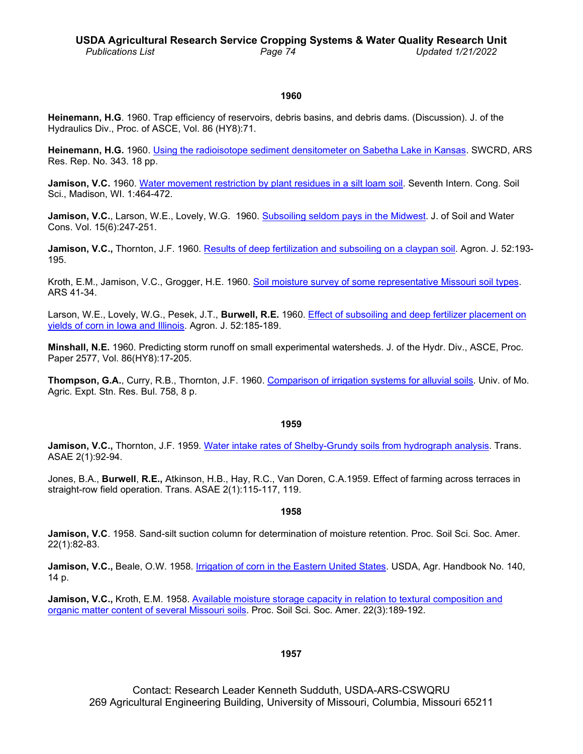## 1960

**Heinemann, H.G**. 1960. Trap efficiency of reservoirs, debris basins, and debris dams. (Discussion). J. of the Hydraulics Div., Proc. of ASCE, Vol. 86 (HY8):71.

**Heinemann, H.G.** 1960. Using the radioisotope sediment densitometer on Sabetha Lake in Kansas. SWCRD, ARS Res. Rep. No. 343. 18 pp.

**Jamison, V.C.** 1960. Water movement restriction by plant residues in a silt loam soil. Seventh Intern. Cong. Soil Sci., Madison, WI. 1:464-472.

**Jamison, V.C.**, Larson, W.E., Lovely, W.G. 1960. Subsoiling seldom pays in the Midwest. J. of Soil and Water Cons. Vol. 15(6):247-251.

**Jamison, V.C.,** Thornton, J.F. 1960. Results of deep fertilization and subsoiling on a claypan soil. Agron. J. 52:193-195.

Kroth, E.M., Jamison, V.C., Grogger, H.E. 1960. Soil moisture survey of some representative Missouri soil types. ARS 41-34.

Larson, W.E., Lovely, W.G., Pesek, J.T., **Burwell, R.E.** 1960. Effect of subsoiling and deep fertilizer placement on yields of corn in Iowa and Illinois. Agron. J. 52:185-189.

**Minshall, N.E.** 1960. Predicting storm runoff on small experimental watersheds. J. of the Hydr. Div., ASCE, Proc. Paper 2577, Vol. 86(HY8):17-205.

**Thompson, G.A.**, Curry, R.B., Thornton, J.F. 1960. Comparison of irrigation systems for alluvial soils. Univ. of Mo. Agric. Expt. Stn. Res. Bul. 758, 8 p.

## 1959

**Jamison, V.C.,** Thornton, J.F. 1959. Water intake rates of Shelby-Grundy soils from hydrograph analysis. Trans. ASAE 2(1):92-94.

Jones, B.A., **Burwell**, **R.E.,** Atkinson, H.B., Hay, R.C., Van Doren, C.A.1959. Effect of farming across terraces in straight-row field operation. Trans. ASAE 2(1):115-117, 119.

## 1958

**Jamison, V.C**. 1958. Sand-silt suction column for determination of moisture retention. Proc. Soil Sci. Soc. Amer. 22(1):82-83.

**Jamison, V.C.,** Beale, O.W. 1958. Irrigation of corn in the Eastern United States. USDA, Agr. Handbook No. 140, 14 p.

**Jamison, V.C.,** Kroth, E.M. 1958. Available moisture storage capacity in relation to textural composition and organic matter content of several Missouri soils. Proc. Soil Sci. Soc. Amer. 22(3):189-192.

## 1957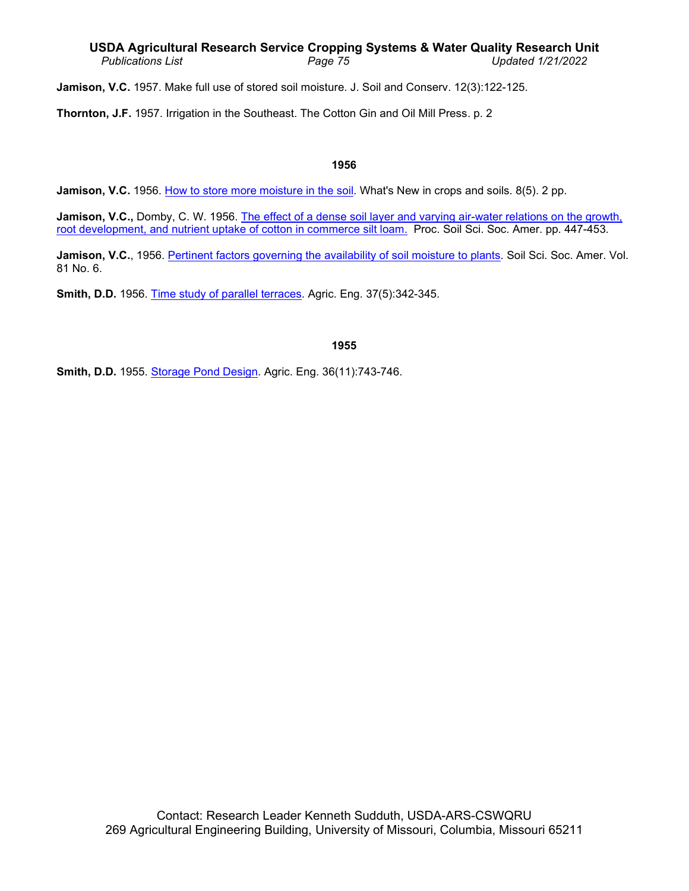**Jamison, V.C.** 1957. Make full use of stored soil moisture. J. Soil and Conserv. 12(3):122-125.

**Thornton, J.F.** 1957. Irrigation in the Southeast. The Cotton Gin and Oil Mill Press. p. 2

### 1956

**Jamison, V.C.** 1956. How to store more moisture in the soil. What's New in crops and soils. 8(5). 2 pp.

**Jamison, V.C.,** Domby, C. W. 1956. The effect of a dense soil layer and varying air-water relations on the growth, root development, and nutrient uptake of cotton in commerce silt loam. Proc. Soil Sci. Soc. Amer. pp. 447-453.

**Jamison, V.C.**, 1956. Pertinent factors governing the availability of soil moisture to plants. Soil Sci. Soc. Amer. Vol. 81 No. 6.

**Smith, D.D.** 1956. Time study of parallel terraces. Agric. Eng. 37(5):342-345.

### 1955

**Smith, D.D.** 1955. Storage Pond Design. Agric. Eng. 36(11):743-746.